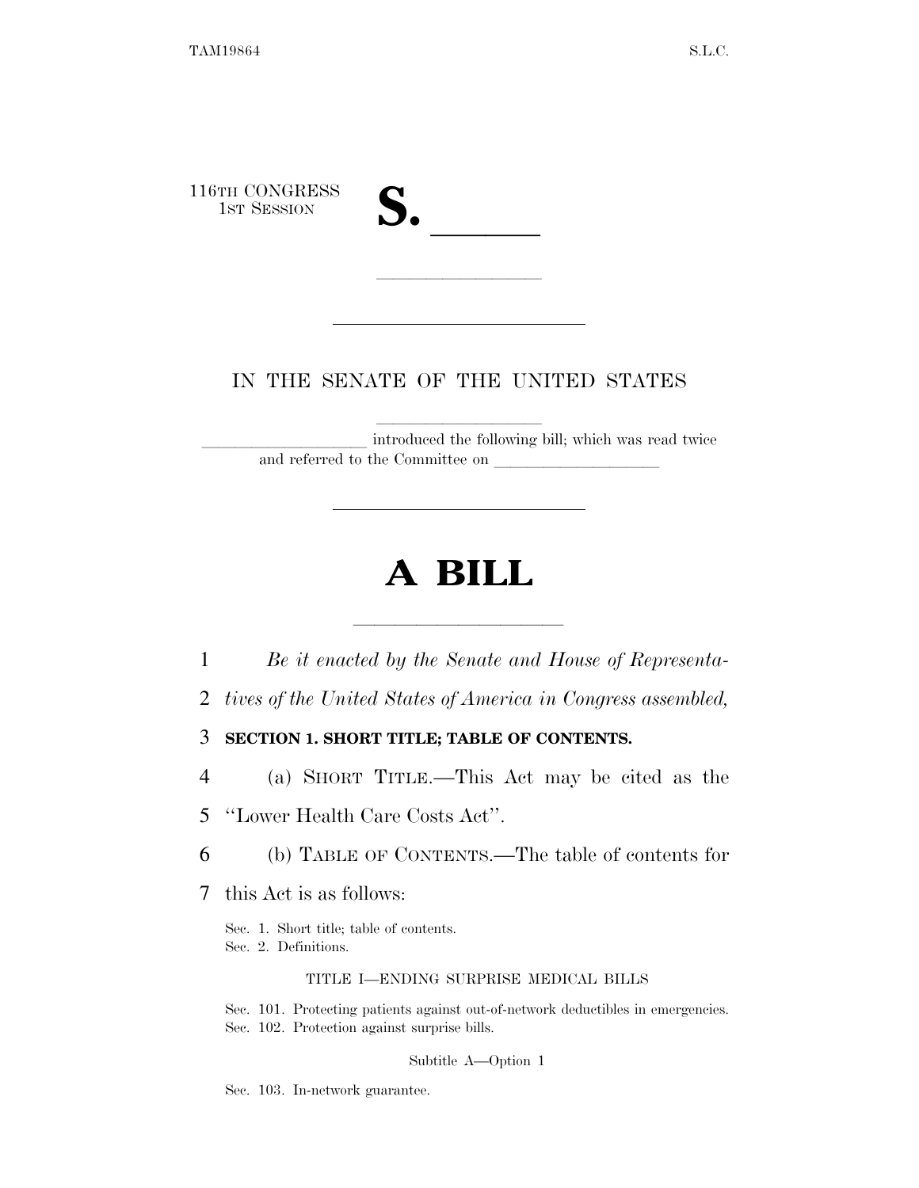116TH CONGRESS
1ST SESSION

# S. ______

IN THE SENATE OF THE UNITED STATES

____________________ introduced the following bill; which was read twice and referred to the Committee on ____________________

# A BILL

1 *Be it enacted by the Senate and House of Representa-*
2 *tives of the United States of America in Congress assembled,*

3 **SECTION 1. SHORT TITLE; TABLE OF CONTENTS.**

4 (a) SHORT TITLE.—This Act may be cited as the
5 "Lower Health Care Costs Act".

6 (b) TABLE OF CONTENTS.—The table of contents for
7 this Act is as follows:

Sec. 1. Short title; table of contents.
Sec. 2. Definitions.

TITLE I—ENDING SURPRISE MEDICAL BILLS

Sec. 101. Protecting patients against out-of-network deductibles in emergencies.
Sec. 102. Protection against surprise bills.

Subtitle A—Option 1

Sec. 103. In-network guarantee.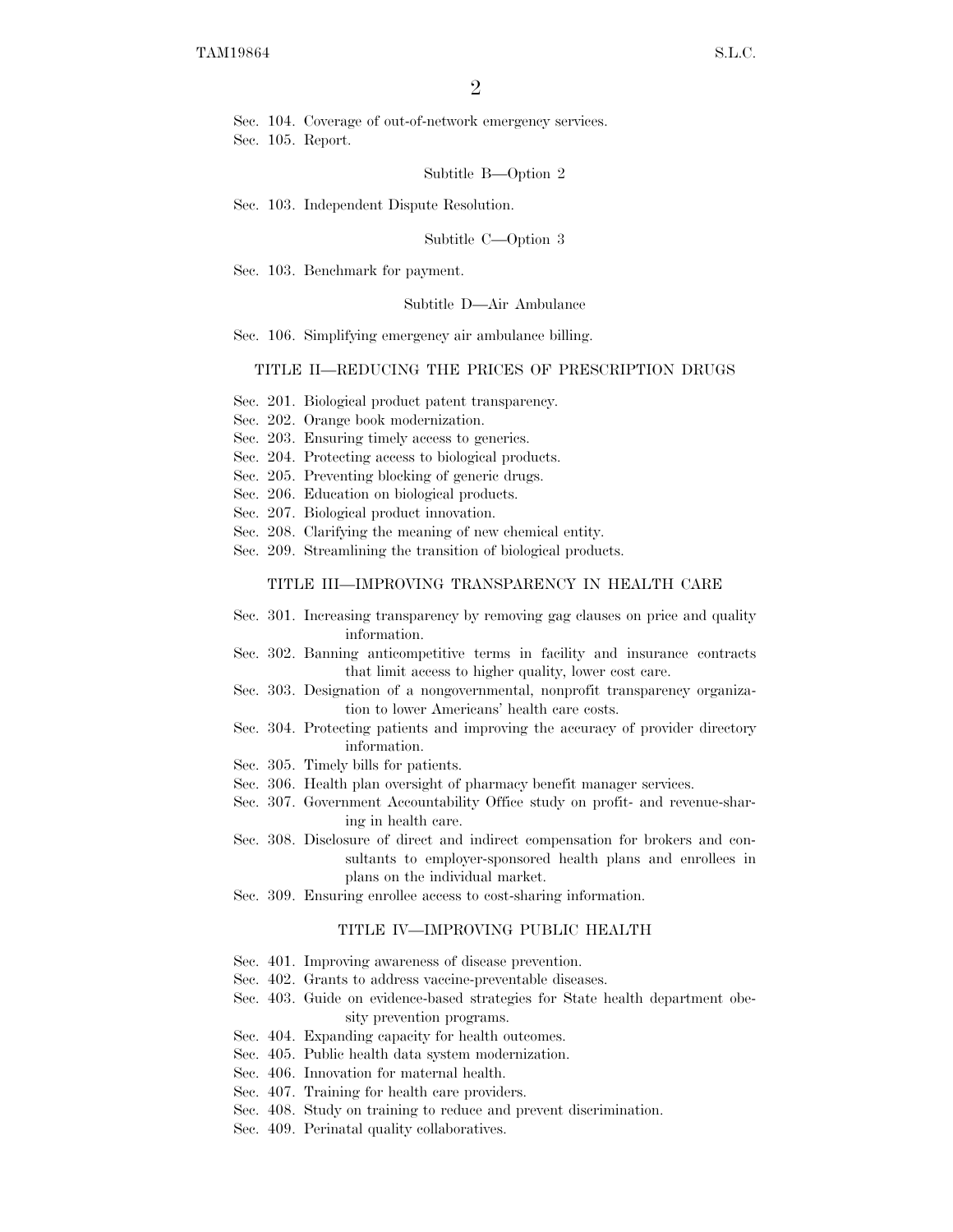Sec. 104. Coverage of out-of-network emergency services.
Sec. 105. Report.

Subtitle B—Option 2

Sec. 103. Independent Dispute Resolution.

Subtitle C—Option 3

Sec. 103. Benchmark for payment.

Subtitle D—Air Ambulance

Sec. 106. Simplifying emergency air ambulance billing.

TITLE II—REDUCING THE PRICES OF PRESCRIPTION DRUGS

Sec. 201. Biological product patent transparency.
Sec. 202. Orange book modernization.
Sec. 203. Ensuring timely access to generics.
Sec. 204. Protecting access to biological products.
Sec. 205. Preventing blocking of generic drugs.
Sec. 206. Education on biological products.
Sec. 207. Biological product innovation.
Sec. 208. Clarifying the meaning of new chemical entity.
Sec. 209. Streamlining the transition of biological products.

TITLE III—IMPROVING TRANSPARENCY IN HEALTH CARE

Sec. 301. Increasing transparency by removing gag clauses on price and quality information.
Sec. 302. Banning anticompetitive terms in facility and insurance contracts that limit access to higher quality, lower cost care.
Sec. 303. Designation of a nongovernmental, nonprofit transparency organization to lower Americans' health care costs.
Sec. 304. Protecting patients and improving the accuracy of provider directory information.
Sec. 305. Timely bills for patients.
Sec. 306. Health plan oversight of pharmacy benefit manager services.
Sec. 307. Government Accountability Office study on profit- and revenue-sharing in health care.
Sec. 308. Disclosure of direct and indirect compensation for brokers and consultants to employer-sponsored health plans and enrollees in plans on the individual market.
Sec. 309. Ensuring enrollee access to cost-sharing information.

TITLE IV—IMPROVING PUBLIC HEALTH

Sec. 401. Improving awareness of disease prevention.
Sec. 402. Grants to address vaccine-preventable diseases.
Sec. 403. Guide on evidence-based strategies for State health department obesity prevention programs.
Sec. 404. Expanding capacity for health outcomes.
Sec. 405. Public health data system modernization.
Sec. 406. Innovation for maternal health.
Sec. 407. Training for health care providers.
Sec. 408. Study on training to reduce and prevent discrimination.
Sec. 409. Perinatal quality collaboratives.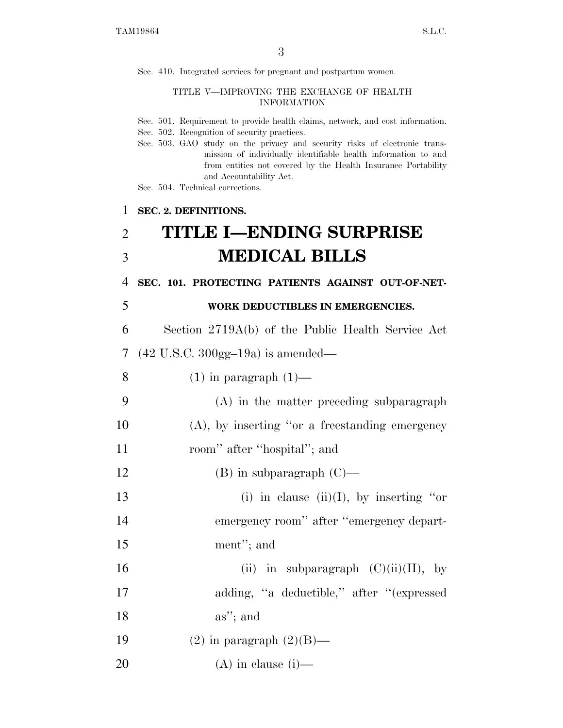Sec. 410. Integrated services for pregnant and postpartum women.

TITLE V—IMPROVING THE EXCHANGE OF HEALTH INFORMATION

Sec. 501. Requirement to provide health claims, network, and cost information.
Sec. 502. Recognition of security practices.
Sec. 503. GAO study on the privacy and security risks of electronic transmission of individually identifiable health information to and from entities not covered by the Health Insurance Portability and Accountability Act.
Sec. 504. Technical corrections.

**SEC. 2. DEFINITIONS.**

# TITLE I—ENDING SURPRISE MEDICAL BILLS

**SEC. 101. PROTECTING PATIENTS AGAINST OUT-OF-NETWORK DEDUCTIBLES IN EMERGENCIES.**

Section 2719A(b) of the Public Health Service Act (42 U.S.C. 300gg–19a) is amended—

(1) in paragraph (1)—

(A) in the matter preceding subparagraph (A), by inserting "or a freestanding emergency room" after "hospital"; and

(B) in subparagraph (C)—

(i) in clause (ii)(I), by inserting "or emergency room" after "emergency department"; and

(ii) in subparagraph (C)(ii)(II), by adding, "a deductible," after "(expressed as"; and

(2) in paragraph (2)(B)—

(A) in clause (i)—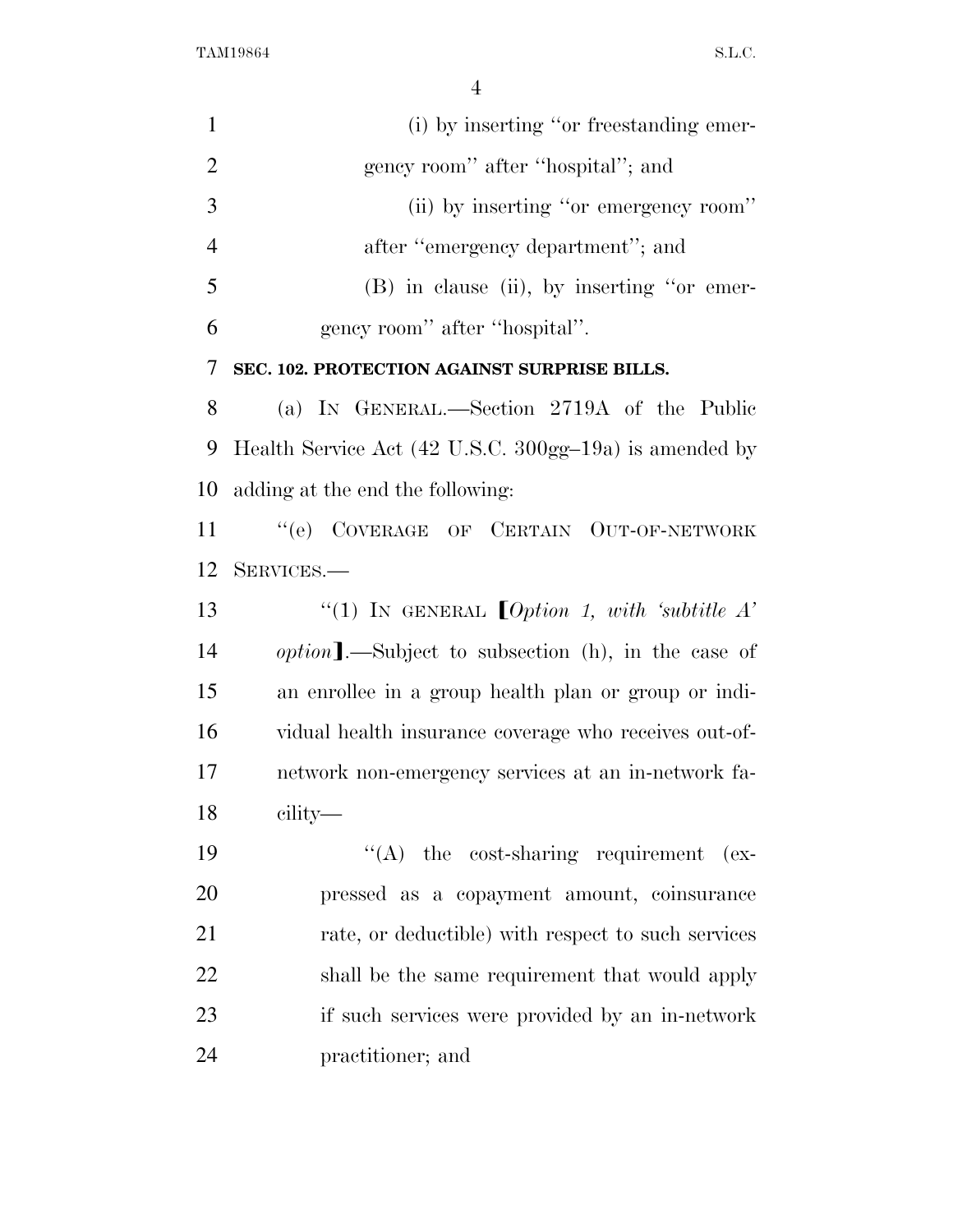(i) by inserting ''or freestanding emergency room'' after ''hospital''; and

(ii) by inserting ''or emergency room'' after ''emergency department''; and

(B) in clause (ii), by inserting ''or emergency room'' after ''hospital''.

**SEC. 102. PROTECTION AGAINST SURPRISE BILLS.**

(a) IN GENERAL.—Section 2719A of the Public Health Service Act (42 U.S.C. 300gg–19a) is amended by adding at the end the following:

''(e) COVERAGE OF CERTAIN OUT-OF-NETWORK SERVICES.—

''(1) IN GENERAL [*Option 1, with 'subtitle A' option*].—Subject to subsection (h), in the case of an enrollee in a group health plan or group or individual health insurance coverage who receives out-of-network non-emergency services at an in-network facility—

''(A) the cost-sharing requirement (expressed as a copayment amount, coinsurance rate, or deductible) with respect to such services shall be the same requirement that would apply if such services were provided by an in-network practitioner; and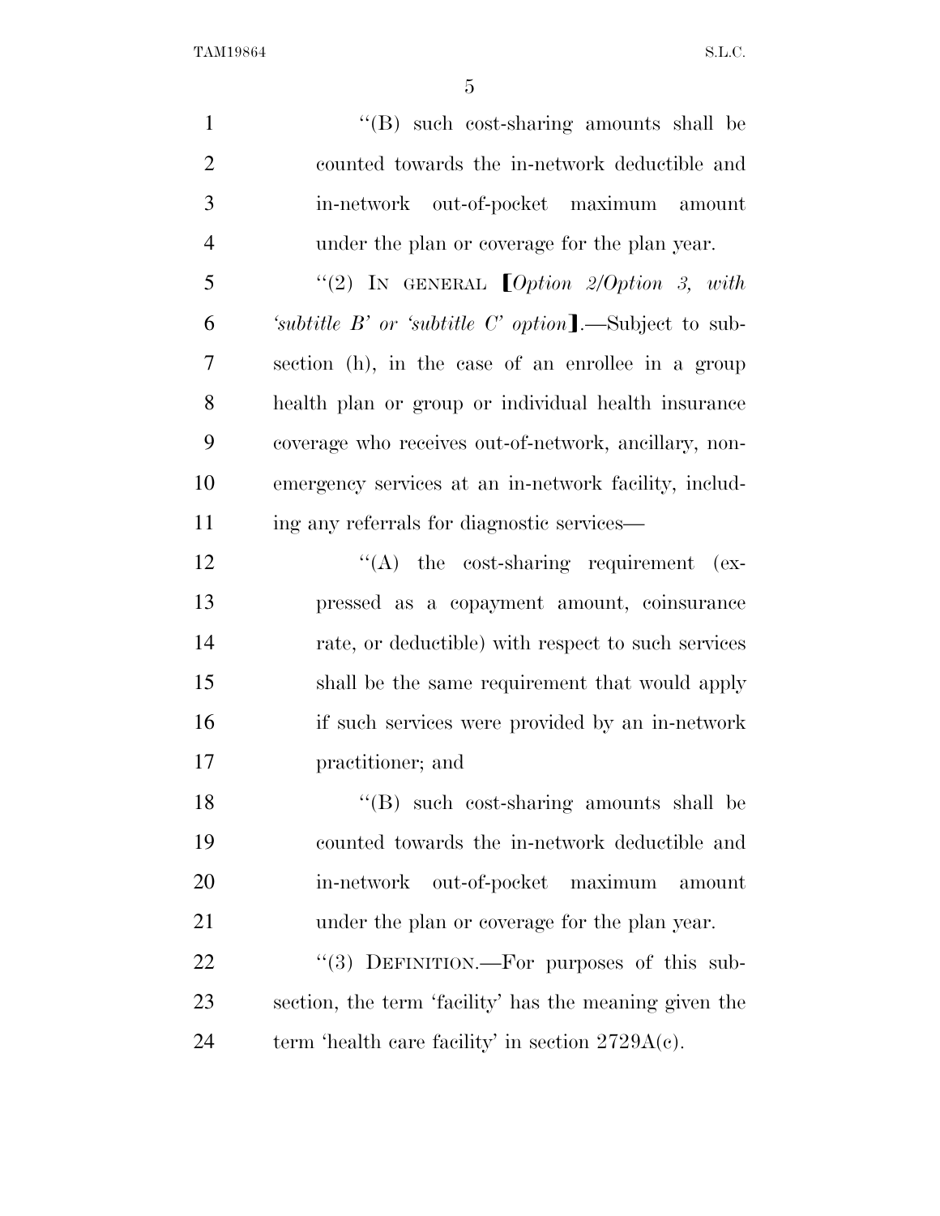"(B) such cost-sharing amounts shall be counted towards the in-network deductible and in-network out-of-pocket maximum amount under the plan or coverage for the plan year.

"(2) IN GENERAL [*Option 2/Option 3, with 'subtitle B' or 'subtitle C' option*].—Subject to subsection (h), in the case of an enrollee in a group health plan or group or individual health insurance coverage who receives out-of-network, ancillary, non-emergency services at an in-network facility, including any referrals for diagnostic services—

"(A) the cost-sharing requirement (expressed as a copayment amount, coinsurance rate, or deductible) with respect to such services shall be the same requirement that would apply if such services were provided by an in-network practitioner; and

"(B) such cost-sharing amounts shall be counted towards the in-network deductible and in-network out-of-pocket maximum amount under the plan or coverage for the plan year.

"(3) DEFINITION.—For purposes of this subsection, the term 'facility' has the meaning given the term 'health care facility' in section 2729A(c).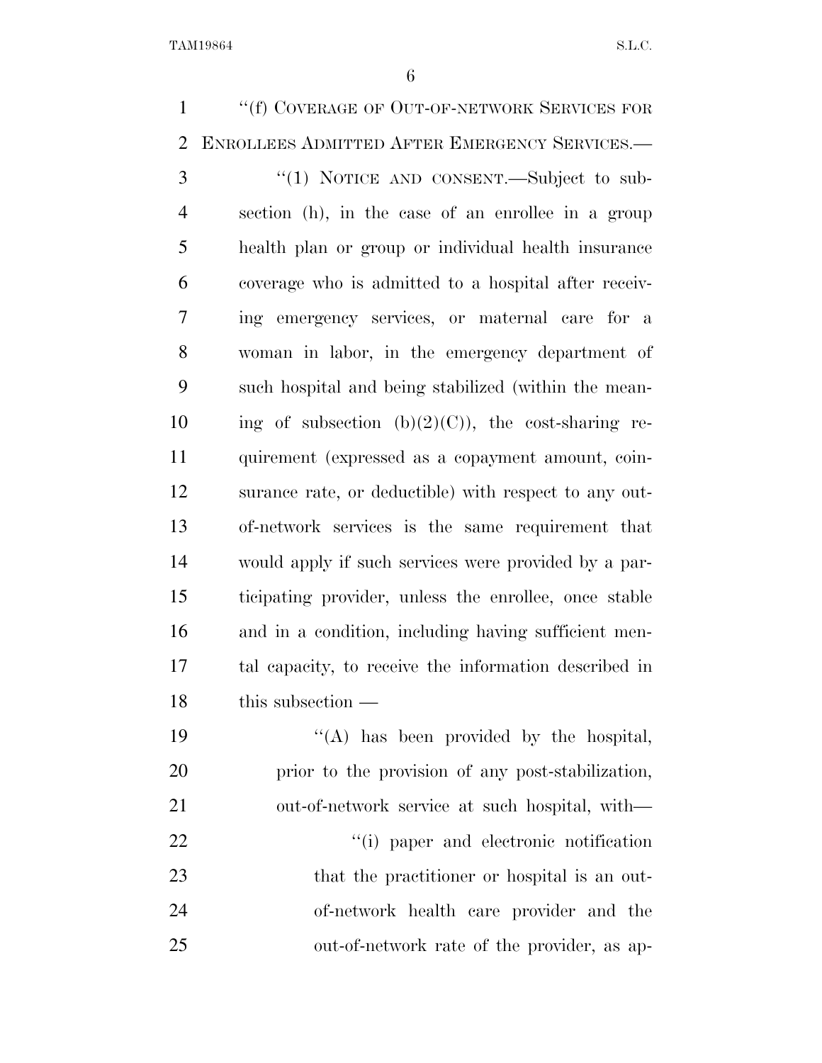"(f) COVERAGE OF OUT-OF-NETWORK SERVICES FOR ENROLLEES ADMITTED AFTER EMERGENCY SERVICES.—

"(1) NOTICE AND CONSENT.—Subject to subsection (h), in the case of an enrollee in a group health plan or group or individual health insurance coverage who is admitted to a hospital after receiving emergency services, or maternal care for a woman in labor, in the emergency department of such hospital and being stabilized (within the meaning of subsection (b)(2)(C)), the cost-sharing requirement (expressed as a copayment amount, coinsurance rate, or deductible) with respect to any out-of-network services is the same requirement that would apply if such services were provided by a participating provider, unless the enrollee, once stable and in a condition, including having sufficient mental capacity, to receive the information described in this subsection —

"(A) has been provided by the hospital, prior to the provision of any post-stabilization, out-of-network service at such hospital, with—

"(i) paper and electronic notification that the practitioner or hospital is an out-of-network health care provider and the out-of-network rate of the provider, as ap-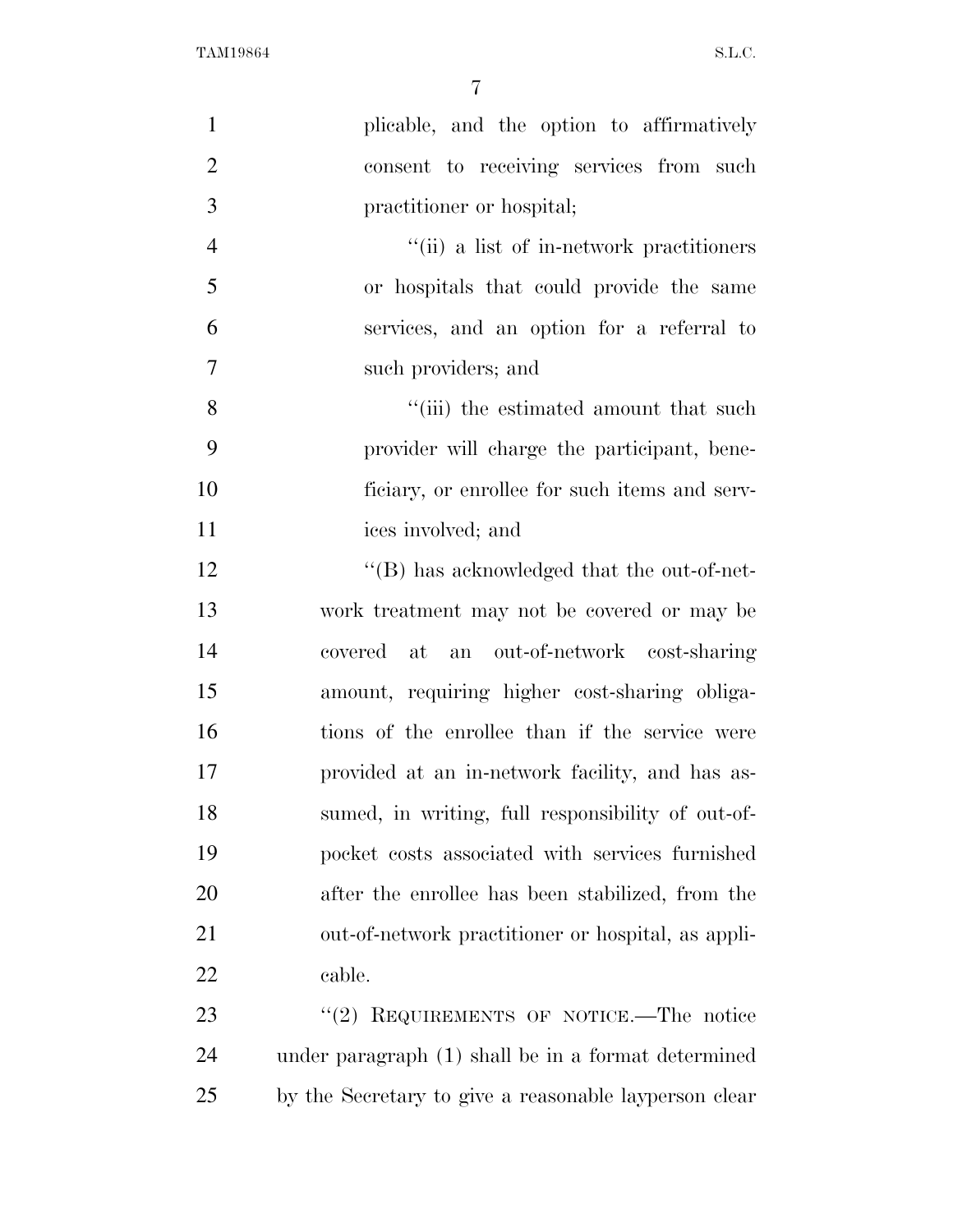plicable, and the option to affirmatively consent to receiving services from such practitioner or hospital;

"(ii) a list of in-network practitioners or hospitals that could provide the same services, and an option for a referral to such providers; and

"(iii) the estimated amount that such provider will charge the participant, beneficiary, or enrollee for such items and services involved; and

"(B) has acknowledged that the out-of-network treatment may not be covered or may be covered at an out-of-network cost-sharing amount, requiring higher cost-sharing obligations of the enrollee than if the service were provided at an in-network facility, and has assumed, in writing, full responsibility of out-of-pocket costs associated with services furnished after the enrollee has been stabilized, from the out-of-network practitioner or hospital, as applicable.

"(2) REQUIREMENTS OF NOTICE.—The notice under paragraph (1) shall be in a format determined by the Secretary to give a reasonable layperson clear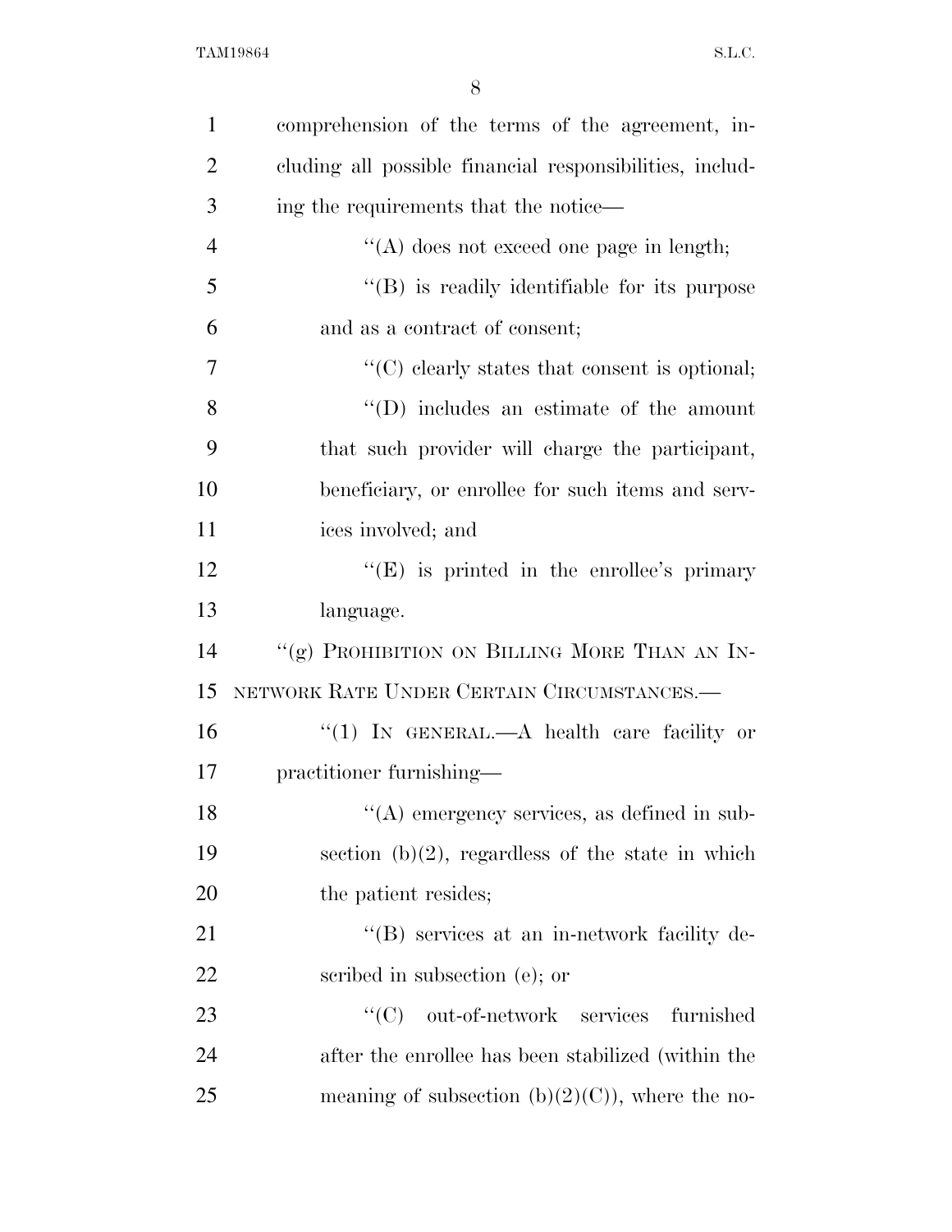comprehension of the terms of the agreement, including all possible financial responsibilities, including the requirements that the notice—

"(A) does not exceed one page in length;

"(B) is readily identifiable for its purpose and as a contract of consent;

"(C) clearly states that consent is optional;

"(D) includes an estimate of the amount that such provider will charge the participant, beneficiary, or enrollee for such items and services involved; and

"(E) is printed in the enrollee's primary language.

"(g) PROHIBITION ON BILLING MORE THAN AN IN-NETWORK RATE UNDER CERTAIN CIRCUMSTANCES.—

"(1) IN GENERAL.—A health care facility or practitioner furnishing—

"(A) emergency services, as defined in subsection (b)(2), regardless of the state in which the patient resides;

"(B) services at an in-network facility described in subsection (e); or

"(C) out-of-network services furnished after the enrollee has been stabilized (within the meaning of subsection (b)(2)(C)), where the no-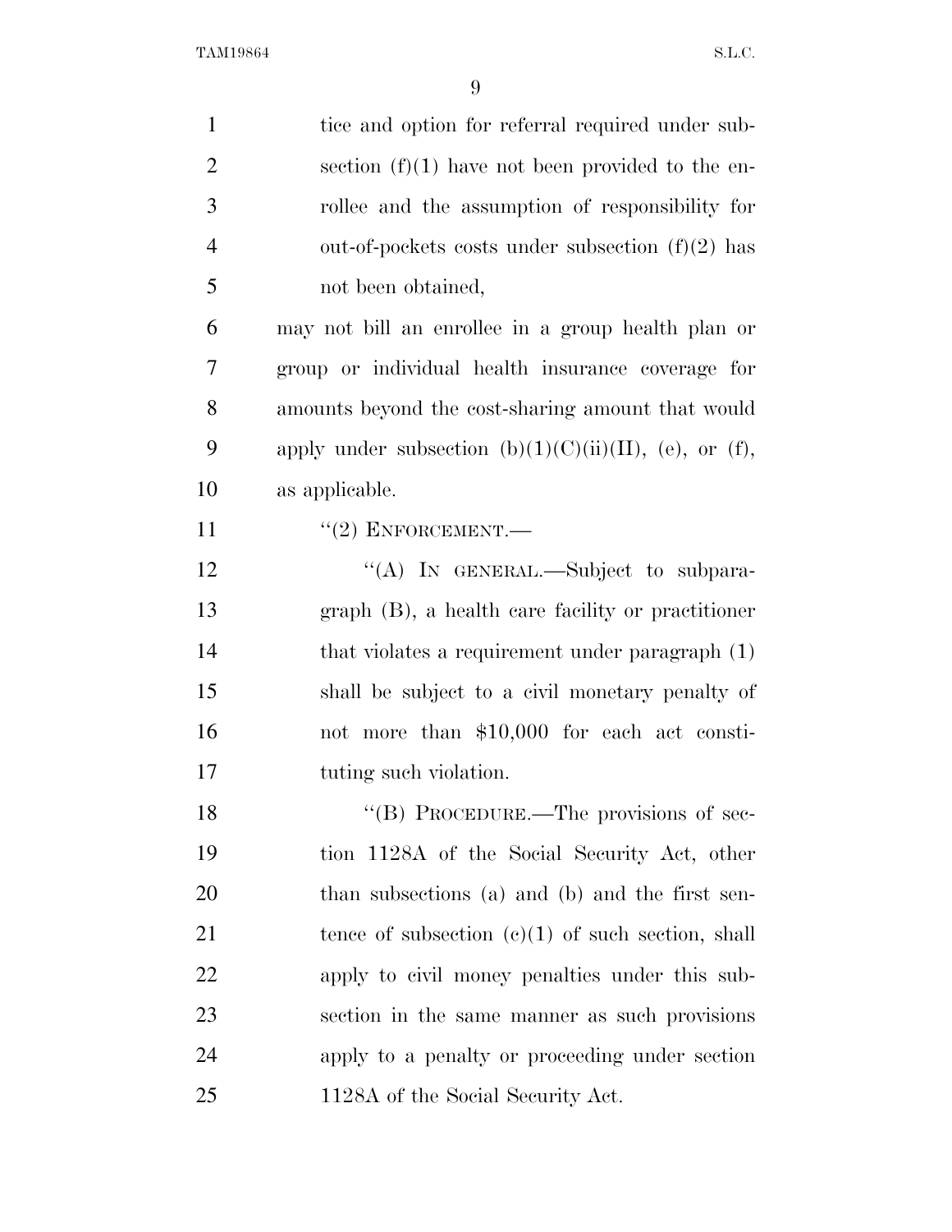tice and option for referral required under subsection (f)(1) have not been provided to the enrollee and the assumption of responsibility for out-of-pockets costs under subsection (f)(2) has not been obtained,

may not bill an enrollee in a group health plan or group or individual health insurance coverage for amounts beyond the cost-sharing amount that would apply under subsection (b)(1)(C)(ii)(II), (e), or (f), as applicable.

''(2) ENFORCEMENT.—

''(A) IN GENERAL.—Subject to subparagraph (B), a health care facility or practitioner that violates a requirement under paragraph (1) shall be subject to a civil monetary penalty of not more than $10,000 for each act constituting such violation.

''(B) PROCEDURE.—The provisions of section 1128A of the Social Security Act, other than subsections (a) and (b) and the first sentence of subsection (c)(1) of such section, shall apply to civil money penalties under this subsection in the same manner as such provisions apply to a penalty or proceeding under section 1128A of the Social Security Act.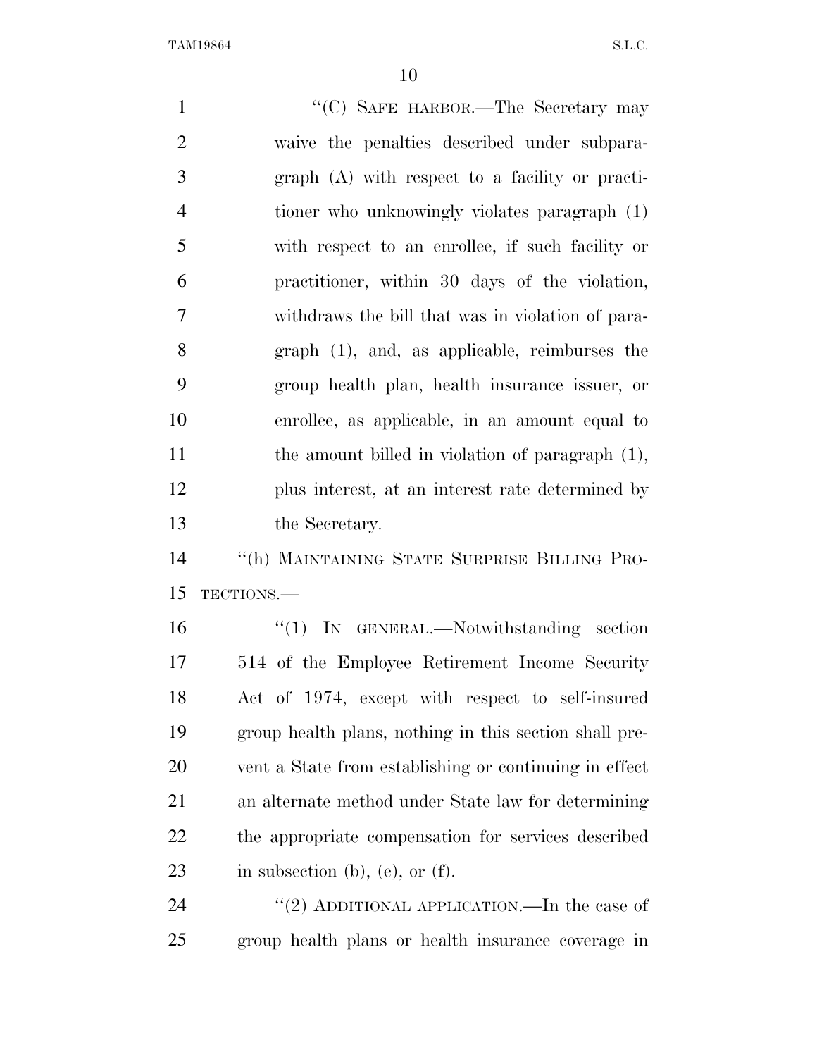"(C) SAFE HARBOR.—The Secretary may waive the penalties described under subparagraph (A) with respect to a facility or practitioner who unknowingly violates paragraph (1) with respect to an enrollee, if such facility or practitioner, within 30 days of the violation, withdraws the bill that was in violation of paragraph (1), and, as applicable, reimburses the group health plan, health insurance issuer, or enrollee, as applicable, in an amount equal to the amount billed in violation of paragraph (1), plus interest, at an interest rate determined by the Secretary.

"(h) MAINTAINING STATE SURPRISE BILLING PROTECTIONS.—

"(1) IN GENERAL.—Notwithstanding section 514 of the Employee Retirement Income Security Act of 1974, except with respect to self-insured group health plans, nothing in this section shall prevent a State from establishing or continuing in effect an alternate method under State law for determining the appropriate compensation for services described in subsection (b), (e), or (f).

"(2) ADDITIONAL APPLICATION.—In the case of group health plans or health insurance coverage in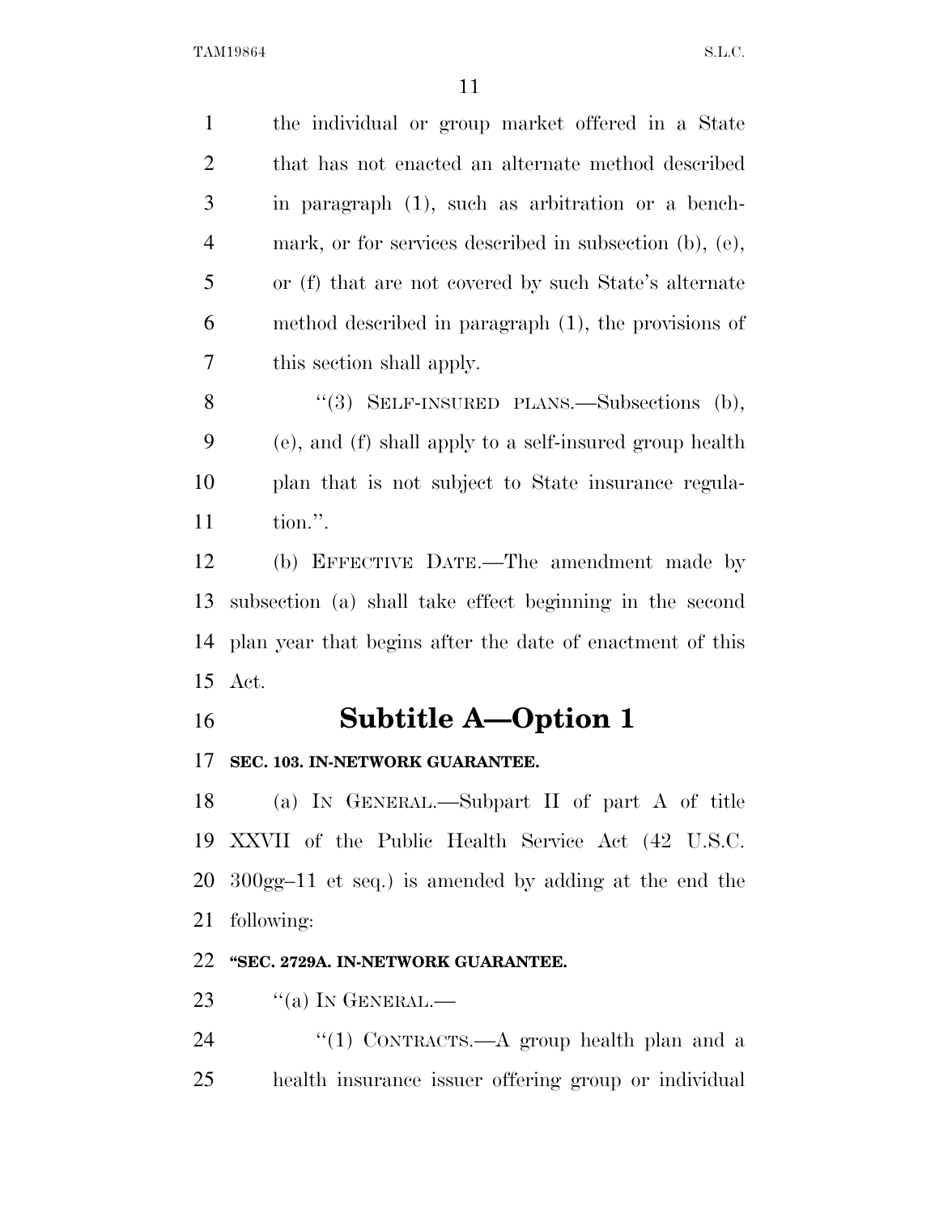the individual or group market offered in a State that has not enacted an alternate method described in paragraph (1), such as arbitration or a benchmark, or for services described in subsection (b), (e), or (f) that are not covered by such State's alternate method described in paragraph (1), the provisions of this section shall apply.

"(3) SELF-INSURED PLANS.—Subsections (b), (e), and (f) shall apply to a self-insured group health plan that is not subject to State insurance regulation.".

(b) EFFECTIVE DATE.—The amendment made by subsection (a) shall take effect beginning in the second plan year that begins after the date of enactment of this Act.

# Subtitle A—Option 1

**SEC. 103. IN-NETWORK GUARANTEE.**

(a) IN GENERAL.—Subpart II of part A of title XXVII of the Public Health Service Act (42 U.S.C. 300gg–11 et seq.) is amended by adding at the end the following:

**"SEC. 2729A. IN-NETWORK GUARANTEE.**

"(a) IN GENERAL.—

"(1) CONTRACTS.—A group health plan and a health insurance issuer offering group or individual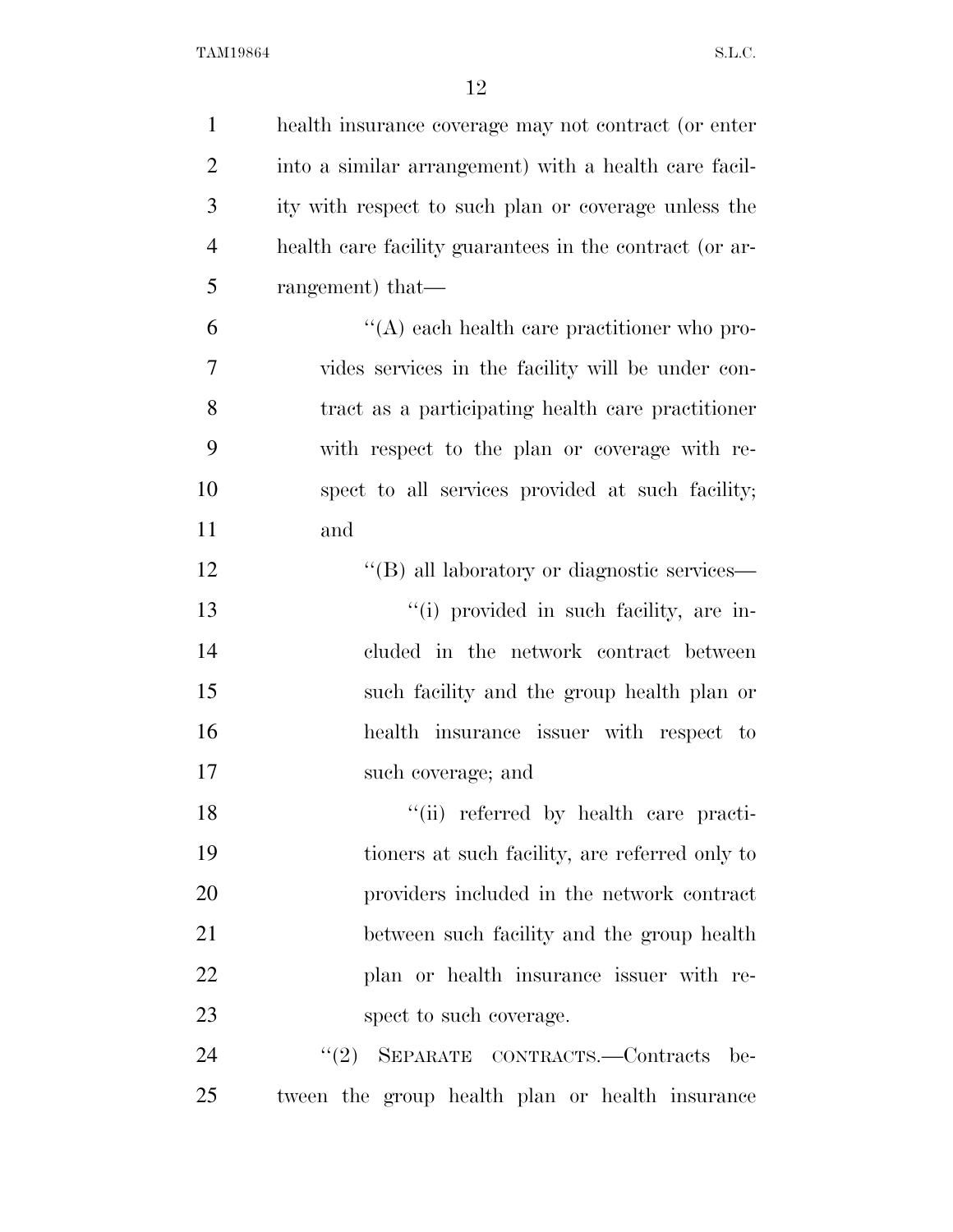health insurance coverage may not contract (or enter into a similar arrangement) with a health care facility with respect to such plan or coverage unless the health care facility guarantees in the contract (or arrangement) that—

''(A) each health care practitioner who provides services in the facility will be under contract as a participating health care practitioner with respect to the plan or coverage with respect to all services provided at such facility; and

''(B) all laboratory or diagnostic services—

''(i) provided in such facility, are included in the network contract between such facility and the group health plan or health insurance issuer with respect to such coverage; and

''(ii) referred by health care practitioners at such facility, are referred only to providers included in the network contract between such facility and the group health plan or health insurance issuer with respect to such coverage.

''(2) SEPARATE CONTRACTS.—Contracts between the group health plan or health insurance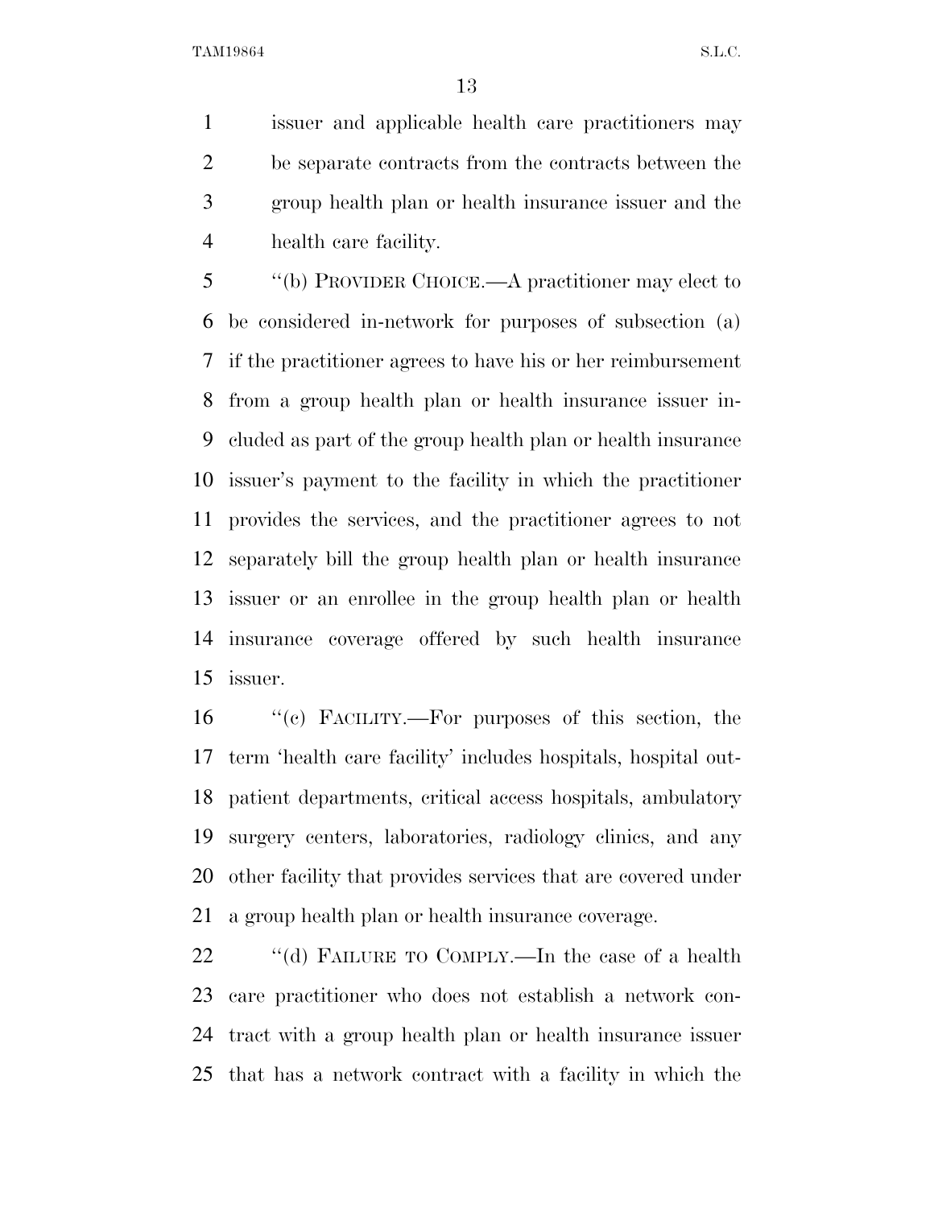issuer and applicable health care practitioners may be separate contracts from the contracts between the group health plan or health insurance issuer and the health care facility.

"(b) PROVIDER CHOICE.—A practitioner may elect to be considered in-network for purposes of subsection (a) if the practitioner agrees to have his or her reimbursement from a group health plan or health insurance issuer included as part of the group health plan or health insurance issuer's payment to the facility in which the practitioner provides the services, and the practitioner agrees to not separately bill the group health plan or health insurance issuer or an enrollee in the group health plan or health insurance coverage offered by such health insurance issuer.

"(c) FACILITY.—For purposes of this section, the term 'health care facility' includes hospitals, hospital outpatient departments, critical access hospitals, ambulatory surgery centers, laboratories, radiology clinics, and any other facility that provides services that are covered under a group health plan or health insurance coverage.

"(d) FAILURE TO COMPLY.—In the case of a health care practitioner who does not establish a network contract with a group health plan or health insurance issuer that has a network contract with a facility in which the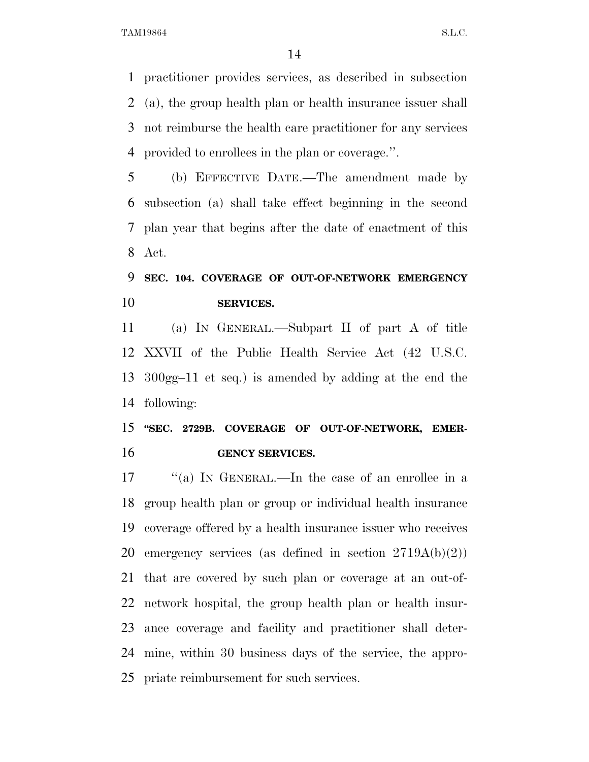practitioner provides services, as described in subsection (a), the group health plan or health insurance issuer shall not reimburse the health care practitioner for any services provided to enrollees in the plan or coverage.''.

(b) EFFECTIVE DATE.—The amendment made by subsection (a) shall take effect beginning in the second plan year that begins after the date of enactment of this Act.

**SEC. 104. COVERAGE OF OUT-OF-NETWORK EMERGENCY SERVICES.**

(a) IN GENERAL.—Subpart II of part A of title XXVII of the Public Health Service Act (42 U.S.C. 300gg–11 et seq.) is amended by adding at the end the following:

**"SEC. 2729B. COVERAGE OF OUT-OF-NETWORK, EMERGENCY SERVICES.**

''(a) IN GENERAL.—In the case of an enrollee in a group health plan or group or individual health insurance coverage offered by a health insurance issuer who receives emergency services (as defined in section 2719A(b)(2)) that are covered by such plan or coverage at an out-of-network hospital, the group health plan or health insurance coverage and facility and practitioner shall determine, within 30 business days of the service, the appropriate reimbursement for such services.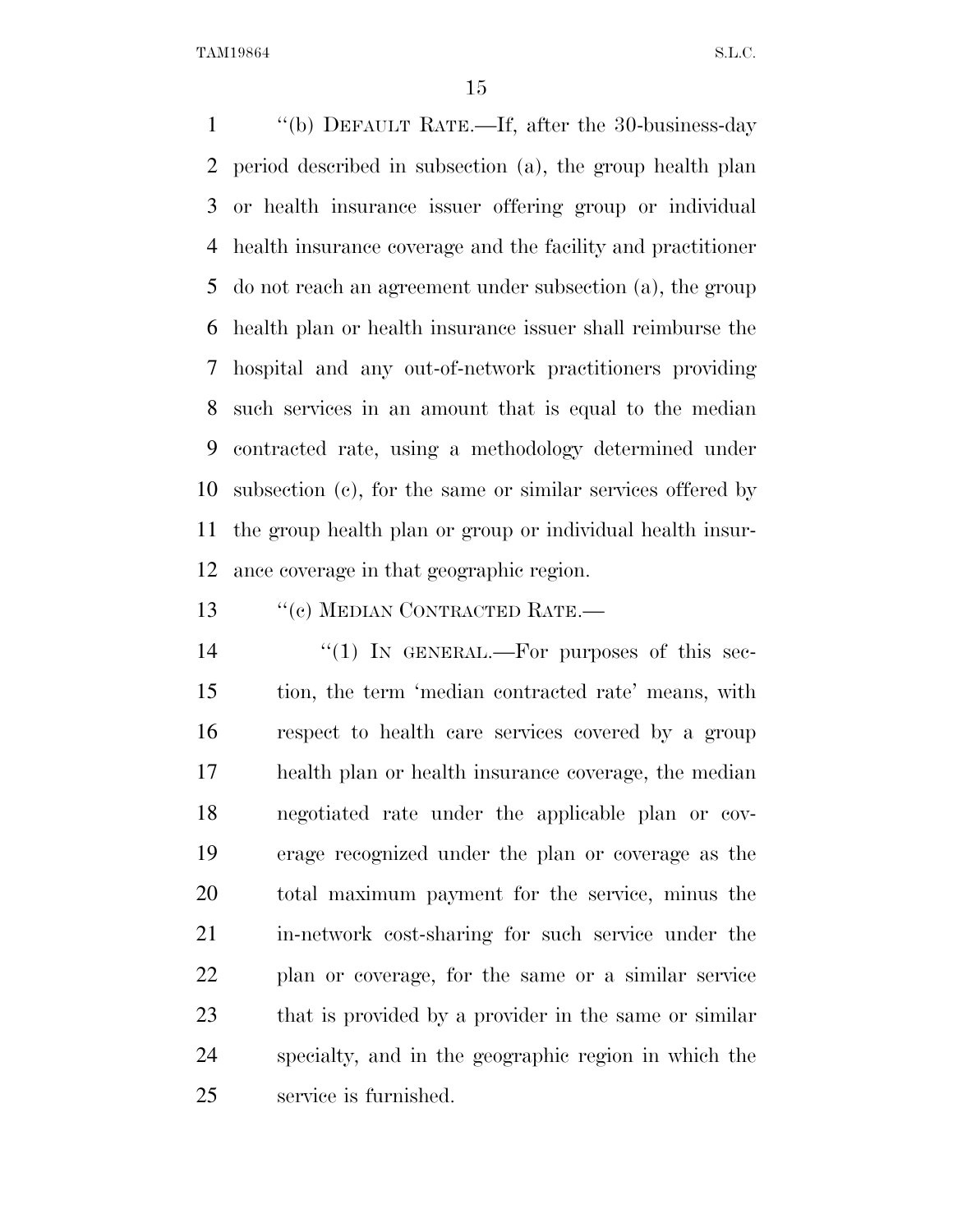"(b) DEFAULT RATE.—If, after the 30-business-day period described in subsection (a), the group health plan or health insurance issuer offering group or individual health insurance coverage and the facility and practitioner do not reach an agreement under subsection (a), the group health plan or health insurance issuer shall reimburse the hospital and any out-of-network practitioners providing such services in an amount that is equal to the median contracted rate, using a methodology determined under subsection (c), for the same or similar services offered by the group health plan or group or individual health insurance coverage in that geographic region.

"(c) MEDIAN CONTRACTED RATE.—

"(1) IN GENERAL.—For purposes of this section, the term 'median contracted rate' means, with respect to health care services covered by a group health plan or health insurance coverage, the median negotiated rate under the applicable plan or coverage recognized under the plan or coverage as the total maximum payment for the service, minus the in-network cost-sharing for such service under the plan or coverage, for the same or a similar service that is provided by a provider in the same or similar specialty, and in the geographic region in which the service is furnished.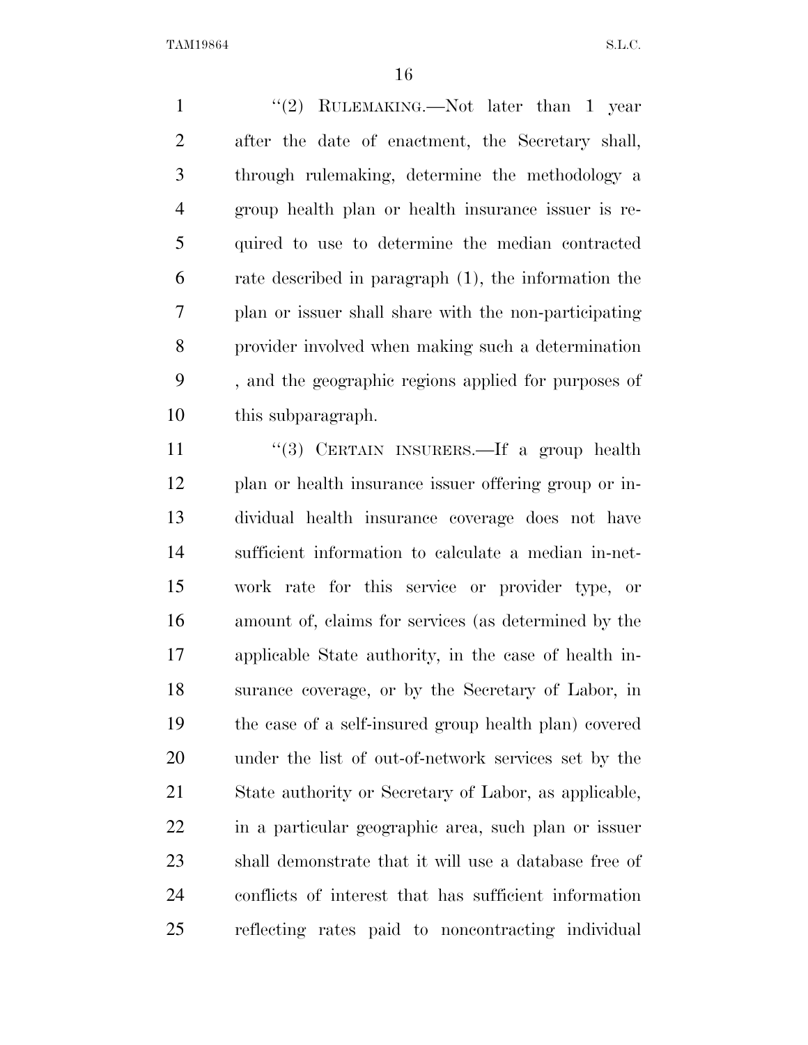"(2) RULEMAKING.—Not later than 1 year after the date of enactment, the Secretary shall, through rulemaking, determine the methodology a group health plan or health insurance issuer is required to use to determine the median contracted rate described in paragraph (1), the information the plan or issuer shall share with the non-participating provider involved when making such a determination , and the geographic regions applied for purposes of this subparagraph.

"(3) CERTAIN INSURERS.—If a group health plan or health insurance issuer offering group or individual health insurance coverage does not have sufficient information to calculate a median in-network rate for this service or provider type, or amount of, claims for services (as determined by the applicable State authority, in the case of health insurance coverage, or by the Secretary of Labor, in the case of a self-insured group health plan) covered under the list of out-of-network services set by the State authority or Secretary of Labor, as applicable, in a particular geographic area, such plan or issuer shall demonstrate that it will use a database free of conflicts of interest that has sufficient information reflecting rates paid to noncontracting individual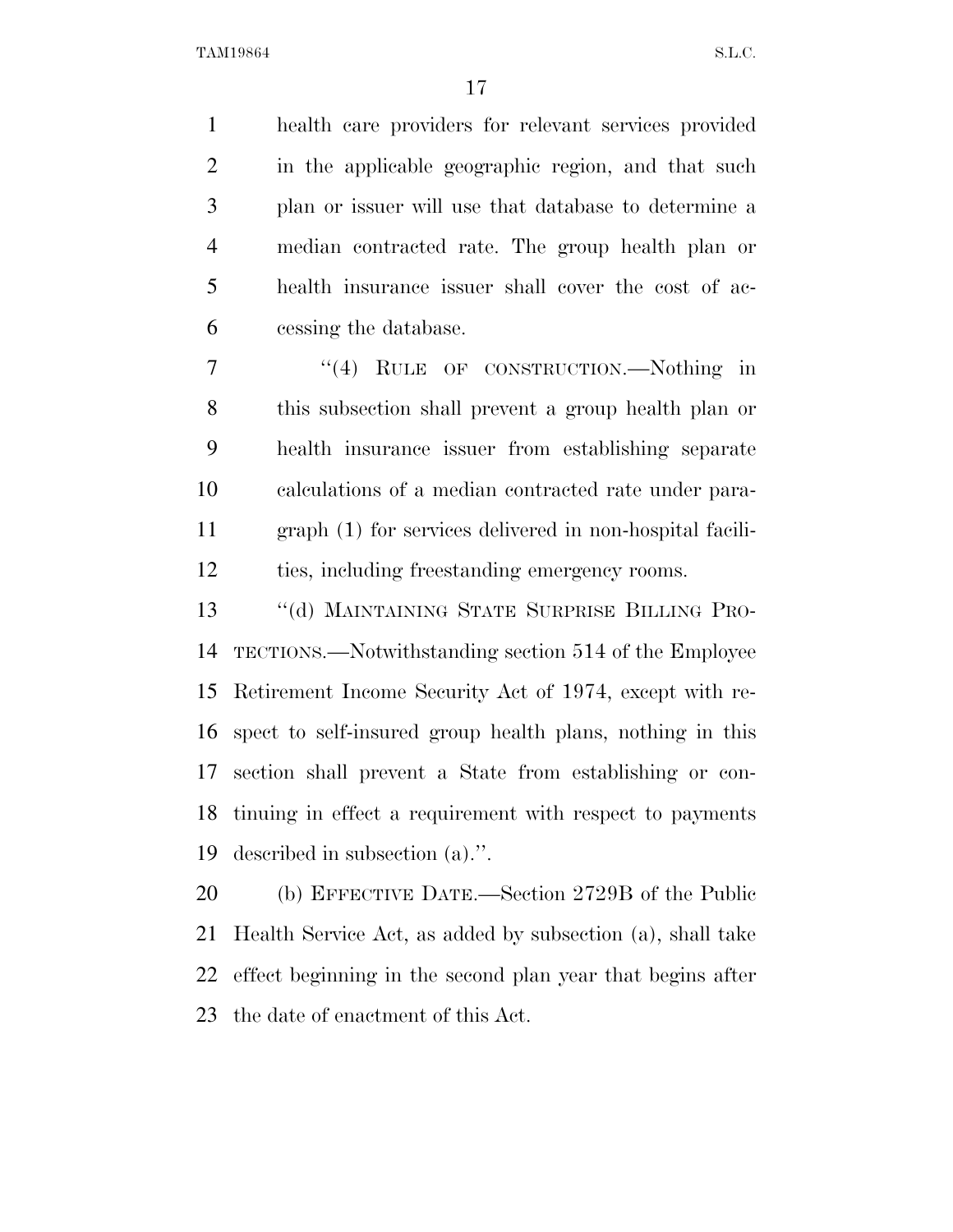health care providers for relevant services provided in the applicable geographic region, and that such plan or issuer will use that database to determine a median contracted rate. The group health plan or health insurance issuer shall cover the cost of accessing the database.

"(4) RULE OF CONSTRUCTION.—Nothing in this subsection shall prevent a group health plan or health insurance issuer from establishing separate calculations of a median contracted rate under paragraph (1) for services delivered in non-hospital facilities, including freestanding emergency rooms.

"(d) MAINTAINING STATE SURPRISE BILLING PROTECTIONS.—Notwithstanding section 514 of the Employee Retirement Income Security Act of 1974, except with respect to self-insured group health plans, nothing in this section shall prevent a State from establishing or continuing in effect a requirement with respect to payments described in subsection (a).".

(b) EFFECTIVE DATE.—Section 2729B of the Public Health Service Act, as added by subsection (a), shall take effect beginning in the second plan year that begins after the date of enactment of this Act.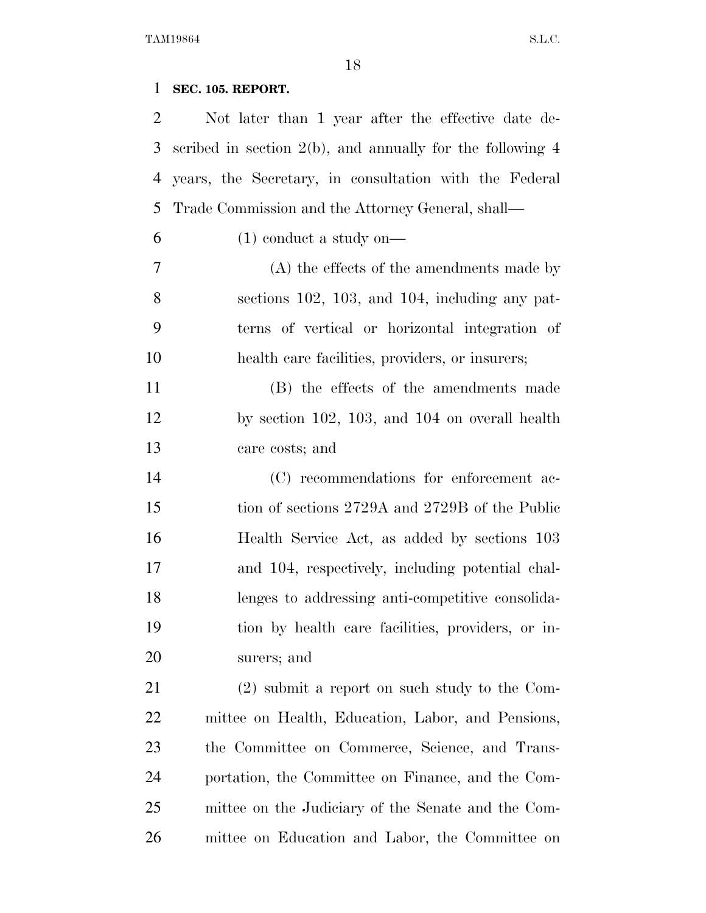**SEC. 105. REPORT.**

Not later than 1 year after the effective date described in section 2(b), and annually for the following 4 years, the Secretary, in consultation with the Federal Trade Commission and the Attorney General, shall—

(1) conduct a study on—

(A) the effects of the amendments made by sections 102, 103, and 104, including any patterns of vertical or horizontal integration of health care facilities, providers, or insurers;

(B) the effects of the amendments made by section 102, 103, and 104 on overall health care costs; and

(C) recommendations for enforcement action of sections 2729A and 2729B of the Public Health Service Act, as added by sections 103 and 104, respectively, including potential challenges to addressing anti-competitive consolidation by health care facilities, providers, or insurers; and

(2) submit a report on such study to the Committee on Health, Education, Labor, and Pensions, the Committee on Commerce, Science, and Transportation, the Committee on Finance, and the Committee on the Judiciary of the Senate and the Committee on Education and Labor, the Committee on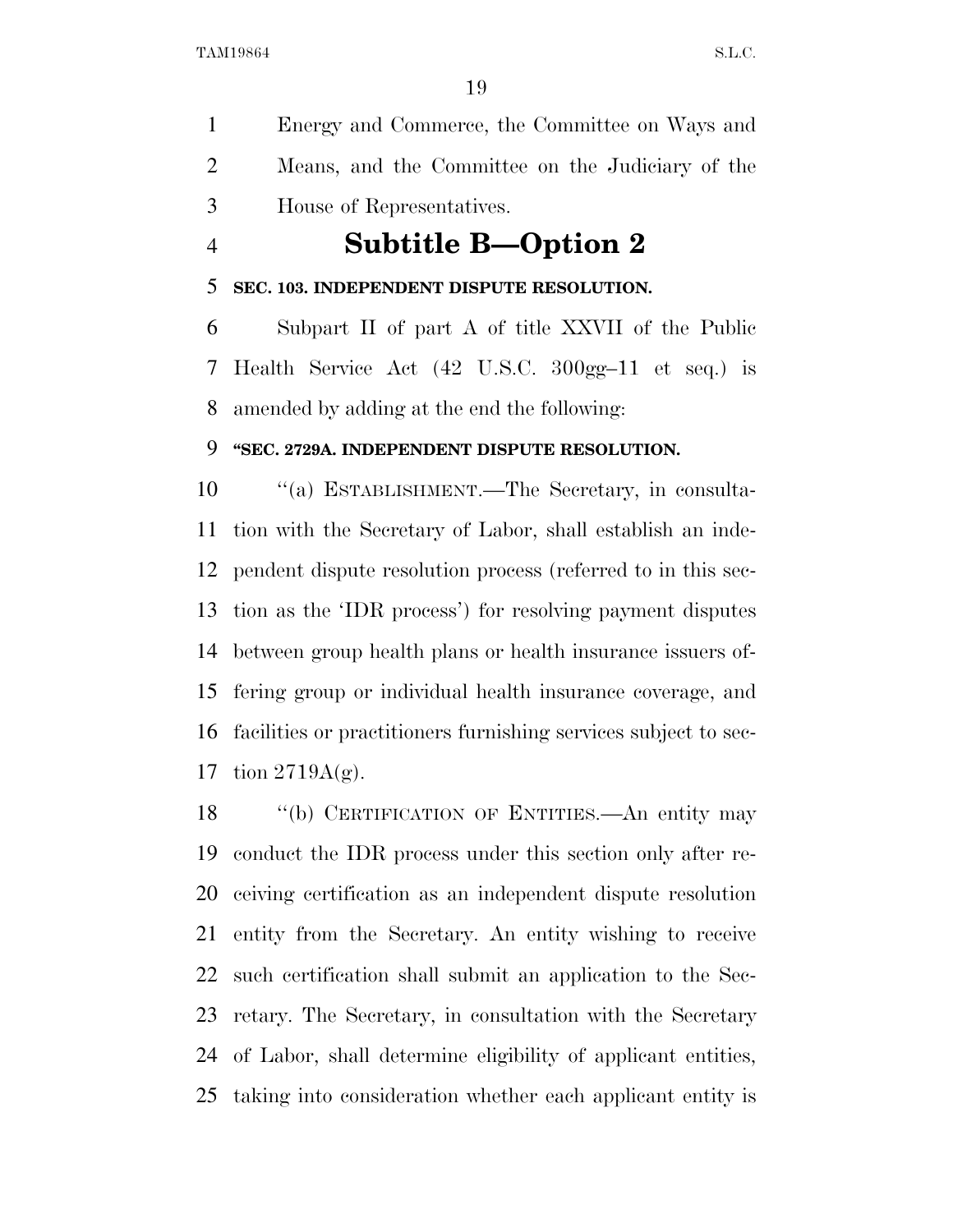Energy and Commerce, the Committee on Ways and Means, and the Committee on the Judiciary of the House of Representatives.

## Subtitle B—Option 2

**SEC. 103. INDEPENDENT DISPUTE RESOLUTION.**

Subpart II of part A of title XXVII of the Public Health Service Act (42 U.S.C. 300gg–11 et seq.) is amended by adding at the end the following:

**"SEC. 2729A. INDEPENDENT DISPUTE RESOLUTION.**

"(a) ESTABLISHMENT.—The Secretary, in consultation with the Secretary of Labor, shall establish an independent dispute resolution process (referred to in this section as the 'IDR process') for resolving payment disputes between group health plans or health insurance issuers offering group or individual health insurance coverage, and facilities or practitioners furnishing services subject to section 2719A(g).

"(b) CERTIFICATION OF ENTITIES.—An entity may conduct the IDR process under this section only after receiving certification as an independent dispute resolution entity from the Secretary. An entity wishing to receive such certification shall submit an application to the Secretary. The Secretary, in consultation with the Secretary of Labor, shall determine eligibility of applicant entities, taking into consideration whether each applicant entity is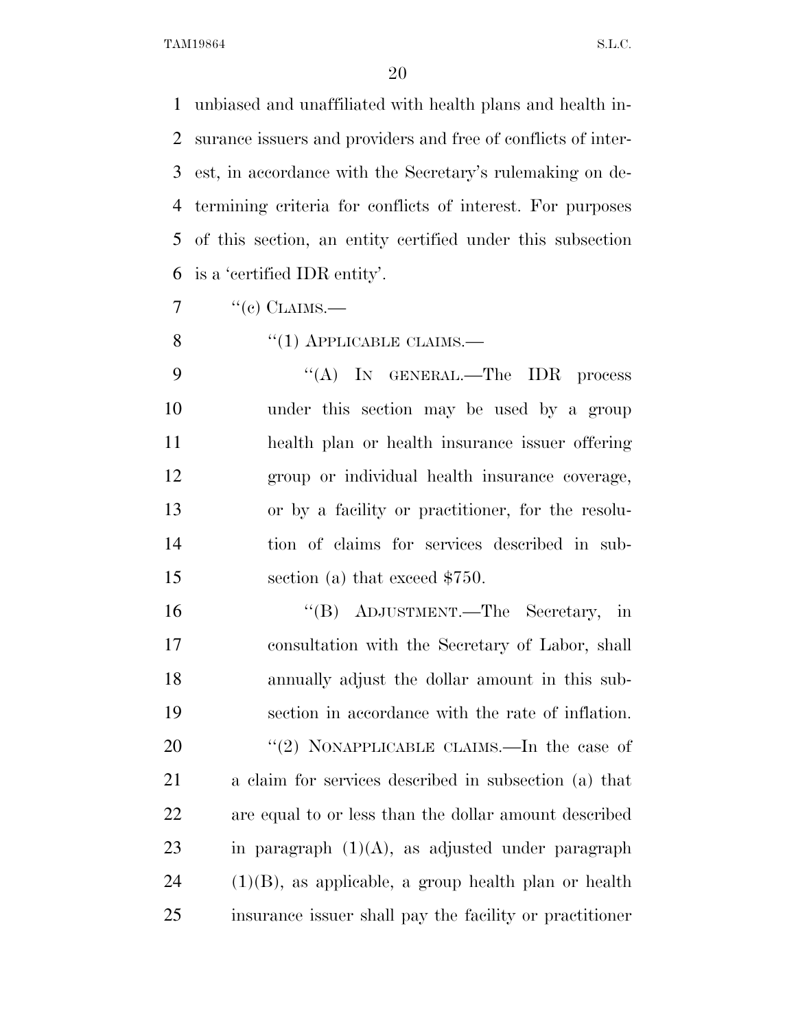unbiased and unaffiliated with health plans and health insurance issuers and providers and free of conflicts of interest, in accordance with the Secretary's rulemaking on determining criteria for conflicts of interest. For purposes of this section, an entity certified under this subsection is a 'certified IDR entity'.

"(c) CLAIMS.—

"(1) APPLICABLE CLAIMS.—

"(A) IN GENERAL.—The IDR process under this section may be used by a group health plan or health insurance issuer offering group or individual health insurance coverage, or by a facility or practitioner, for the resolution of claims for services described in subsection (a) that exceed $750.

"(B) ADJUSTMENT.—The Secretary, in consultation with the Secretary of Labor, shall annually adjust the dollar amount in this subsection in accordance with the rate of inflation.

"(2) NONAPPLICABLE CLAIMS.—In the case of a claim for services described in subsection (a) that are equal to or less than the dollar amount described in paragraph (1)(A), as adjusted under paragraph (1)(B), as applicable, a group health plan or health insurance issuer shall pay the facility or practitioner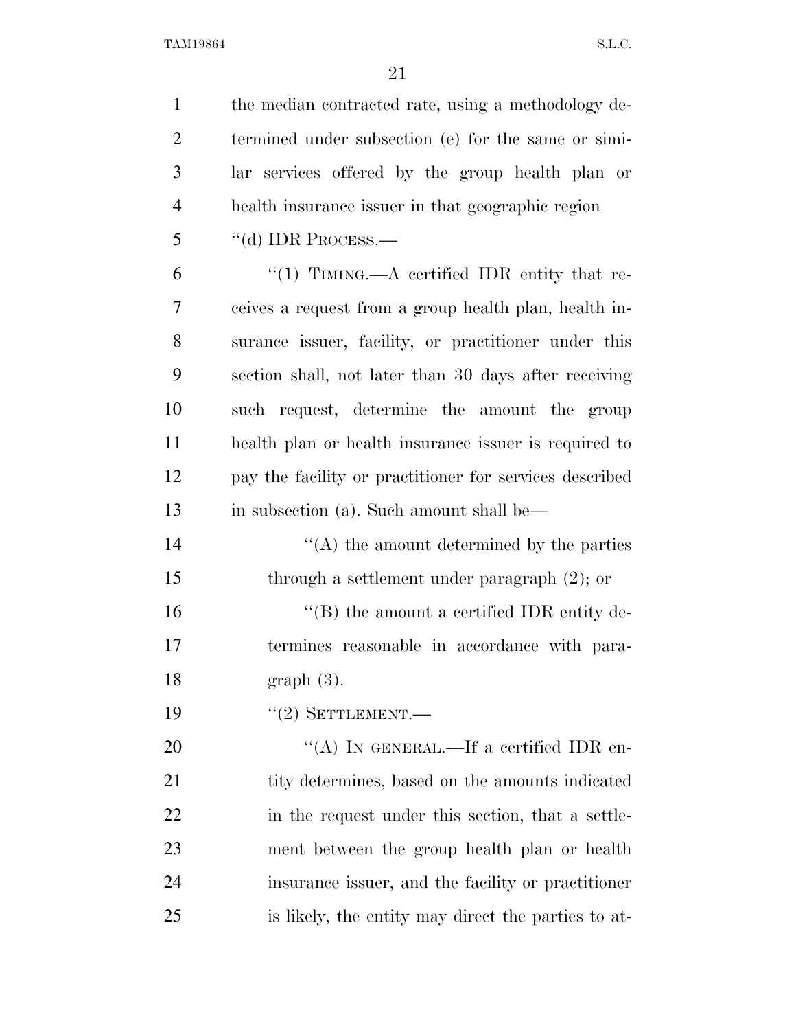the median contracted rate, using a methodology determined under subsection (e) for the same or similar services offered by the group health plan or health insurance issuer in that geographic region

"(d) IDR PROCESS.—

"(1) TIMING.—A certified IDR entity that receives a request from a group health plan, health insurance issuer, facility, or practitioner under this section shall, not later than 30 days after receiving such request, determine the amount the group health plan or health insurance issuer is required to pay the facility or practitioner for services described in subsection (a). Such amount shall be—

"(A) the amount determined by the parties through a settlement under paragraph (2); or

"(B) the amount a certified IDR entity determines reasonable in accordance with paragraph (3).

"(2) SETTLEMENT.—

"(A) IN GENERAL.—If a certified IDR entity determines, based on the amounts indicated in the request under this section, that a settlement between the group health plan or health insurance issuer, and the facility or practitioner is likely, the entity may direct the parties to at-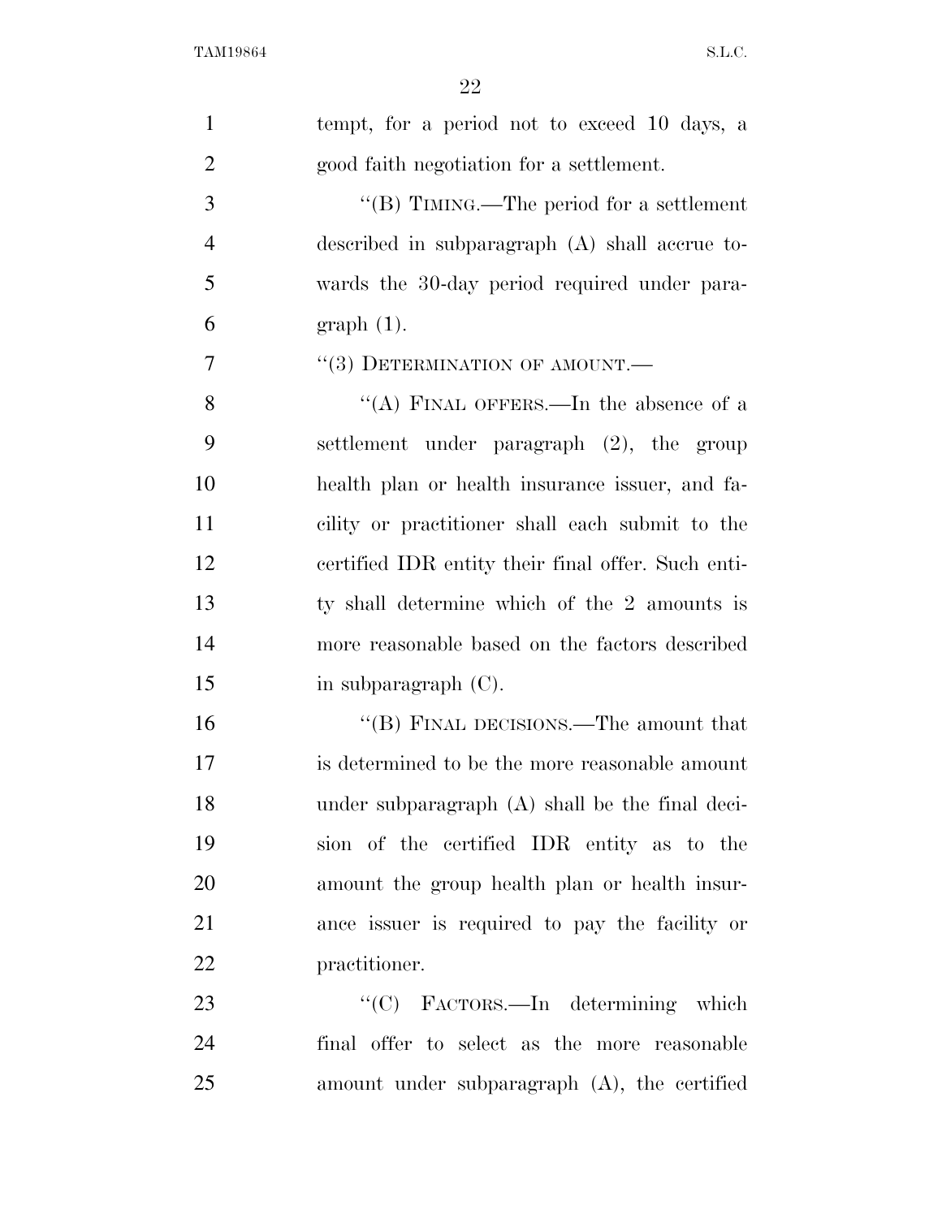tempt, for a period not to exceed 10 days, a good faith negotiation for a settlement.

''(B) TIMING.—The period for a settlement described in subparagraph (A) shall accrue towards the 30-day period required under paragraph (1).

''(3) DETERMINATION OF AMOUNT.—

''(A) FINAL OFFERS.—In the absence of a settlement under paragraph (2), the group health plan or health insurance issuer, and facility or practitioner shall each submit to the certified IDR entity their final offer. Such entity shall determine which of the 2 amounts is more reasonable based on the factors described in subparagraph (C).

''(B) FINAL DECISIONS.—The amount that is determined to be the more reasonable amount under subparagraph (A) shall be the final decision of the certified IDR entity as to the amount the group health plan or health insurance issuer is required to pay the facility or practitioner.

''(C) FACTORS.—In determining which final offer to select as the more reasonable amount under subparagraph (A), the certified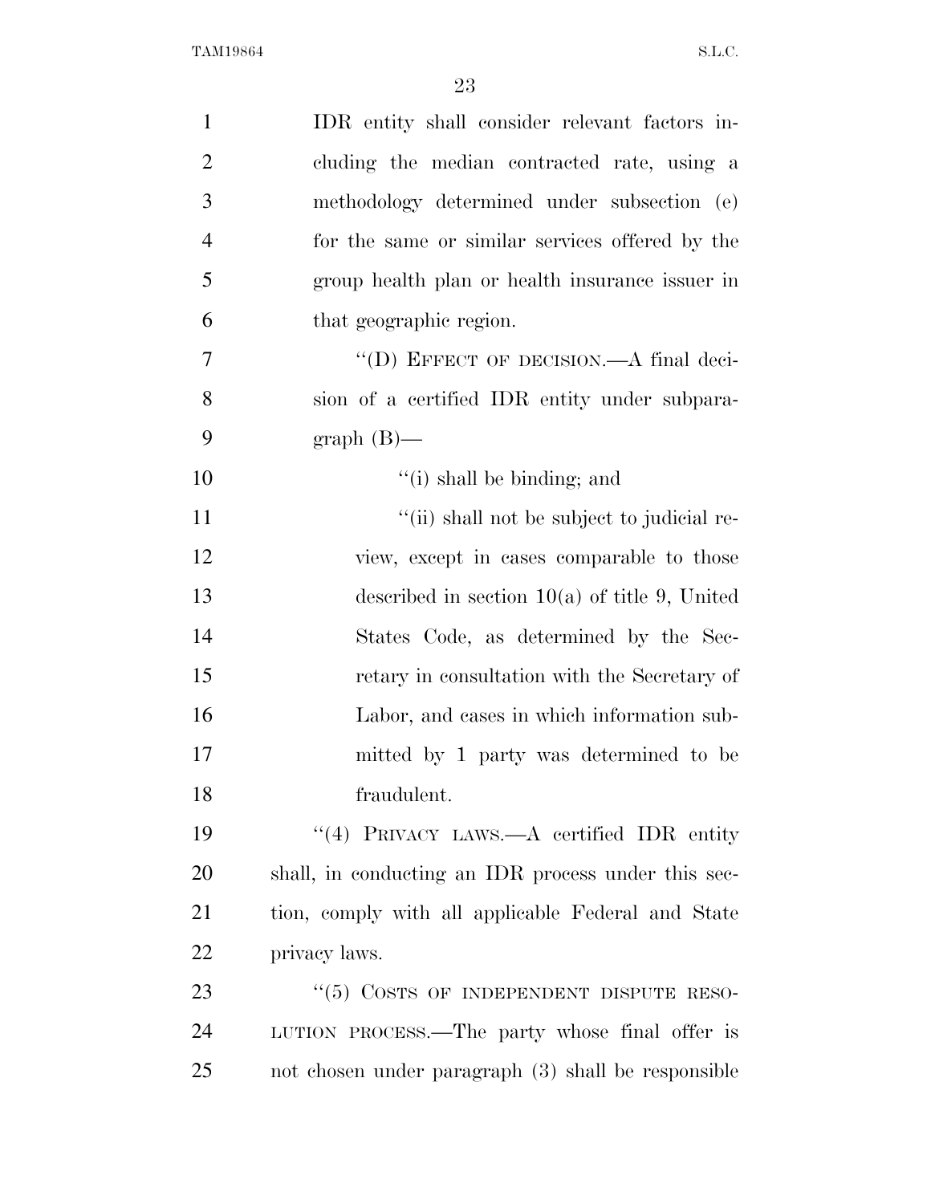IDR entity shall consider relevant factors including the median contracted rate, using a methodology determined under subsection (e) for the same or similar services offered by the group health plan or health insurance issuer in that geographic region.

"(D) EFFECT OF DECISION.—A final decision of a certified IDR entity under subparagraph (B)—

"(i) shall be binding; and

"(ii) shall not be subject to judicial review, except in cases comparable to those described in section 10(a) of title 9, United States Code, as determined by the Secretary in consultation with the Secretary of Labor, and cases in which information submitted by 1 party was determined to be fraudulent.

"(4) PRIVACY LAWS.—A certified IDR entity shall, in conducting an IDR process under this section, comply with all applicable Federal and State privacy laws.

"(5) COSTS OF INDEPENDENT DISPUTE RESOLUTION PROCESS.—The party whose final offer is not chosen under paragraph (3) shall be responsible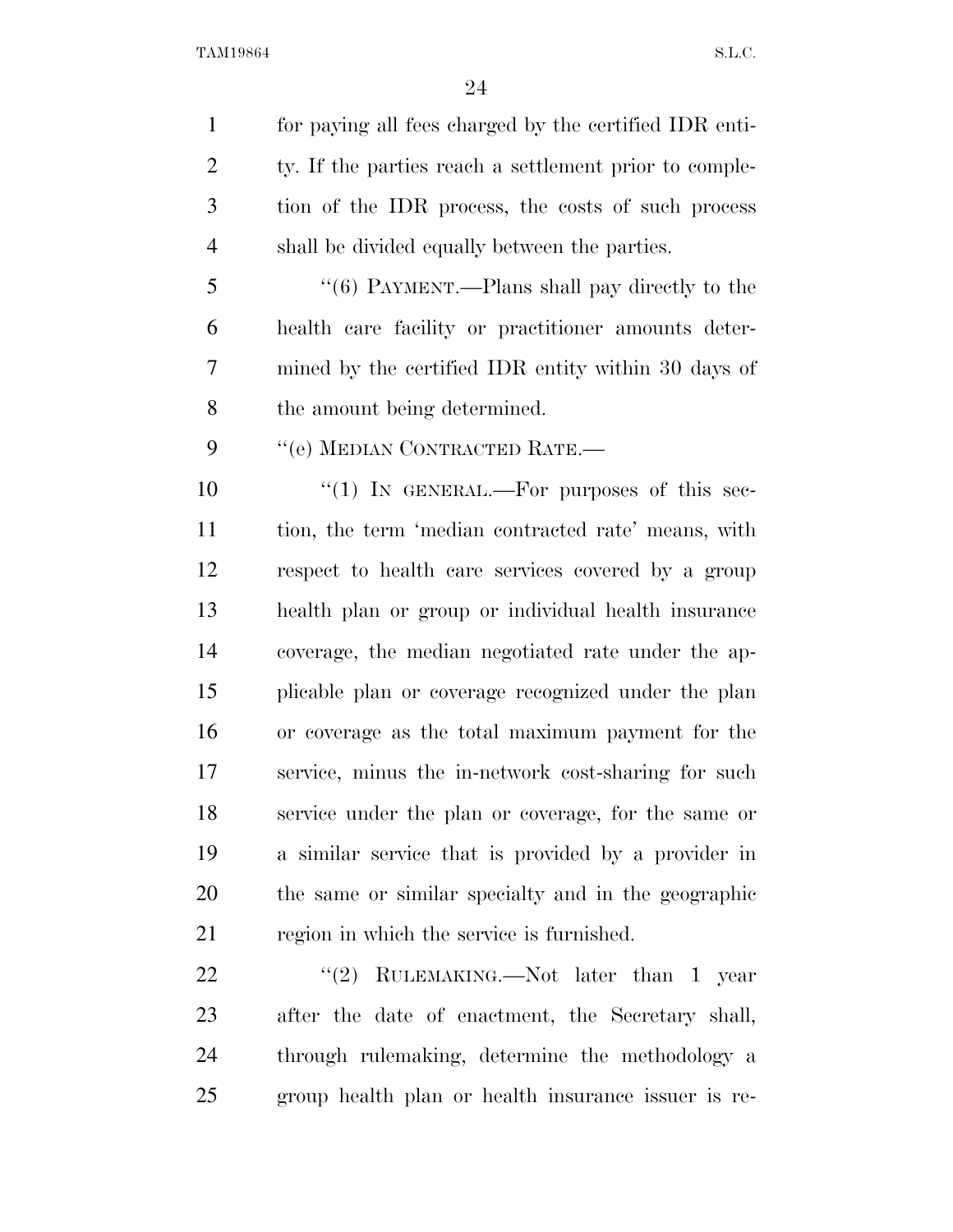for paying all fees charged by the certified IDR entity. If the parties reach a settlement prior to completion of the IDR process, the costs of such process shall be divided equally between the parties.

"(6) PAYMENT.—Plans shall pay directly to the health care facility or practitioner amounts determined by the certified IDR entity within 30 days of the amount being determined.

"(e) MEDIAN CONTRACTED RATE.—

"(1) IN GENERAL.—For purposes of this section, the term 'median contracted rate' means, with respect to health care services covered by a group health plan or group or individual health insurance coverage, the median negotiated rate under the applicable plan or coverage recognized under the plan or coverage as the total maximum payment for the service, minus the in-network cost-sharing for such service under the plan or coverage, for the same or a similar service that is provided by a provider in the same or similar specialty and in the geographic region in which the service is furnished.

"(2) RULEMAKING.—Not later than 1 year after the date of enactment, the Secretary shall, through rulemaking, determine the methodology a group health plan or health insurance issuer is re-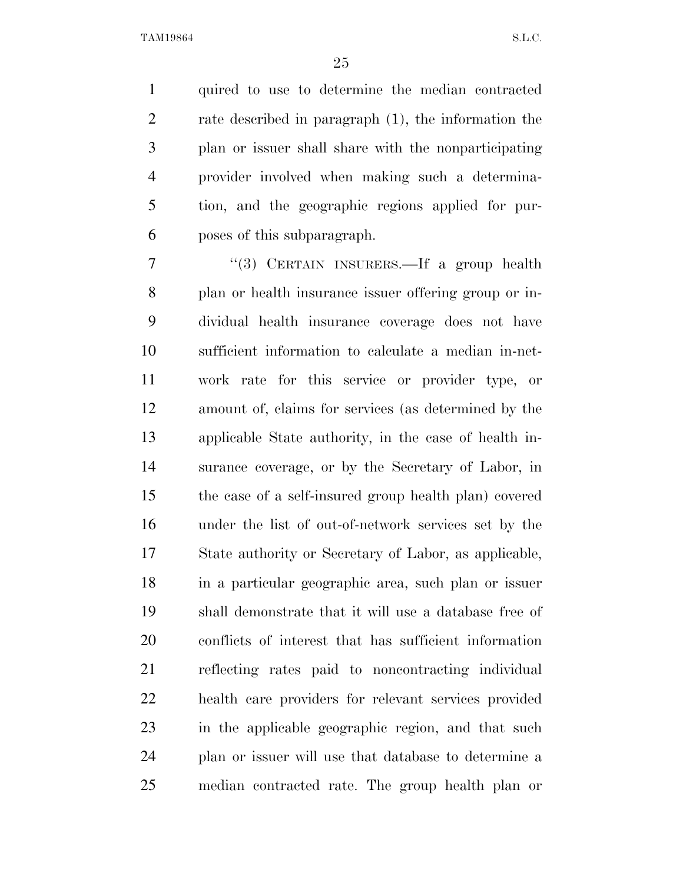quired to use to determine the median contracted rate described in paragraph (1), the information the plan or issuer shall share with the nonparticipating provider involved when making such a determination, and the geographic regions applied for purposes of this subparagraph.

"(3) CERTAIN INSURERS.—If a group health plan or health insurance issuer offering group or individual health insurance coverage does not have sufficient information to calculate a median in-network rate for this service or provider type, or amount of, claims for services (as determined by the applicable State authority, in the case of health insurance coverage, or by the Secretary of Labor, in the case of a self-insured group health plan) covered under the list of out-of-network services set by the State authority or Secretary of Labor, as applicable, in a particular geographic area, such plan or issuer shall demonstrate that it will use a database free of conflicts of interest that has sufficient information reflecting rates paid to noncontracting individual health care providers for relevant services provided in the applicable geographic region, and that such plan or issuer will use that database to determine a median contracted rate. The group health plan or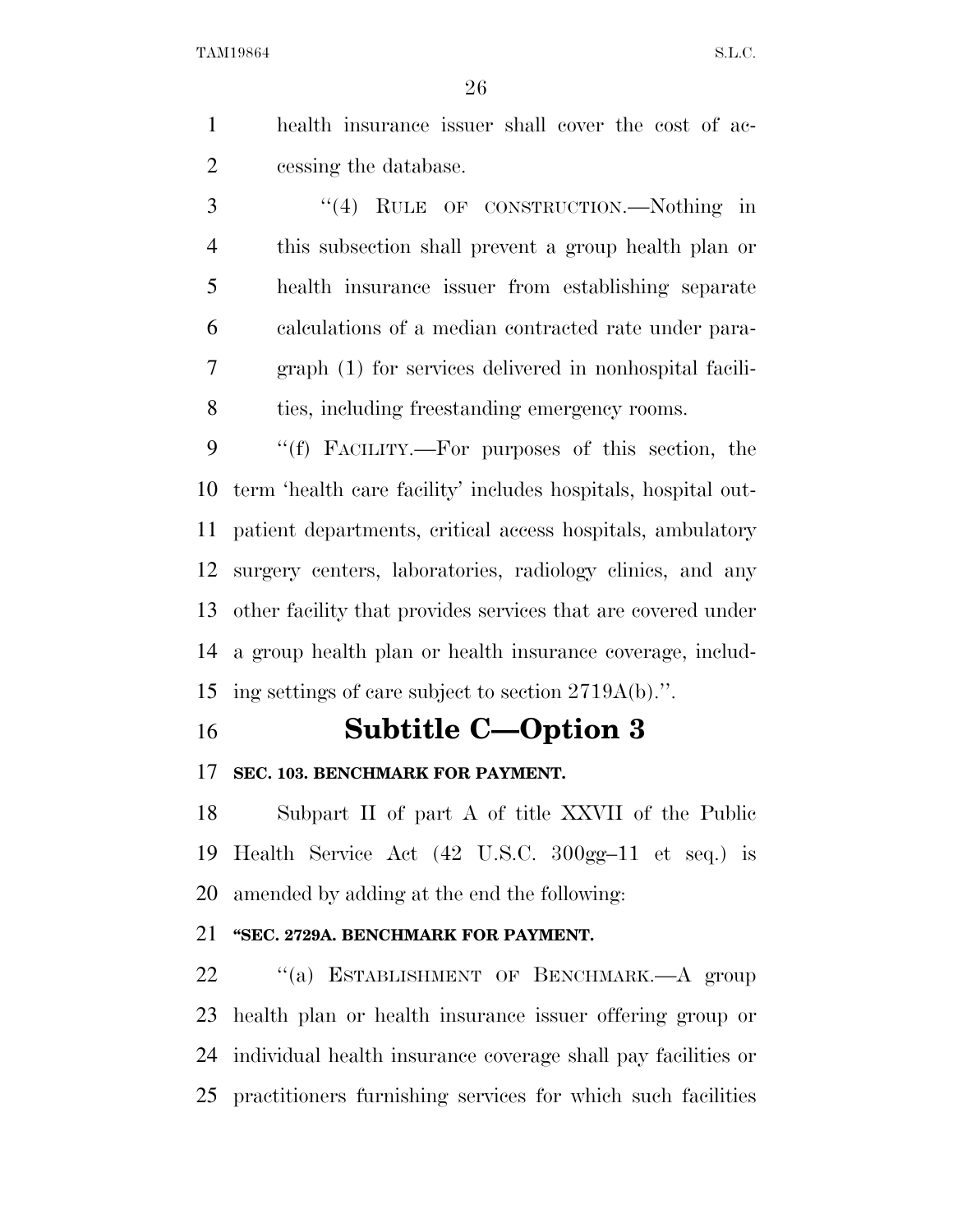health insurance issuer shall cover the cost of accessing the database.

''(4) RULE OF CONSTRUCTION.—Nothing in this subsection shall prevent a group health plan or health insurance issuer from establishing separate calculations of a median contracted rate under paragraph (1) for services delivered in nonhospital facilities, including freestanding emergency rooms.

''(f) FACILITY.—For purposes of this section, the term 'health care facility' includes hospitals, hospital outpatient departments, critical access hospitals, ambulatory surgery centers, laboratories, radiology clinics, and any other facility that provides services that are covered under a group health plan or health insurance coverage, including settings of care subject to section 2719A(b).''.

# Subtitle C—Option 3

### SEC. 103. BENCHMARK FOR PAYMENT.

Subpart II of part A of title XXVII of the Public Health Service Act (42 U.S.C. 300gg–11 et seq.) is amended by adding at the end the following:

### ''SEC. 2729A. BENCHMARK FOR PAYMENT.

''(a) ESTABLISHMENT OF BENCHMARK.—A group health plan or health insurance issuer offering group or individual health insurance coverage shall pay facilities or practitioners furnishing services for which such facilities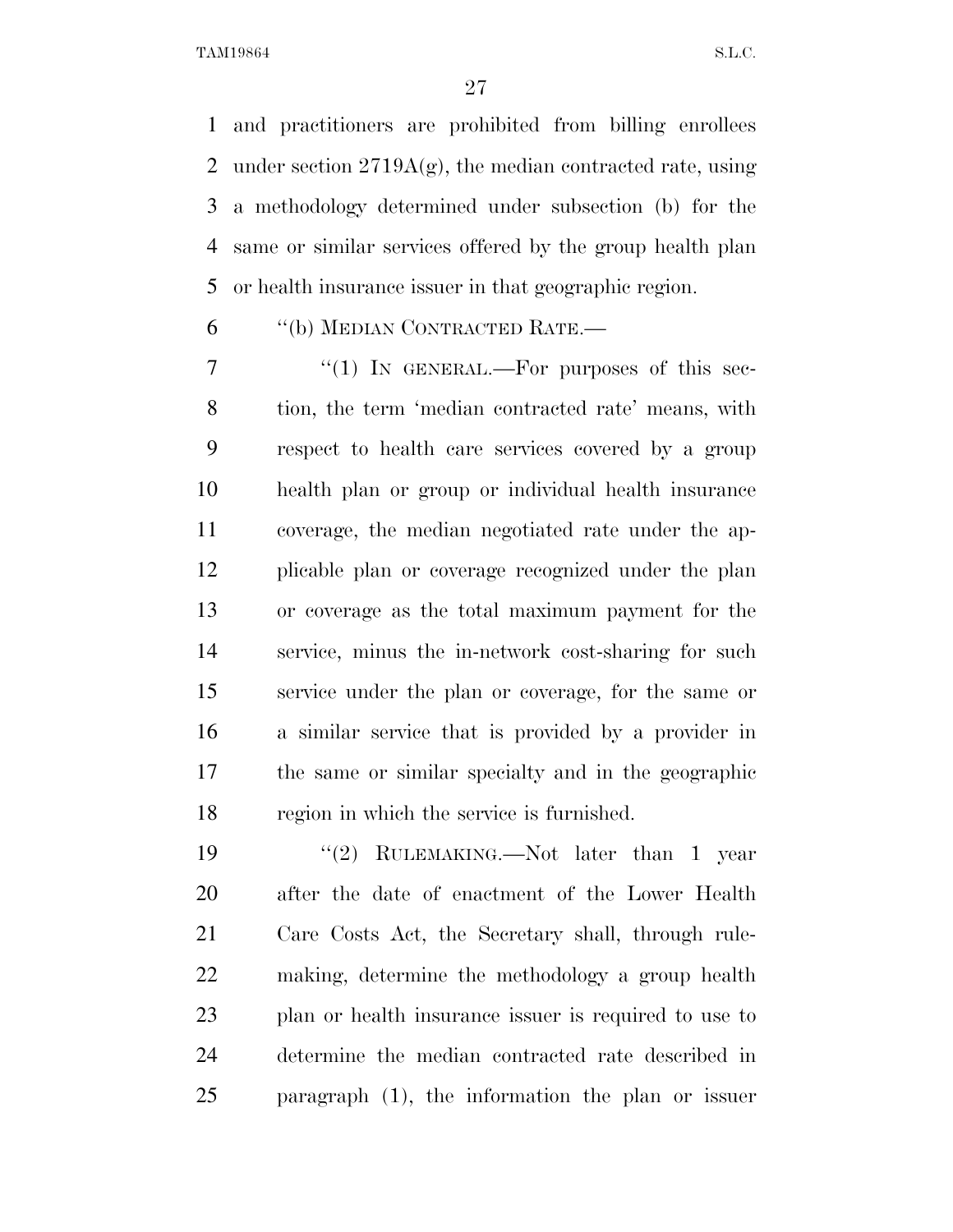and practitioners are prohibited from billing enrollees under section 2719A(g), the median contracted rate, using a methodology determined under subsection (b) for the same or similar services offered by the group health plan or health insurance issuer in that geographic region.

"(b) MEDIAN CONTRACTED RATE.—

"(1) IN GENERAL.—For purposes of this section, the term 'median contracted rate' means, with respect to health care services covered by a group health plan or group or individual health insurance coverage, the median negotiated rate under the applicable plan or coverage recognized under the plan or coverage as the total maximum payment for the service, minus the in-network cost-sharing for such service under the plan or coverage, for the same or a similar service that is provided by a provider in the same or similar specialty and in the geographic region in which the service is furnished.

"(2) RULEMAKING.—Not later than 1 year after the date of enactment of the Lower Health Care Costs Act, the Secretary shall, through rulemaking, determine the methodology a group health plan or health insurance issuer is required to use to determine the median contracted rate described in paragraph (1), the information the plan or issuer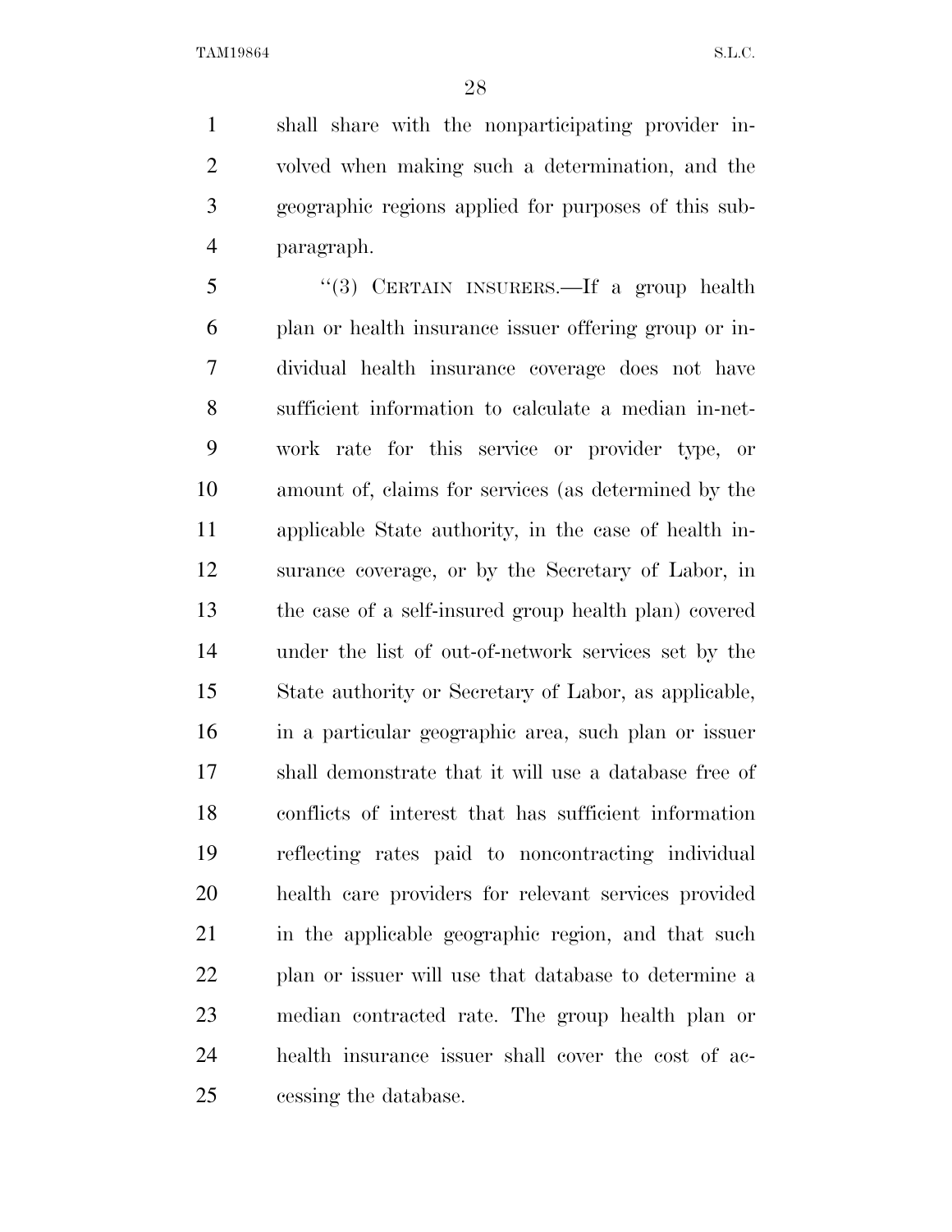shall share with the nonparticipating provider involved when making such a determination, and the geographic regions applied for purposes of this subparagraph.

"(3) CERTAIN INSURERS.—If a group health plan or health insurance issuer offering group or individual health insurance coverage does not have sufficient information to calculate a median in-network rate for this service or provider type, or amount of, claims for services (as determined by the applicable State authority, in the case of health insurance coverage, or by the Secretary of Labor, in the case of a self-insured group health plan) covered under the list of out-of-network services set by the State authority or Secretary of Labor, as applicable, in a particular geographic area, such plan or issuer shall demonstrate that it will use a database free of conflicts of interest that has sufficient information reflecting rates paid to noncontracting individual health care providers for relevant services provided in the applicable geographic region, and that such plan or issuer will use that database to determine a median contracted rate. The group health plan or health insurance issuer shall cover the cost of accessing the database.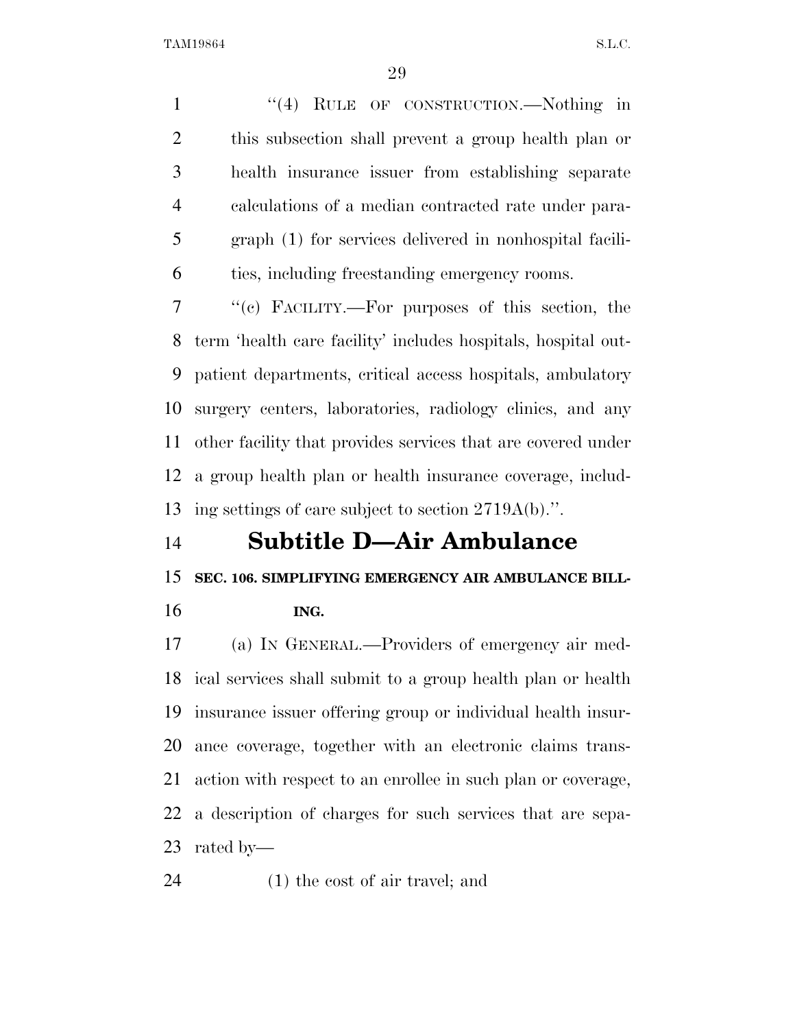"(4) RULE OF CONSTRUCTION.—Nothing in this subsection shall prevent a group health plan or health insurance issuer from establishing separate calculations of a median contracted rate under paragraph (1) for services delivered in nonhospital facilities, including freestanding emergency rooms.

"(c) FACILITY.—For purposes of this section, the term 'health care facility' includes hospitals, hospital outpatient departments, critical access hospitals, ambulatory surgery centers, laboratories, radiology clinics, and any other facility that provides services that are covered under a group health plan or health insurance coverage, including settings of care subject to section 2719A(b).".

# Subtitle D—Air Ambulance

**SEC. 106. SIMPLIFYING EMERGENCY AIR AMBULANCE BILLING.**

(a) IN GENERAL.—Providers of emergency air medical services shall submit to a group health plan or health insurance issuer offering group or individual health insurance coverage, together with an electronic claims transaction with respect to an enrollee in such plan or coverage, a description of charges for such services that are separated by—

(1) the cost of air travel; and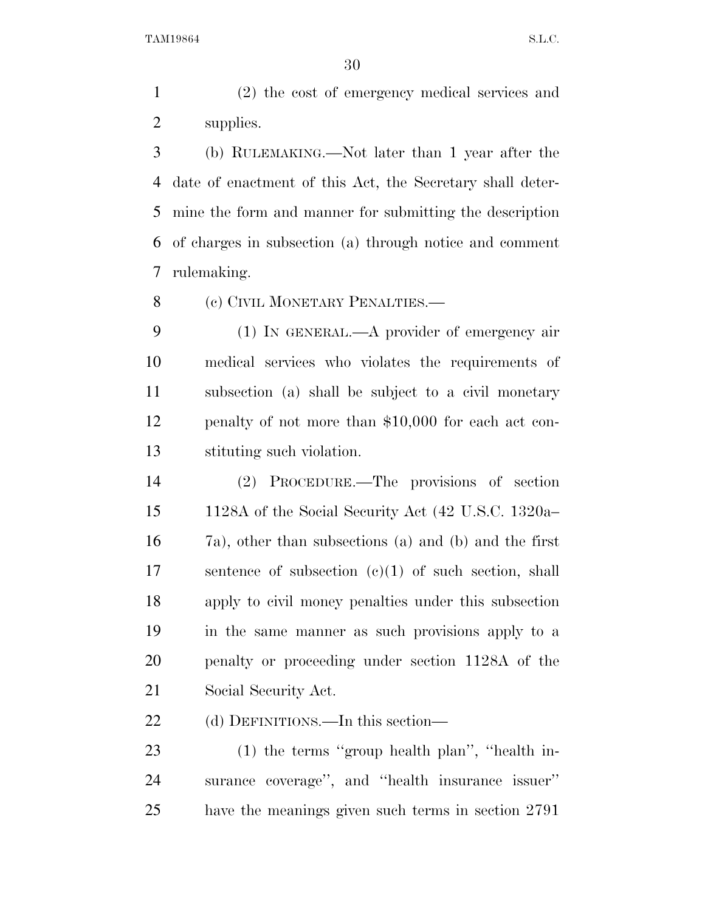(2) the cost of emergency medical services and supplies.

(b) RULEMAKING.—Not later than 1 year after the date of enactment of this Act, the Secretary shall determine the form and manner for submitting the description of charges in subsection (a) through notice and comment rulemaking.

(c) CIVIL MONETARY PENALTIES.—

(1) IN GENERAL.—A provider of emergency air medical services who violates the requirements of subsection (a) shall be subject to a civil monetary penalty of not more than $10,000 for each act constituting such violation.

(2) PROCEDURE.—The provisions of section 1128A of the Social Security Act (42 U.S.C. 1320a–7a), other than subsections (a) and (b) and the first sentence of subsection (c)(1) of such section, shall apply to civil money penalties under this subsection in the same manner as such provisions apply to a penalty or proceeding under section 1128A of the Social Security Act.

(d) DEFINITIONS.—In this section—

(1) the terms ''group health plan'', ''health insurance coverage'', and ''health insurance issuer'' have the meanings given such terms in section 2791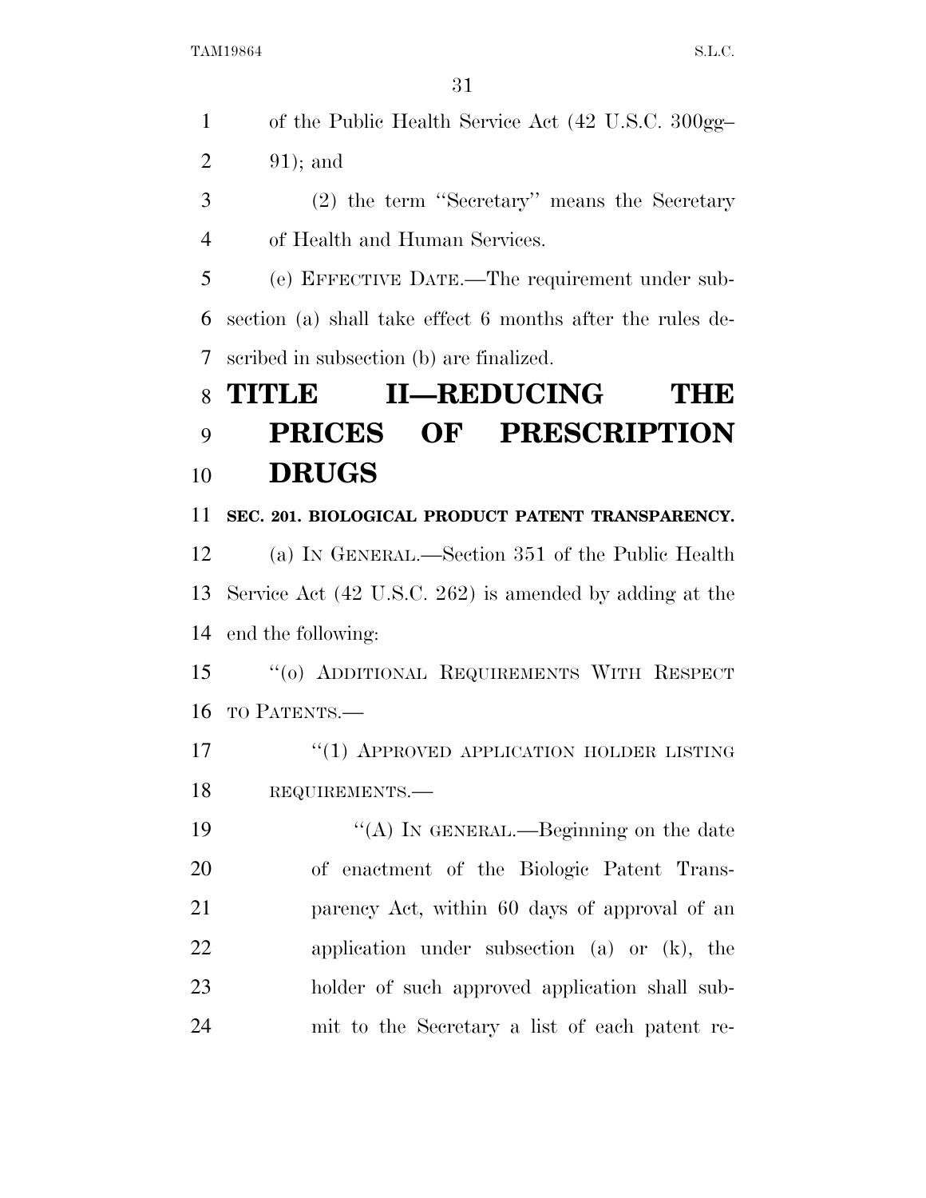of the Public Health Service Act (42 U.S.C. 300gg–91); and

(2) the term ''Secretary'' means the Secretary of Health and Human Services.

(e) EFFECTIVE DATE.—The requirement under subsection (a) shall take effect 6 months after the rules described in subsection (b) are finalized.

# TITLE II—REDUCING THE PRICES OF PRESCRIPTION DRUGS

**SEC. 201. BIOLOGICAL PRODUCT PATENT TRANSPARENCY.**

(a) IN GENERAL.—Section 351 of the Public Health Service Act (42 U.S.C. 262) is amended by adding at the end the following:

''(o) ADDITIONAL REQUIREMENTS WITH RESPECT TO PATENTS.—

''(1) APPROVED APPLICATION HOLDER LISTING REQUIREMENTS.—

''(A) IN GENERAL.—Beginning on the date of enactment of the Biologic Patent Transparency Act, within 60 days of approval of an application under subsection (a) or (k), the holder of such approved application shall submit to the Secretary a list of each patent re-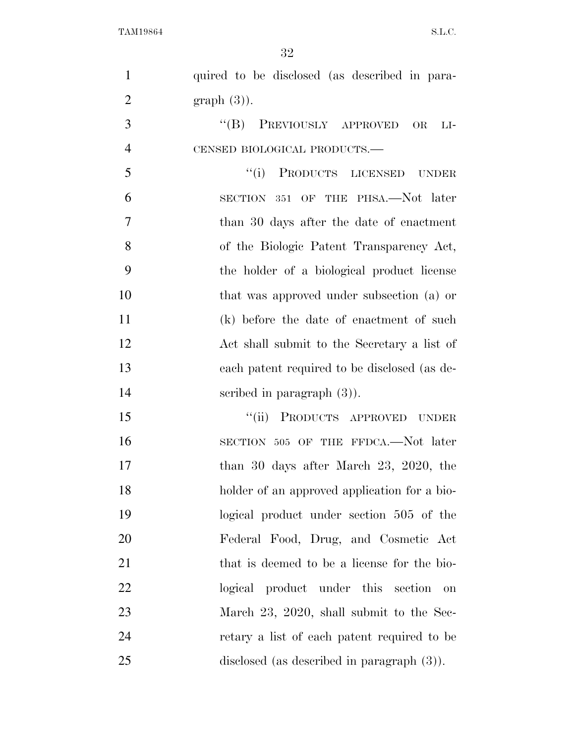quired to be disclosed (as described in paragraph (3)).

"(B) PREVIOUSLY APPROVED OR LICENSED BIOLOGICAL PRODUCTS.—

"(i) PRODUCTS LICENSED UNDER SECTION 351 OF THE PHSA.—Not later than 30 days after the date of enactment of the Biologic Patent Transparency Act, the holder of a biological product license that was approved under subsection (a) or (k) before the date of enactment of such Act shall submit to the Secretary a list of each patent required to be disclosed (as described in paragraph (3)).

"(ii) PRODUCTS APPROVED UNDER SECTION 505 OF THE FFDCA.—Not later than 30 days after March 23, 2020, the holder of an approved application for a biological product under section 505 of the Federal Food, Drug, and Cosmetic Act that is deemed to be a license for the biological product under this section on March 23, 2020, shall submit to the Secretary a list of each patent required to be disclosed (as described in paragraph (3)).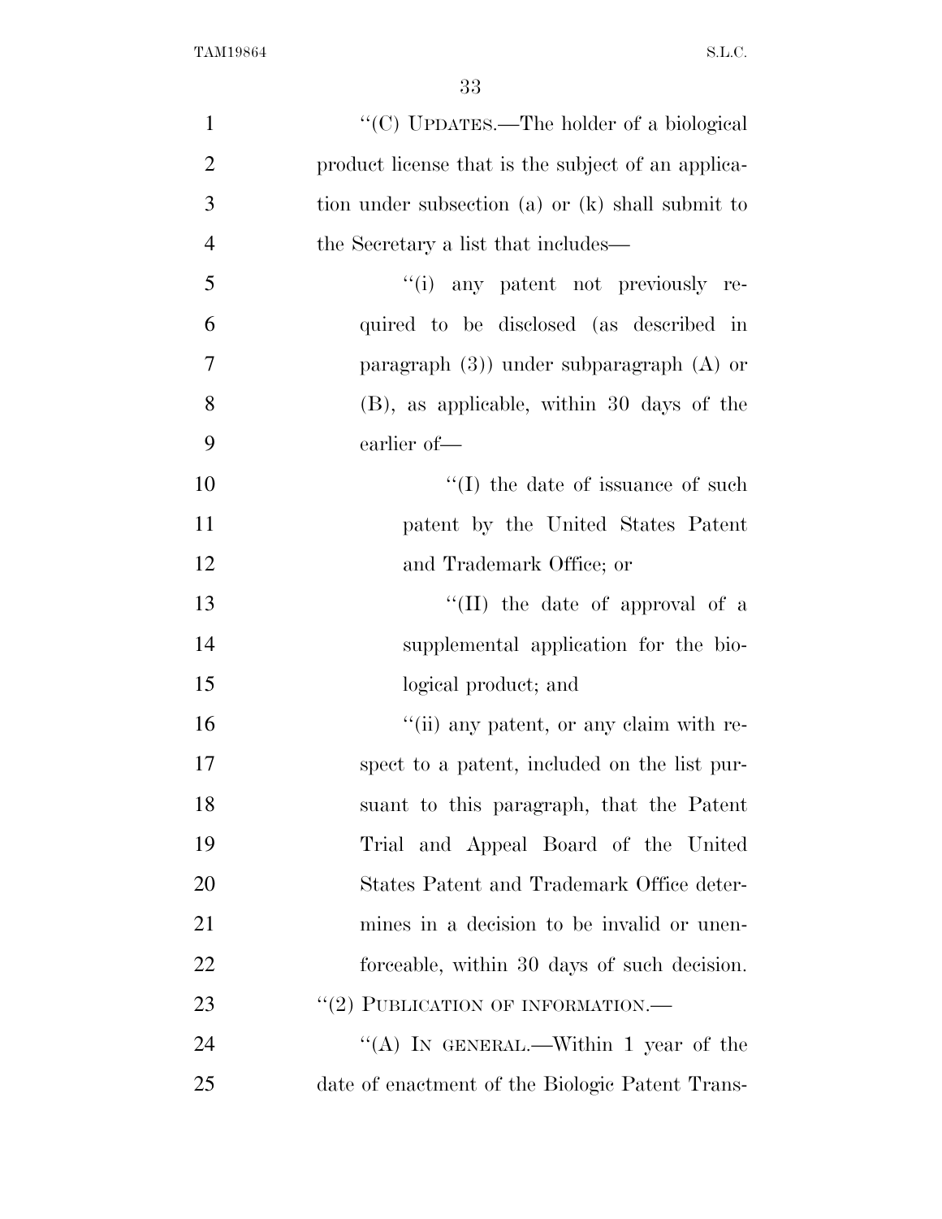"(C) UPDATES.—The holder of a biological product license that is the subject of an application under subsection (a) or (k) shall submit to the Secretary a list that includes—

"(i) any patent not previously required to be disclosed (as described in paragraph (3)) under subparagraph (A) or (B), as applicable, within 30 days of the earlier of—

"(I) the date of issuance of such patent by the United States Patent and Trademark Office; or

"(II) the date of approval of a supplemental application for the biological product; and

"(ii) any patent, or any claim with respect to a patent, included on the list pursuant to this paragraph, that the Patent Trial and Appeal Board of the United States Patent and Trademark Office determines in a decision to be invalid or unenforceable, within 30 days of such decision.

"(2) PUBLICATION OF INFORMATION.—

"(A) IN GENERAL.—Within 1 year of the date of enactment of the Biologic Patent Trans-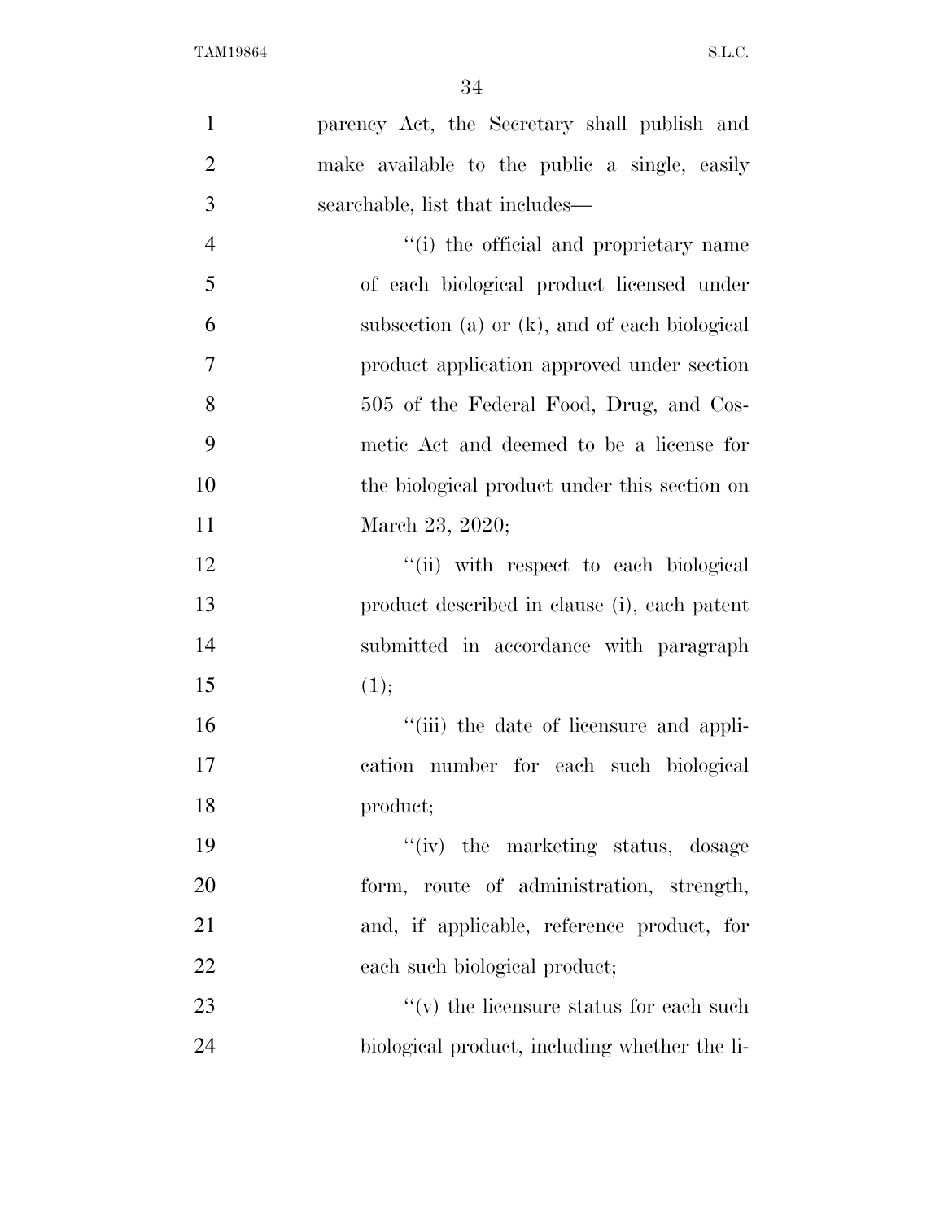parency Act, the Secretary shall publish and make available to the public a single, easily searchable, list that includes—

''(i) the official and proprietary name of each biological product licensed under subsection (a) or (k), and of each biological product application approved under section 505 of the Federal Food, Drug, and Cosmetic Act and deemed to be a license for the biological product under this section on March 23, 2020;

''(ii) with respect to each biological product described in clause (i), each patent submitted in accordance with paragraph (1);

''(iii) the date of licensure and application number for each such biological product;

''(iv) the marketing status, dosage form, route of administration, strength, and, if applicable, reference product, for each such biological product;

''(v) the licensure status for each such biological product, including whether the li-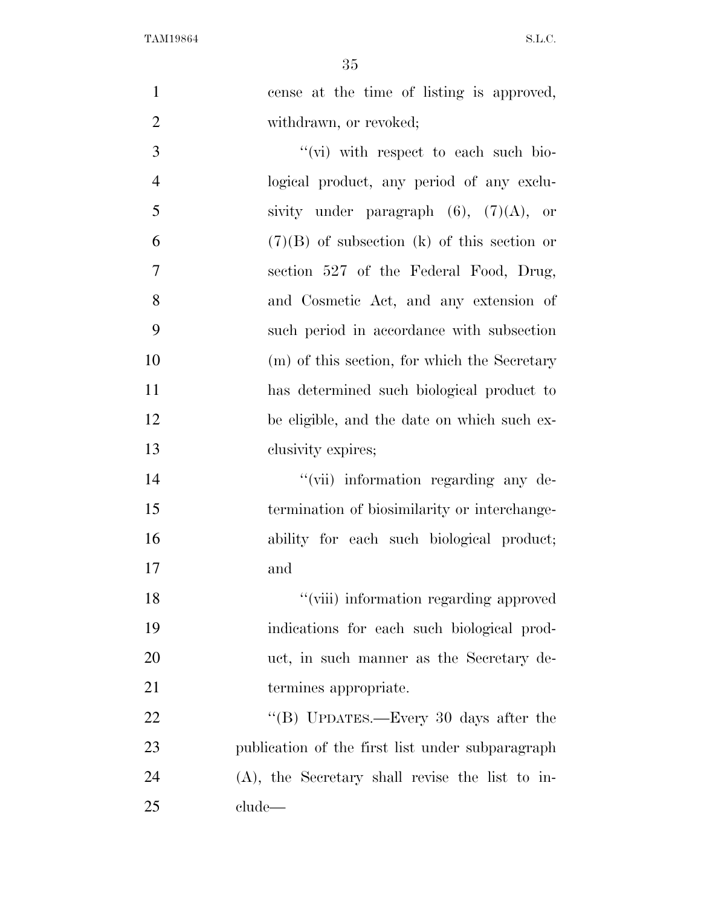cense at the time of listing is approved, withdrawn, or revoked;

''(vi) with respect to each such biological product, any period of any exclusivity under paragraph (6), (7)(A), or (7)(B) of subsection (k) of this section or section 527 of the Federal Food, Drug, and Cosmetic Act, and any extension of such period in accordance with subsection (m) of this section, for which the Secretary has determined such biological product to be eligible, and the date on which such exclusivity expires;

''(vii) information regarding any determination of biosimilarity or interchangeability for each such biological product; and

''(viii) information regarding approved indications for each such biological product, in such manner as the Secretary determines appropriate.

''(B) UPDATES.—Every 30 days after the publication of the first list under subparagraph (A), the Secretary shall revise the list to include—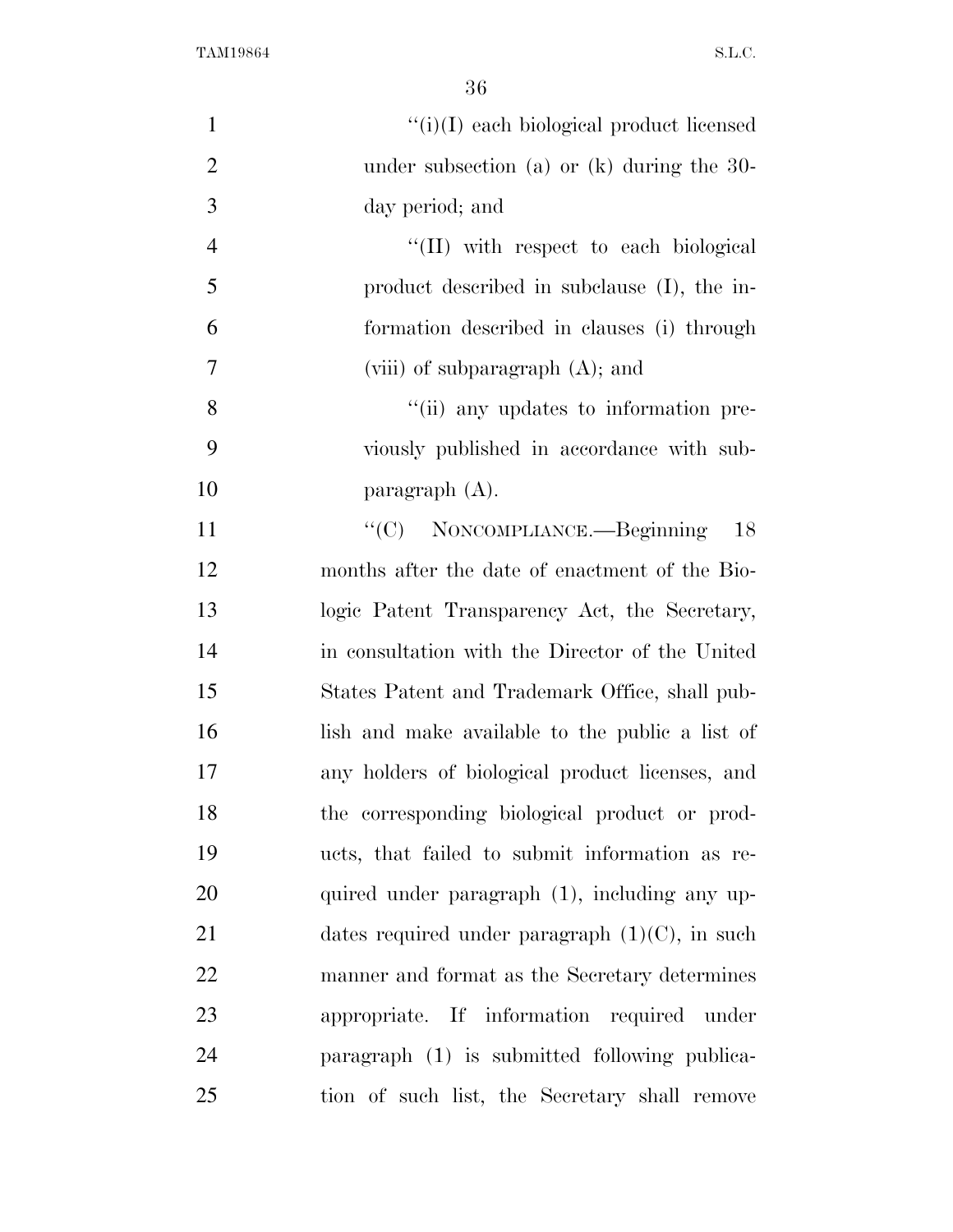''(i)(I) each biological product licensed under subsection (a) or (k) during the 30-day period; and

''(II) with respect to each biological product described in subclause (I), the information described in clauses (i) through (viii) of subparagraph (A); and

''(ii) any updates to information previously published in accordance with subparagraph (A).

''(C) NONCOMPLIANCE.—Beginning 18 months after the date of enactment of the Biologic Patent Transparency Act, the Secretary, in consultation with the Director of the United States Patent and Trademark Office, shall publish and make available to the public a list of any holders of biological product licenses, and the corresponding biological product or products, that failed to submit information as required under paragraph (1), including any updates required under paragraph (1)(C), in such manner and format as the Secretary determines appropriate. If information required under paragraph (1) is submitted following publication of such list, the Secretary shall remove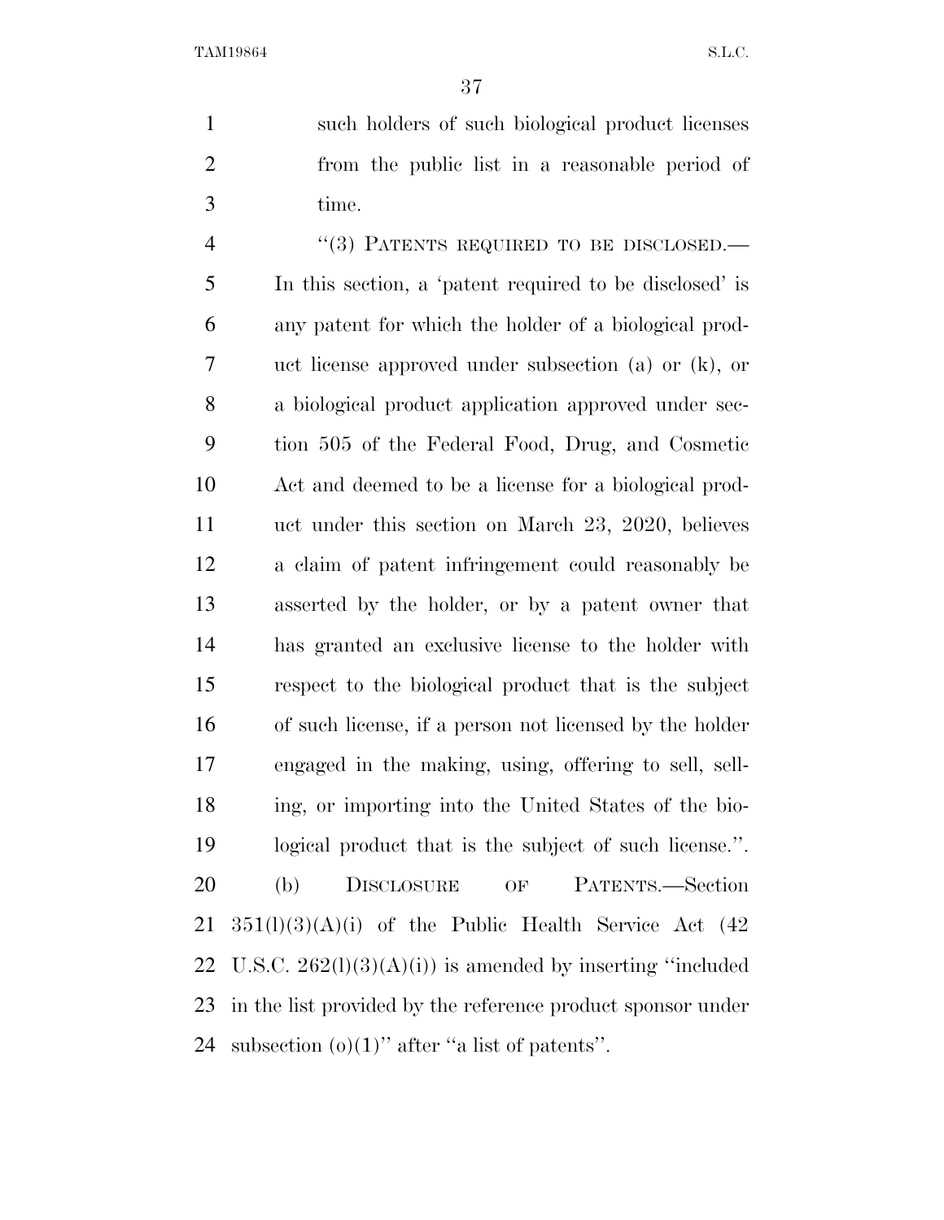such holders of such biological product licenses from the public list in a reasonable period of time.

"(3) PATENTS REQUIRED TO BE DISCLOSED.—In this section, a 'patent required to be disclosed' is any patent for which the holder of a biological product license approved under subsection (a) or (k), or a biological product application approved under section 505 of the Federal Food, Drug, and Cosmetic Act and deemed to be a license for a biological product under this section on March 23, 2020, believes a claim of patent infringement could reasonably be asserted by the holder, or by a patent owner that has granted an exclusive license to the holder with respect to the biological product that is the subject of such license, if a person not licensed by the holder engaged in the making, using, offering to sell, selling, or importing into the United States of the biological product that is the subject of such license.".

(b) DISCLOSURE OF PATENTS.—Section 351(l)(3)(A)(i) of the Public Health Service Act (42 U.S.C. 262(l)(3)(A)(i)) is amended by inserting "included in the list provided by the reference product sponsor under subsection (o)(1)" after "a list of patents".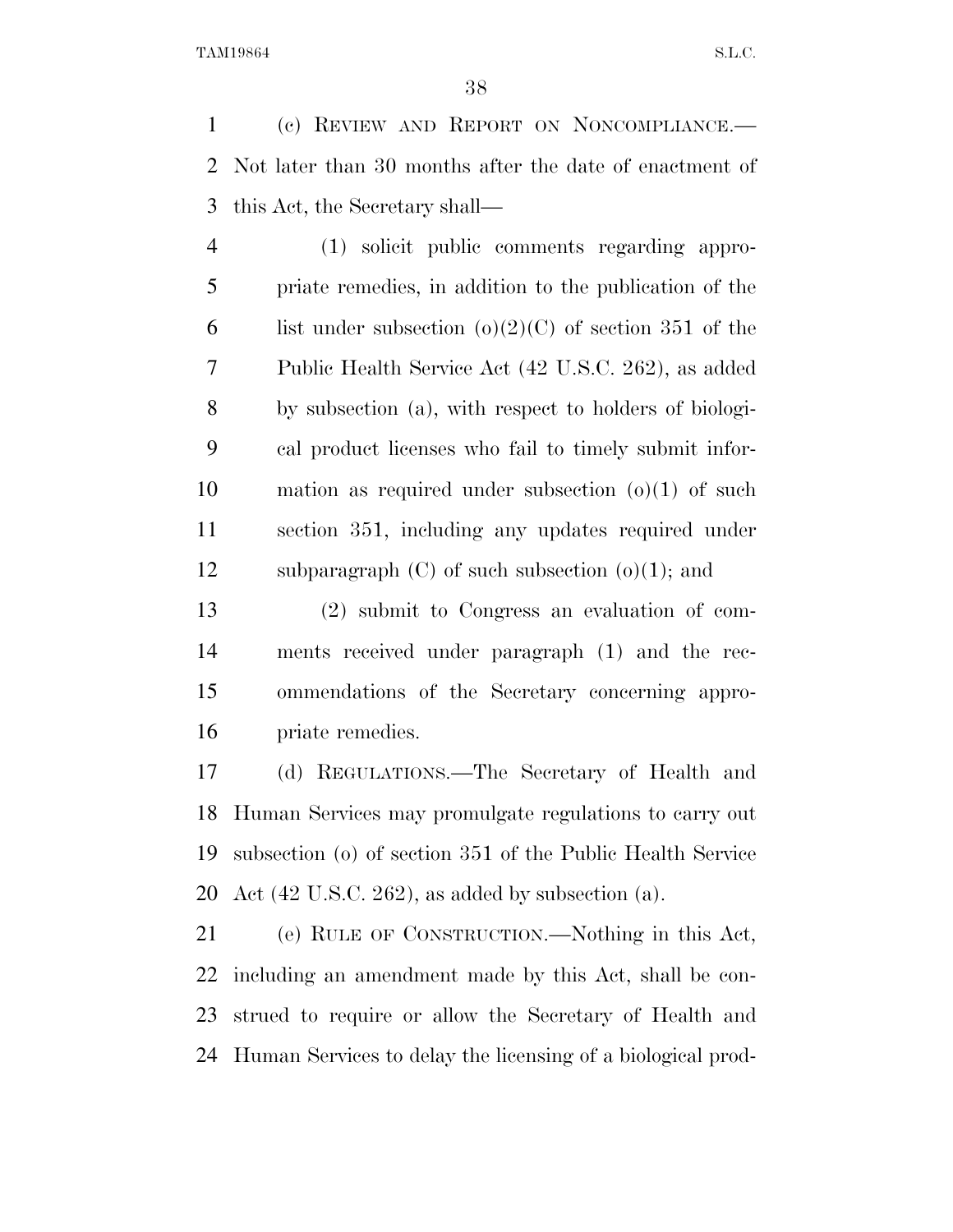(c) REVIEW AND REPORT ON NONCOMPLIANCE.—Not later than 30 months after the date of enactment of this Act, the Secretary shall—

(1) solicit public comments regarding appropriate remedies, in addition to the publication of the list under subsection (o)(2)(C) of section 351 of the Public Health Service Act (42 U.S.C. 262), as added by subsection (a), with respect to holders of biological product licenses who fail to timely submit information as required under subsection (o)(1) of such section 351, including any updates required under subparagraph (C) of such subsection (o)(1); and

(2) submit to Congress an evaluation of comments received under paragraph (1) and the recommendations of the Secretary concerning appropriate remedies.

(d) REGULATIONS.—The Secretary of Health and Human Services may promulgate regulations to carry out subsection (o) of section 351 of the Public Health Service Act (42 U.S.C. 262), as added by subsection (a).

(e) RULE OF CONSTRUCTION.—Nothing in this Act, including an amendment made by this Act, shall be construed to require or allow the Secretary of Health and Human Services to delay the licensing of a biological prod-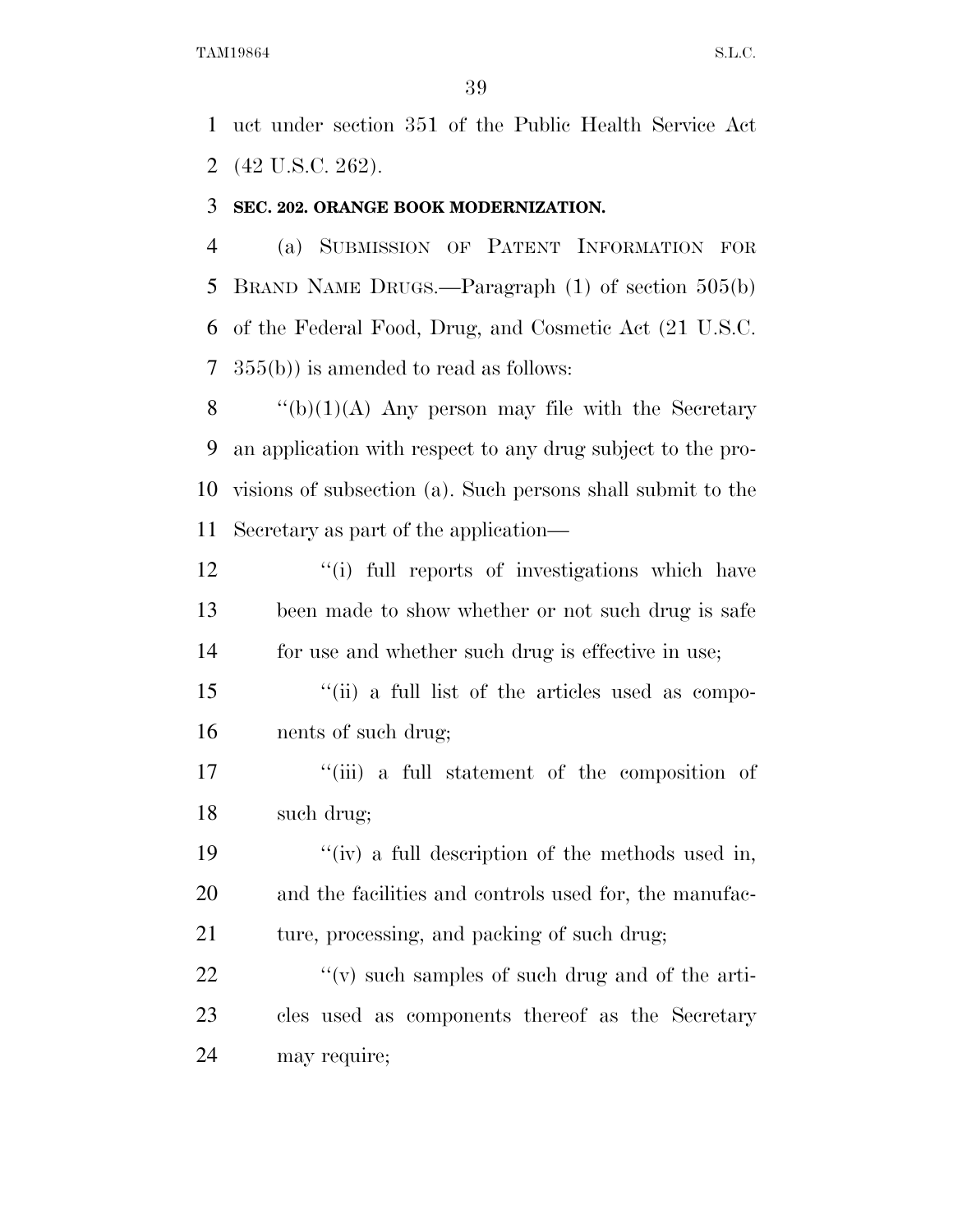uct under section 351 of the Public Health Service Act (42 U.S.C. 262).

**SEC. 202. ORANGE BOOK MODERNIZATION.**

(a) SUBMISSION OF PATENT INFORMATION FOR BRAND NAME DRUGS.—Paragraph (1) of section 505(b) of the Federal Food, Drug, and Cosmetic Act (21 U.S.C. 355(b)) is amended to read as follows:

''(b)(1)(A) Any person may file with the Secretary an application with respect to any drug subject to the provisions of subsection (a). Such persons shall submit to the Secretary as part of the application—

''(i) full reports of investigations which have been made to show whether or not such drug is safe for use and whether such drug is effective in use;

''(ii) a full list of the articles used as components of such drug;

''(iii) a full statement of the composition of such drug;

''(iv) a full description of the methods used in, and the facilities and controls used for, the manufacture, processing, and packing of such drug;

''(v) such samples of such drug and of the articles used as components thereof as the Secretary may require;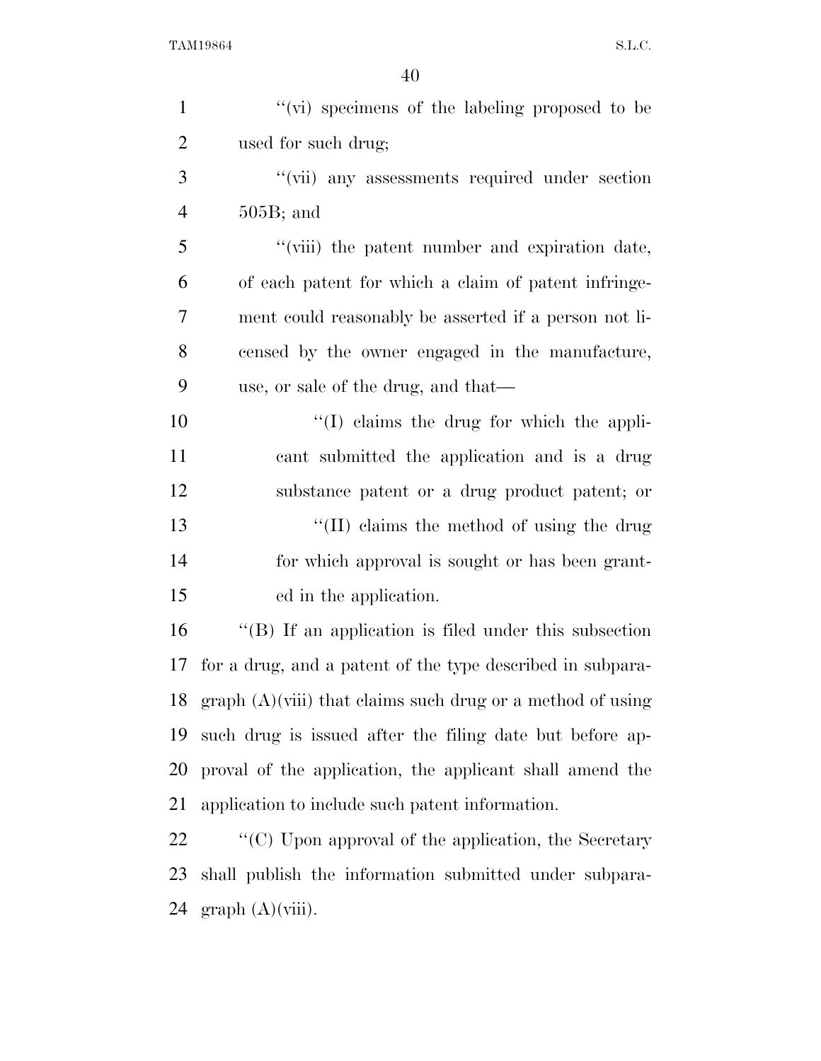''(vi) specimens of the labeling proposed to be used for such drug;

''(vii) any assessments required under section 505B; and

''(viii) the patent number and expiration date, of each patent for which a claim of patent infringement could reasonably be asserted if a person not licensed by the owner engaged in the manufacture, use, or sale of the drug, and that—

''(I) claims the drug for which the applicant submitted the application and is a drug substance patent or a drug product patent; or

''(II) claims the method of using the drug for which approval is sought or has been granted in the application.

''(B) If an application is filed under this subsection for a drug, and a patent of the type described in subparagraph (A)(viii) that claims such drug or a method of using such drug is issued after the filing date but before approval of the application, the applicant shall amend the application to include such patent information.

''(C) Upon approval of the application, the Secretary shall publish the information submitted under subparagraph (A)(viii).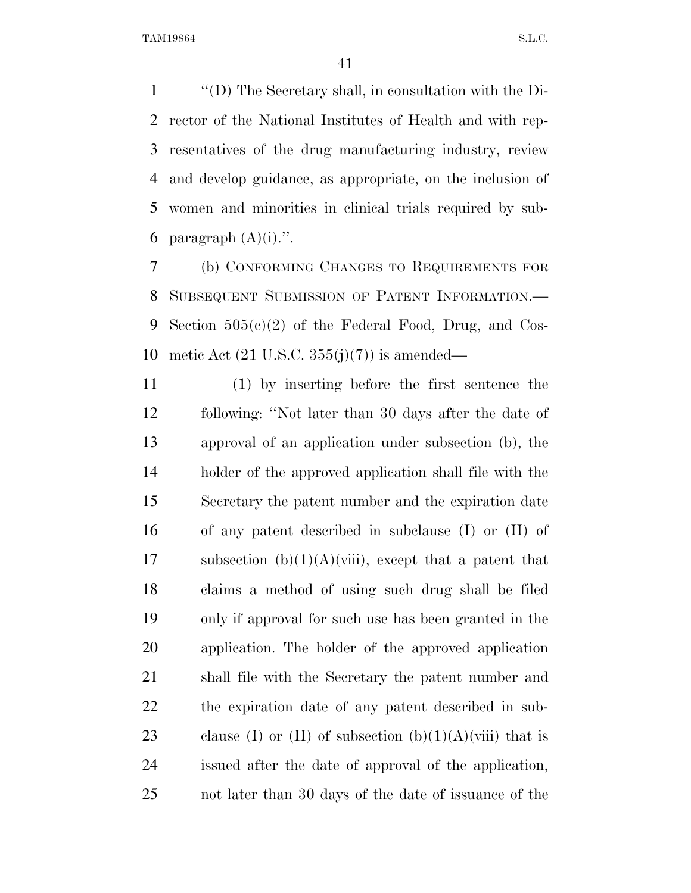"(D) The Secretary shall, in consultation with the Director of the National Institutes of Health and with representatives of the drug manufacturing industry, review and develop guidance, as appropriate, on the inclusion of women and minorities in clinical trials required by subparagraph (A)(i).".

(b) CONFORMING CHANGES TO REQUIREMENTS FOR SUBSEQUENT SUBMISSION OF PATENT INFORMATION.—Section 505(c)(2) of the Federal Food, Drug, and Cosmetic Act (21 U.S.C. 355(j)(7)) is amended—

(1) by inserting before the first sentence the following: "Not later than 30 days after the date of approval of an application under subsection (b), the holder of the approved application shall file with the Secretary the patent number and the expiration date of any patent described in subclause (I) or (II) of subsection (b)(1)(A)(viii), except that a patent that claims a method of using such drug shall be filed only if approval for such use has been granted in the application. The holder of the approved application shall file with the Secretary the patent number and the expiration date of any patent described in subclause (I) or (II) of subsection (b)(1)(A)(viii) that is issued after the date of approval of the application, not later than 30 days of the date of issuance of the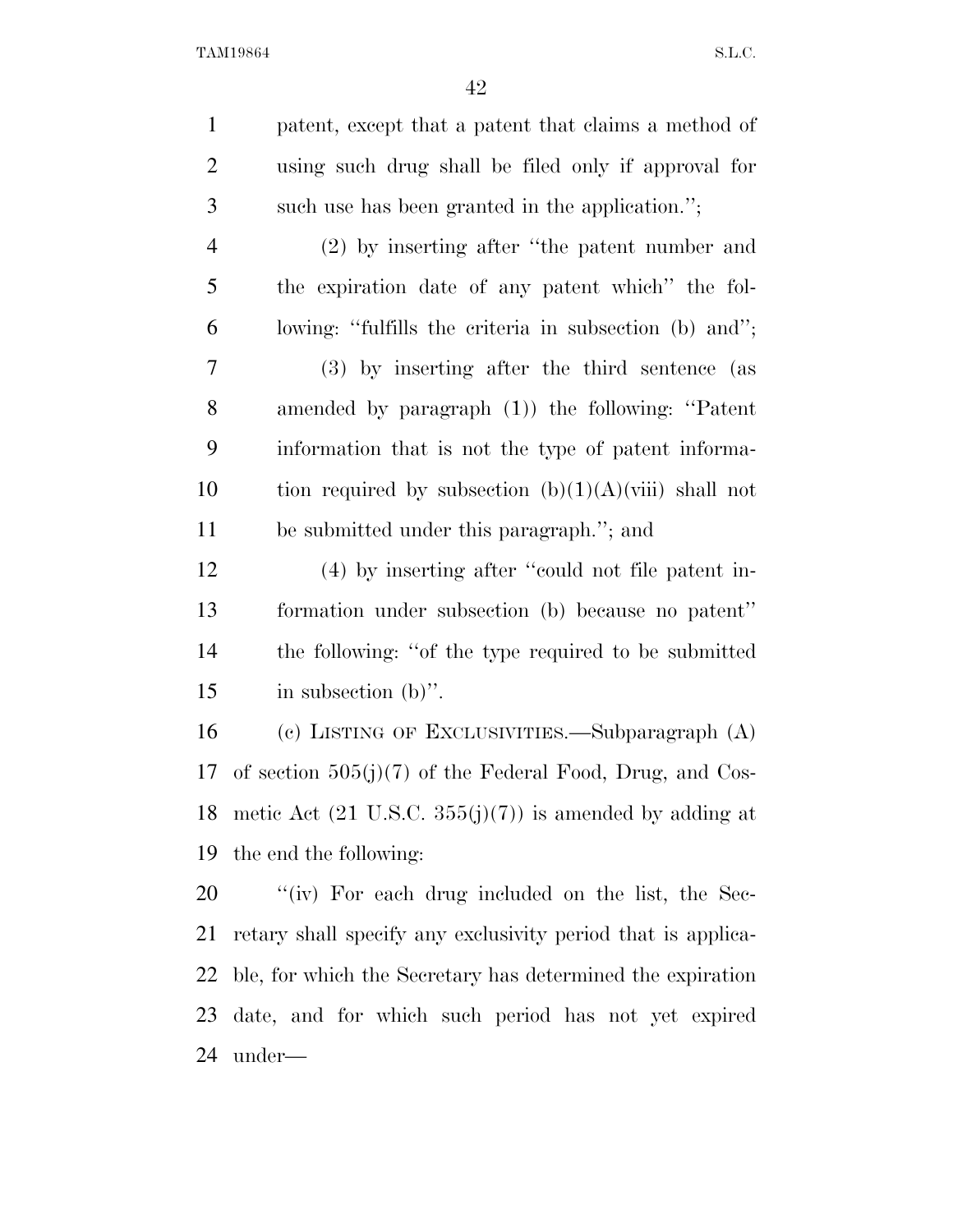patent, except that a patent that claims a method of using such drug shall be filed only if approval for such use has been granted in the application.'';

(2) by inserting after ''the patent number and the expiration date of any patent which'' the following: ''fulfills the criteria in subsection (b) and'';

(3) by inserting after the third sentence (as amended by paragraph (1)) the following: ''Patent information that is not the type of patent information required by subsection (b)(1)(A)(viii) shall not be submitted under this paragraph.''; and

(4) by inserting after ''could not file patent information under subsection (b) because no patent'' the following: ''of the type required to be submitted in subsection (b)''.

(c) LISTING OF EXCLUSIVITIES.—Subparagraph (A) of section 505(j)(7) of the Federal Food, Drug, and Cosmetic Act (21 U.S.C. 355(j)(7)) is amended by adding at the end the following:

''(iv) For each drug included on the list, the Secretary shall specify any exclusivity period that is applicable, for which the Secretary has determined the expiration date, and for which such period has not yet expired under—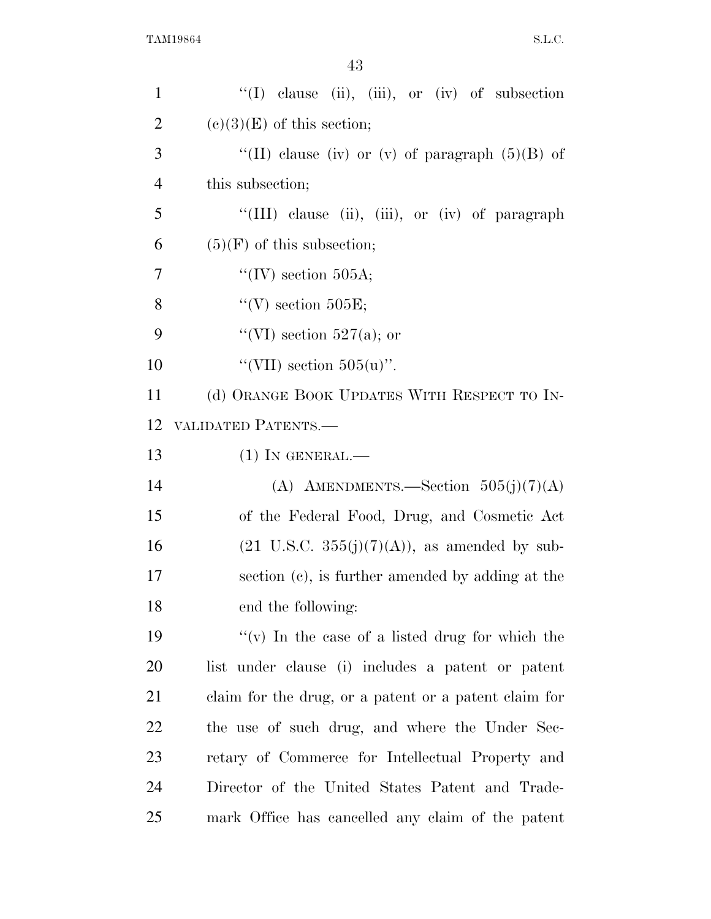"(I) clause (ii), (iii), or (iv) of subsection (c)(3)(E) of this section;

"(II) clause (iv) or (v) of paragraph (5)(B) of this subsection;

"(III) clause (ii), (iii), or (iv) of paragraph (5)(F) of this subsection;

"(IV) section 505A;

"(V) section 505E;

"(VI) section 527(a); or

"(VII) section 505(u)".

(d) ORANGE BOOK UPDATES WITH RESPECT TO INVALIDATED PATENTS.—

(1) IN GENERAL.—

(A) AMENDMENTS.—Section 505(j)(7)(A) of the Federal Food, Drug, and Cosmetic Act (21 U.S.C. 355(j)(7)(A)), as amended by subsection (c), is further amended by adding at the end the following:

"(v) In the case of a listed drug for which the list under clause (i) includes a patent or patent claim for the drug, or a patent or a patent claim for the use of such drug, and where the Under Secretary of Commerce for Intellectual Property and Director of the United States Patent and Trademark Office has cancelled any claim of the patent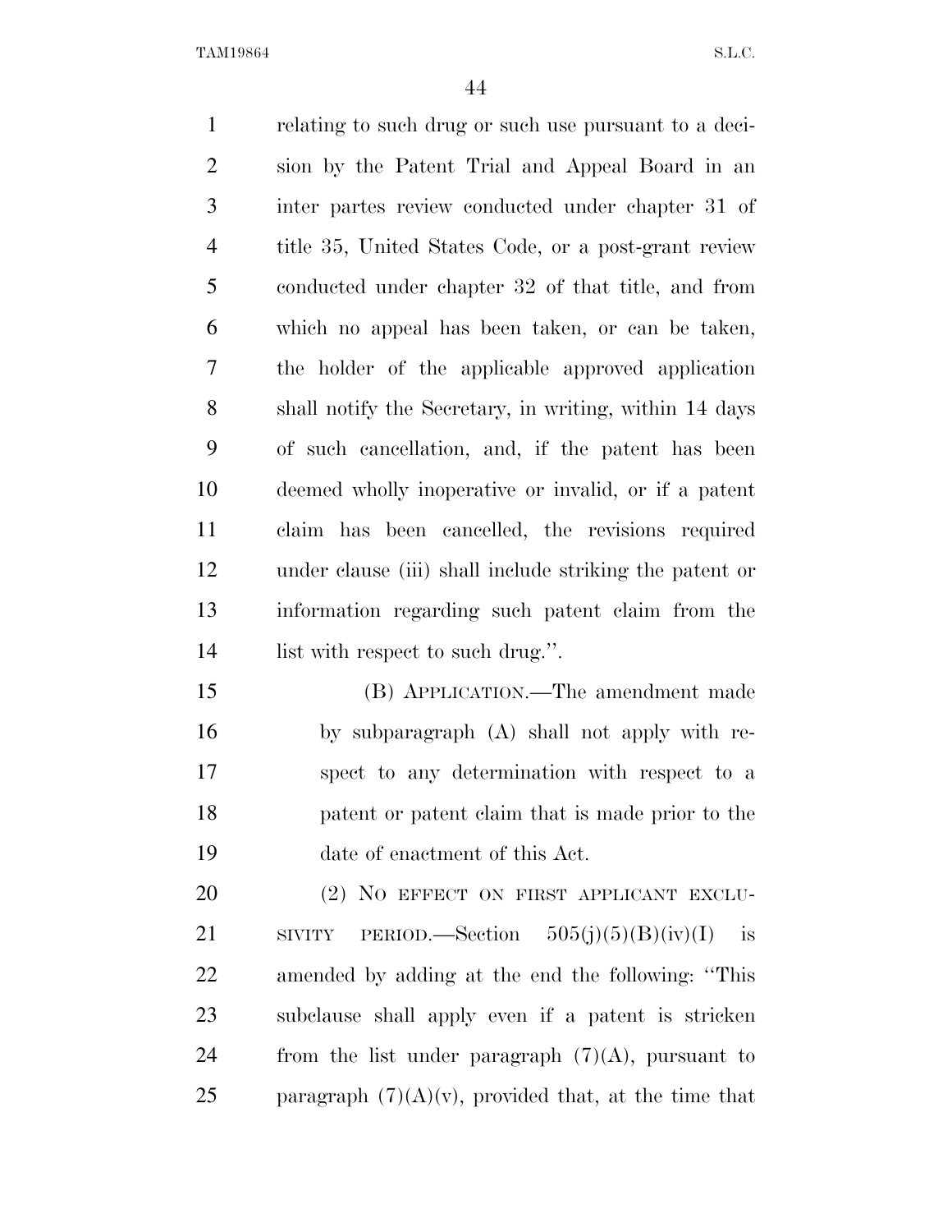relating to such drug or such use pursuant to a decision by the Patent Trial and Appeal Board in an inter partes review conducted under chapter 31 of title 35, United States Code, or a post-grant review conducted under chapter 32 of that title, and from which no appeal has been taken, or can be taken, the holder of the applicable approved application shall notify the Secretary, in writing, within 14 days of such cancellation, and, if the patent has been deemed wholly inoperative or invalid, or if a patent claim has been cancelled, the revisions required under clause (iii) shall include striking the patent or information regarding such patent claim from the list with respect to such drug.''.

(B) APPLICATION.—The amendment made by subparagraph (A) shall not apply with respect to any determination with respect to a patent or patent claim that is made prior to the date of enactment of this Act.

(2) NO EFFECT ON FIRST APPLICANT EXCLUSIVITY PERIOD.—Section 505(j)(5)(B)(iv)(I) is amended by adding at the end the following: ''This subclause shall apply even if a patent is stricken from the list under paragraph (7)(A), pursuant to paragraph (7)(A)(v), provided that, at the time that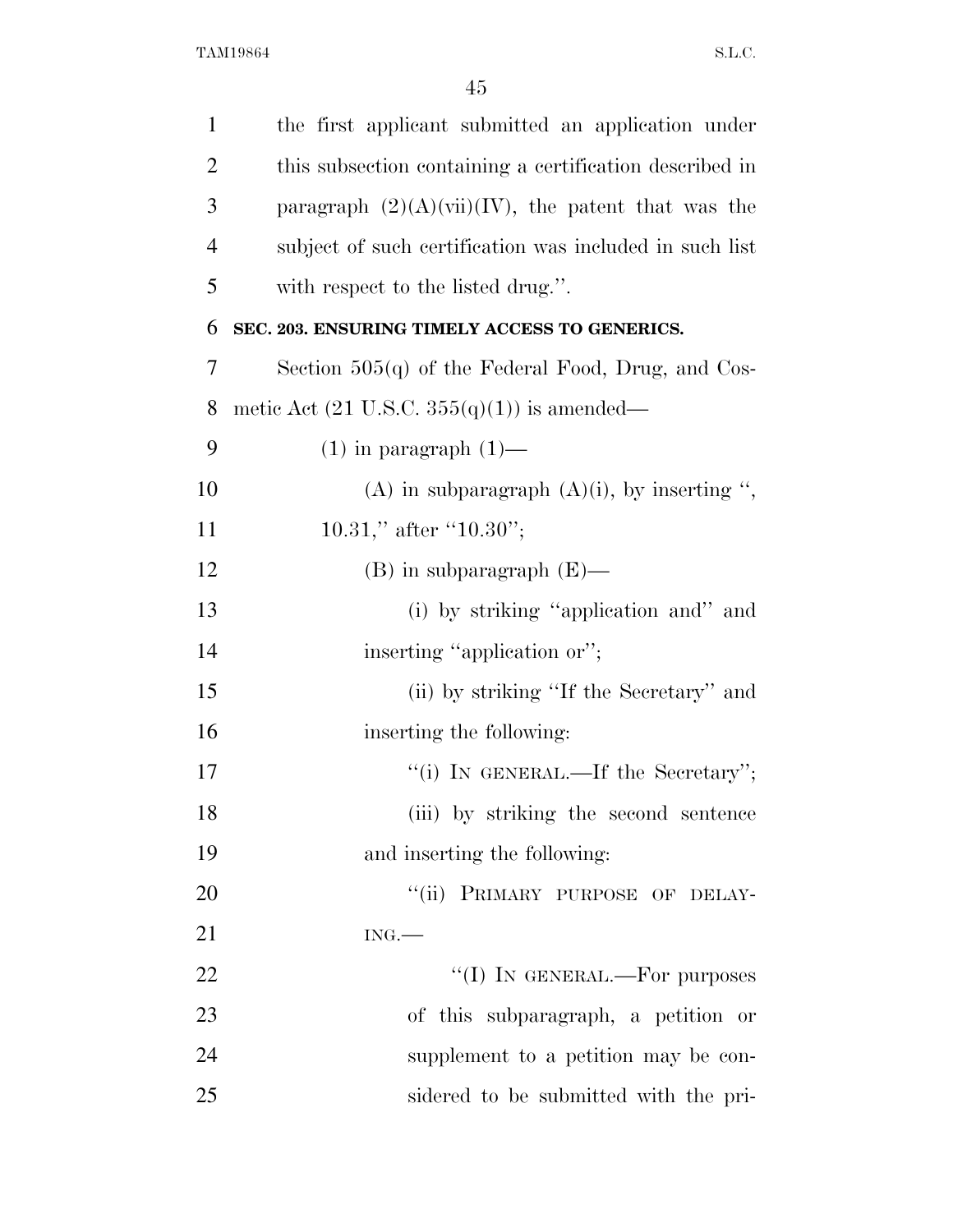the first applicant submitted an application under this subsection containing a certification described in paragraph (2)(A)(vii)(IV), the patent that was the subject of such certification was included in such list with respect to the listed drug.''.

**SEC. 203. ENSURING TIMELY ACCESS TO GENERICS.**

Section 505(q) of the Federal Food, Drug, and Cosmetic Act (21 U.S.C. 355(q)(1)) is amended—

(1) in paragraph (1)—

(A) in subparagraph (A)(i), by inserting '', 10.31,'' after ''10.30'';

(B) in subparagraph (E)—

(i) by striking ''application and'' and inserting ''application or'';

(ii) by striking ''If the Secretary'' and inserting the following:

''(i) IN GENERAL.—If the Secretary'';

(iii) by striking the second sentence and inserting the following:

''(ii) PRIMARY PURPOSE OF DELAYING.—

''(I) IN GENERAL.—For purposes of this subparagraph, a petition or supplement to a petition may be considered to be submitted with the pri-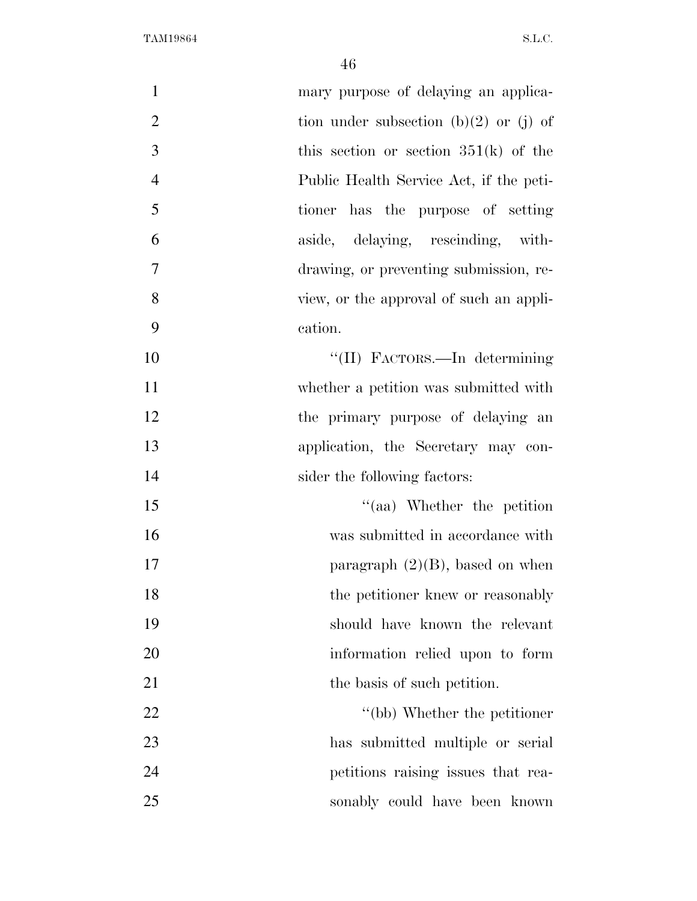mary purpose of delaying an application under subsection (b)(2) or (j) of this section or section 351(k) of the Public Health Service Act, if the petitioner has the purpose of setting aside, delaying, rescinding, withdrawing, or preventing submission, review, or the approval of such an application.

''(II) FACTORS.—In determining whether a petition was submitted with the primary purpose of delaying an application, the Secretary may consider the following factors:

''(aa) Whether the petition was submitted in accordance with paragraph (2)(B), based on when the petitioner knew or reasonably should have known the relevant information relied upon to form the basis of such petition.

''(bb) Whether the petitioner has submitted multiple or serial petitions raising issues that reasonably could have been known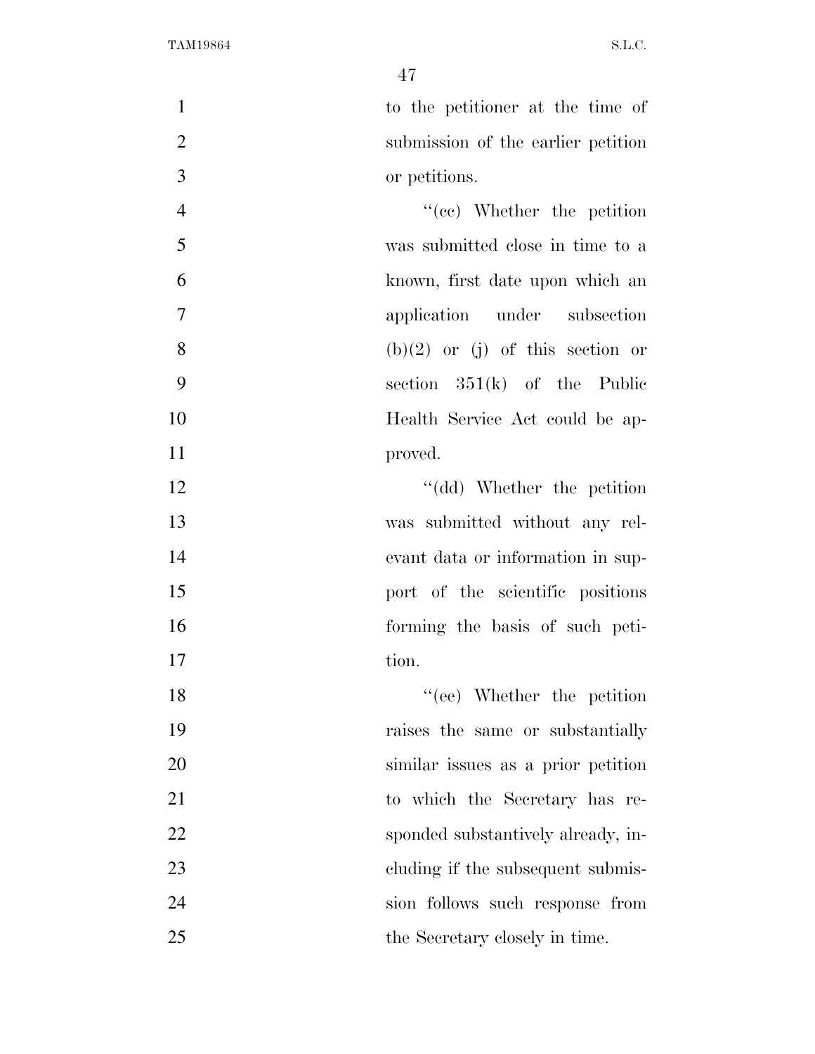to the petitioner at the time of submission of the earlier petition or petitions.

"(cc) Whether the petition was submitted close in time to a known, first date upon which an application under subsection (b)(2) or (j) of this section or section 351(k) of the Public Health Service Act could be approved.

"(dd) Whether the petition was submitted without any relevant data or information in support of the scientific positions forming the basis of such petition.

"(ee) Whether the petition raises the same or substantially similar issues as a prior petition to which the Secretary has responded substantively already, including if the subsequent submission follows such response from the Secretary closely in time.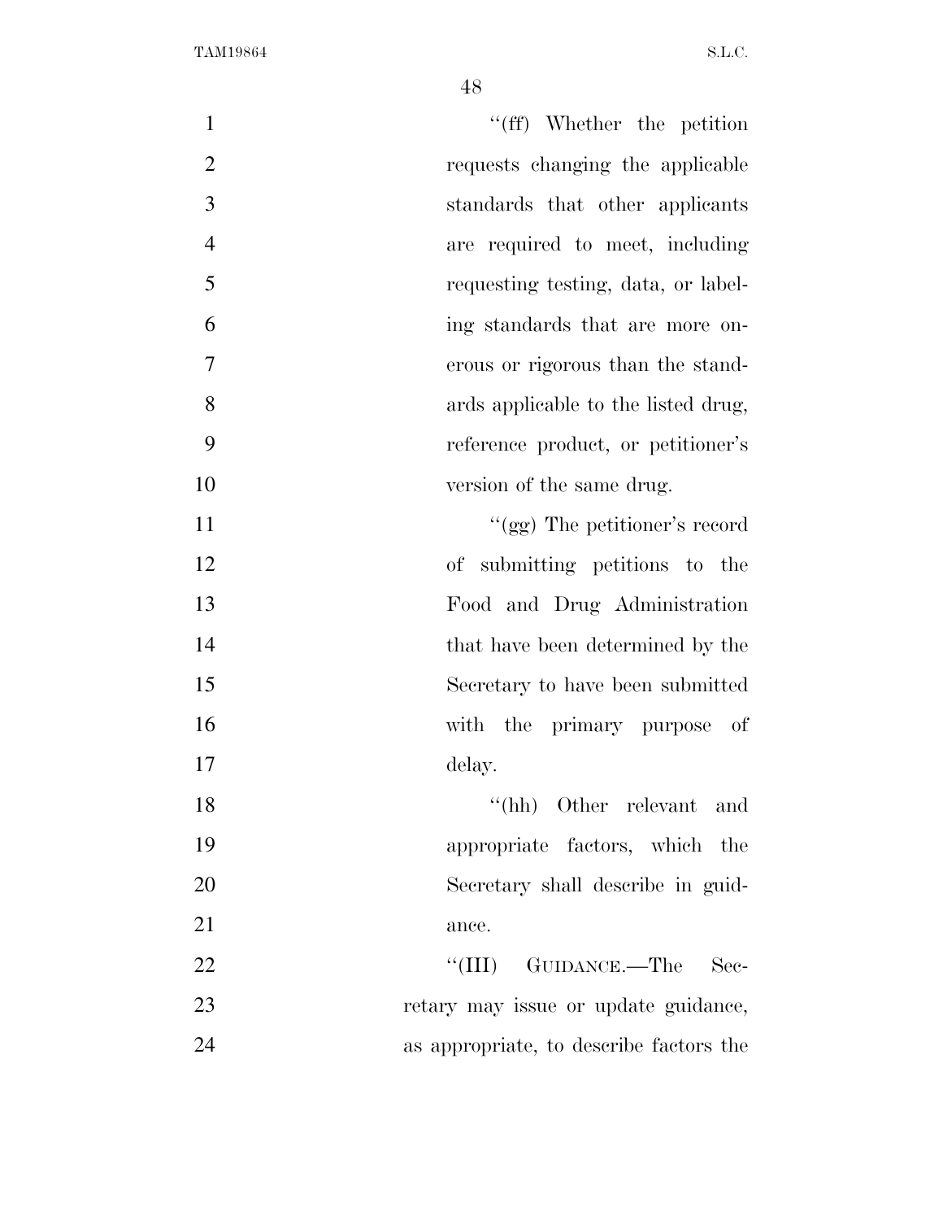"(ff) Whether the petition requests changing the applicable standards that other applicants are required to meet, including requesting testing, data, or labeling standards that are more onerous or rigorous than the standards applicable to the listed drug, reference product, or petitioner's version of the same drug.

"(gg) The petitioner's record of submitting petitions to the Food and Drug Administration that have been determined by the Secretary to have been submitted with the primary purpose of delay.

"(hh) Other relevant and appropriate factors, which the Secretary shall describe in guidance.

"(III) GUIDANCE.—The Secretary may issue or update guidance, as appropriate, to describe factors the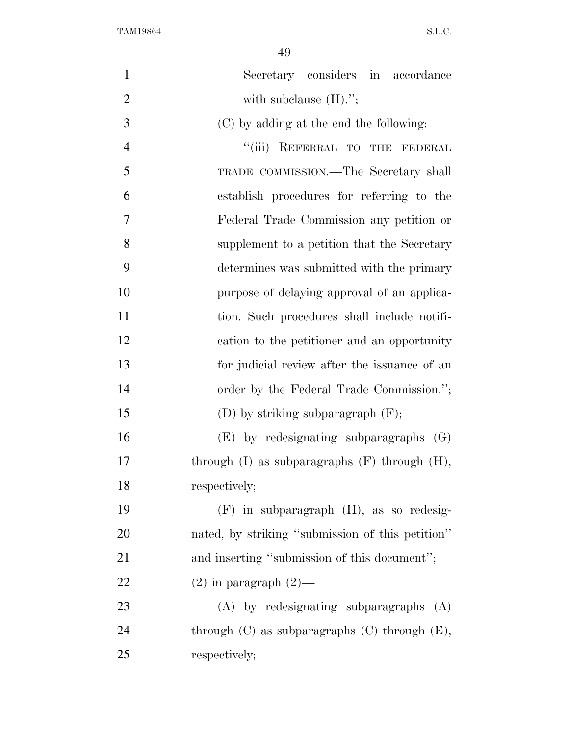Secretary considers in accordance with subclause (II).'';

(C) by adding at the end the following:

''(iii) REFERRAL TO THE FEDERAL TRADE COMMISSION.—The Secretary shall establish procedures for referring to the Federal Trade Commission any petition or supplement to a petition that the Secretary determines was submitted with the primary purpose of delaying approval of an application. Such procedures shall include notification to the petitioner and an opportunity for judicial review after the issuance of an order by the Federal Trade Commission.'';

(D) by striking subparagraph (F);

(E) by redesignating subparagraphs (G) through (I) as subparagraphs (F) through (H), respectively;

(F) in subparagraph (H), as so redesignated, by striking ''submission of this petition'' and inserting ''submission of this document'';

(2) in paragraph (2)—

(A) by redesignating subparagraphs (A) through (C) as subparagraphs (C) through (E), respectively;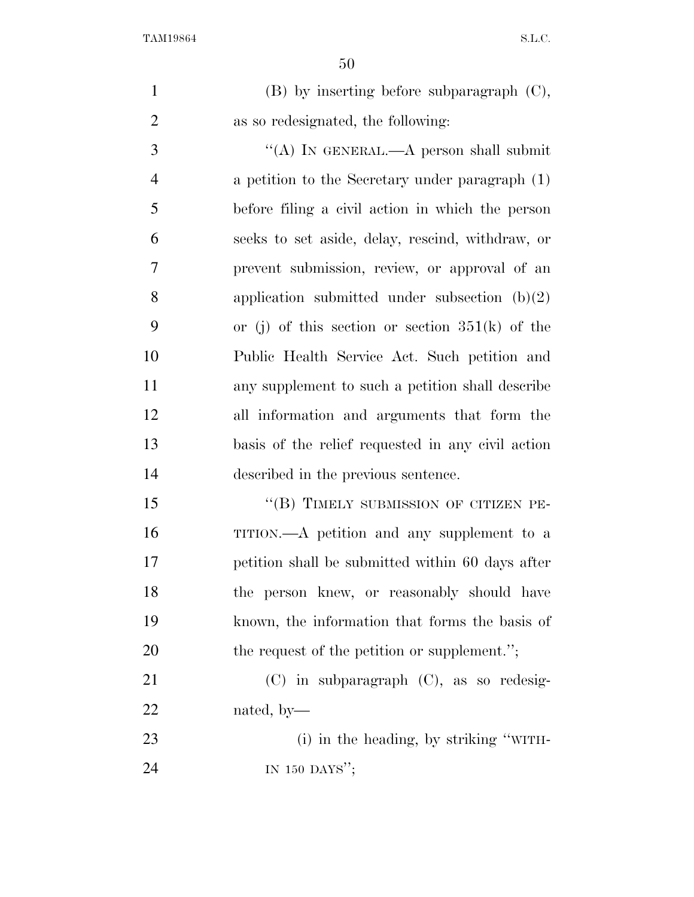(B) by inserting before subparagraph (C), as so redesignated, the following:

"(A) IN GENERAL.—A person shall submit a petition to the Secretary under paragraph (1) before filing a civil action in which the person seeks to set aside, delay, rescind, withdraw, or prevent submission, review, or approval of an application submitted under subsection (b)(2) or (j) of this section or section 351(k) of the Public Health Service Act. Such petition and any supplement to such a petition shall describe all information and arguments that form the basis of the relief requested in any civil action described in the previous sentence.

"(B) TIMELY SUBMISSION OF CITIZEN PETITION.—A petition and any supplement to a petition shall be submitted within 60 days after the person knew, or reasonably should have known, the information that forms the basis of the request of the petition or supplement.";

(C) in subparagraph (C), as so redesignated, by—

(i) in the heading, by striking "WITHIN 150 DAYS";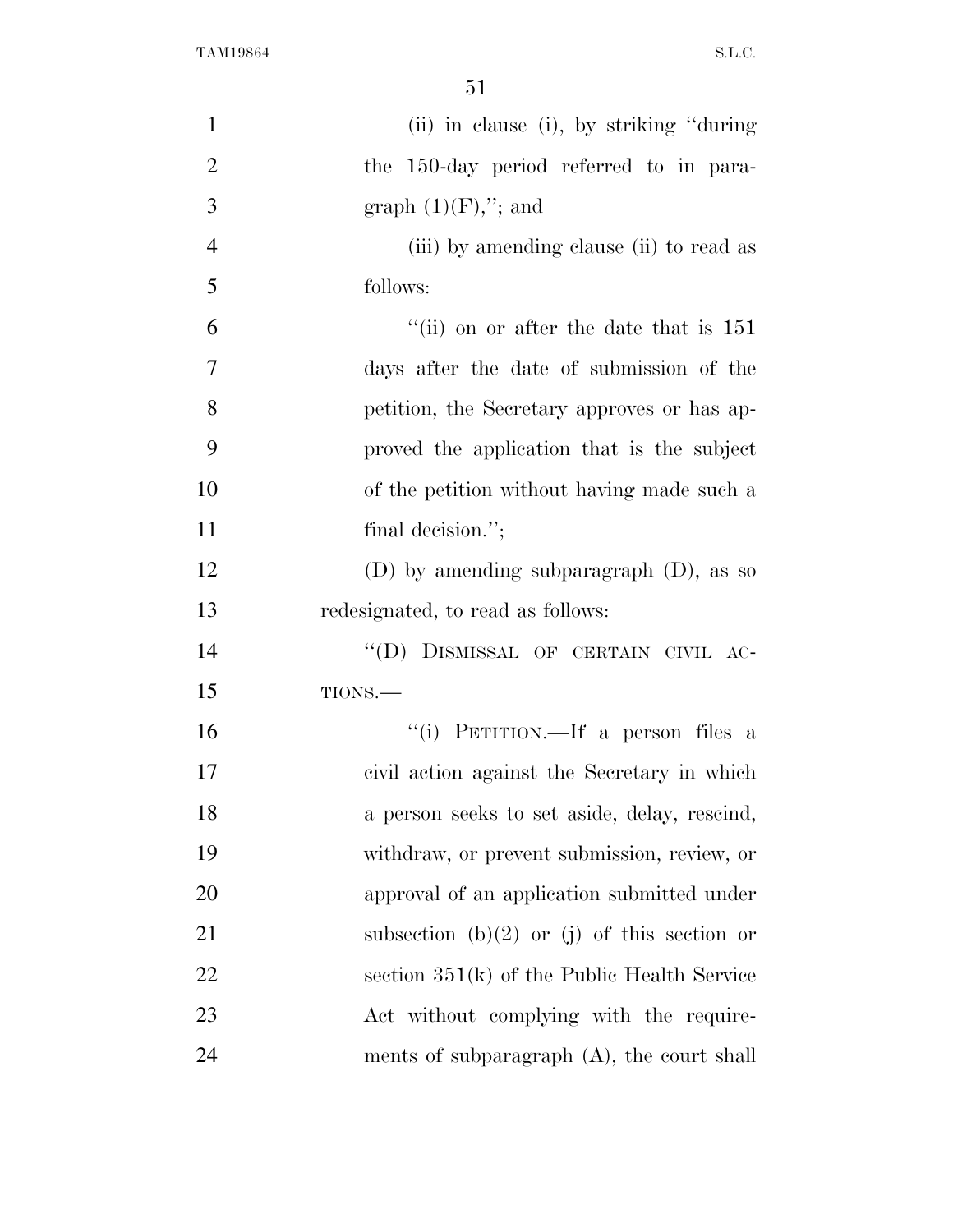(ii) in clause (i), by striking "during the 150-day period referred to in paragraph (1)(F),"; and

(iii) by amending clause (ii) to read as follows:

"(ii) on or after the date that is 151 days after the date of submission of the petition, the Secretary approves or has approved the application that is the subject of the petition without having made such a final decision.";

(D) by amending subparagraph (D), as so redesignated, to read as follows:

"(D) DISMISSAL OF CERTAIN CIVIL ACTIONS.—

"(i) PETITION.—If a person files a civil action against the Secretary in which a person seeks to set aside, delay, rescind, withdraw, or prevent submission, review, or approval of an application submitted under subsection (b)(2) or (j) of this section or section 351(k) of the Public Health Service Act without complying with the requirements of subparagraph (A), the court shall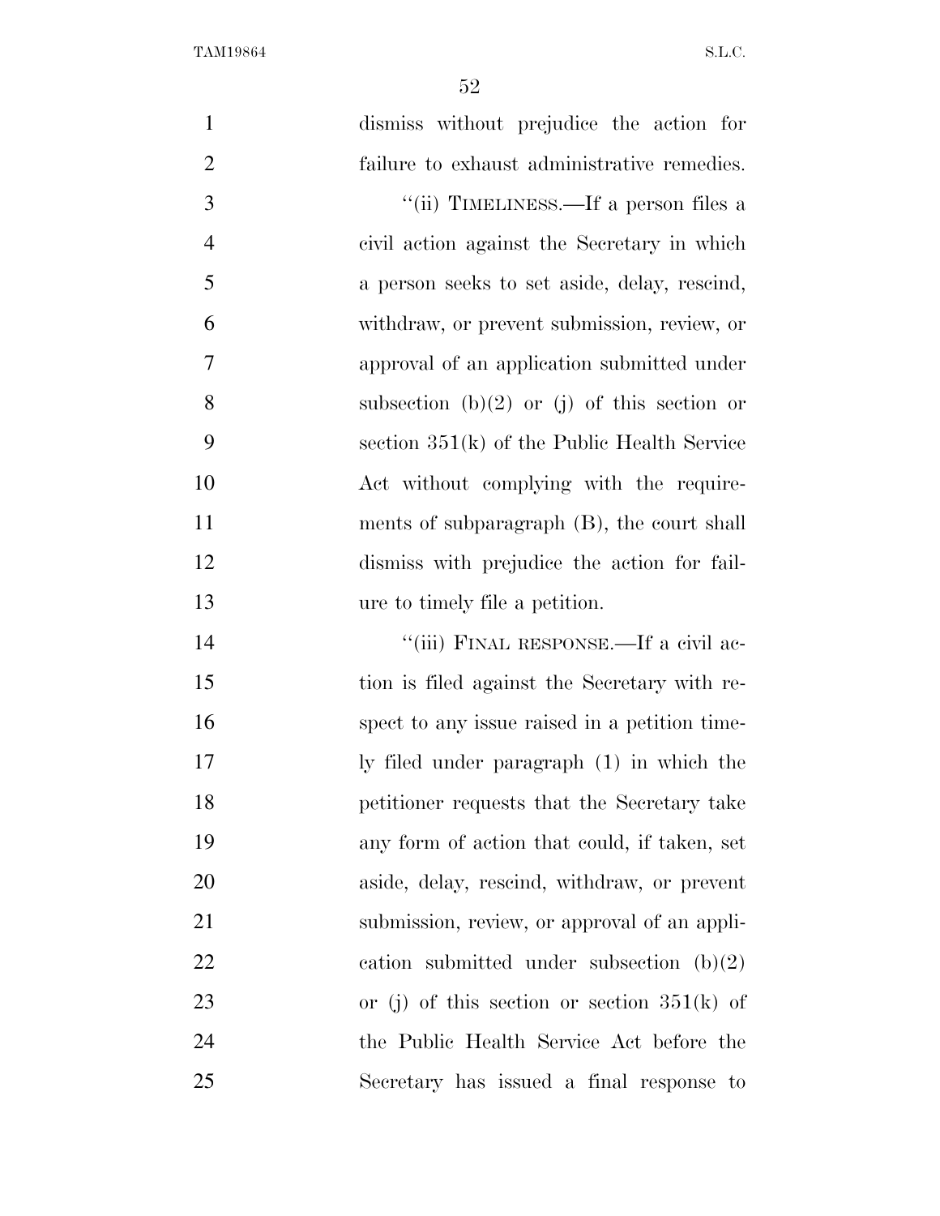dismiss without prejudice the action for failure to exhaust administrative remedies.

"(ii) TIMELINESS.—If a person files a civil action against the Secretary in which a person seeks to set aside, delay, rescind, withdraw, or prevent submission, review, or approval of an application submitted under subsection (b)(2) or (j) of this section or section 351(k) of the Public Health Service Act without complying with the requirements of subparagraph (B), the court shall dismiss with prejudice the action for failure to timely file a petition.

"(iii) FINAL RESPONSE.—If a civil action is filed against the Secretary with respect to any issue raised in a petition timely filed under paragraph (1) in which the petitioner requests that the Secretary take any form of action that could, if taken, set aside, delay, rescind, withdraw, or prevent submission, review, or approval of an application submitted under subsection (b)(2) or (j) of this section or section 351(k) of the Public Health Service Act before the Secretary has issued a final response to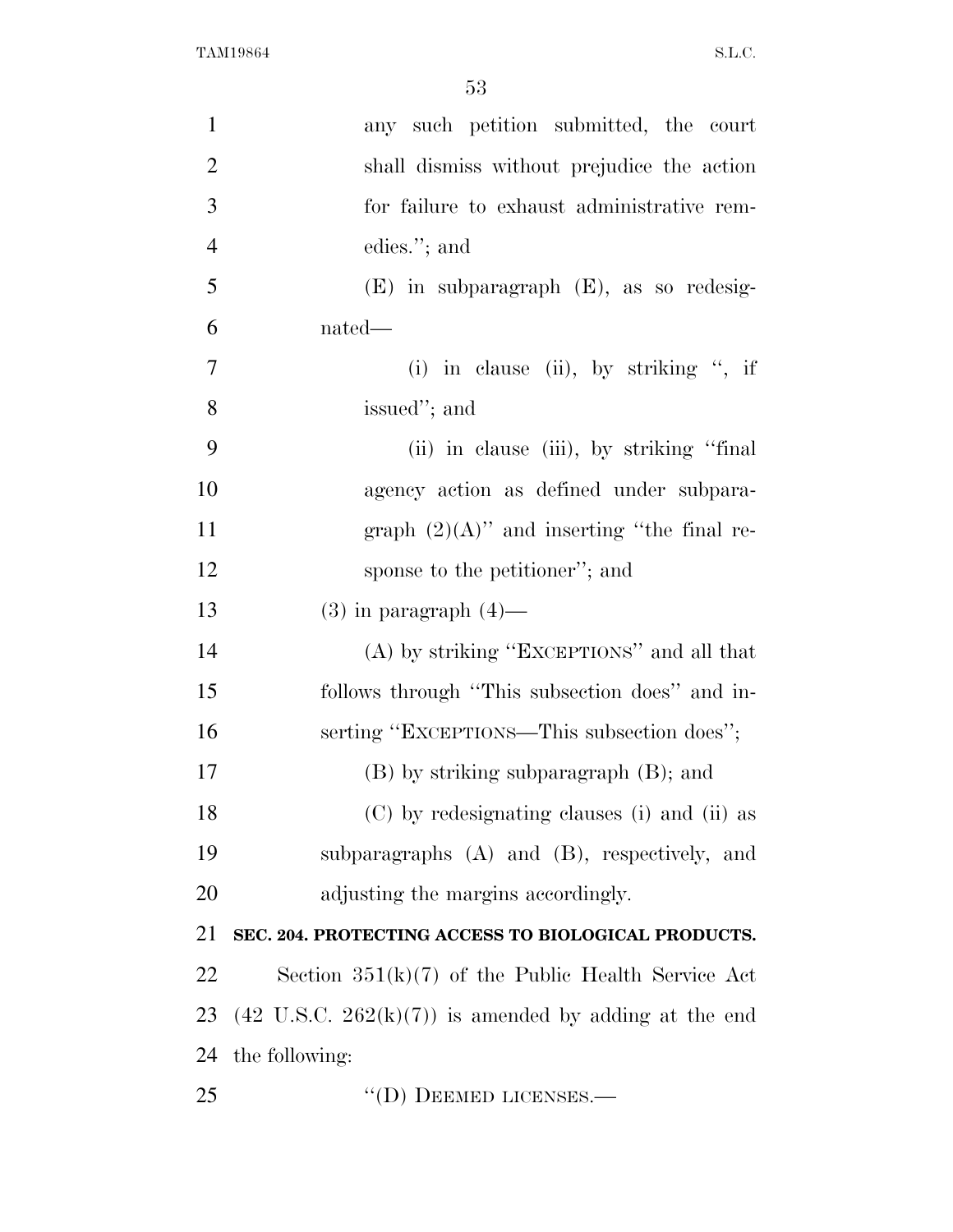any such petition submitted, the court shall dismiss without prejudice the action for failure to exhaust administrative remedies.''; and

(E) in subparagraph (E), as so redesignated—

(i) in clause (ii), by striking '', if issued''; and

(ii) in clause (iii), by striking ''final agency action as defined under subparagraph (2)(A)'' and inserting ''the final response to the petitioner''; and

(3) in paragraph (4)—

(A) by striking ''EXCEPTIONS'' and all that follows through ''This subsection does'' and inserting ''EXCEPTIONS—This subsection does'';

(B) by striking subparagraph (B); and

(C) by redesignating clauses (i) and (ii) as subparagraphs (A) and (B), respectively, and adjusting the margins accordingly.

**SEC. 204. PROTECTING ACCESS TO BIOLOGICAL PRODUCTS.**

Section 351(k)(7) of the Public Health Service Act (42 U.S.C. 262(k)(7)) is amended by adding at the end the following:

''(D) DEEMED LICENSES.—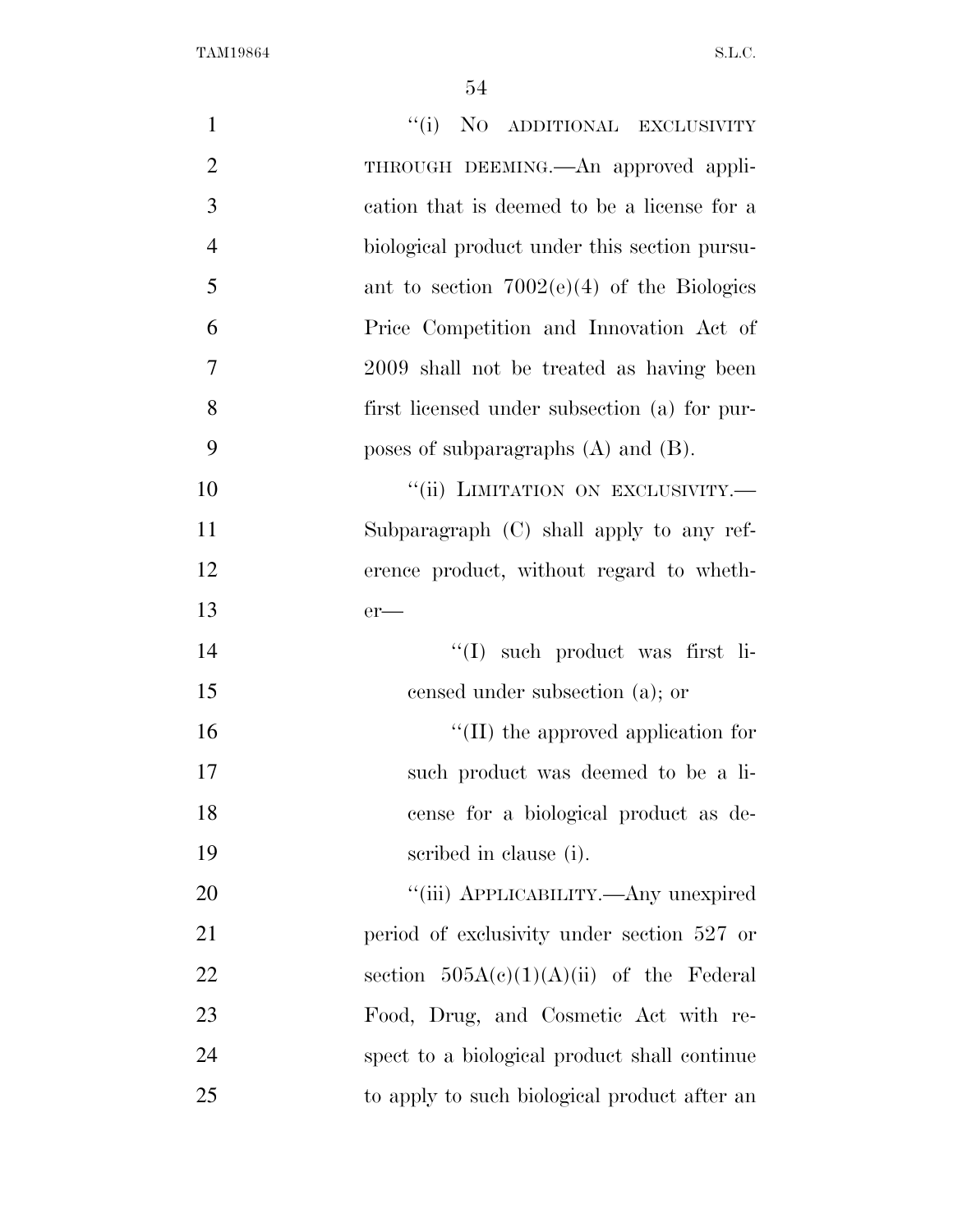"(i) NO ADDITIONAL EXCLUSIVITY THROUGH DEEMING.—An approved application that is deemed to be a license for a biological product under this section pursuant to section 7002(e)(4) of the Biologics Price Competition and Innovation Act of 2009 shall not be treated as having been first licensed under subsection (a) for purposes of subparagraphs (A) and (B).

"(ii) LIMITATION ON EXCLUSIVITY.—Subparagraph (C) shall apply to any reference product, without regard to whether—

"(I) such product was first licensed under subsection (a); or

"(II) the approved application for such product was deemed to be a license for a biological product as described in clause (i).

"(iii) APPLICABILITY.—Any unexpired period of exclusivity under section 527 or section 505A(c)(1)(A)(ii) of the Federal Food, Drug, and Cosmetic Act with respect to a biological product shall continue to apply to such biological product after an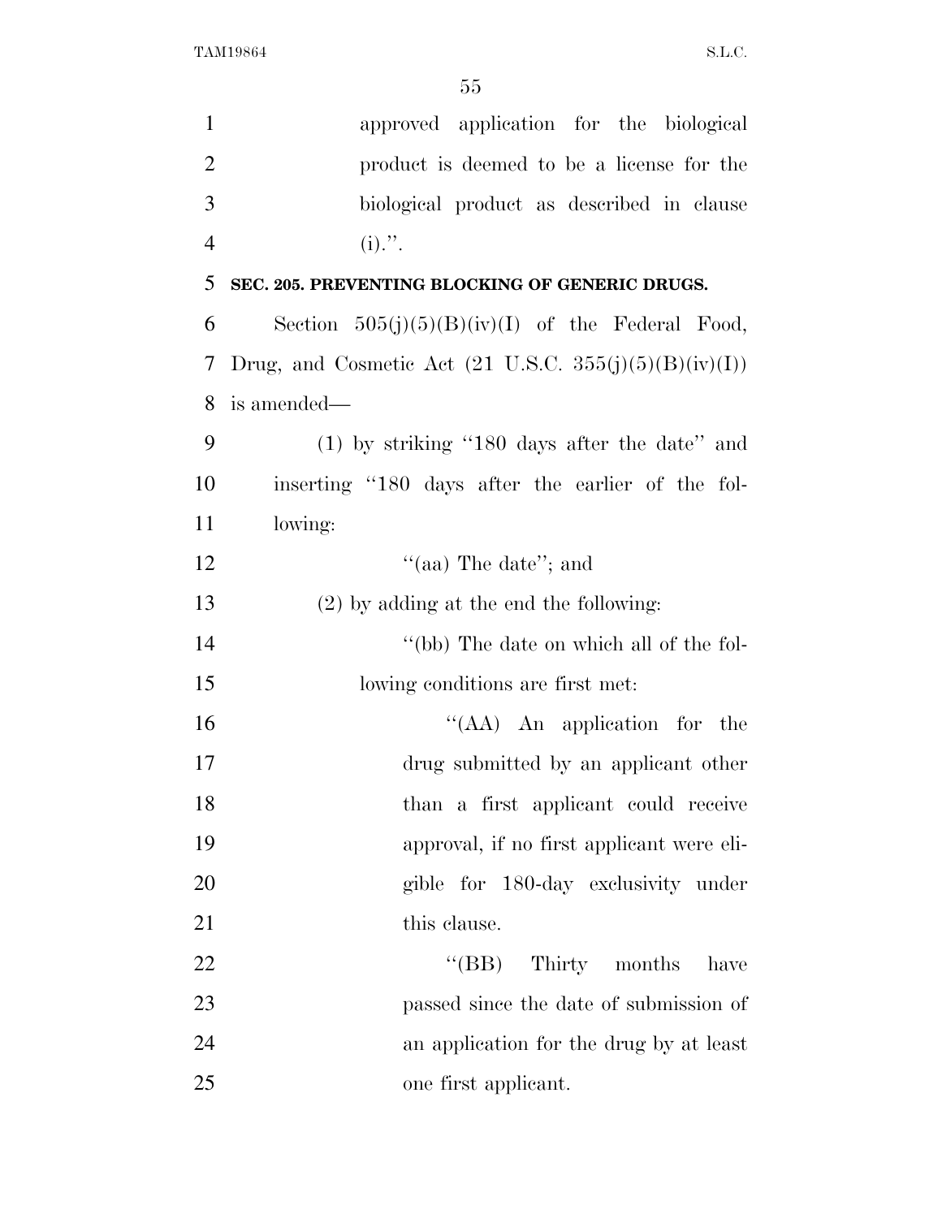approved application for the biological product is deemed to be a license for the biological product as described in clause (i).''.

**SEC. 205. PREVENTING BLOCKING OF GENERIC DRUGS.**

Section 505(j)(5)(B)(iv)(I) of the Federal Food, Drug, and Cosmetic Act (21 U.S.C. 355(j)(5)(B)(iv)(I)) is amended—

(1) by striking ''180 days after the date'' and inserting ''180 days after the earlier of the following:

''(aa) The date''; and

(2) by adding at the end the following:

''(bb) The date on which all of the following conditions are first met:

''(AA) An application for the drug submitted by an applicant other than a first applicant could receive approval, if no first applicant were eligible for 180-day exclusivity under this clause.

''(BB) Thirty months have passed since the date of submission of an application for the drug by at least one first applicant.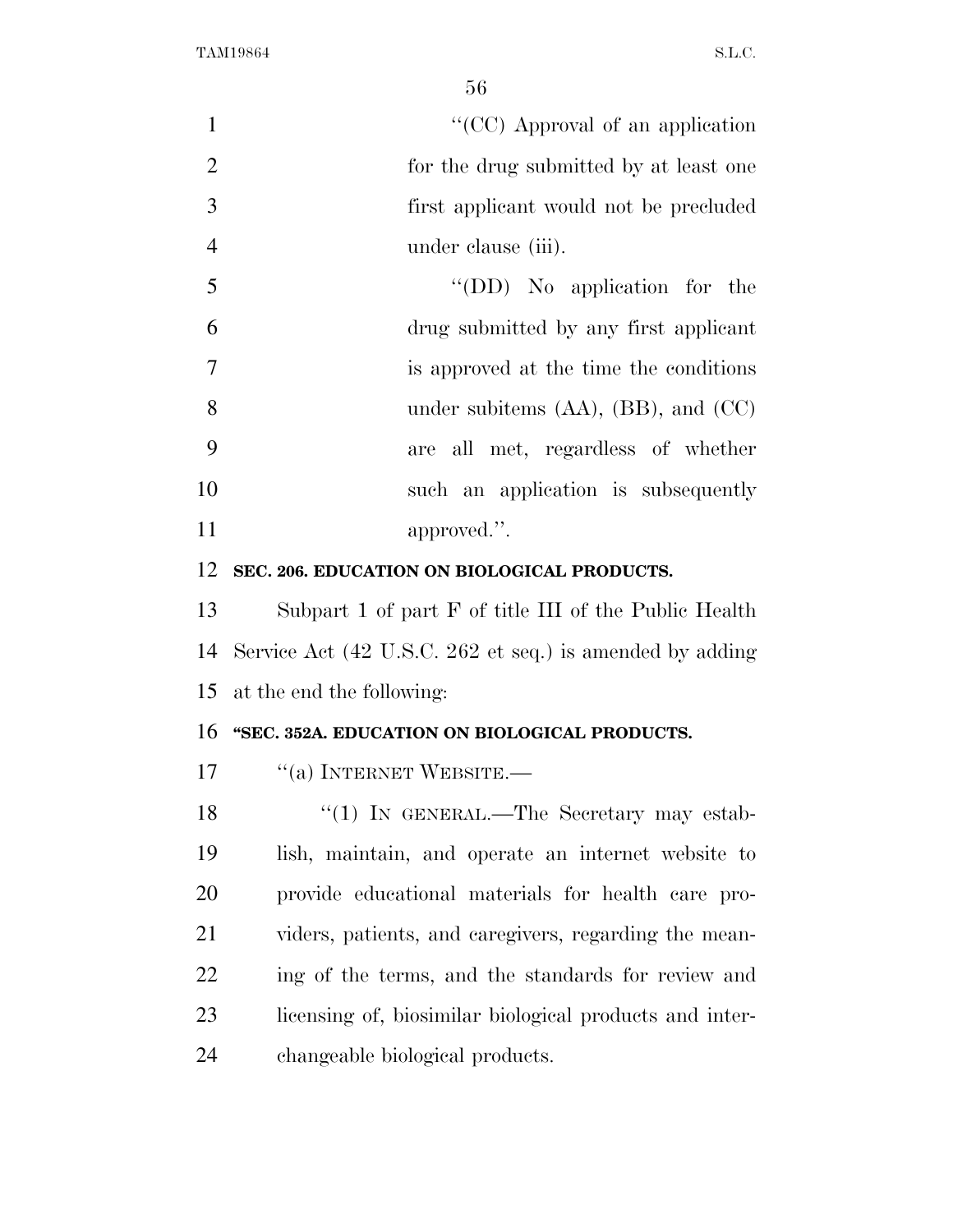"(CC) Approval of an application for the drug submitted by at least one first applicant would not be precluded under clause (iii).

"(DD) No application for the drug submitted by any first applicant is approved at the time the conditions under subitems (AA), (BB), and (CC) are all met, regardless of whether such an application is subsequently approved.".

**SEC. 206. EDUCATION ON BIOLOGICAL PRODUCTS.**

Subpart 1 of part F of title III of the Public Health Service Act (42 U.S.C. 262 et seq.) is amended by adding at the end the following:

**"SEC. 352A. EDUCATION ON BIOLOGICAL PRODUCTS.**

"(a) INTERNET WEBSITE.—

"(1) IN GENERAL.—The Secretary may establish, maintain, and operate an internet website to provide educational materials for health care providers, patients, and caregivers, regarding the meaning of the terms, and the standards for review and licensing of, biosimilar biological products and interchangeable biological products.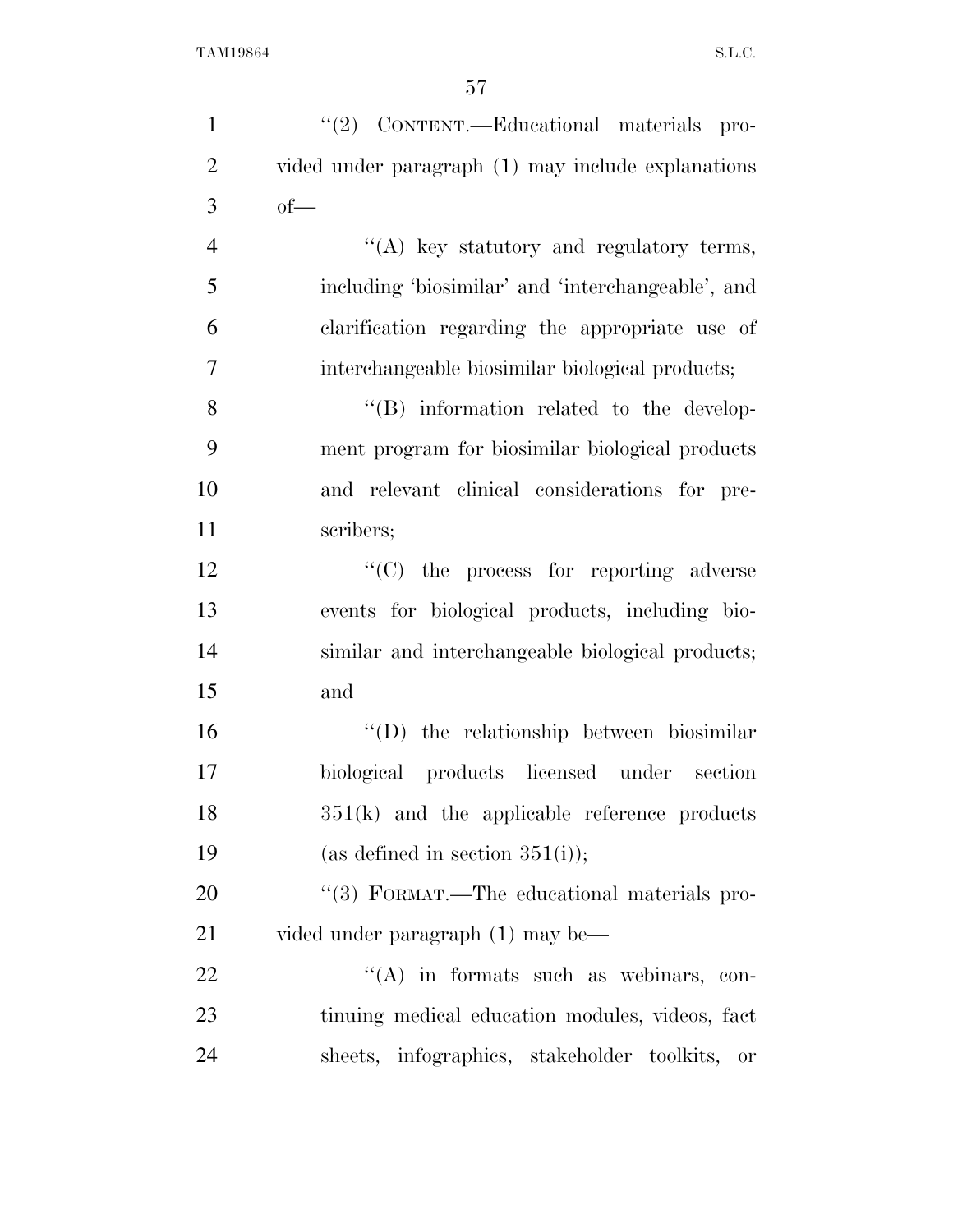''(2) CONTENT.—Educational materials provided under paragraph (1) may include explanations of—

''(A) key statutory and regulatory terms, including 'biosimilar' and 'interchangeable', and clarification regarding the appropriate use of interchangeable biosimilar biological products;

''(B) information related to the development program for biosimilar biological products and relevant clinical considerations for prescribers;

''(C) the process for reporting adverse events for biological products, including biosimilar and interchangeable biological products; and

''(D) the relationship between biosimilar biological products licensed under section 351(k) and the applicable reference products (as defined in section 351(i));

''(3) FORMAT.—The educational materials provided under paragraph (1) may be—

''(A) in formats such as webinars, continuing medical education modules, videos, fact sheets, infographics, stakeholder toolkits, or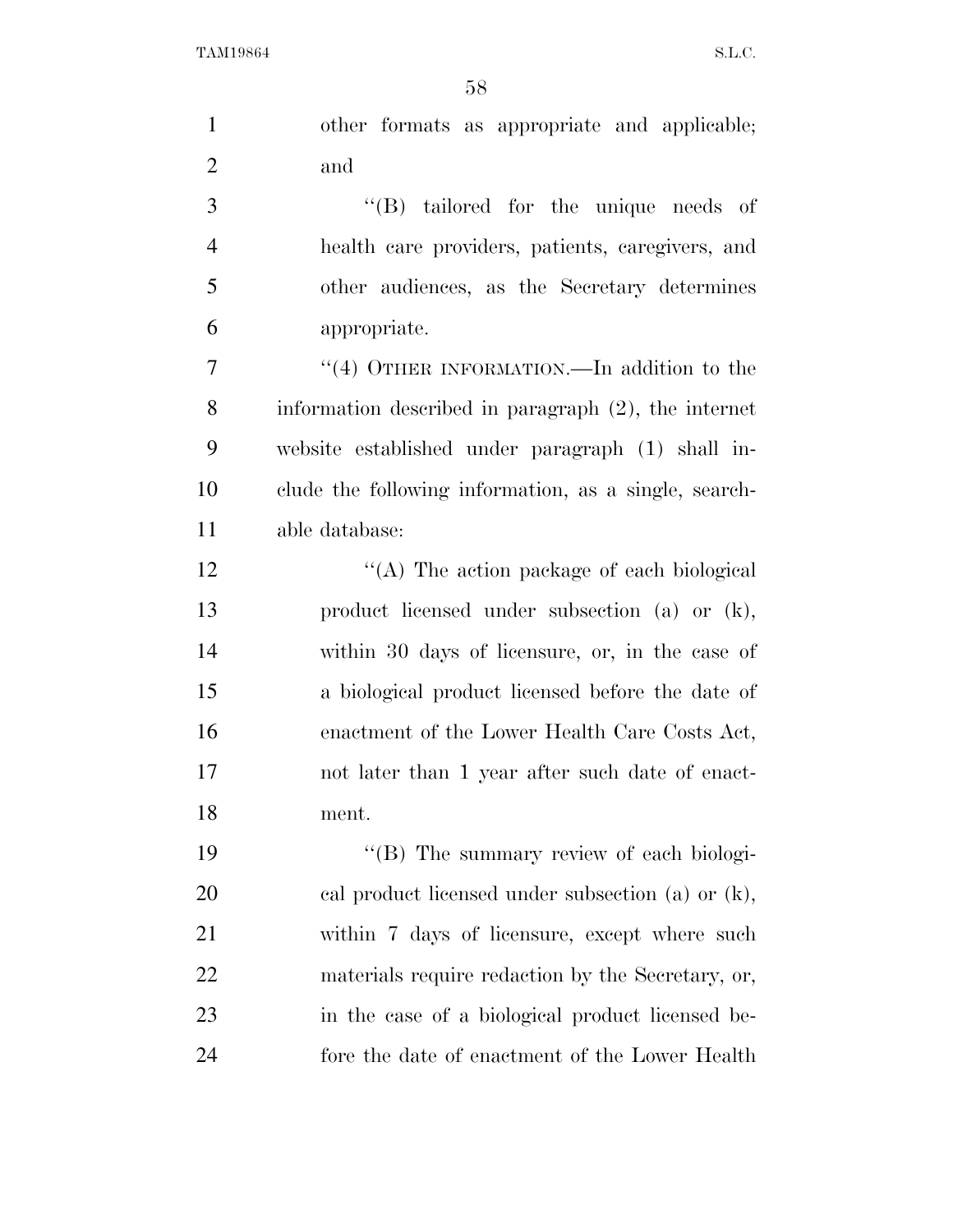other formats as appropriate and applicable; and

''(B) tailored for the unique needs of health care providers, patients, caregivers, and other audiences, as the Secretary determines appropriate.

''(4) OTHER INFORMATION.—In addition to the information described in paragraph (2), the internet website established under paragraph (1) shall include the following information, as a single, searchable database:

''(A) The action package of each biological product licensed under subsection (a) or (k), within 30 days of licensure, or, in the case of a biological product licensed before the date of enactment of the Lower Health Care Costs Act, not later than 1 year after such date of enactment.

''(B) The summary review of each biological product licensed under subsection (a) or (k), within 7 days of licensure, except where such materials require redaction by the Secretary, or, in the case of a biological product licensed before the date of enactment of the Lower Health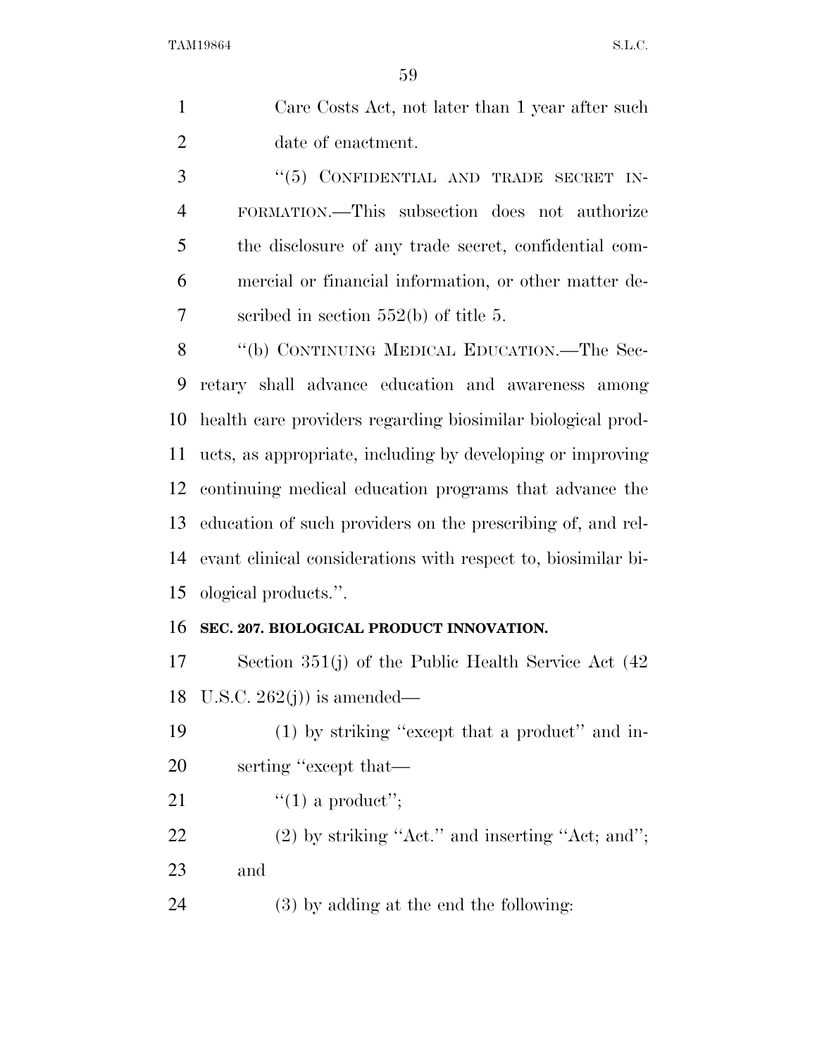Care Costs Act, not later than 1 year after such date of enactment.

"(5) CONFIDENTIAL AND TRADE SECRET INFORMATION.—This subsection does not authorize the disclosure of any trade secret, confidential commercial or financial information, or other matter described in section 552(b) of title 5.

"(b) CONTINUING MEDICAL EDUCATION.—The Secretary shall advance education and awareness among health care providers regarding biosimilar biological products, as appropriate, including by developing or improving continuing medical education programs that advance the education of such providers on the prescribing of, and relevant clinical considerations with respect to, biosimilar biological products.".

**SEC. 207. BIOLOGICAL PRODUCT INNOVATION.**

Section 351(j) of the Public Health Service Act (42 U.S.C. 262(j)) is amended—

(1) by striking "except that a product" and inserting "except that—

"(1) a product";

(2) by striking "Act." and inserting "Act; and"; and

(3) by adding at the end the following: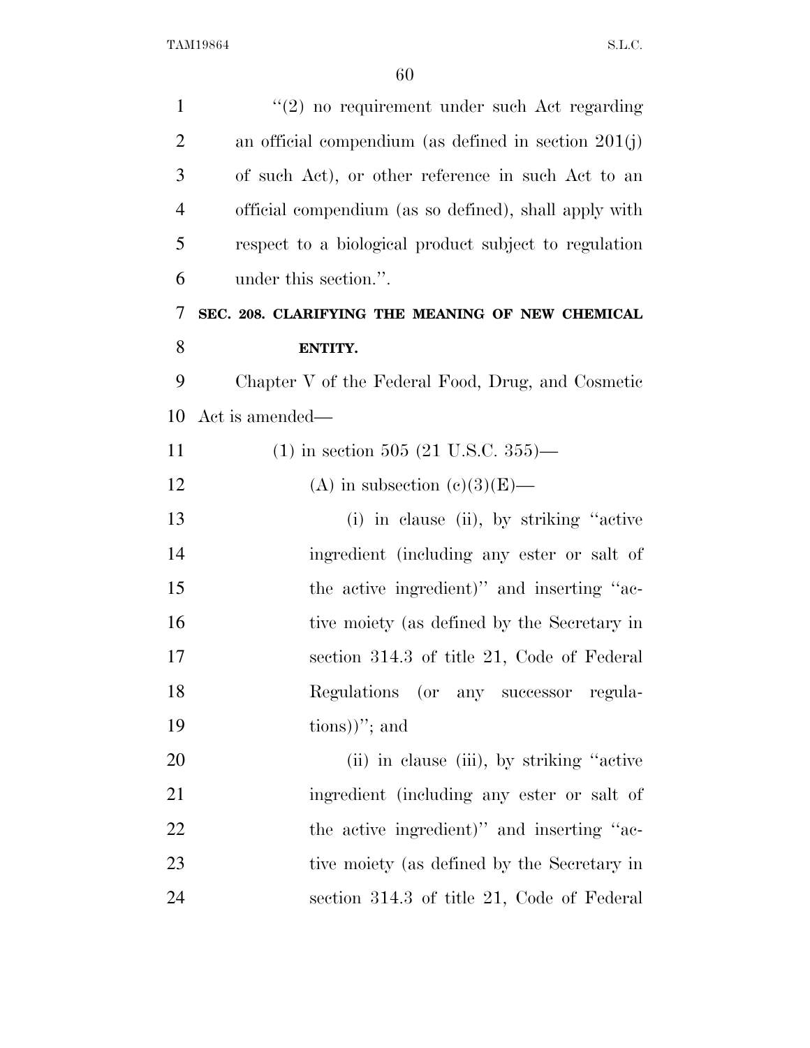''(2) no requirement under such Act regarding an official compendium (as defined in section 201(j) of such Act), or other reference in such Act to an official compendium (as so defined), shall apply with respect to a biological product subject to regulation under this section.''.

**SEC. 208. CLARIFYING THE MEANING OF NEW CHEMICAL ENTITY.**

Chapter V of the Federal Food, Drug, and Cosmetic Act is amended—

(1) in section 505 (21 U.S.C. 355)—

(A) in subsection (c)(3)(E)—

(i) in clause (ii), by striking ''active ingredient (including any ester or salt of the active ingredient)'' and inserting ''active moiety (as defined by the Secretary in section 314.3 of title 21, Code of Federal Regulations (or any successor regulations))''; and

(ii) in clause (iii), by striking ''active ingredient (including any ester or salt of the active ingredient)'' and inserting ''active moiety (as defined by the Secretary in section 314.3 of title 21, Code of Federal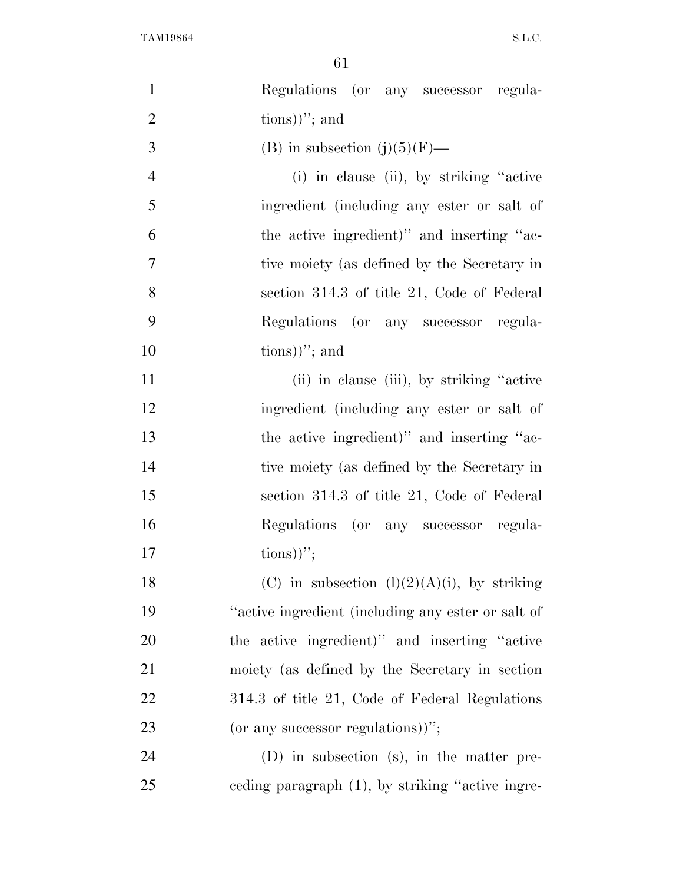Regulations (or any successor regulations))"; and

(B) in subsection (j)(5)(F)—

(i) in clause (ii), by striking "active ingredient (including any ester or salt of the active ingredient)" and inserting "active moiety (as defined by the Secretary in section 314.3 of title 21, Code of Federal Regulations (or any successor regulations))"; and

(ii) in clause (iii), by striking "active ingredient (including any ester or salt of the active ingredient)" and inserting "active moiety (as defined by the Secretary in section 314.3 of title 21, Code of Federal Regulations (or any successor regulations))";

(C) in subsection (l)(2)(A)(i), by striking "active ingredient (including any ester or salt of the active ingredient)" and inserting "active moiety (as defined by the Secretary in section 314.3 of title 21, Code of Federal Regulations (or any successor regulations))";

(D) in subsection (s), in the matter preceding paragraph (1), by striking "active ingre-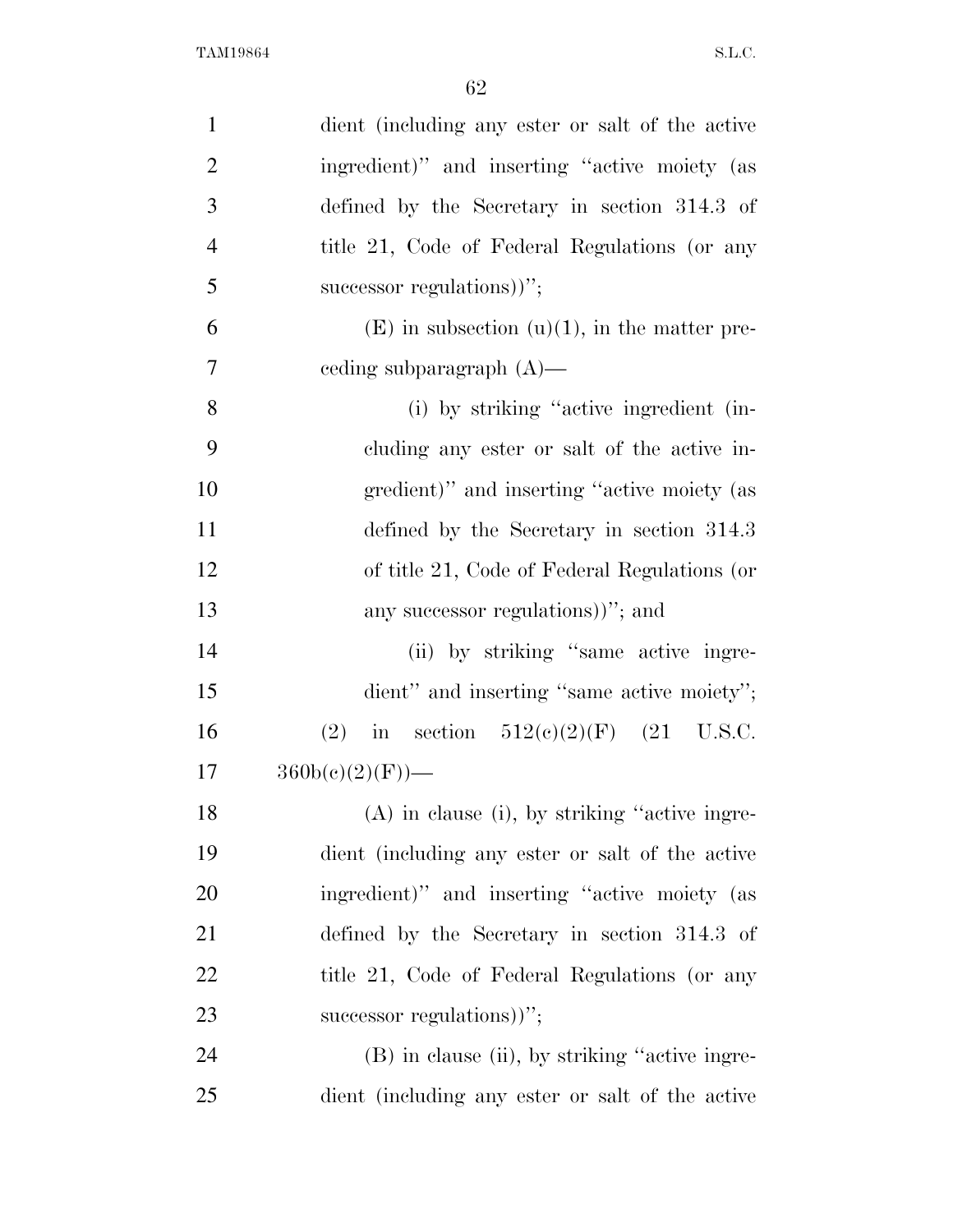dient (including any ester or salt of the active ingredient)'' and inserting ''active moiety (as defined by the Secretary in section 314.3 of title 21, Code of Federal Regulations (or any successor regulations))'';

(E) in subsection (u)(1), in the matter preceding subparagraph (A)—

(i) by striking ''active ingredient (including any ester or salt of the active ingredient)'' and inserting ''active moiety (as defined by the Secretary in section 314.3 of title 21, Code of Federal Regulations (or any successor regulations))''; and

(ii) by striking ''same active ingredient'' and inserting ''same active moiety'';

(2) in section 512(c)(2)(F) (21 U.S.C. 360b(c)(2)(F))—

(A) in clause (i), by striking ''active ingredient (including any ester or salt of the active ingredient)'' and inserting ''active moiety (as defined by the Secretary in section 314.3 of title 21, Code of Federal Regulations (or any successor regulations))'';

(B) in clause (ii), by striking ''active ingredient (including any ester or salt of the active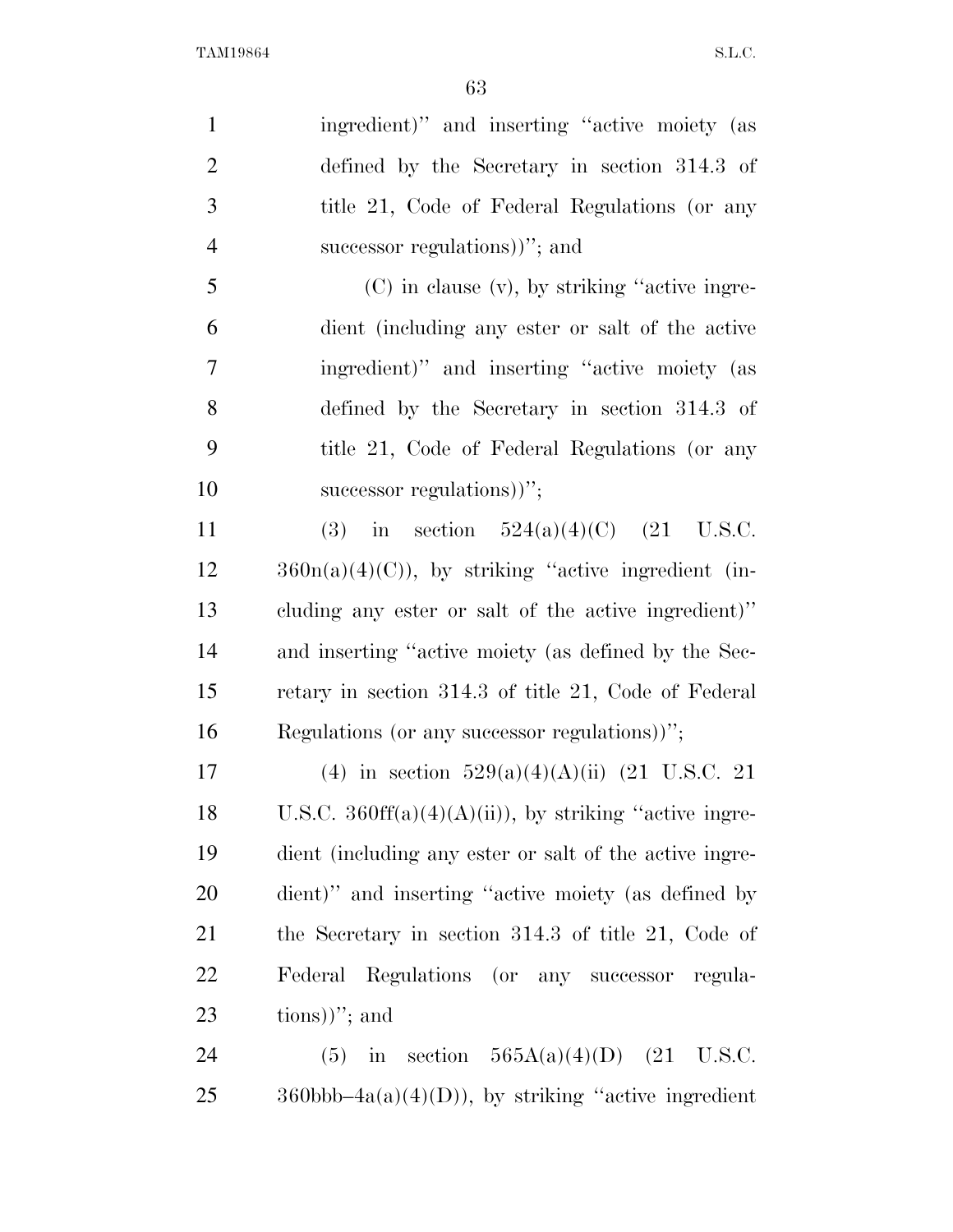ingredient)'' and inserting ''active moiety (as defined by the Secretary in section 314.3 of title 21, Code of Federal Regulations (or any successor regulations))''; and

(C) in clause (v), by striking ''active ingredient (including any ester or salt of the active ingredient)'' and inserting ''active moiety (as defined by the Secretary in section 314.3 of title 21, Code of Federal Regulations (or any successor regulations))'';

(3) in section 524(a)(4)(C) (21 U.S.C. 360n(a)(4)(C)), by striking ''active ingredient (including any ester or salt of the active ingredient)'' and inserting ''active moiety (as defined by the Secretary in section 314.3 of title 21, Code of Federal Regulations (or any successor regulations))'';

(4) in section 529(a)(4)(A)(ii) (21 U.S.C. 21 U.S.C. 360ff(a)(4)(A)(ii)), by striking ''active ingredient (including any ester or salt of the active ingredient)'' and inserting ''active moiety (as defined by the Secretary in section 314.3 of title 21, Code of Federal Regulations (or any successor regulations))''; and

(5) in section 565A(a)(4)(D) (21 U.S.C. 360bbb–4a(a)(4)(D)), by striking ''active ingredient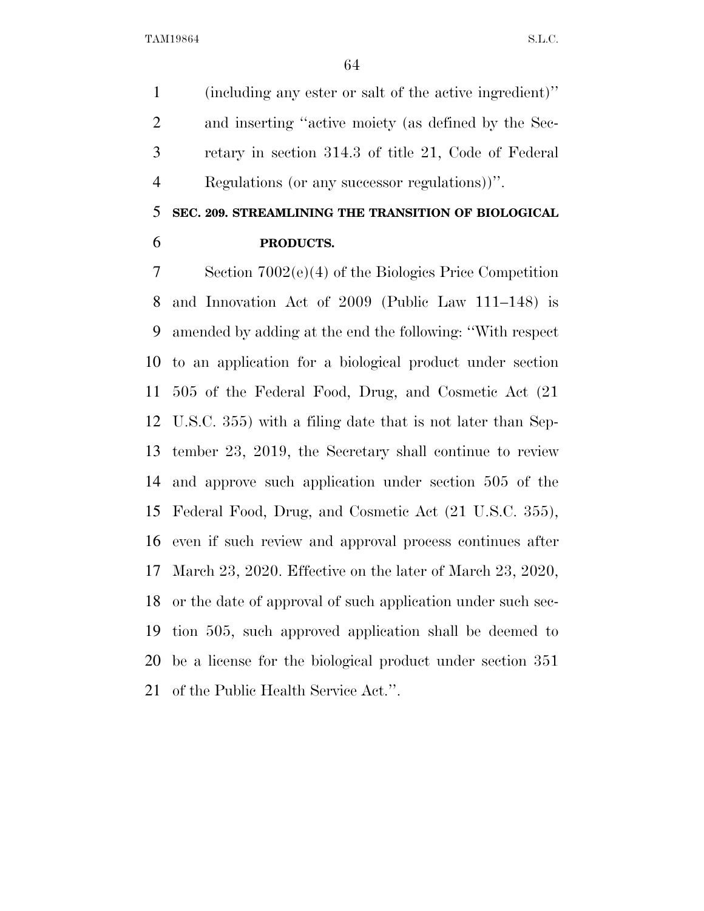(including any ester or salt of the active ingredient)'' and inserting ''active moiety (as defined by the Secretary in section 314.3 of title 21, Code of Federal Regulations (or any successor regulations))''.

**SEC. 209. STREAMLINING THE TRANSITION OF BIOLOGICAL PRODUCTS.**

Section 7002(e)(4) of the Biologics Price Competition and Innovation Act of 2009 (Public Law 111–148) is amended by adding at the end the following: ''With respect to an application for a biological product under section 505 of the Federal Food, Drug, and Cosmetic Act (21 U.S.C. 355) with a filing date that is not later than September 23, 2019, the Secretary shall continue to review and approve such application under section 505 of the Federal Food, Drug, and Cosmetic Act (21 U.S.C. 355), even if such review and approval process continues after March 23, 2020. Effective on the later of March 23, 2020, or the date of approval of such application under such section 505, such approved application shall be deemed to be a license for the biological product under section 351 of the Public Health Service Act.''.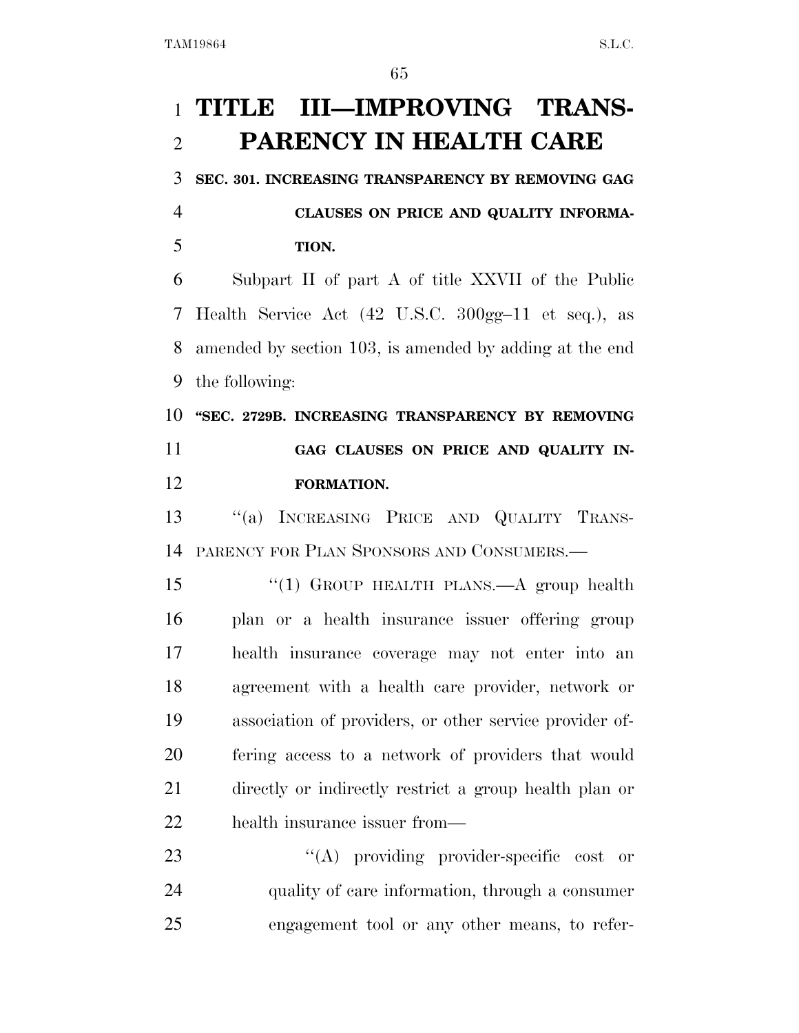# TITLE III—IMPROVING TRANSPARENCY IN HEALTH CARE

**SEC. 301. INCREASING TRANSPARENCY BY REMOVING GAG CLAUSES ON PRICE AND QUALITY INFORMATION.**

Subpart II of part A of title XXVII of the Public Health Service Act (42 U.S.C. 300gg–11 et seq.), as amended by section 103, is amended by adding at the end the following:

**"SEC. 2729B. INCREASING TRANSPARENCY BY REMOVING GAG CLAUSES ON PRICE AND QUALITY INFORMATION.**

"(a) INCREASING PRICE AND QUALITY TRANSPARENCY FOR PLAN SPONSORS AND CONSUMERS.—

"(1) GROUP HEALTH PLANS.—A group health plan or a health insurance issuer offering group health insurance coverage may not enter into an agreement with a health care provider, network or association of providers, or other service provider offering access to a network of providers that would directly or indirectly restrict a group health plan or health insurance issuer from—

"(A) providing provider-specific cost or quality of care information, through a consumer engagement tool or any other means, to refer-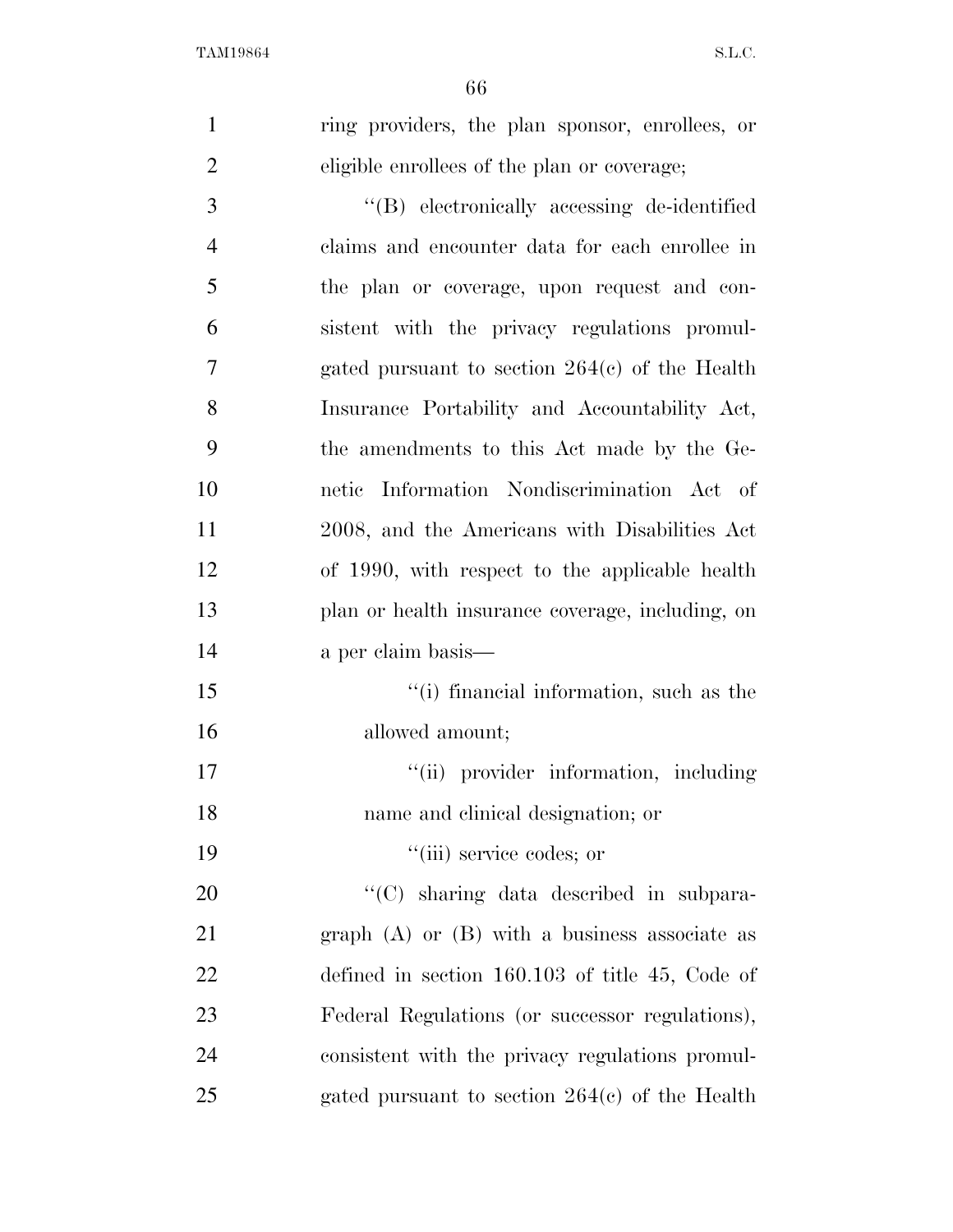ring providers, the plan sponsor, enrollees, or eligible enrollees of the plan or coverage;

''(B) electronically accessing de-identified claims and encounter data for each enrollee in the plan or coverage, upon request and consistent with the privacy regulations promulgated pursuant to section 264(c) of the Health Insurance Portability and Accountability Act, the amendments to this Act made by the Genetic Information Nondiscrimination Act of 2008, and the Americans with Disabilities Act of 1990, with respect to the applicable health plan or health insurance coverage, including, on a per claim basis—

''(i) financial information, such as the allowed amount;

''(ii) provider information, including name and clinical designation; or

''(iii) service codes; or

''(C) sharing data described in subparagraph (A) or (B) with a business associate as defined in section 160.103 of title 45, Code of Federal Regulations (or successor regulations), consistent with the privacy regulations promulgated pursuant to section 264(c) of the Health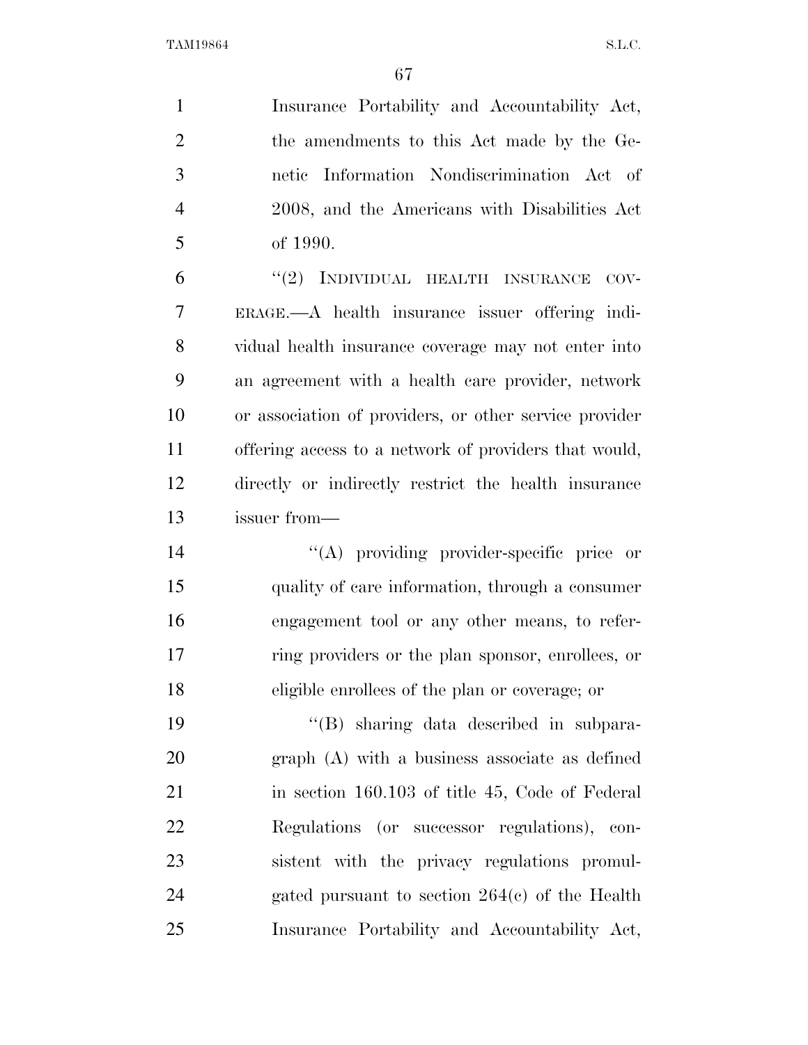Insurance Portability and Accountability Act, the amendments to this Act made by the Genetic Information Nondiscrimination Act of 2008, and the Americans with Disabilities Act of 1990.

''(2) INDIVIDUAL HEALTH INSURANCE COVERAGE.—A health insurance issuer offering individual health insurance coverage may not enter into an agreement with a health care provider, network or association of providers, or other service provider offering access to a network of providers that would, directly or indirectly restrict the health insurance issuer from—

''(A) providing provider-specific price or quality of care information, through a consumer engagement tool or any other means, to referring providers or the plan sponsor, enrollees, or eligible enrollees of the plan or coverage; or

''(B) sharing data described in subparagraph (A) with a business associate as defined in section 160.103 of title 45, Code of Federal Regulations (or successor regulations), consistent with the privacy regulations promulgated pursuant to section 264(c) of the Health Insurance Portability and Accountability Act,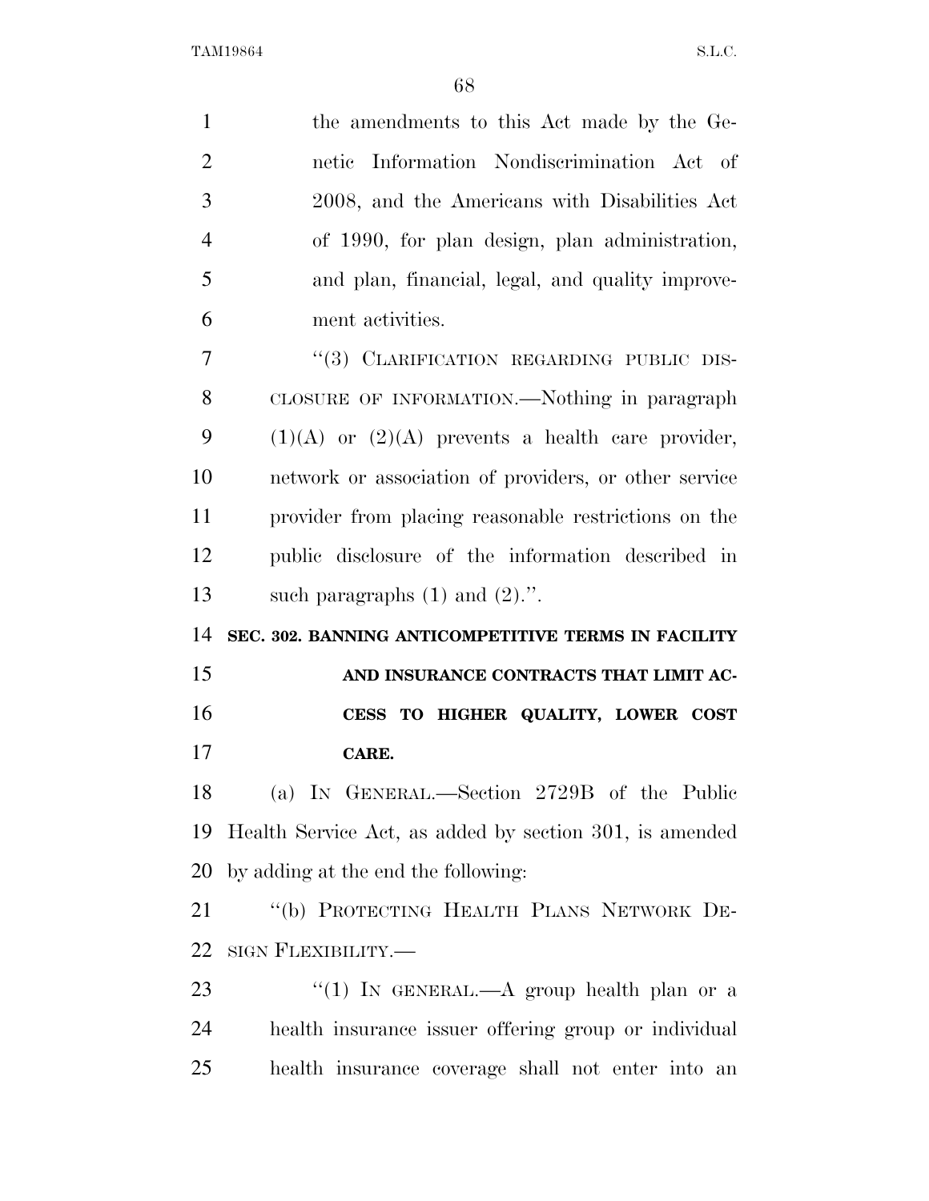the amendments to this Act made by the Genetic Information Nondiscrimination Act of 2008, and the Americans with Disabilities Act of 1990, for plan design, plan administration, and plan, financial, legal, and quality improvement activities.

"(3) CLARIFICATION REGARDING PUBLIC DISCLOSURE OF INFORMATION.—Nothing in paragraph (1)(A) or (2)(A) prevents a health care provider, network or association of providers, or other service provider from placing reasonable restrictions on the public disclosure of the information described in such paragraphs (1) and (2).".

**SEC. 302. BANNING ANTICOMPETITIVE TERMS IN FACILITY AND INSURANCE CONTRACTS THAT LIMIT ACCESS TO HIGHER QUALITY, LOWER COST CARE.**

(a) IN GENERAL.—Section 2729B of the Public Health Service Act, as added by section 301, is amended by adding at the end the following:

"(b) PROTECTING HEALTH PLANS NETWORK DESIGN FLEXIBILITY.—

"(1) IN GENERAL.—A group health plan or a health insurance issuer offering group or individual health insurance coverage shall not enter into an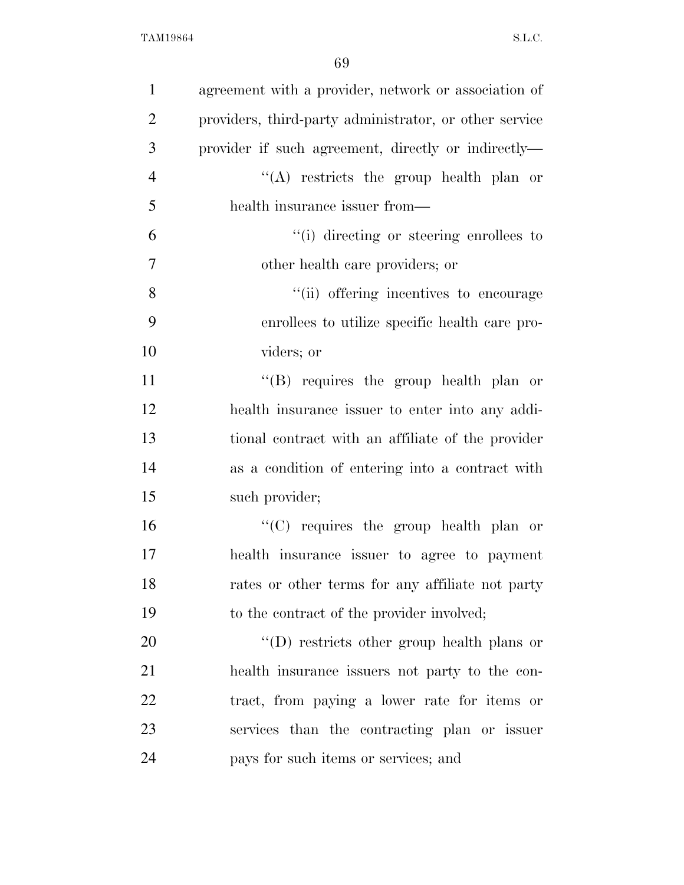agreement with a provider, network or association of providers, third-party administrator, or other service provider if such agreement, directly or indirectly—

''(A) restricts the group health plan or health insurance issuer from—

''(i) directing or steering enrollees to other health care providers; or

''(ii) offering incentives to encourage enrollees to utilize specific health care providers; or

''(B) requires the group health plan or health insurance issuer to enter into any additional contract with an affiliate of the provider as a condition of entering into a contract with such provider;

''(C) requires the group health plan or health insurance issuer to agree to payment rates or other terms for any affiliate not party to the contract of the provider involved;

''(D) restricts other group health plans or health insurance issuers not party to the contract, from paying a lower rate for items or services than the contracting plan or issuer pays for such items or services; and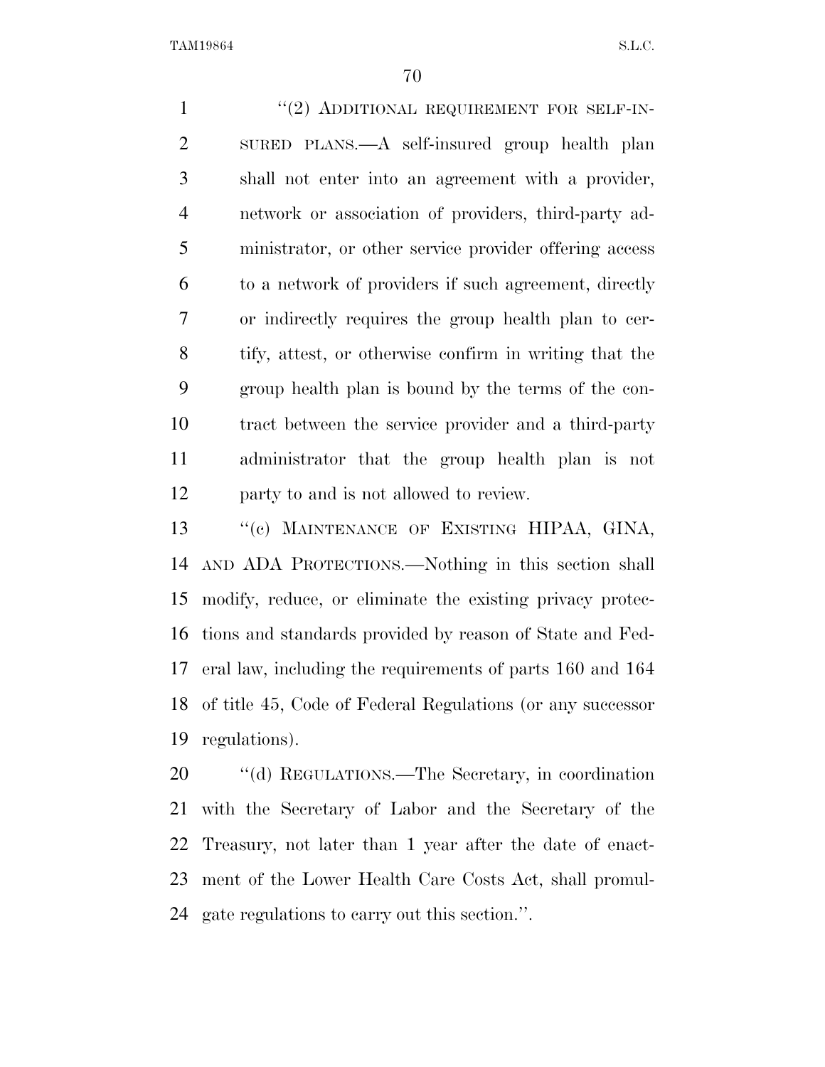"(2) ADDITIONAL REQUIREMENT FOR SELF-INSURED PLANS.—A self-insured group health plan shall not enter into an agreement with a provider, network or association of providers, third-party administrator, or other service provider offering access to a network of providers if such agreement, directly or indirectly requires the group health plan to certify, attest, or otherwise confirm in writing that the group health plan is bound by the terms of the contract between the service provider and a third-party administrator that the group health plan is not party to and is not allowed to review.

"(c) MAINTENANCE OF EXISTING HIPAA, GINA, AND ADA PROTECTIONS.—Nothing in this section shall modify, reduce, or eliminate the existing privacy protections and standards provided by reason of State and Federal law, including the requirements of parts 160 and 164 of title 45, Code of Federal Regulations (or any successor regulations).

"(d) REGULATIONS.—The Secretary, in coordination with the Secretary of Labor and the Secretary of the Treasury, not later than 1 year after the date of enactment of the Lower Health Care Costs Act, shall promulgate regulations to carry out this section.".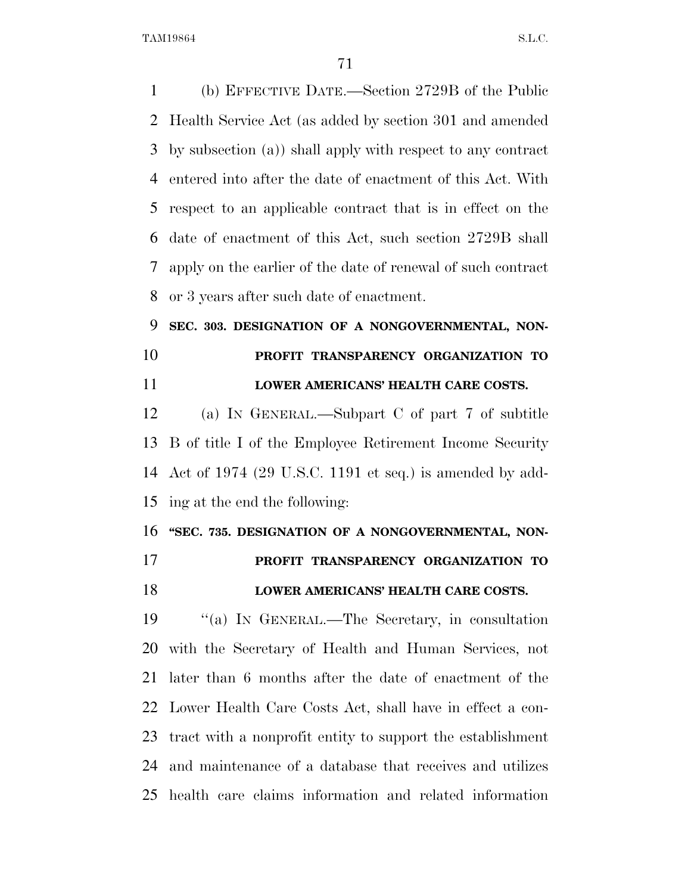(b) EFFECTIVE DATE.—Section 2729B of the Public Health Service Act (as added by section 301 and amended by subsection (a)) shall apply with respect to any contract entered into after the date of enactment of this Act. With respect to an applicable contract that is in effect on the date of enactment of this Act, such section 2729B shall apply on the earlier of the date of renewal of such contract or 3 years after such date of enactment.

## SEC. 303. DESIGNATION OF A NONGOVERNMENTAL, NONPROFIT TRANSPARENCY ORGANIZATION TO LOWER AMERICANS' HEALTH CARE COSTS.

(a) IN GENERAL.—Subpart C of part 7 of subtitle B of title I of the Employee Retirement Income Security Act of 1974 (29 U.S.C. 1191 et seq.) is amended by adding at the end the following:

**"SEC. 735. DESIGNATION OF A NONGOVERNMENTAL, NONPROFIT TRANSPARENCY ORGANIZATION TO LOWER AMERICANS' HEALTH CARE COSTS.**

"(a) IN GENERAL.—The Secretary, in consultation with the Secretary of Health and Human Services, not later than 6 months after the date of enactment of the Lower Health Care Costs Act, shall have in effect a contract with a nonprofit entity to support the establishment and maintenance of a database that receives and utilizes health care claims information and related information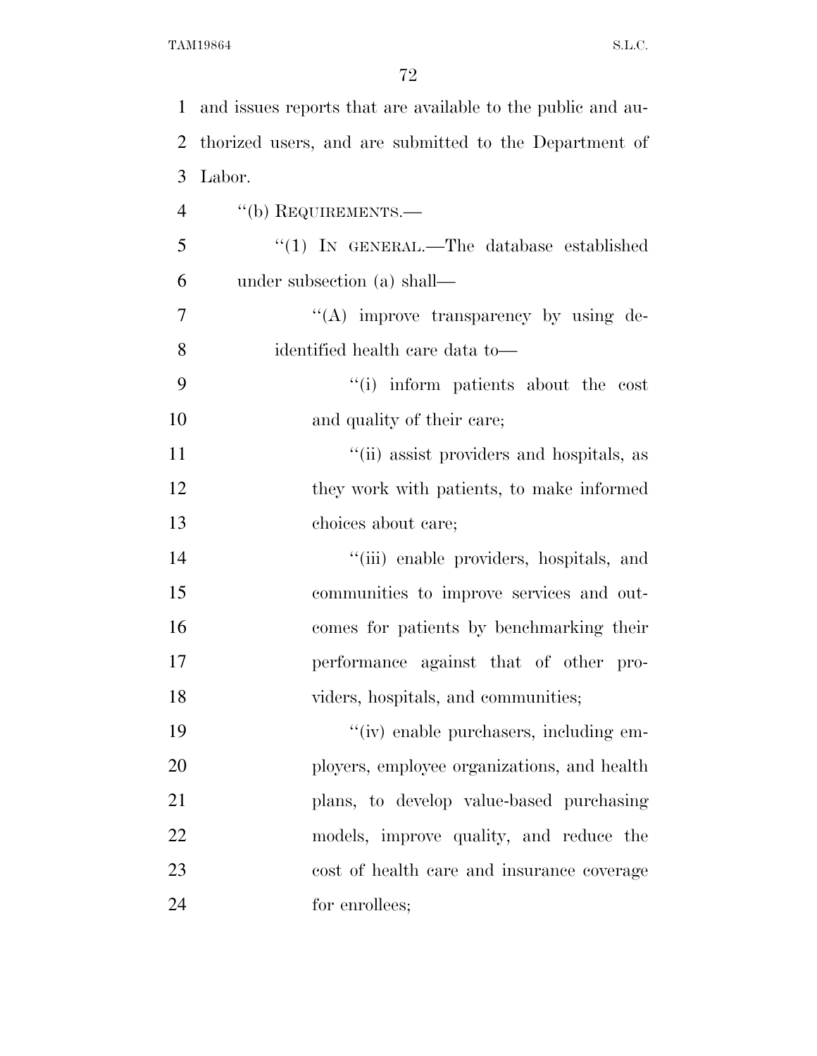and issues reports that are available to the public and authorized users, and are submitted to the Department of Labor.

"(b) REQUIREMENTS.—

"(1) IN GENERAL.—The database established under subsection (a) shall—

"(A) improve transparency by using de-identified health care data to—

"(i) inform patients about the cost and quality of their care;

"(ii) assist providers and hospitals, as they work with patients, to make informed choices about care;

"(iii) enable providers, hospitals, and communities to improve services and outcomes for patients by benchmarking their performance against that of other providers, hospitals, and communities;

"(iv) enable purchasers, including employers, employee organizations, and health plans, to develop value-based purchasing models, improve quality, and reduce the cost of health care and insurance coverage for enrollees;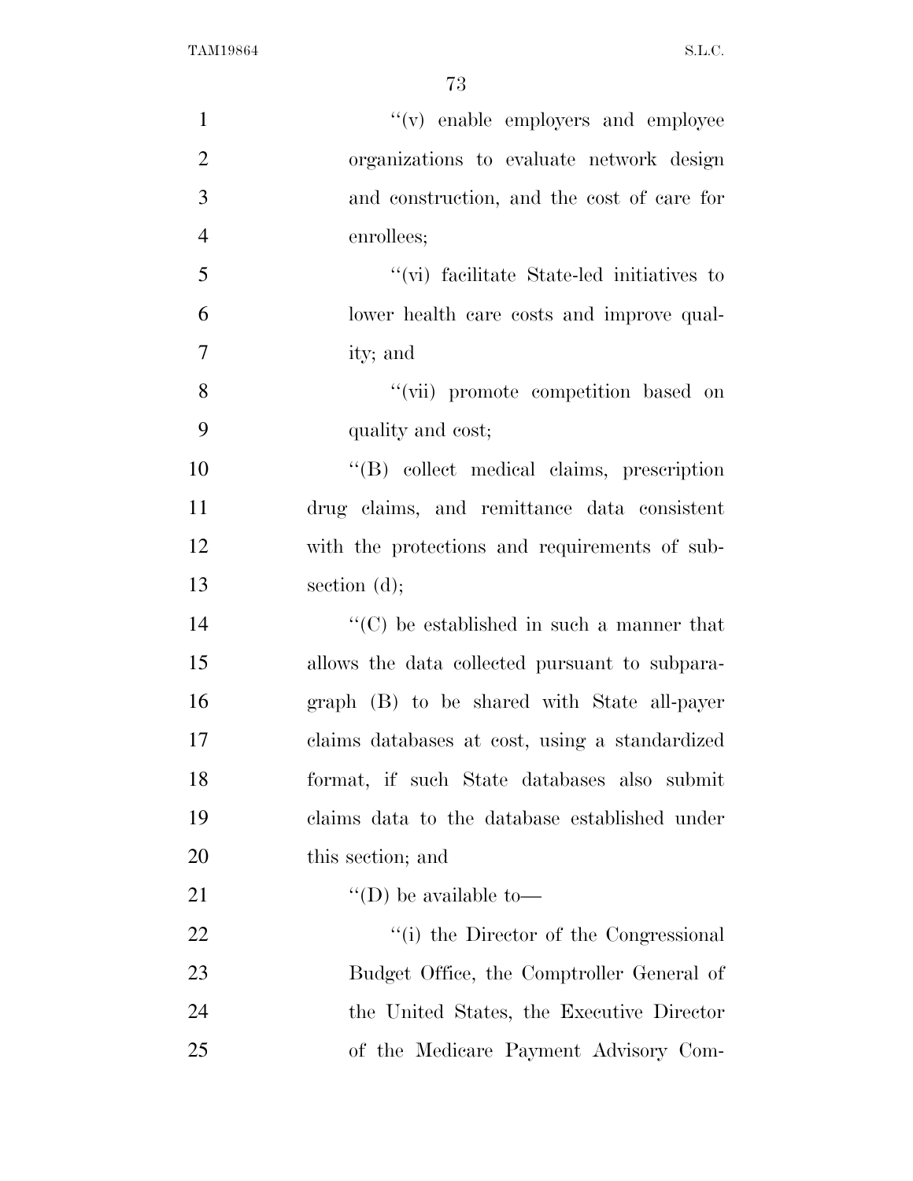''(v) enable employers and employee organizations to evaluate network design and construction, and the cost of care for enrollees;

''(vi) facilitate State-led initiatives to lower health care costs and improve quality; and

''(vii) promote competition based on quality and cost;

''(B) collect medical claims, prescription drug claims, and remittance data consistent with the protections and requirements of subsection (d);

''(C) be established in such a manner that allows the data collected pursuant to subparagraph (B) to be shared with State all-payer claims databases at cost, using a standardized format, if such State databases also submit claims data to the database established under this section; and

''(D) be available to—

''(i) the Director of the Congressional Budget Office, the Comptroller General of the United States, the Executive Director of the Medicare Payment Advisory Com-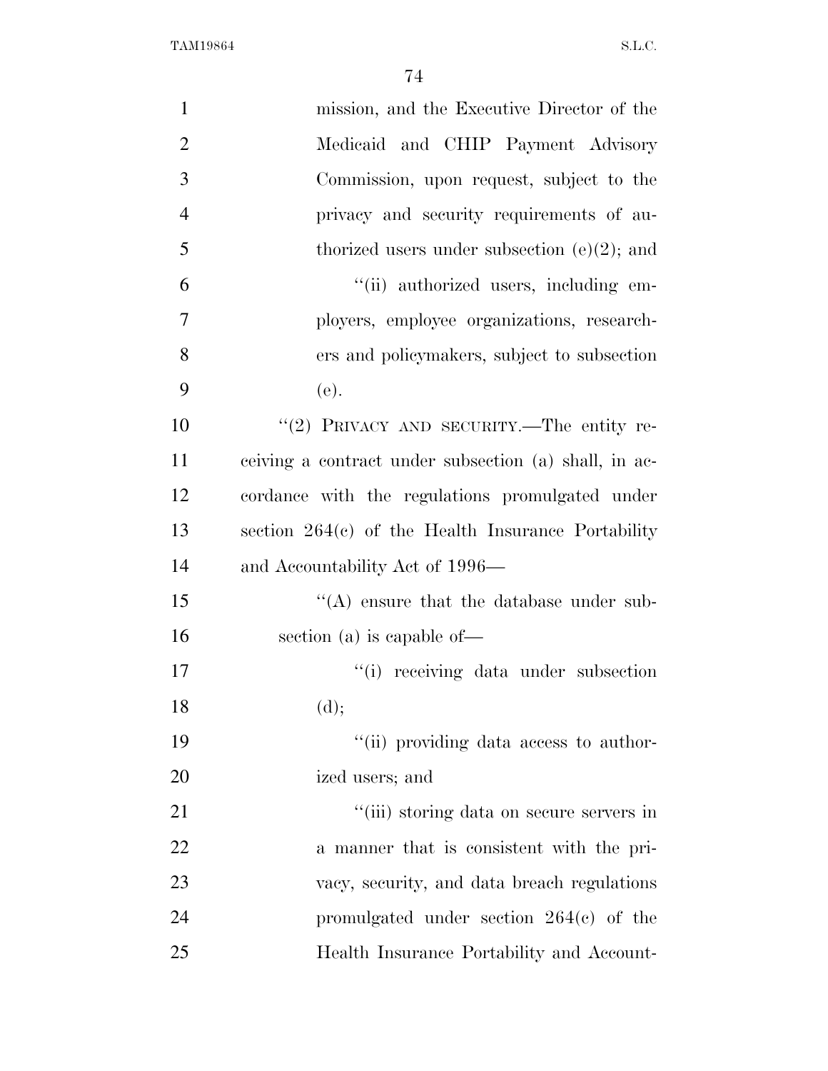mission, and the Executive Director of the Medicaid and CHIP Payment Advisory Commission, upon request, subject to the privacy and security requirements of authorized users under subsection (e)(2); and

''(ii) authorized users, including employers, employee organizations, researchers and policymakers, subject to subsection (e).

''(2) PRIVACY AND SECURITY.—The entity receiving a contract under subsection (a) shall, in accordance with the regulations promulgated under section 264(c) of the Health Insurance Portability and Accountability Act of 1996—

''(A) ensure that the database under subsection (a) is capable of—

''(i) receiving data under subsection (d);

''(ii) providing data access to authorized users; and

''(iii) storing data on secure servers in a manner that is consistent with the privacy, security, and data breach regulations promulgated under section 264(c) of the Health Insurance Portability and Account-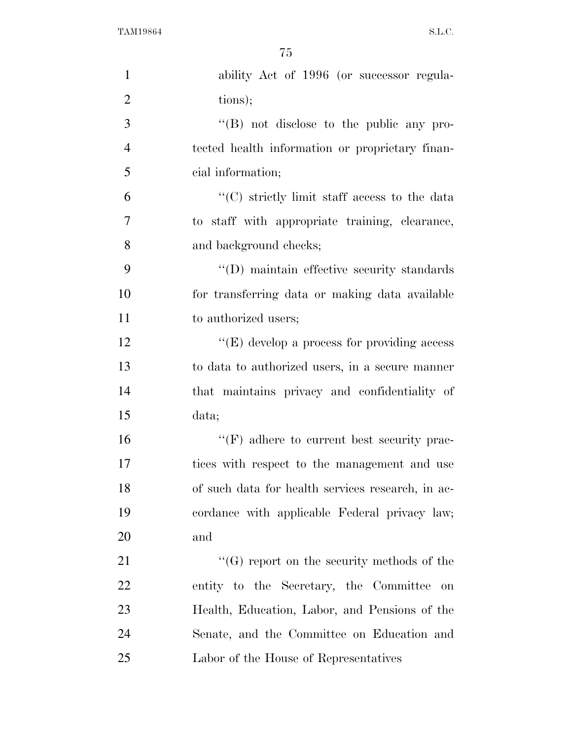ability Act of 1996 (or successor regulations);

''(B) not disclose to the public any protected health information or proprietary financial information;

''(C) strictly limit staff access to the data to staff with appropriate training, clearance, and background checks;

''(D) maintain effective security standards for transferring data or making data available to authorized users;

''(E) develop a process for providing access to data to authorized users, in a secure manner that maintains privacy and confidentiality of data;

''(F) adhere to current best security practices with respect to the management and use of such data for health services research, in accordance with applicable Federal privacy law; and

''(G) report on the security methods of the entity to the Secretary, the Committee on Health, Education, Labor, and Pensions of the Senate, and the Committee on Education and Labor of the House of Representatives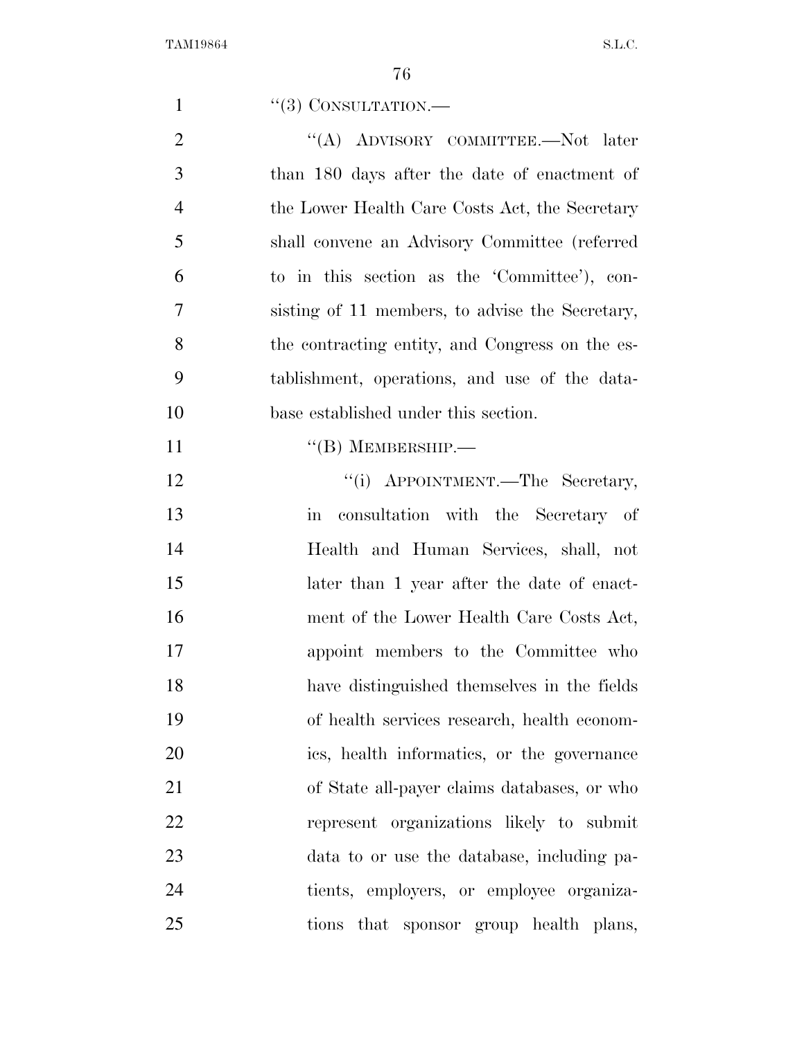''(3) CONSULTATION.—

''(A) ADVISORY COMMITTEE.—Not later than 180 days after the date of enactment of the Lower Health Care Costs Act, the Secretary shall convene an Advisory Committee (referred to in this section as the 'Committee'), consisting of 11 members, to advise the Secretary, the contracting entity, and Congress on the establishment, operations, and use of the database established under this section.

''(B) MEMBERSHIP.—

''(i) APPOINTMENT.—The Secretary, in consultation with the Secretary of Health and Human Services, shall, not later than 1 year after the date of enactment of the Lower Health Care Costs Act, appoint members to the Committee who have distinguished themselves in the fields of health services research, health economics, health informatics, or the governance of State all-payer claims databases, or who represent organizations likely to submit data to or use the database, including patients, employers, or employee organizations that sponsor group health plans,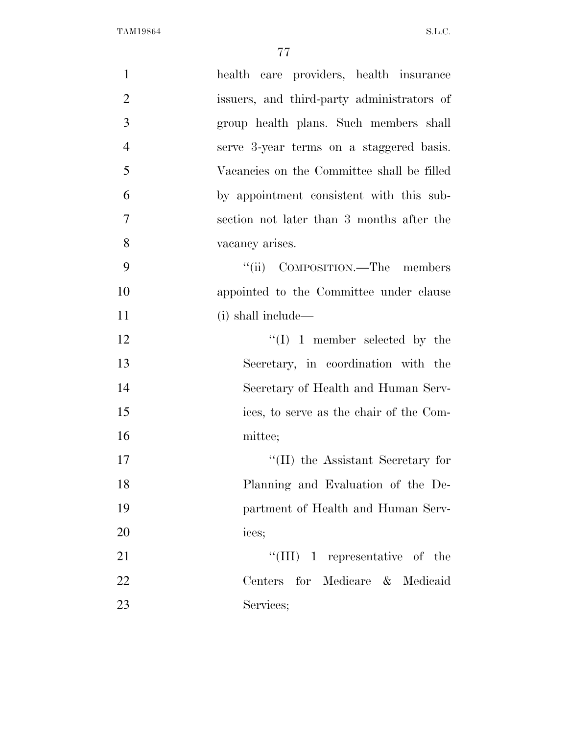health care providers, health insurance issuers, and third-party administrators of group health plans. Such members shall serve 3-year terms on a staggered basis. Vacancies on the Committee shall be filled by appointment consistent with this subsection not later than 3 months after the vacancy arises.

"(ii) COMPOSITION.—The members appointed to the Committee under clause (i) shall include—

"(I) 1 member selected by the Secretary, in coordination with the Secretary of Health and Human Services, to serve as the chair of the Committee;

"(II) the Assistant Secretary for Planning and Evaluation of the Department of Health and Human Services;

"(III) 1 representative of the Centers for Medicare & Medicaid Services;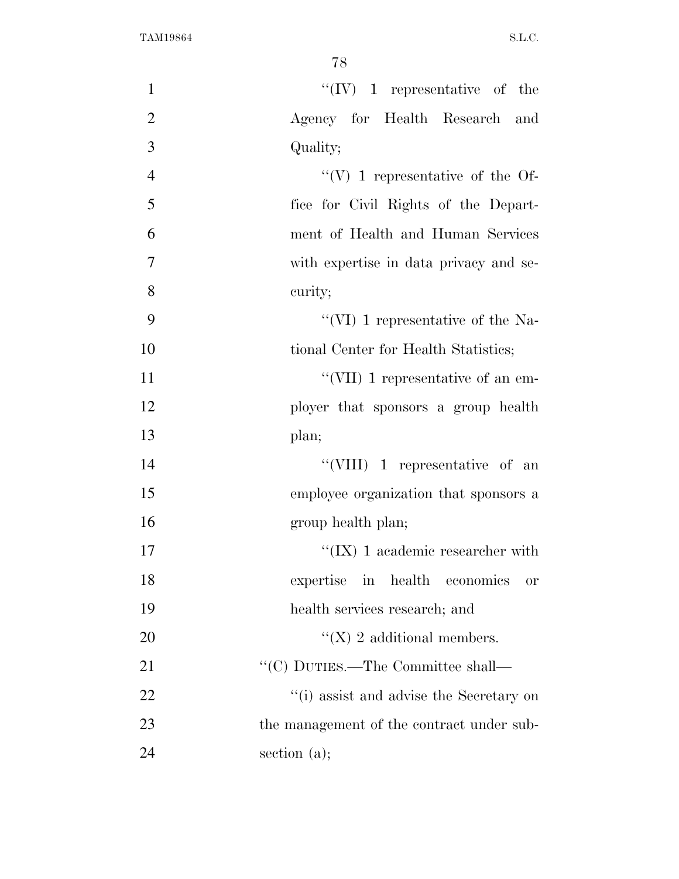''(IV) 1 representative of the Agency for Health Research and Quality;

''(V) 1 representative of the Office for Civil Rights of the Department of Health and Human Services with expertise in data privacy and security;

''(VI) 1 representative of the National Center for Health Statistics;

''(VII) 1 representative of an employer that sponsors a group health plan;

''(VIII) 1 representative of an employee organization that sponsors a group health plan;

''(IX) 1 academic researcher with expertise in health economics or health services research; and

''(X) 2 additional members.

''(C) DUTIES.—The Committee shall—

''(i) assist and advise the Secretary on the management of the contract under subsection (a);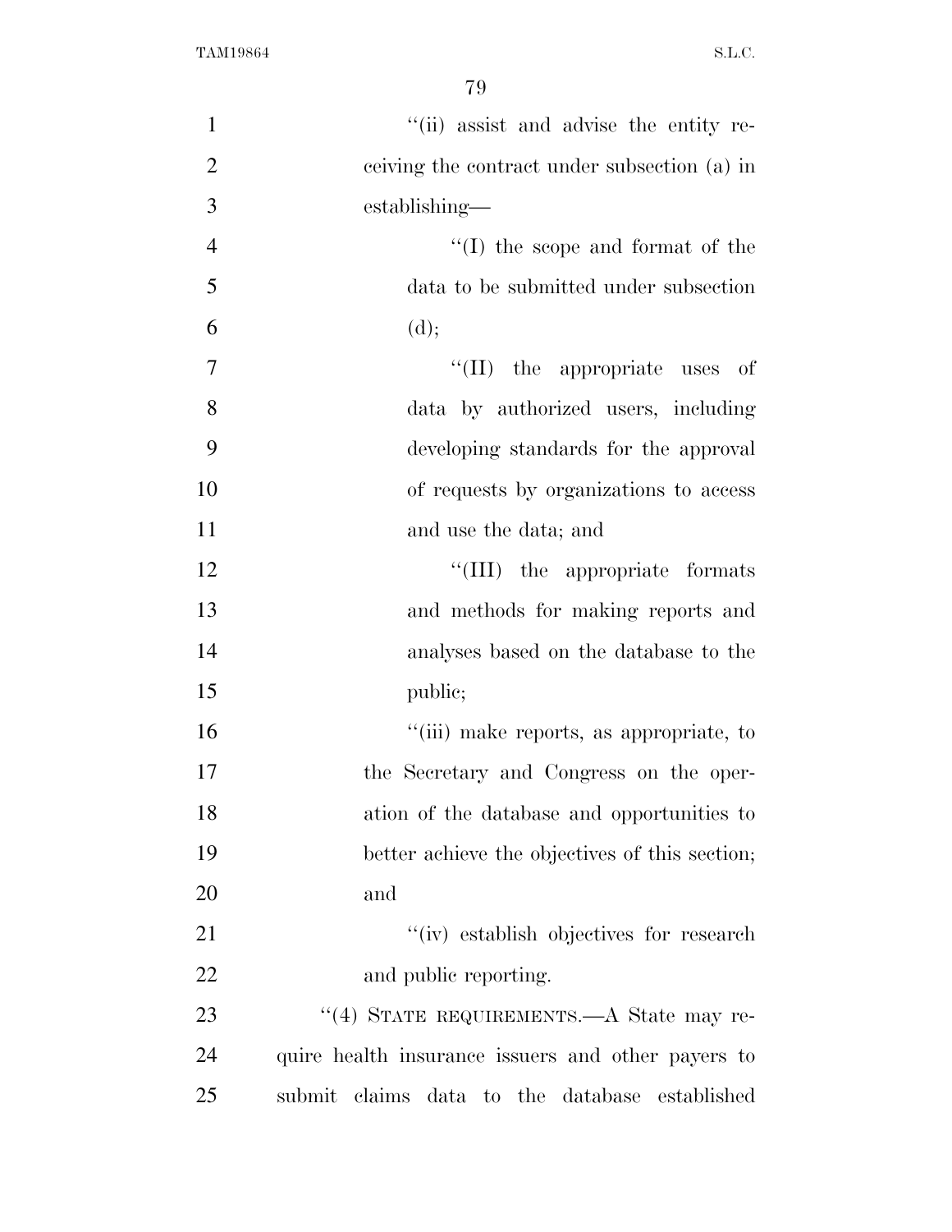"(ii) assist and advise the entity receiving the contract under subsection (a) in establishing—

"(I) the scope and format of the data to be submitted under subsection (d);

"(II) the appropriate uses of data by authorized users, including developing standards for the approval of requests by organizations to access and use the data; and

"(III) the appropriate formats and methods for making reports and analyses based on the database to the public;

"(iii) make reports, as appropriate, to the Secretary and Congress on the operation of the database and opportunities to better achieve the objectives of this section; and

"(iv) establish objectives for research and public reporting.

"(4) STATE REQUIREMENTS.—A State may require health insurance issuers and other payers to submit claims data to the database established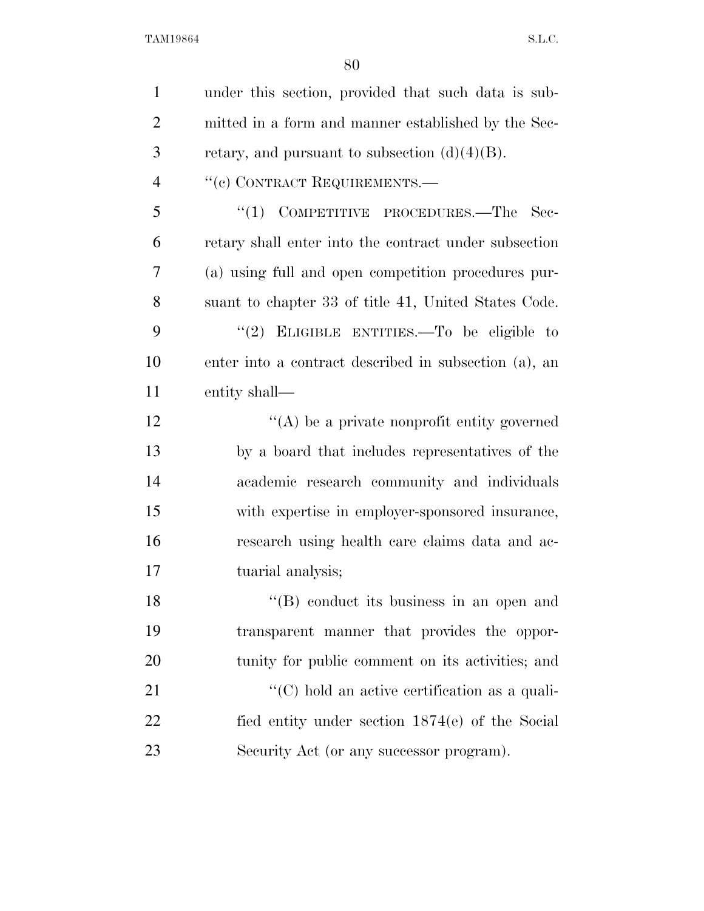under this section, provided that such data is submitted in a form and manner established by the Secretary, and pursuant to subsection (d)(4)(B).

"(c) CONTRACT REQUIREMENTS.—

"(1) COMPETITIVE PROCEDURES.—The Secretary shall enter into the contract under subsection (a) using full and open competition procedures pursuant to chapter 33 of title 41, United States Code.

"(2) ELIGIBLE ENTITIES.—To be eligible to enter into a contract described in subsection (a), an entity shall—

"(A) be a private nonprofit entity governed by a board that includes representatives of the academic research community and individuals with expertise in employer-sponsored insurance, research using health care claims data and actuarial analysis;

"(B) conduct its business in an open and transparent manner that provides the opportunity for public comment on its activities; and

"(C) hold an active certification as a qualified entity under section 1874(e) of the Social Security Act (or any successor program).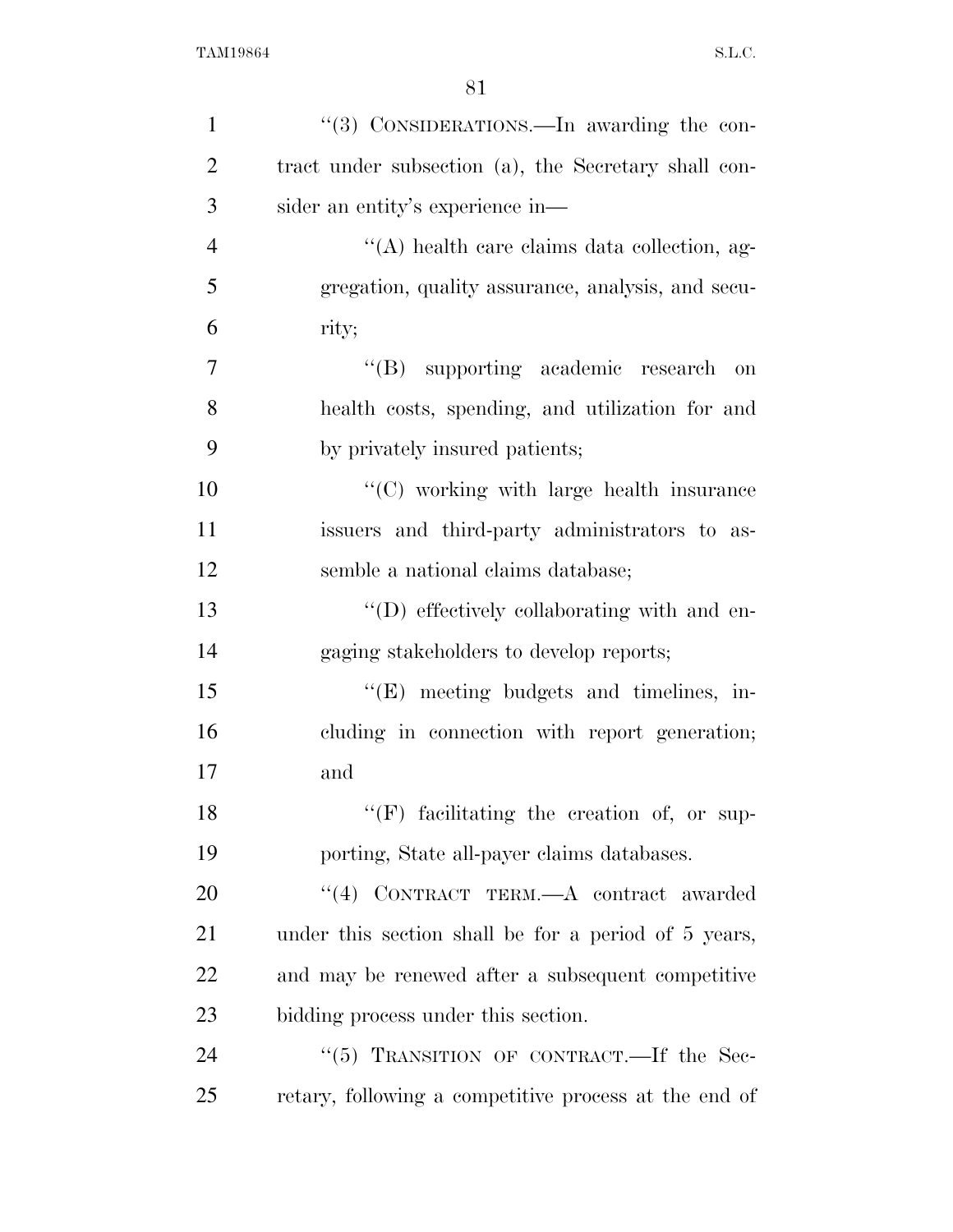"(3) CONSIDERATIONS.—In awarding the contract under subsection (a), the Secretary shall consider an entity's experience in—

"(A) health care claims data collection, aggregation, quality assurance, analysis, and security;

"(B) supporting academic research on health costs, spending, and utilization for and by privately insured patients;

"(C) working with large health insurance issuers and third-party administrators to assemble a national claims database;

"(D) effectively collaborating with and engaging stakeholders to develop reports;

"(E) meeting budgets and timelines, including in connection with report generation; and

"(F) facilitating the creation of, or supporting, State all-payer claims databases.

"(4) CONTRACT TERM.—A contract awarded under this section shall be for a period of 5 years, and may be renewed after a subsequent competitive bidding process under this section.

"(5) TRANSITION OF CONTRACT.—If the Secretary, following a competitive process at the end of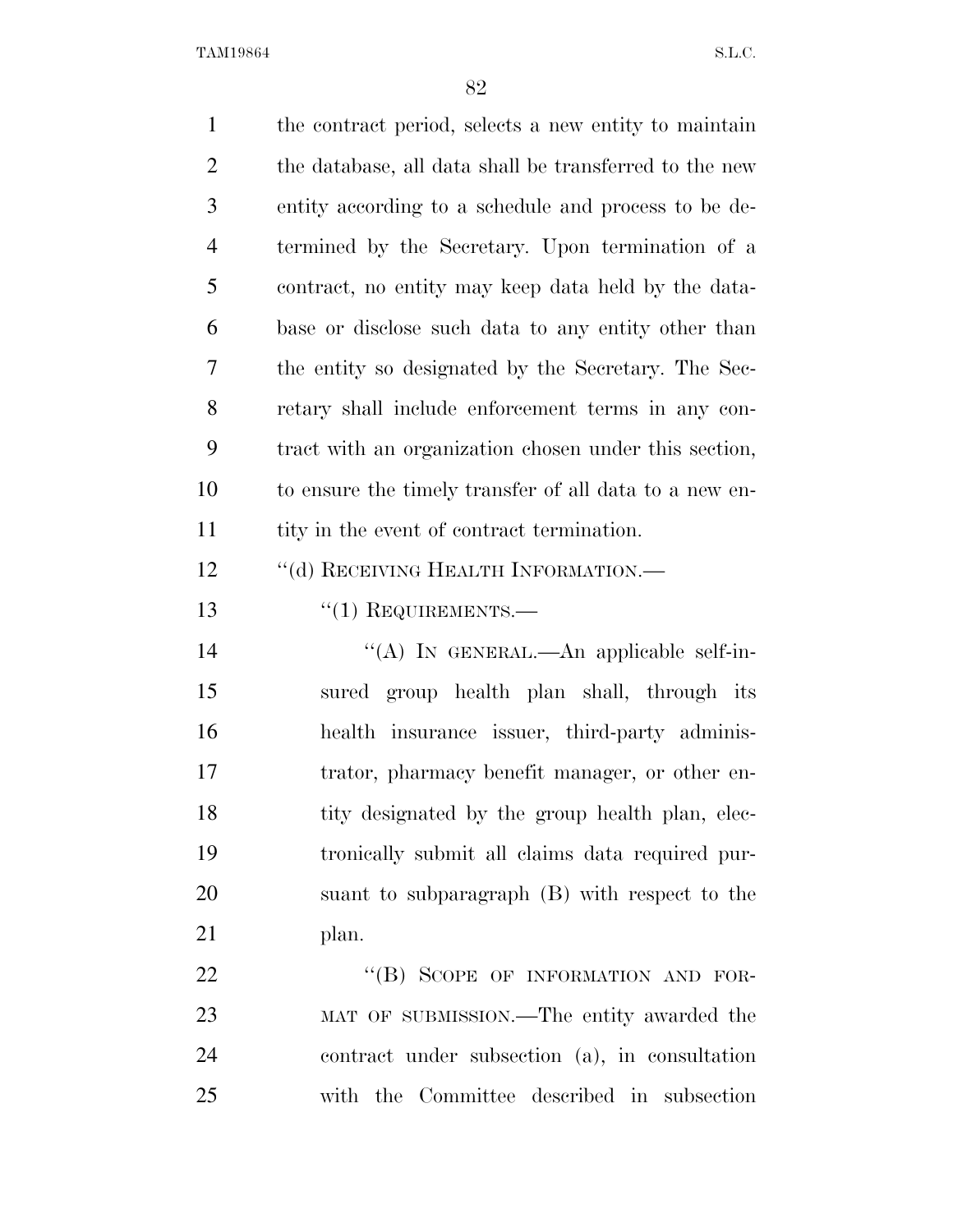the contract period, selects a new entity to maintain the database, all data shall be transferred to the new entity according to a schedule and process to be determined by the Secretary. Upon termination of a contract, no entity may keep data held by the database or disclose such data to any entity other than the entity so designated by the Secretary. The Secretary shall include enforcement terms in any contract with an organization chosen under this section, to ensure the timely transfer of all data to a new entity in the event of contract termination.

''(d) RECEIVING HEALTH INFORMATION.—

''(1) REQUIREMENTS.—

''(A) IN GENERAL.—An applicable self-insured group health plan shall, through its health insurance issuer, third-party administrator, pharmacy benefit manager, or other entity designated by the group health plan, electronically submit all claims data required pursuant to subparagraph (B) with respect to the plan.

''(B) SCOPE OF INFORMATION AND FORMAT OF SUBMISSION.—The entity awarded the contract under subsection (a), in consultation with the Committee described in subsection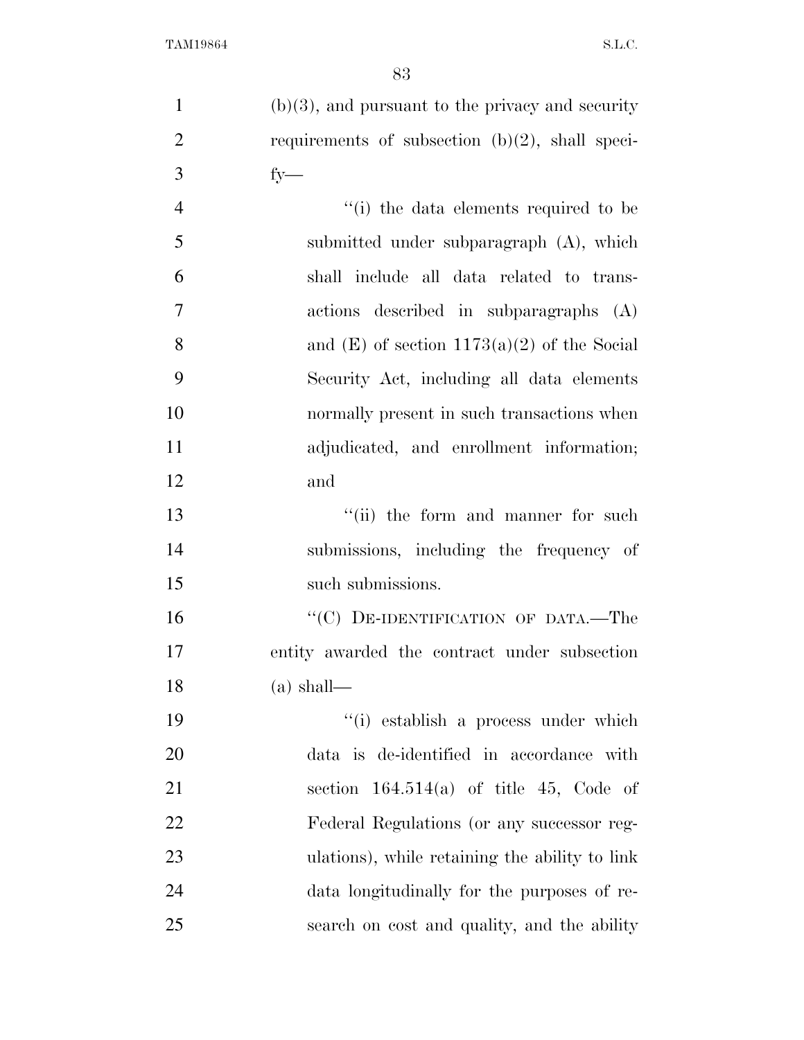(b)(3), and pursuant to the privacy and security requirements of subsection (b)(2), shall specify—

''(i) the data elements required to be submitted under subparagraph (A), which shall include all data related to transactions described in subparagraphs (A) and (E) of section 1173(a)(2) of the Social Security Act, including all data elements normally present in such transactions when adjudicated, and enrollment information; and

''(ii) the form and manner for such submissions, including the frequency of such submissions.

''(C) DE-IDENTIFICATION OF DATA.—The entity awarded the contract under subsection (a) shall—

''(i) establish a process under which data is de-identified in accordance with section 164.514(a) of title 45, Code of Federal Regulations (or any successor regulations), while retaining the ability to link data longitudinally for the purposes of research on cost and quality, and the ability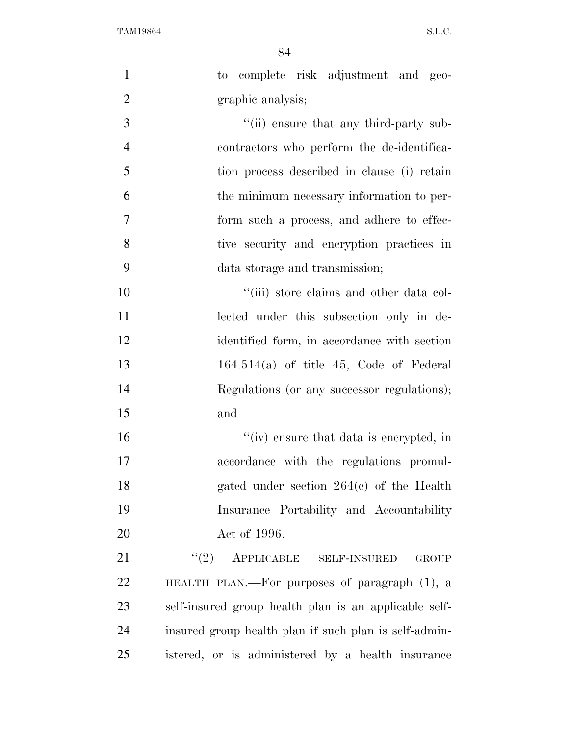to complete risk adjustment and geographic analysis;

"(ii) ensure that any third-party subcontractors who perform the de-identification process described in clause (i) retain the minimum necessary information to perform such a process, and adhere to effective security and encryption practices in data storage and transmission;

"(iii) store claims and other data collected under this subsection only in de-identified form, in accordance with section 164.514(a) of title 45, Code of Federal Regulations (or any successor regulations); and

"(iv) ensure that data is encrypted, in accordance with the regulations promulgated under section 264(c) of the Health Insurance Portability and Accountability Act of 1996.

"(2) APPLICABLE SELF-INSURED GROUP HEALTH PLAN.—For purposes of paragraph (1), a self-insured group health plan is an applicable self-insured group health plan if such plan is self-administered, or is administered by a health insurance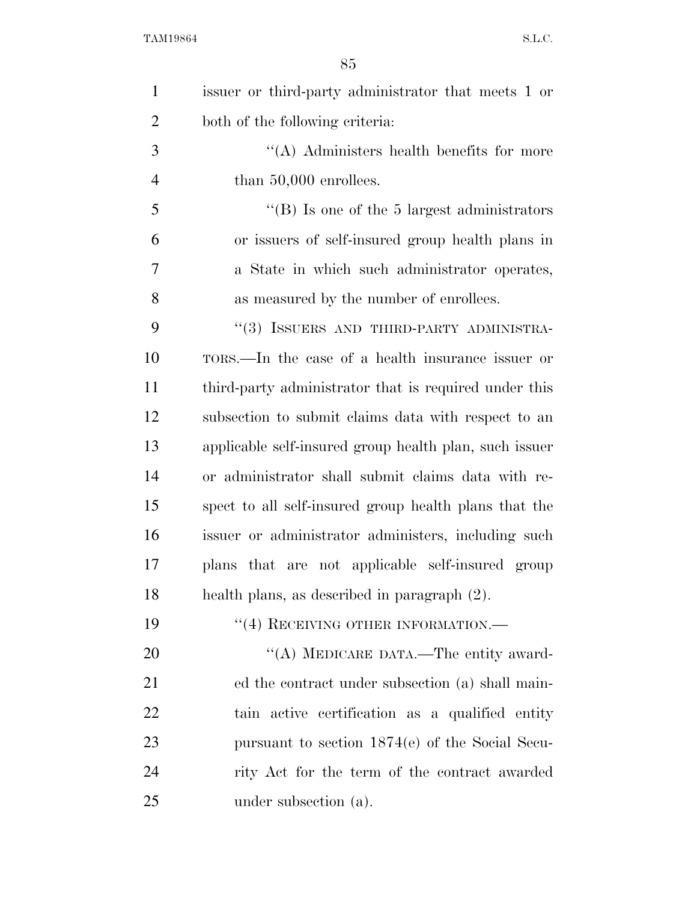issuer or third-party administrator that meets 1 or both of the following criteria:

"(A) Administers health benefits for more than 50,000 enrollees.

"(B) Is one of the 5 largest administrators or issuers of self-insured group health plans in a State in which such administrator operates, as measured by the number of enrollees.

"(3) ISSUERS AND THIRD-PARTY ADMINISTRATORS.—In the case of a health insurance issuer or third-party administrator that is required under this subsection to submit claims data with respect to an applicable self-insured group health plan, such issuer or administrator shall submit claims data with respect to all self-insured group health plans that the issuer or administrator administers, including such plans that are not applicable self-insured group health plans, as described in paragraph (2).

"(4) RECEIVING OTHER INFORMATION.—

"(A) MEDICARE DATA.—The entity awarded the contract under subsection (a) shall maintain active certification as a qualified entity pursuant to section 1874(e) of the Social Security Act for the term of the contract awarded under subsection (a).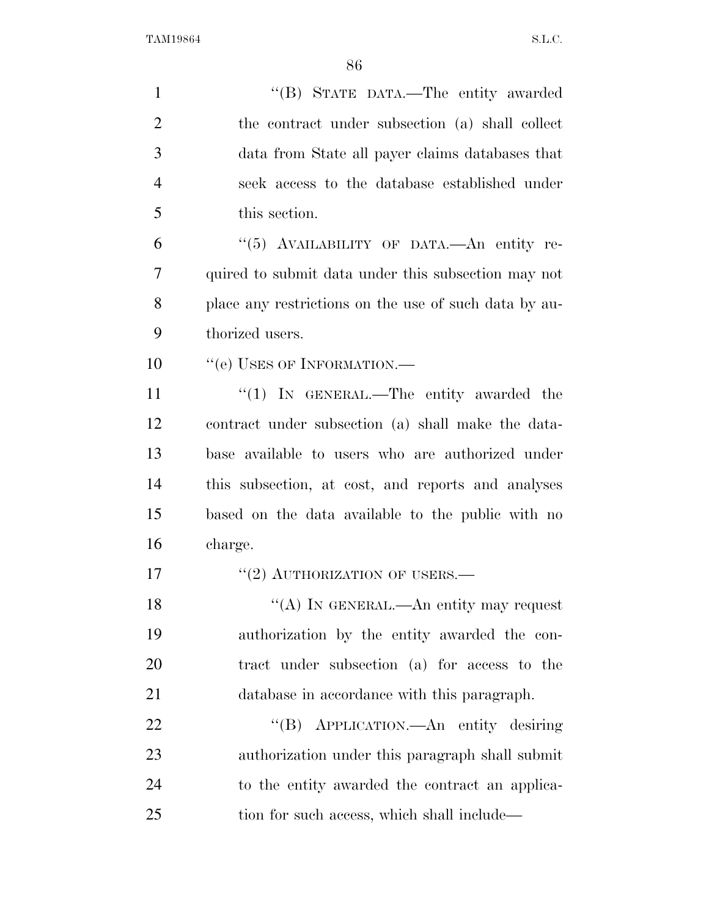''(B) STATE DATA.—The entity awarded the contract under subsection (a) shall collect data from State all payer claims databases that seek access to the database established under this section.

''(5) AVAILABILITY OF DATA.—An entity required to submit data under this subsection may not place any restrictions on the use of such data by authorized users.

''(e) USES OF INFORMATION.—

''(1) IN GENERAL.—The entity awarded the contract under subsection (a) shall make the database available to users who are authorized under this subsection, at cost, and reports and analyses based on the data available to the public with no charge.

''(2) AUTHORIZATION OF USERS.—

''(A) IN GENERAL.—An entity may request authorization by the entity awarded the contract under subsection (a) for access to the database in accordance with this paragraph.

''(B) APPLICATION.—An entity desiring authorization under this paragraph shall submit to the entity awarded the contract an application for such access, which shall include—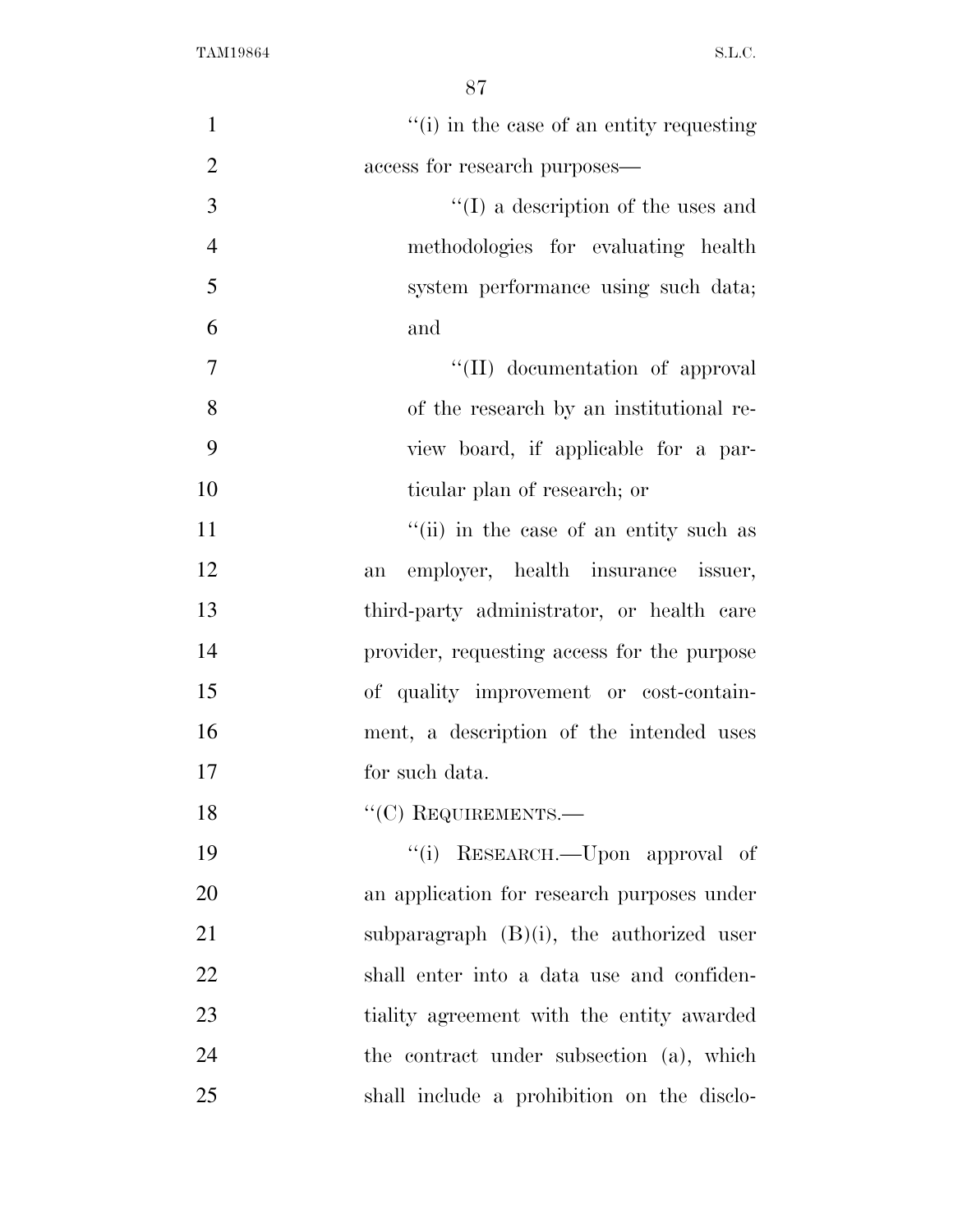''(i) in the case of an entity requesting access for research purposes—

''(I) a description of the uses and methodologies for evaluating health system performance using such data; and

''(II) documentation of approval of the research by an institutional review board, if applicable for a particular plan of research; or

''(ii) in the case of an entity such as an employer, health insurance issuer, third-party administrator, or health care provider, requesting access for the purpose of quality improvement or cost-containment, a description of the intended uses for such data.

''(C) REQUIREMENTS.—

''(i) RESEARCH.—Upon approval of an application for research purposes under subparagraph (B)(i), the authorized user shall enter into a data use and confidentiality agreement with the entity awarded the contract under subsection (a), which shall include a prohibition on the disclo-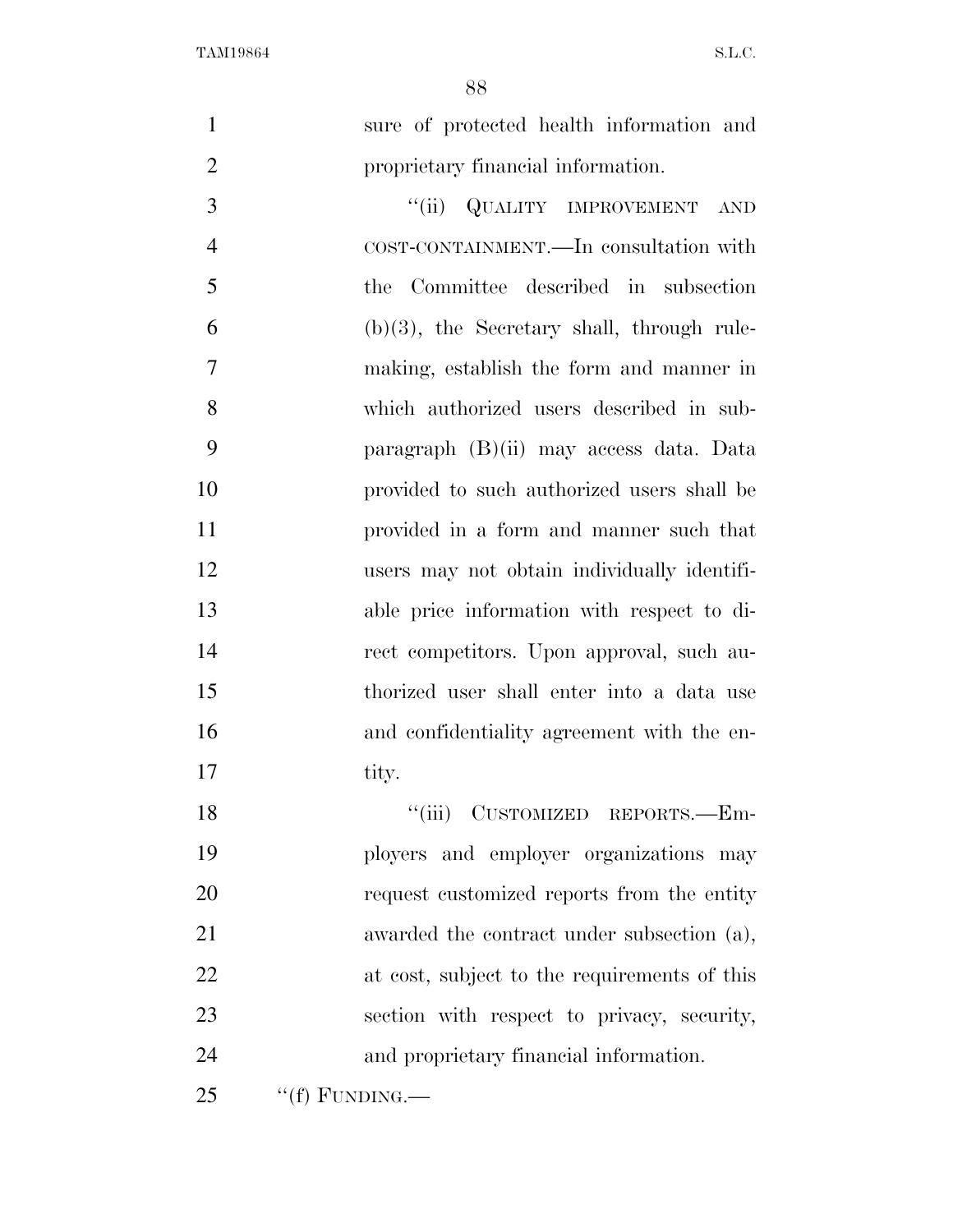sure of protected health information and proprietary financial information.

"(ii) QUALITY IMPROVEMENT AND COST-CONTAINMENT.—In consultation with the Committee described in subsection (b)(3), the Secretary shall, through rulemaking, establish the form and manner in which authorized users described in subparagraph (B)(ii) may access data. Data provided to such authorized users shall be provided in a form and manner such that users may not obtain individually identifiable price information with respect to direct competitors. Upon approval, such authorized user shall enter into a data use and confidentiality agreement with the entity.

"(iii) CUSTOMIZED REPORTS.—Employers and employer organizations may request customized reports from the entity awarded the contract under subsection (a), at cost, subject to the requirements of this section with respect to privacy, security, and proprietary financial information.

"(f) FUNDING.—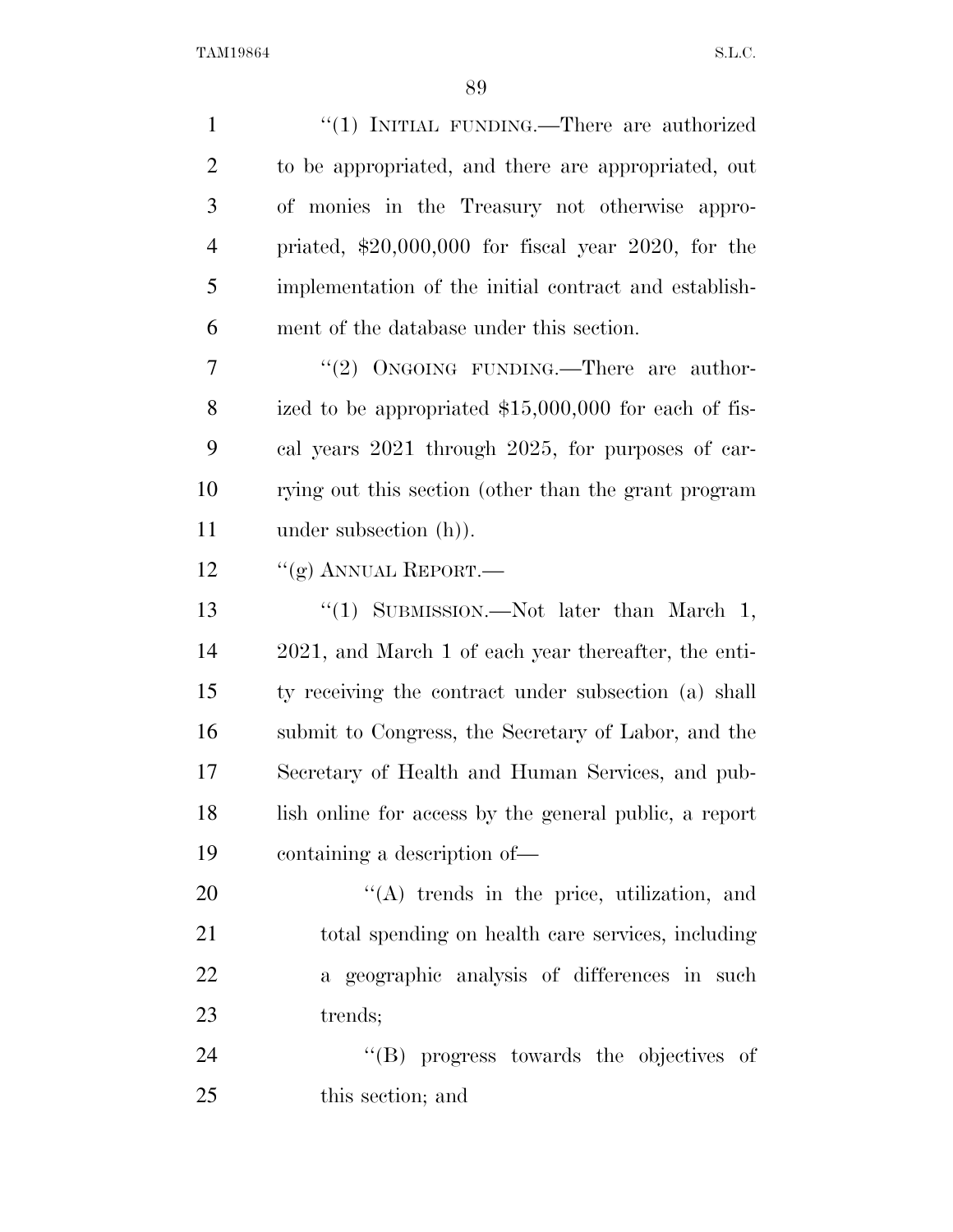"(1) INITIAL FUNDING.—There are authorized to be appropriated, and there are appropriated, out of monies in the Treasury not otherwise appropriated, $20,000,000 for fiscal year 2020, for the implementation of the initial contract and establishment of the database under this section.

"(2) ONGOING FUNDING.—There are authorized to be appropriated $15,000,000 for each of fiscal years 2021 through 2025, for purposes of carrying out this section (other than the grant program under subsection (h)).

"(g) ANNUAL REPORT.—

"(1) SUBMISSION.—Not later than March 1, 2021, and March 1 of each year thereafter, the entity receiving the contract under subsection (a) shall submit to Congress, the Secretary of Labor, and the Secretary of Health and Human Services, and publish online for access by the general public, a report containing a description of—

"(A) trends in the price, utilization, and total spending on health care services, including a geographic analysis of differences in such trends;

"(B) progress towards the objectives of this section; and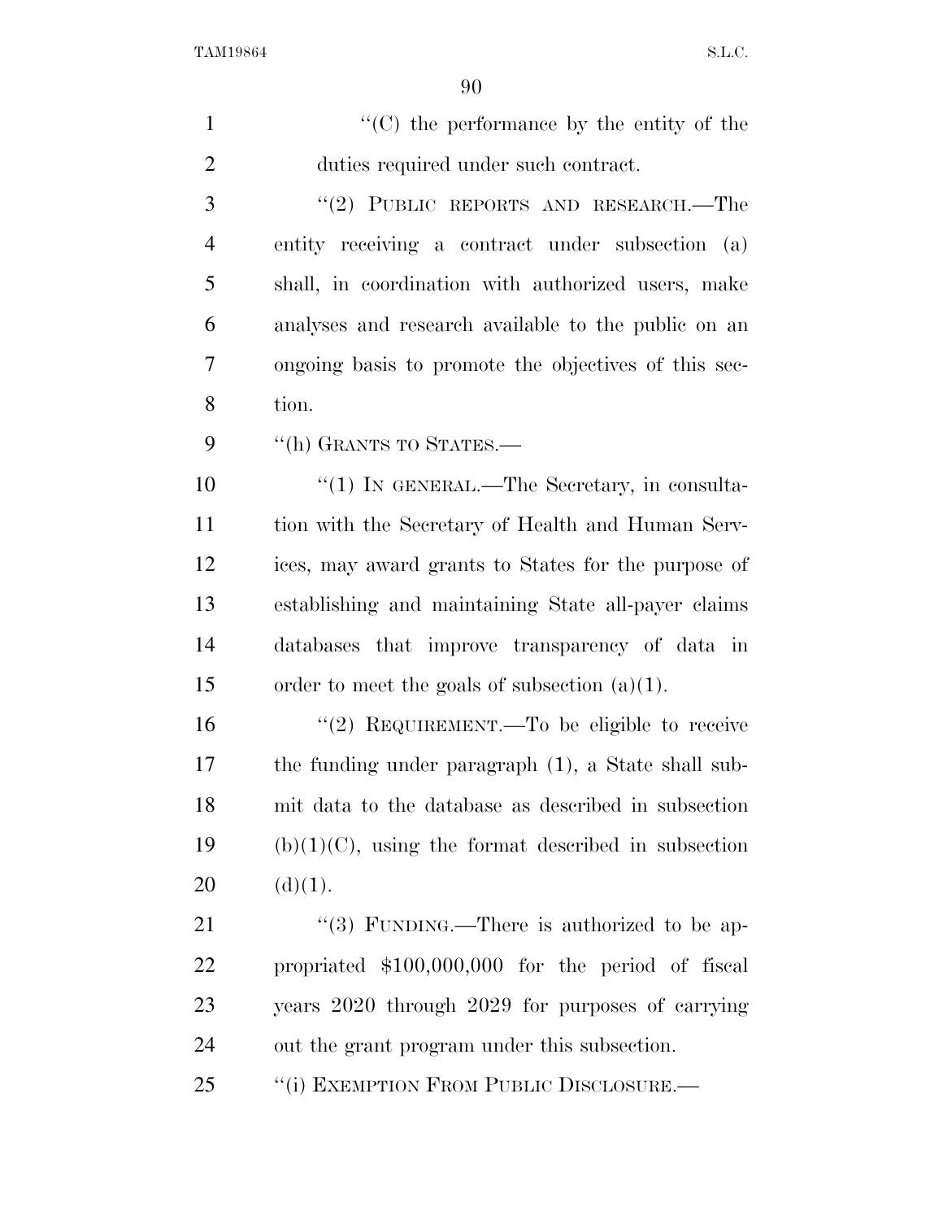"(C) the performance by the entity of the duties required under such contract.

"(2) PUBLIC REPORTS AND RESEARCH.—The entity receiving a contract under subsection (a) shall, in coordination with authorized users, make analyses and research available to the public on an ongoing basis to promote the objectives of this section.

"(h) GRANTS TO STATES.—

"(1) IN GENERAL.—The Secretary, in consultation with the Secretary of Health and Human Services, may award grants to States for the purpose of establishing and maintaining State all-payer claims databases that improve transparency of data in order to meet the goals of subsection (a)(1).

"(2) REQUIREMENT.—To be eligible to receive the funding under paragraph (1), a State shall submit data to the database as described in subsection (b)(1)(C), using the format described in subsection (d)(1).

"(3) FUNDING.—There is authorized to be appropriated $100,000,000 for the period of fiscal years 2020 through 2029 for purposes of carrying out the grant program under this subsection.

"(i) EXEMPTION FROM PUBLIC DISCLOSURE.—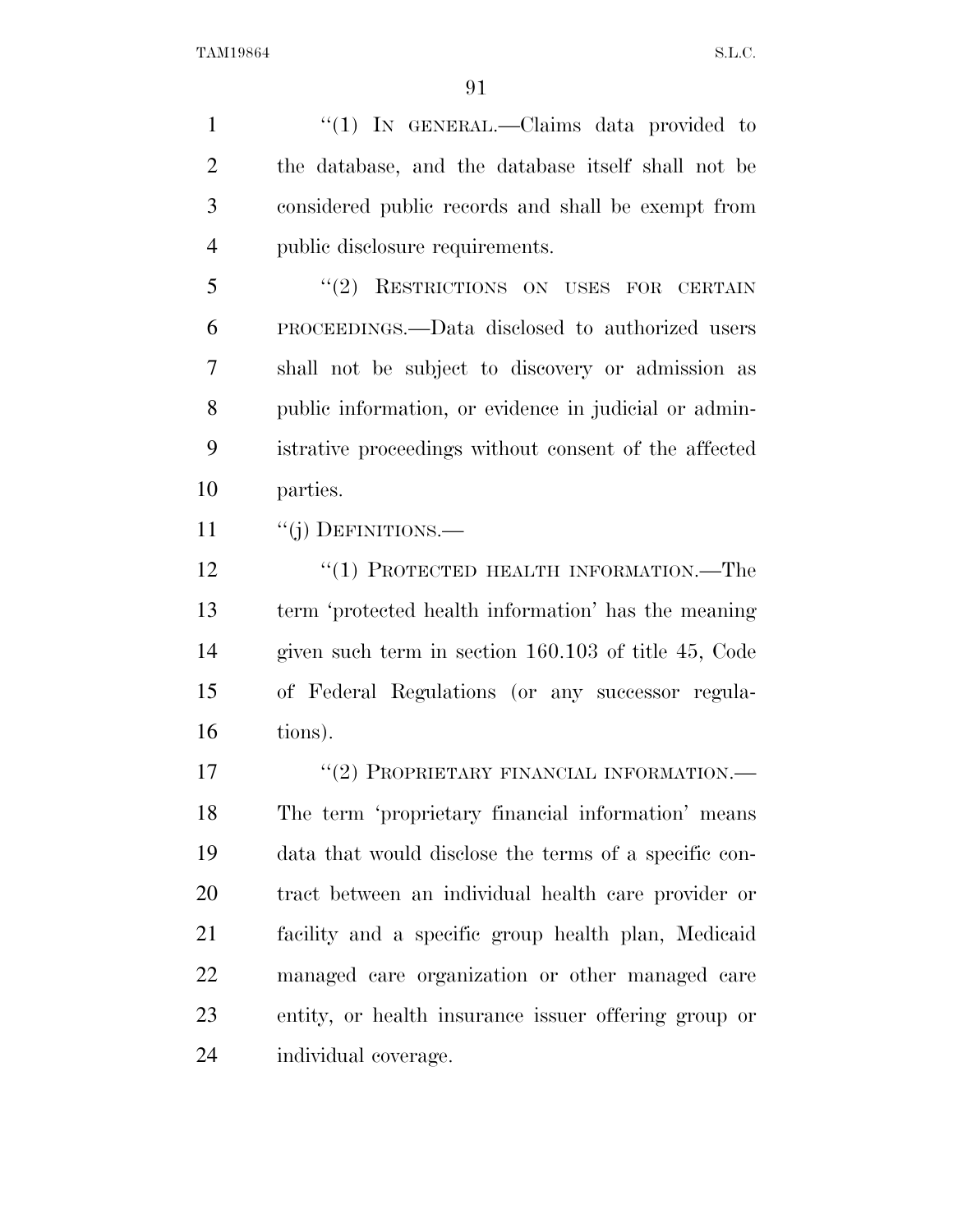"(1) IN GENERAL.—Claims data provided to the database, and the database itself shall not be considered public records and shall be exempt from public disclosure requirements.

"(2) RESTRICTIONS ON USES FOR CERTAIN PROCEEDINGS.—Data disclosed to authorized users shall not be subject to discovery or admission as public information, or evidence in judicial or administrative proceedings without consent of the affected parties.

"(j) DEFINITIONS.—

"(1) PROTECTED HEALTH INFORMATION.—The term 'protected health information' has the meaning given such term in section 160.103 of title 45, Code of Federal Regulations (or any successor regulations).

"(2) PROPRIETARY FINANCIAL INFORMATION.—The term 'proprietary financial information' means data that would disclose the terms of a specific contract between an individual health care provider or facility and a specific group health plan, Medicaid managed care organization or other managed care entity, or health insurance issuer offering group or individual coverage.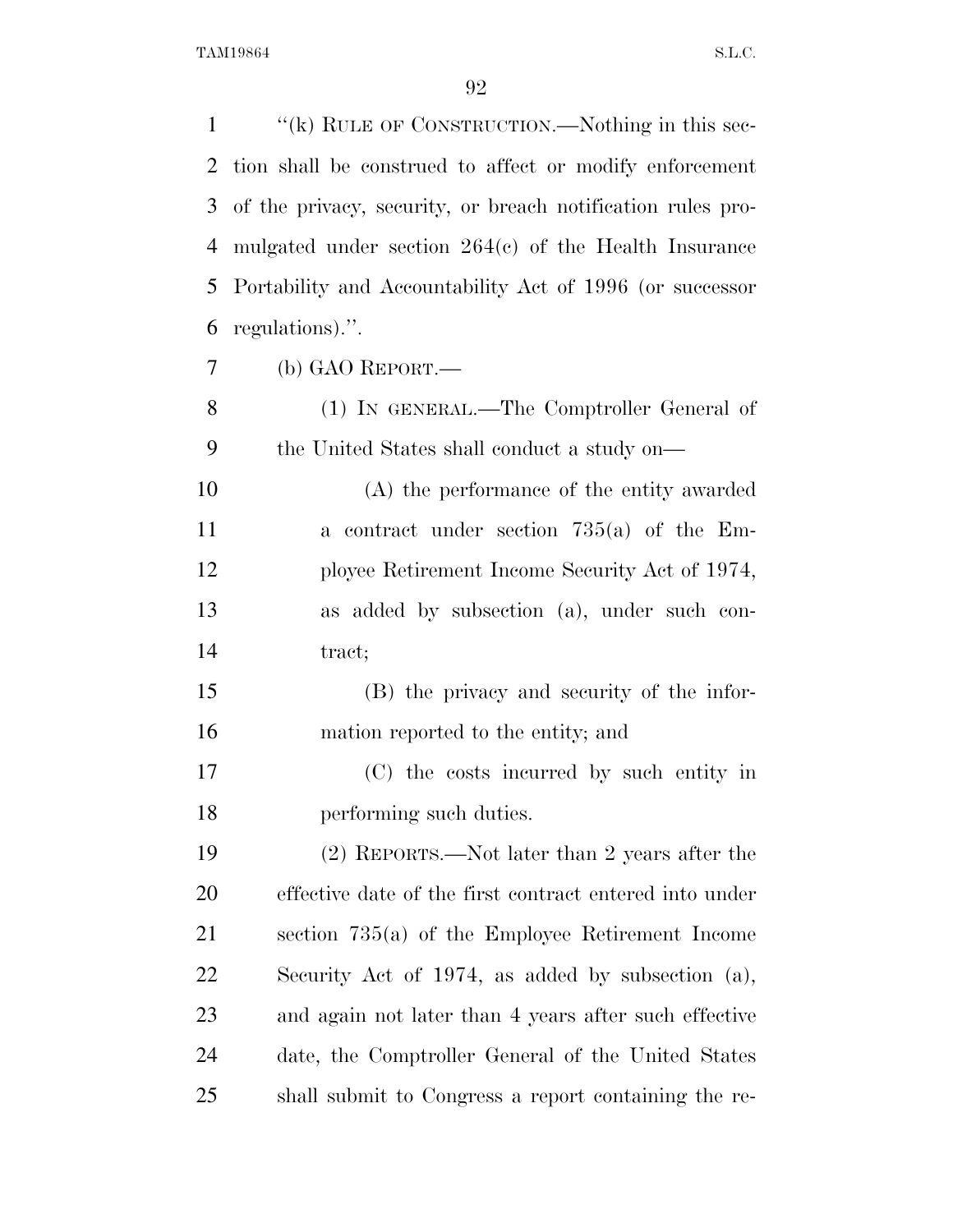"(k) RULE OF CONSTRUCTION.—Nothing in this section shall be construed to affect or modify enforcement of the privacy, security, or breach notification rules promulgated under section 264(c) of the Health Insurance Portability and Accountability Act of 1996 (or successor regulations).".

(b) GAO REPORT.—

(1) IN GENERAL.—The Comptroller General of the United States shall conduct a study on—

(A) the performance of the entity awarded a contract under section 735(a) of the Employee Retirement Income Security Act of 1974, as added by subsection (a), under such contract;

(B) the privacy and security of the information reported to the entity; and

(C) the costs incurred by such entity in performing such duties.

(2) REPORTS.—Not later than 2 years after the effective date of the first contract entered into under section 735(a) of the Employee Retirement Income Security Act of 1974, as added by subsection (a), and again not later than 4 years after such effective date, the Comptroller General of the United States shall submit to Congress a report containing the re-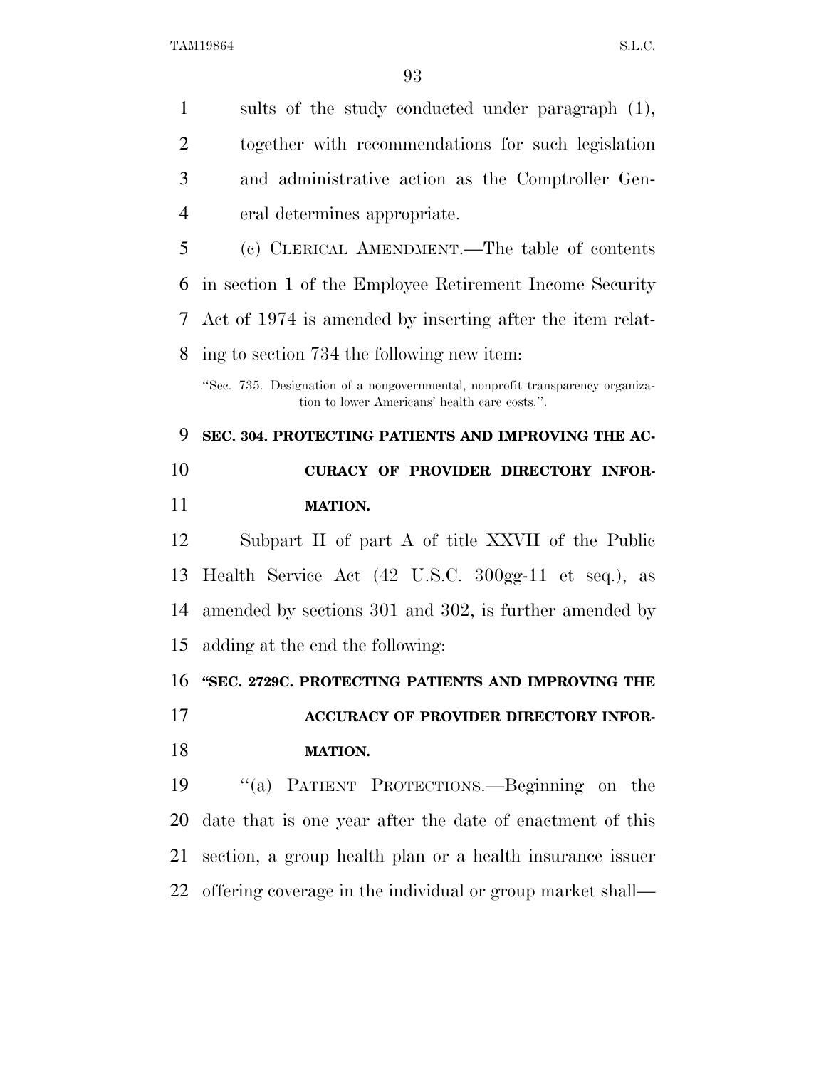sults of the study conducted under paragraph (1), together with recommendations for such legislation and administrative action as the Comptroller General determines appropriate.

(c) CLERICAL AMENDMENT.—The table of contents in section 1 of the Employee Retirement Income Security Act of 1974 is amended by inserting after the item relating to section 734 the following new item:

"Sec. 735. Designation of a nongovernmental, nonprofit transparency organization to lower Americans' health care costs.".

**SEC. 304. PROTECTING PATIENTS AND IMPROVING THE ACCURACY OF PROVIDER DIRECTORY INFORMATION.**

Subpart II of part A of title XXVII of the Public Health Service Act (42 U.S.C. 300gg-11 et seq.), as amended by sections 301 and 302, is further amended by adding at the end the following:

**"SEC. 2729C. PROTECTING PATIENTS AND IMPROVING THE ACCURACY OF PROVIDER DIRECTORY INFORMATION.**

"(a) PATIENT PROTECTIONS.—Beginning on the date that is one year after the date of enactment of this section, a group health plan or a health insurance issuer offering coverage in the individual or group market shall—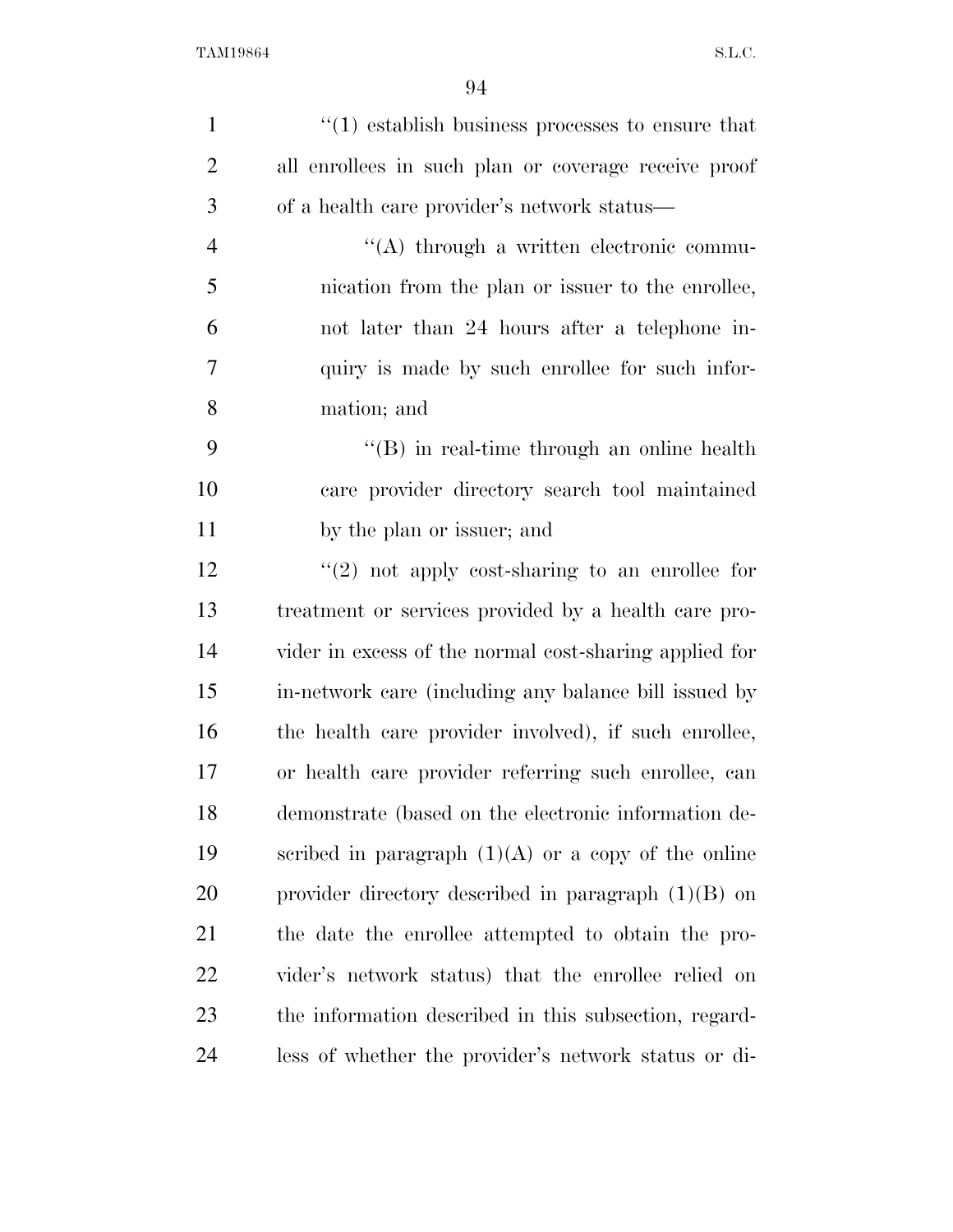"(1) establish business processes to ensure that all enrollees in such plan or coverage receive proof of a health care provider's network status—

"(A) through a written electronic communication from the plan or issuer to the enrollee, not later than 24 hours after a telephone inquiry is made by such enrollee for such information; and

"(B) in real-time through an online health care provider directory search tool maintained by the plan or issuer; and

"(2) not apply cost-sharing to an enrollee for treatment or services provided by a health care provider in excess of the normal cost-sharing applied for in-network care (including any balance bill issued by the health care provider involved), if such enrollee, or health care provider referring such enrollee, can demonstrate (based on the electronic information described in paragraph (1)(A) or a copy of the online provider directory described in paragraph (1)(B) on the date the enrollee attempted to obtain the provider's network status) that the enrollee relied on the information described in this subsection, regardless of whether the provider's network status or di-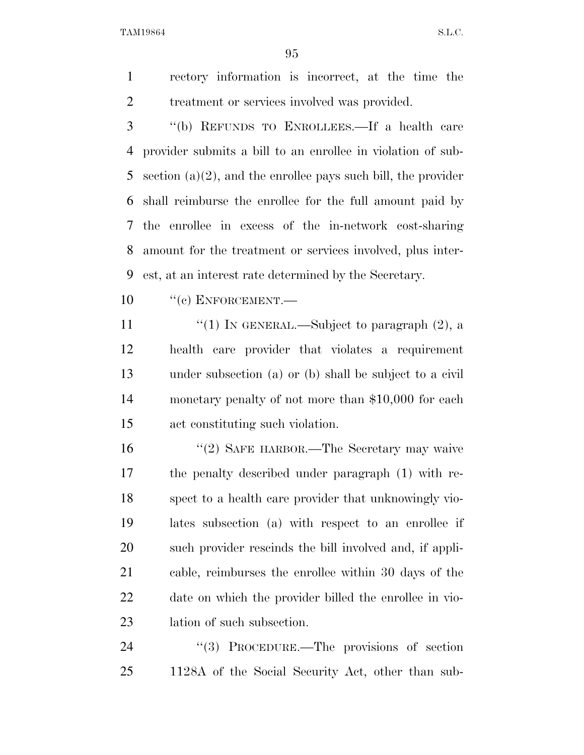rectory information is incorrect, at the time the treatment or services involved was provided.

''(b) REFUNDS TO ENROLLEES.—If a health care provider submits a bill to an enrollee in violation of subsection (a)(2), and the enrollee pays such bill, the provider shall reimburse the enrollee for the full amount paid by the enrollee in excess of the in-network cost-sharing amount for the treatment or services involved, plus interest, at an interest rate determined by the Secretary.

''(c) ENFORCEMENT.—

''(1) IN GENERAL.—Subject to paragraph (2), a health care provider that violates a requirement under subsection (a) or (b) shall be subject to a civil monetary penalty of not more than $10,000 for each act constituting such violation.

''(2) SAFE HARBOR.—The Secretary may waive the penalty described under paragraph (1) with respect to a health care provider that unknowingly violates subsection (a) with respect to an enrollee if such provider rescinds the bill involved and, if applicable, reimburses the enrollee within 30 days of the date on which the provider billed the enrollee in violation of such subsection.

''(3) PROCEDURE.—The provisions of section 1128A of the Social Security Act, other than sub-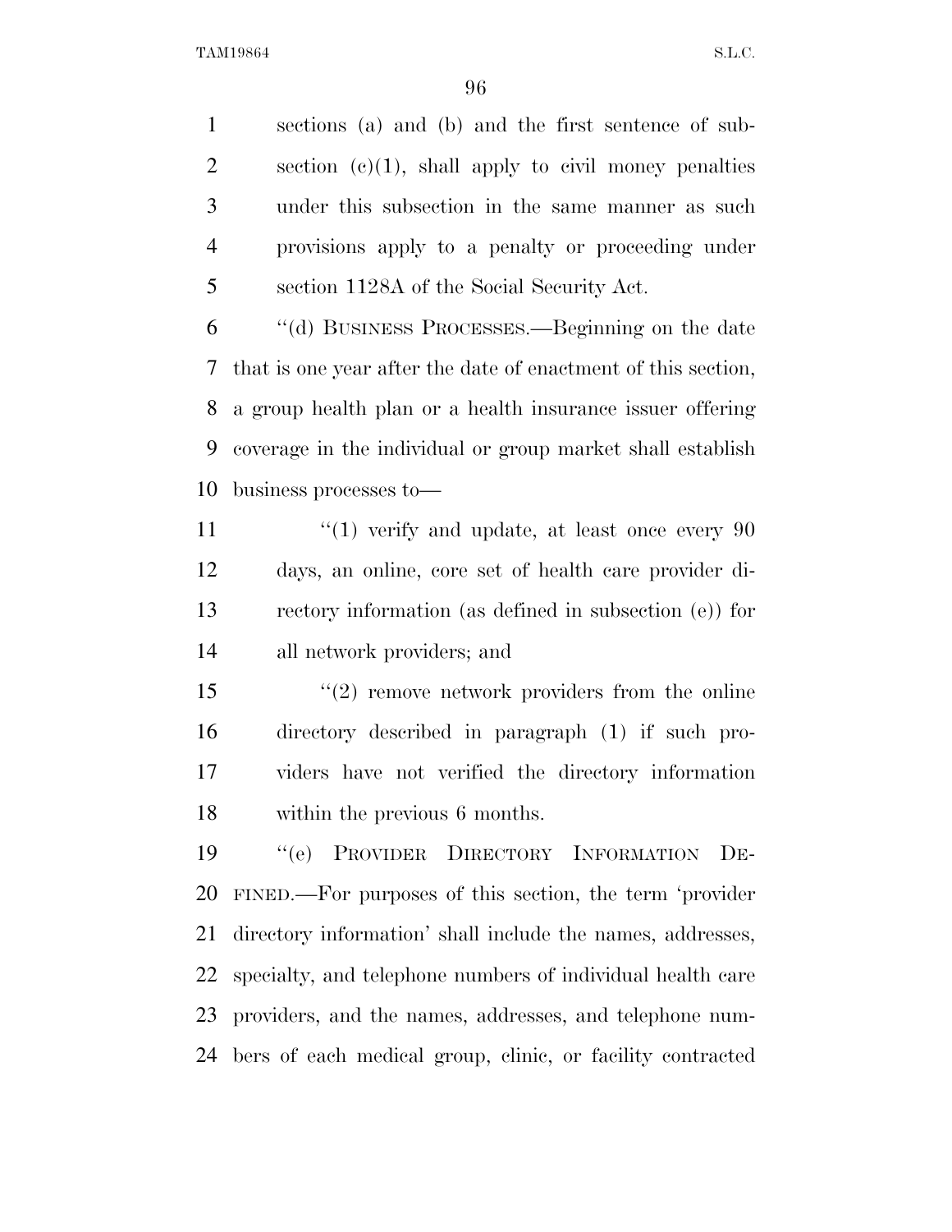sections (a) and (b) and the first sentence of subsection (c)(1), shall apply to civil money penalties under this subsection in the same manner as such provisions apply to a penalty or proceeding under section 1128A of the Social Security Act.

"(d) BUSINESS PROCESSES.—Beginning on the date that is one year after the date of enactment of this section, a group health plan or a health insurance issuer offering coverage in the individual or group market shall establish business processes to—

"(1) verify and update, at least once every 90 days, an online, core set of health care provider directory information (as defined in subsection (e)) for all network providers; and

"(2) remove network providers from the online directory described in paragraph (1) if such providers have not verified the directory information within the previous 6 months.

"(e) PROVIDER DIRECTORY INFORMATION DEFINED.—For purposes of this section, the term 'provider directory information' shall include the names, addresses, specialty, and telephone numbers of individual health care providers, and the names, addresses, and telephone numbers of each medical group, clinic, or facility contracted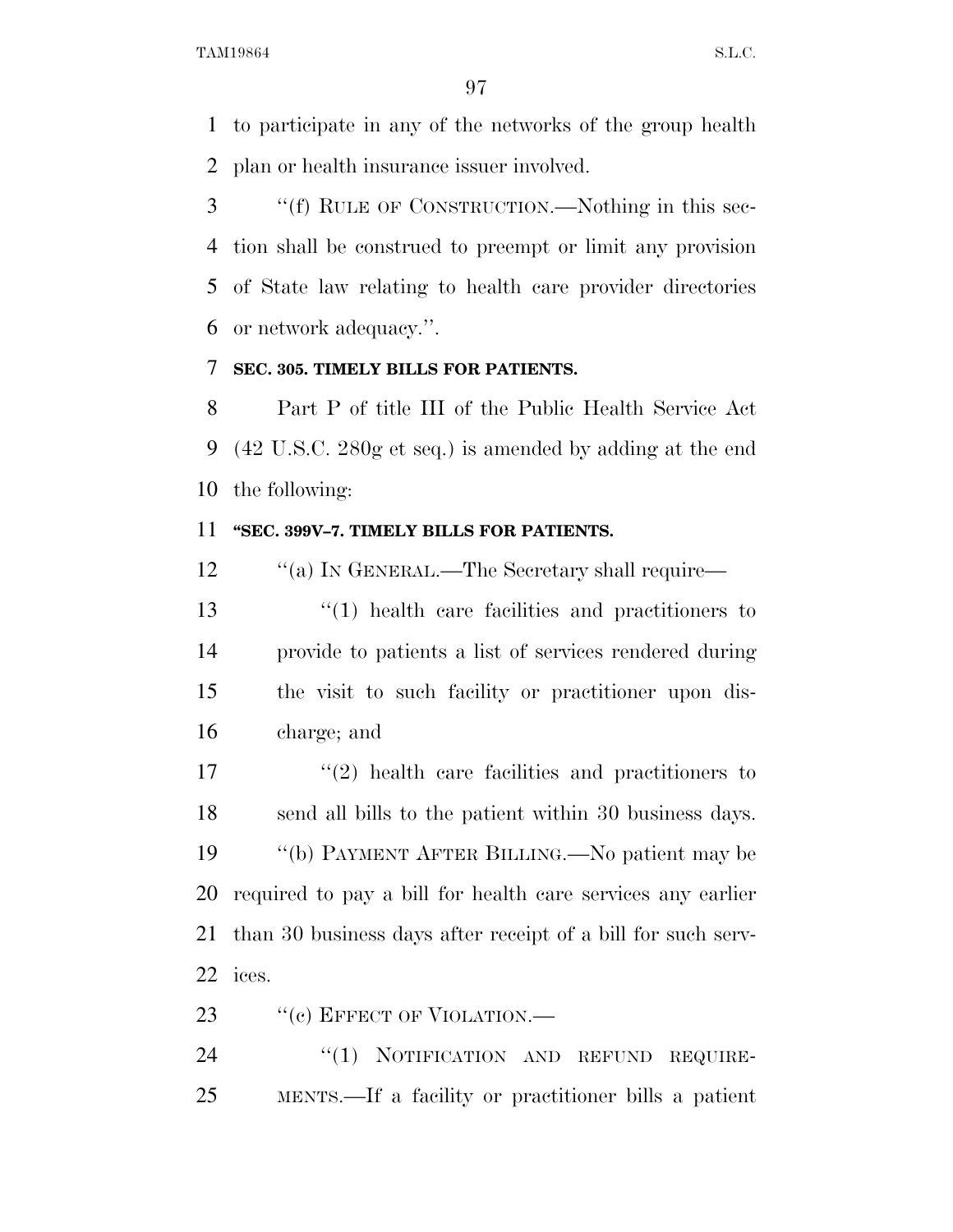to participate in any of the networks of the group health plan or health insurance issuer involved.

''(f) RULE OF CONSTRUCTION.—Nothing in this section shall be construed to preempt or limit any provision of State law relating to health care provider directories or network adequacy.''.

**SEC. 305. TIMELY BILLS FOR PATIENTS.**

Part P of title III of the Public Health Service Act (42 U.S.C. 280g et seq.) is amended by adding at the end the following:

**''SEC. 399V–7. TIMELY BILLS FOR PATIENTS.**

''(a) IN GENERAL.—The Secretary shall require—

''(1) health care facilities and practitioners to provide to patients a list of services rendered during the visit to such facility or practitioner upon discharge; and

''(2) health care facilities and practitioners to send all bills to the patient within 30 business days.

''(b) PAYMENT AFTER BILLING.—No patient may be required to pay a bill for health care services any earlier than 30 business days after receipt of a bill for such services.

''(c) EFFECT OF VIOLATION.—

''(1) NOTIFICATION AND REFUND REQUIREMENTS.—If a facility or practitioner bills a patient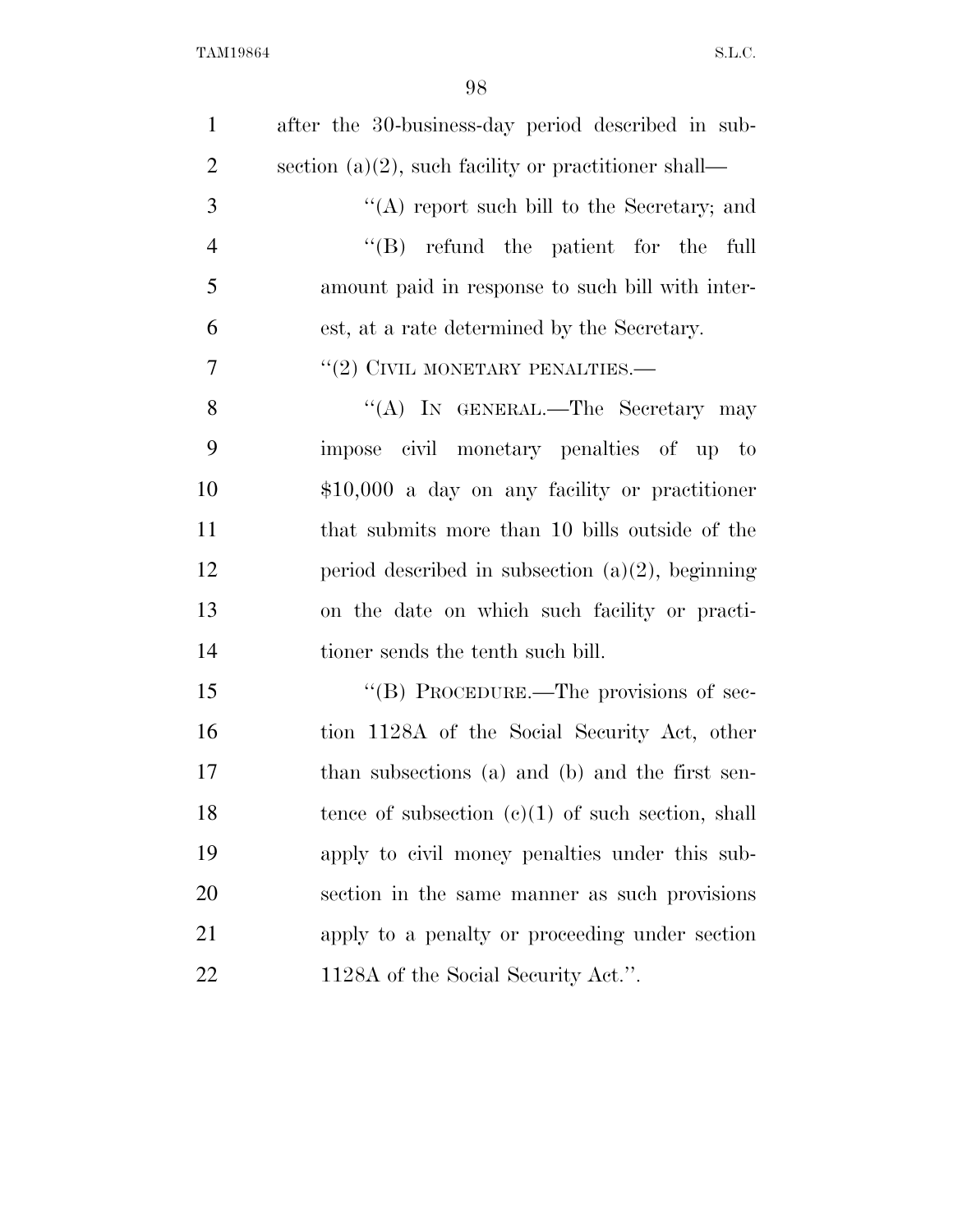after the 30-business-day period described in subsection (a)(2), such facility or practitioner shall—

''(A) report such bill to the Secretary; and

''(B) refund the patient for the full amount paid in response to such bill with interest, at a rate determined by the Secretary.

''(2) CIVIL MONETARY PENALTIES.—

''(A) IN GENERAL.—The Secretary may impose civil monetary penalties of up to $10,000 a day on any facility or practitioner that submits more than 10 bills outside of the period described in subsection (a)(2), beginning on the date on which such facility or practitioner sends the tenth such bill.

''(B) PROCEDURE.—The provisions of section 1128A of the Social Security Act, other than subsections (a) and (b) and the first sentence of subsection (c)(1) of such section, shall apply to civil money penalties under this subsection in the same manner as such provisions apply to a penalty or proceeding under section 1128A of the Social Security Act.''.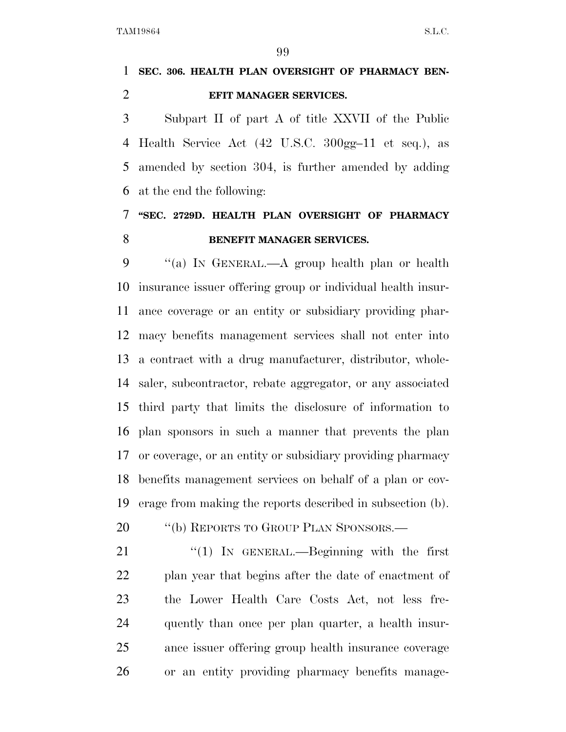**SEC. 306. HEALTH PLAN OVERSIGHT OF PHARMACY BENEFIT MANAGER SERVICES.**

Subpart II of part A of title XXVII of the Public Health Service Act (42 U.S.C. 300gg–11 et seq.), as amended by section 304, is further amended by adding at the end the following:

**"SEC. 2729D. HEALTH PLAN OVERSIGHT OF PHARMACY BENEFIT MANAGER SERVICES.**

"(a) IN GENERAL.—A group health plan or health insurance issuer offering group or individual health insurance coverage or an entity or subsidiary providing pharmacy benefits management services shall not enter into a contract with a drug manufacturer, distributor, wholesaler, subcontractor, rebate aggregator, or any associated third party that limits the disclosure of information to plan sponsors in such a manner that prevents the plan or coverage, or an entity or subsidiary providing pharmacy benefits management services on behalf of a plan or coverage from making the reports described in subsection (b).

"(b) REPORTS TO GROUP PLAN SPONSORS.—

"(1) IN GENERAL.—Beginning with the first plan year that begins after the date of enactment of the Lower Health Care Costs Act, not less frequently than once per plan quarter, a health insurance issuer offering group health insurance coverage or an entity providing pharmacy benefits manage-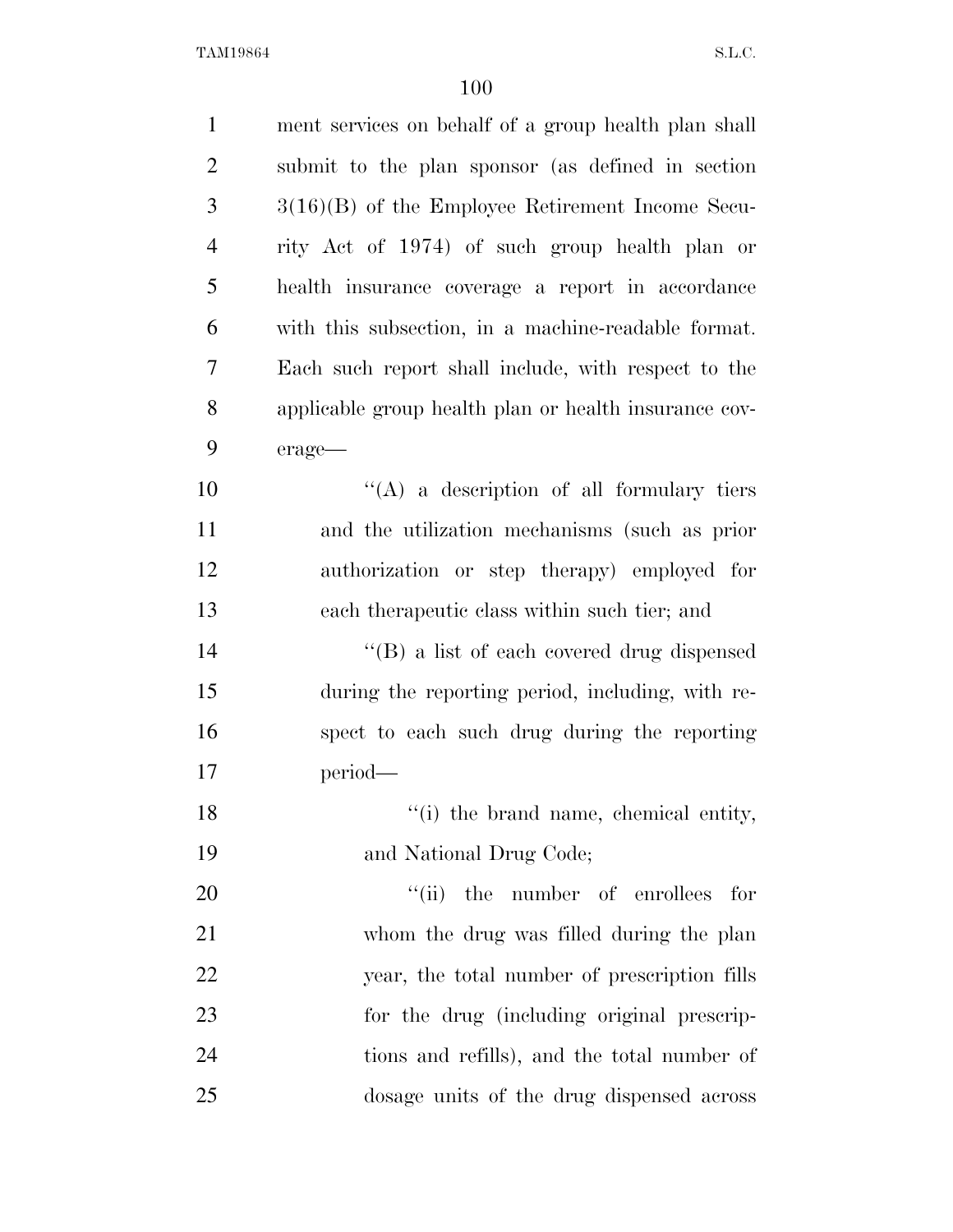ment services on behalf of a group health plan shall submit to the plan sponsor (as defined in section 3(16)(B) of the Employee Retirement Income Security Act of 1974) of such group health plan or health insurance coverage a report in accordance with this subsection, in a machine-readable format. Each such report shall include, with respect to the applicable group health plan or health insurance coverage—

''(A) a description of all formulary tiers and the utilization mechanisms (such as prior authorization or step therapy) employed for each therapeutic class within such tier; and

''(B) a list of each covered drug dispensed during the reporting period, including, with respect to each such drug during the reporting period—

''(i) the brand name, chemical entity, and National Drug Code;

''(ii) the number of enrollees for whom the drug was filled during the plan year, the total number of prescription fills for the drug (including original prescriptions and refills), and the total number of dosage units of the drug dispensed across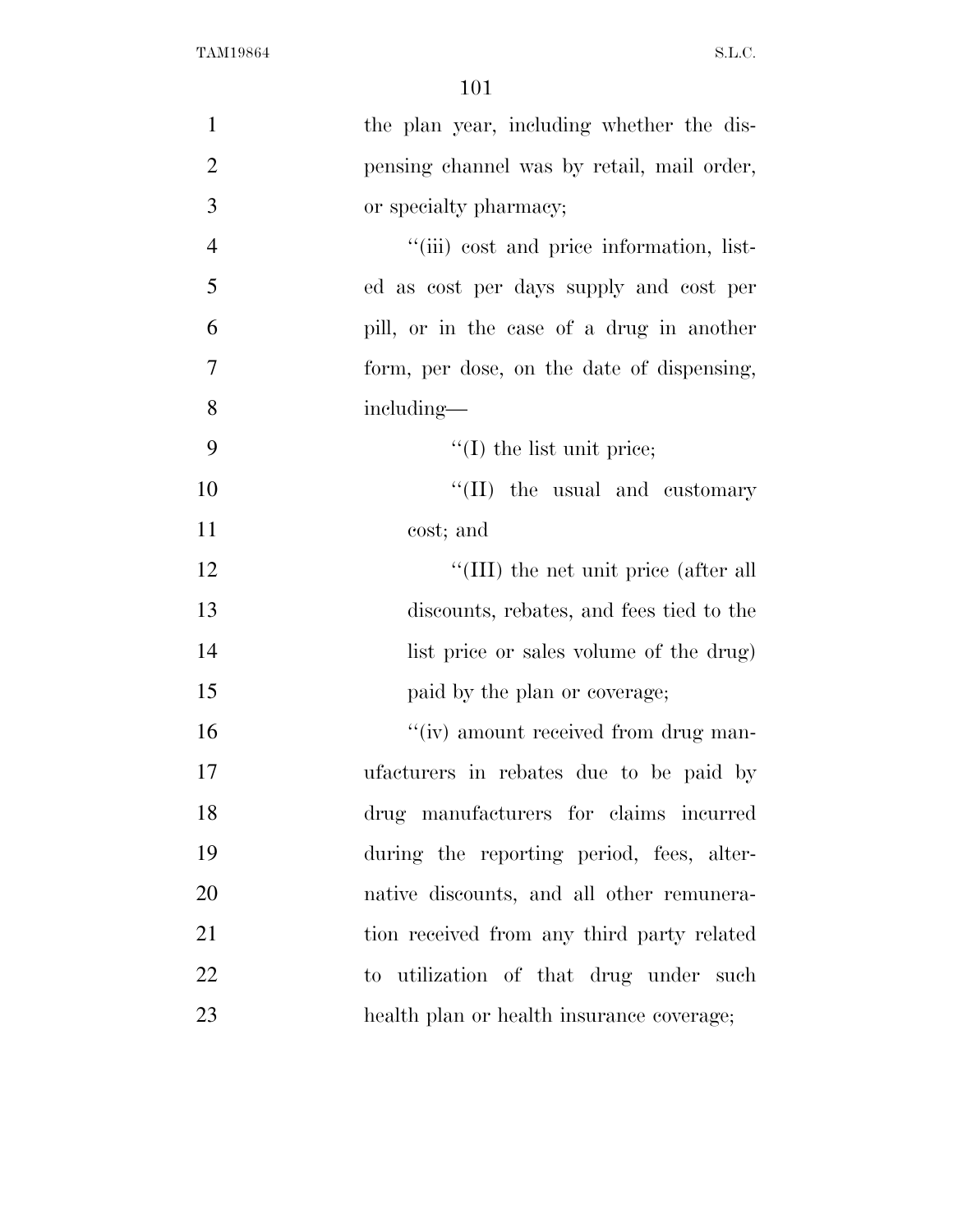the plan year, including whether the dispensing channel was by retail, mail order, or specialty pharmacy;

''(iii) cost and price information, listed as cost per days supply and cost per pill, or in the case of a drug in another form, per dose, on the date of dispensing, including—

''(I) the list unit price;

''(II) the usual and customary cost; and

''(III) the net unit price (after all discounts, rebates, and fees tied to the list price or sales volume of the drug) paid by the plan or coverage;

''(iv) amount received from drug manufacturers in rebates due to be paid by drug manufacturers for claims incurred during the reporting period, fees, alternative discounts, and all other remuneration received from any third party related to utilization of that drug under such health plan or health insurance coverage;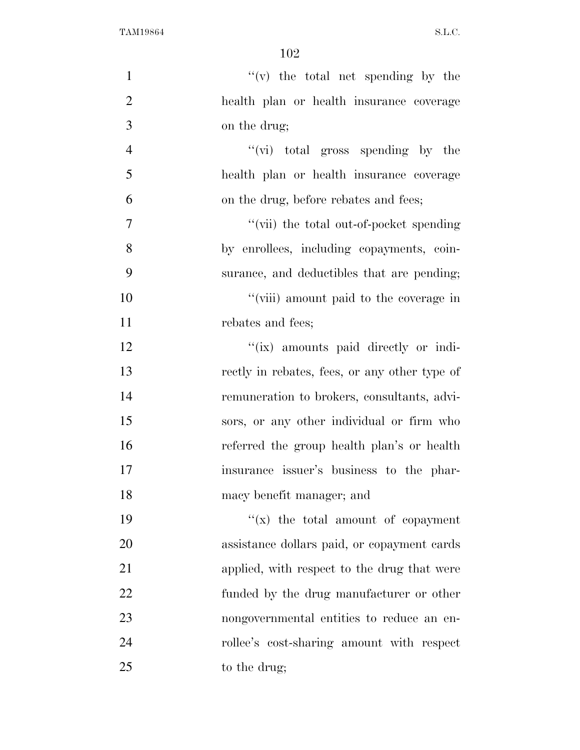''(v) the total net spending by the health plan or health insurance coverage on the drug;

''(vi) total gross spending by the health plan or health insurance coverage on the drug, before rebates and fees;

''(vii) the total out-of-pocket spending by enrollees, including copayments, coinsurance, and deductibles that are pending;

''(viii) amount paid to the coverage in rebates and fees;

''(ix) amounts paid directly or indirectly in rebates, fees, or any other type of remuneration to brokers, consultants, advisors, or any other individual or firm who referred the group health plan's or health insurance issuer's business to the pharmacy benefit manager; and

''(x) the total amount of copayment assistance dollars paid, or copayment cards applied, with respect to the drug that were funded by the drug manufacturer or other nongovernmental entities to reduce an enrollee's cost-sharing amount with respect to the drug;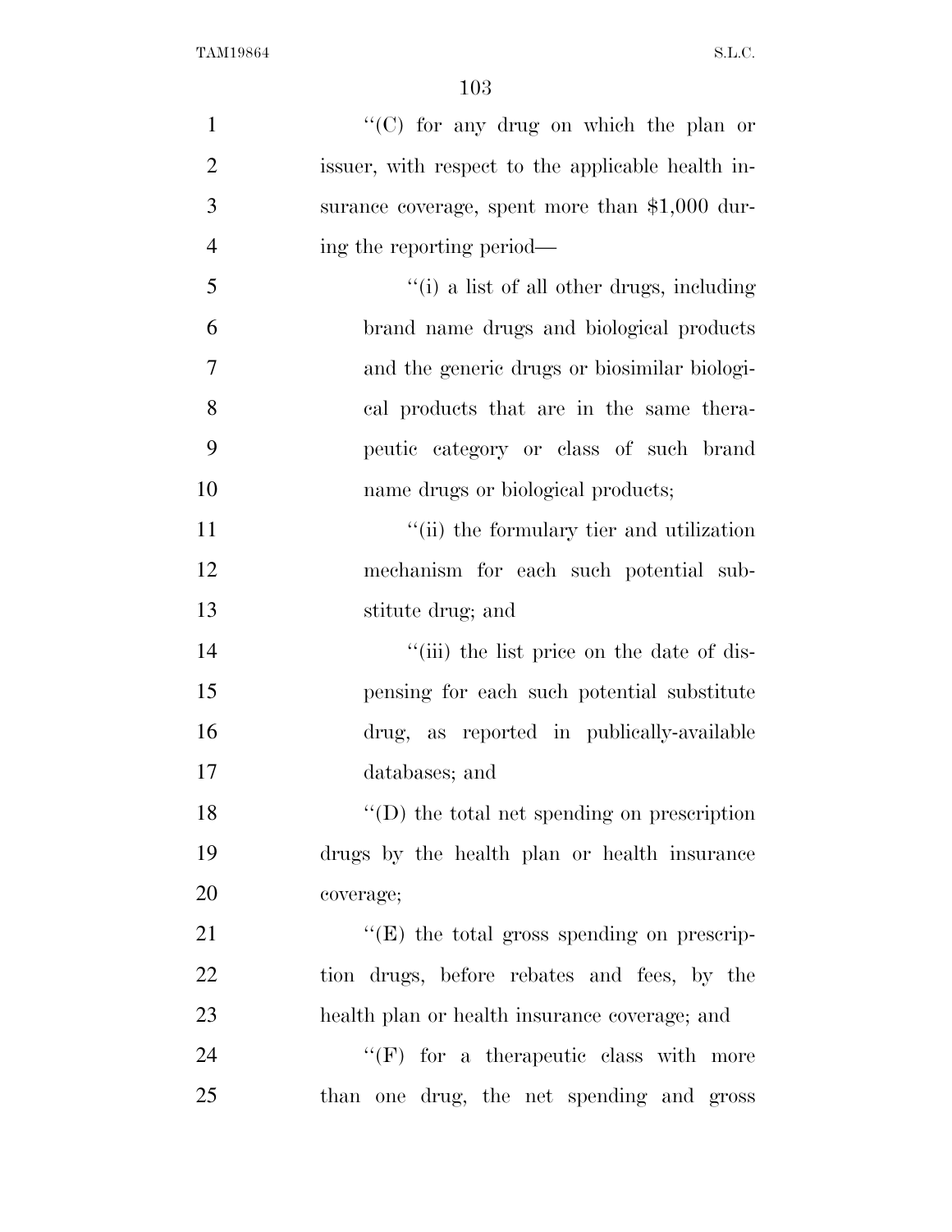''(C) for any drug on which the plan or issuer, with respect to the applicable health insurance coverage, spent more than $1,000 during the reporting period—

''(i) a list of all other drugs, including brand name drugs and biological products and the generic drugs or biosimilar biological products that are in the same therapeutic category or class of such brand name drugs or biological products;

''(ii) the formulary tier and utilization mechanism for each such potential substitute drug; and

''(iii) the list price on the date of dispensing for each such potential substitute drug, as reported in publically-available databases; and

''(D) the total net spending on prescription drugs by the health plan or health insurance coverage;

''(E) the total gross spending on prescription drugs, before rebates and fees, by the health plan or health insurance coverage; and

''(F) for a therapeutic class with more than one drug, the net spending and gross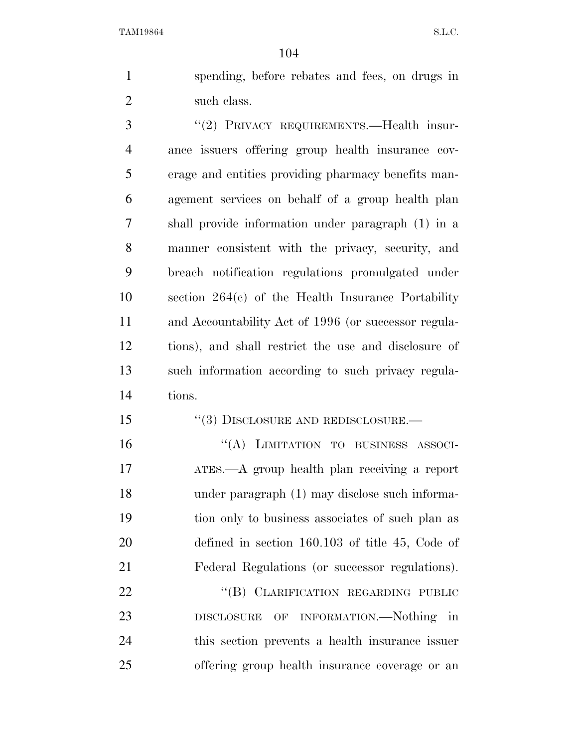spending, before rebates and fees, on drugs in such class.

"(2) PRIVACY REQUIREMENTS.—Health insurance issuers offering group health insurance coverage and entities providing pharmacy benefits management services on behalf of a group health plan shall provide information under paragraph (1) in a manner consistent with the privacy, security, and breach notification regulations promulgated under section 264(c) of the Health Insurance Portability and Accountability Act of 1996 (or successor regulations), and shall restrict the use and disclosure of such information according to such privacy regulations.

"(3) DISCLOSURE AND REDISCLOSURE.—

"(A) LIMITATION TO BUSINESS ASSOCIATES.—A group health plan receiving a report under paragraph (1) may disclose such information only to business associates of such plan as defined in section 160.103 of title 45, Code of Federal Regulations (or successor regulations).

"(B) CLARIFICATION REGARDING PUBLIC DISCLOSURE OF INFORMATION.—Nothing in this section prevents a health insurance issuer offering group health insurance coverage or an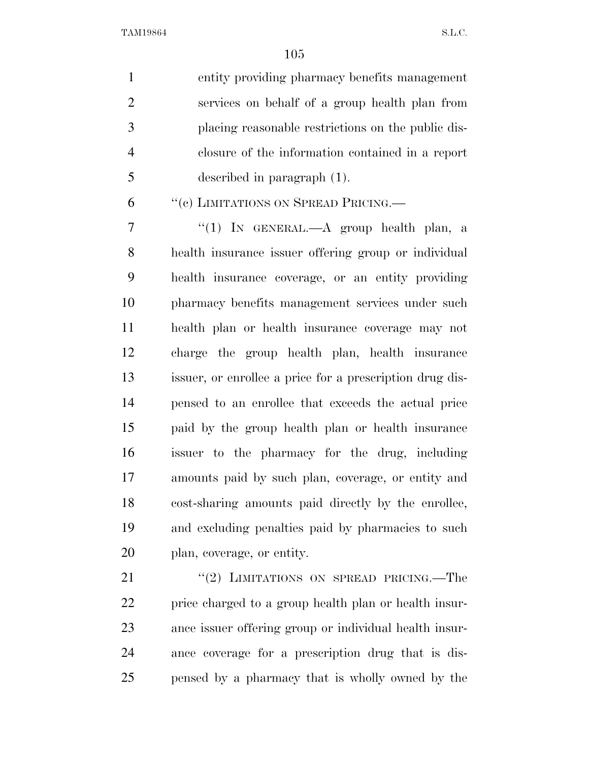entity providing pharmacy benefits management services on behalf of a group health plan from placing reasonable restrictions on the public disclosure of the information contained in a report described in paragraph (1).

"(c) LIMITATIONS ON SPREAD PRICING.—

"(1) IN GENERAL.—A group health plan, a health insurance issuer offering group or individual health insurance coverage, or an entity providing pharmacy benefits management services under such health plan or health insurance coverage may not charge the group health plan, health insurance issuer, or enrollee a price for a prescription drug dispensed to an enrollee that exceeds the actual price paid by the group health plan or health insurance issuer to the pharmacy for the drug, including amounts paid by such plan, coverage, or entity and cost-sharing amounts paid directly by the enrollee, and excluding penalties paid by pharmacies to such plan, coverage, or entity.

"(2) LIMITATIONS ON SPREAD PRICING.—The price charged to a group health plan or health insurance issuer offering group or individual health insurance coverage for a prescription drug that is dispensed by a pharmacy that is wholly owned by the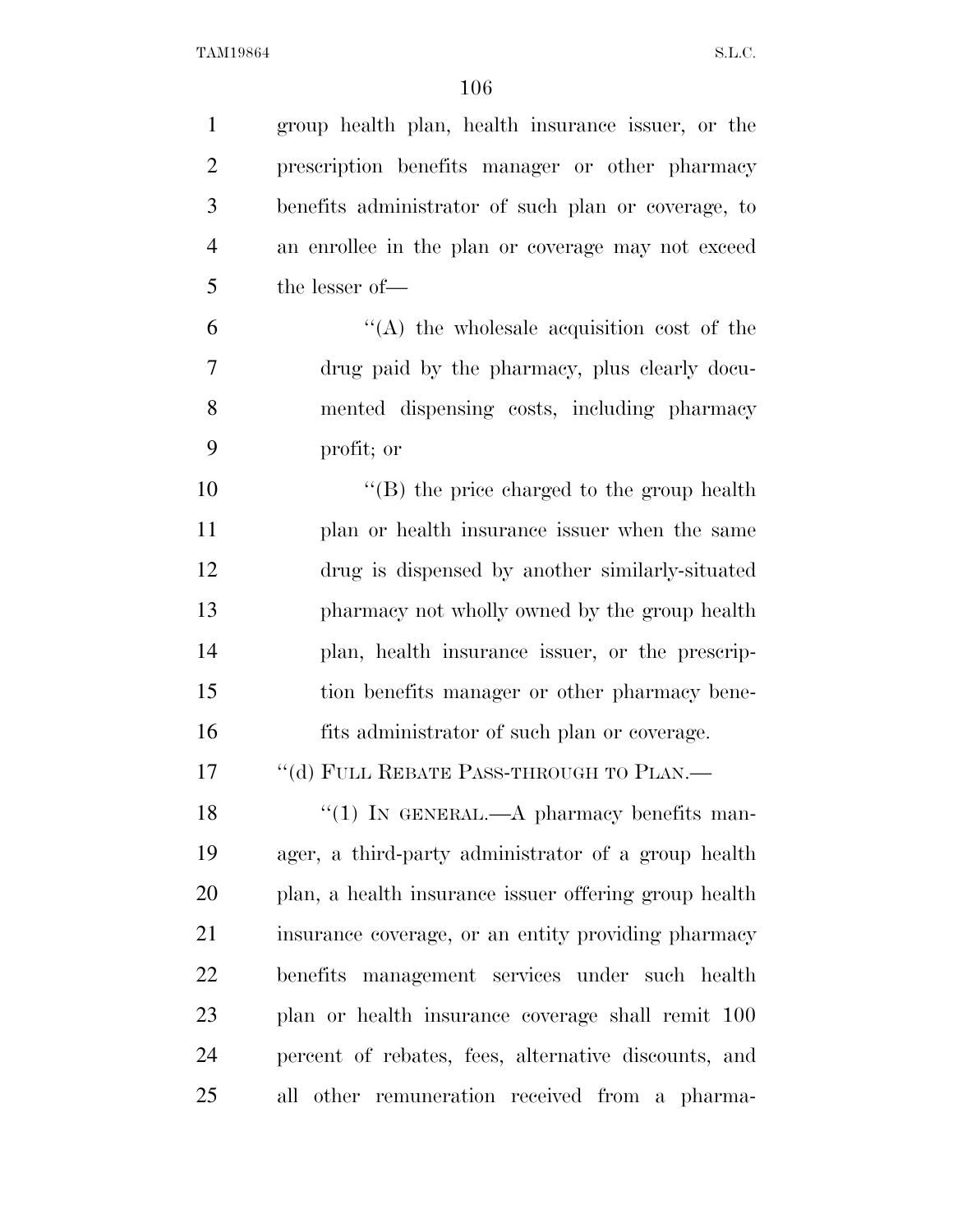group health plan, health insurance issuer, or the prescription benefits manager or other pharmacy benefits administrator of such plan or coverage, to an enrollee in the plan or coverage may not exceed the lesser of—

''(A) the wholesale acquisition cost of the drug paid by the pharmacy, plus clearly documented dispensing costs, including pharmacy profit; or

''(B) the price charged to the group health plan or health insurance issuer when the same drug is dispensed by another similarly-situated pharmacy not wholly owned by the group health plan, health insurance issuer, or the prescription benefits manager or other pharmacy benefits administrator of such plan or coverage.

''(d) FULL REBATE PASS-THROUGH TO PLAN.—

''(1) IN GENERAL.—A pharmacy benefits manager, a third-party administrator of a group health plan, a health insurance issuer offering group health insurance coverage, or an entity providing pharmacy benefits management services under such health plan or health insurance coverage shall remit 100 percent of rebates, fees, alternative discounts, and all other remuneration received from a pharma-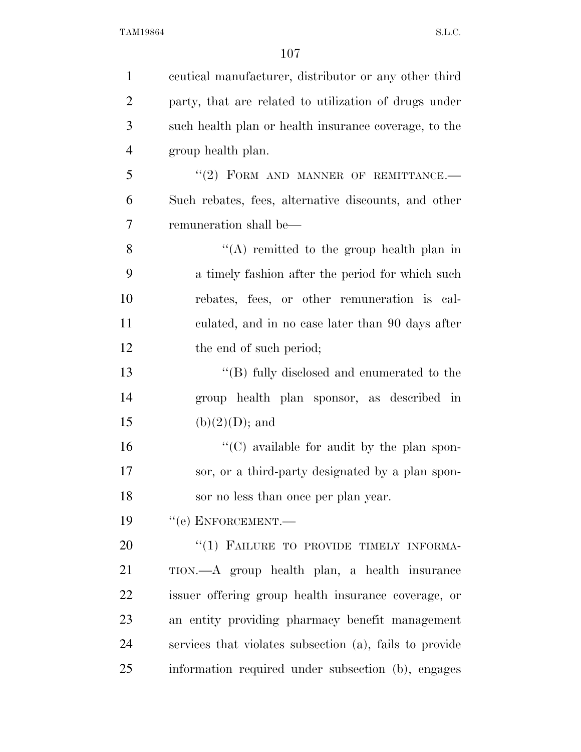ceutical manufacturer, distributor or any other third party, that are related to utilization of drugs under such health plan or health insurance coverage, to the group health plan.

"(2) FORM AND MANNER OF REMITTANCE.—Such rebates, fees, alternative discounts, and other remuneration shall be—

"(A) remitted to the group health plan in a timely fashion after the period for which such rebates, fees, or other remuneration is calculated, and in no case later than 90 days after the end of such period;

"(B) fully disclosed and enumerated to the group health plan sponsor, as described in (b)(2)(D); and

"(C) available for audit by the plan sponsor, or a third-party designated by a plan sponsor no less than once per plan year.

"(e) ENFORCEMENT.—

"(1) FAILURE TO PROVIDE TIMELY INFORMATION.—A group health plan, a health insurance issuer offering group health insurance coverage, or an entity providing pharmacy benefit management services that violates subsection (a), fails to provide information required under subsection (b), engages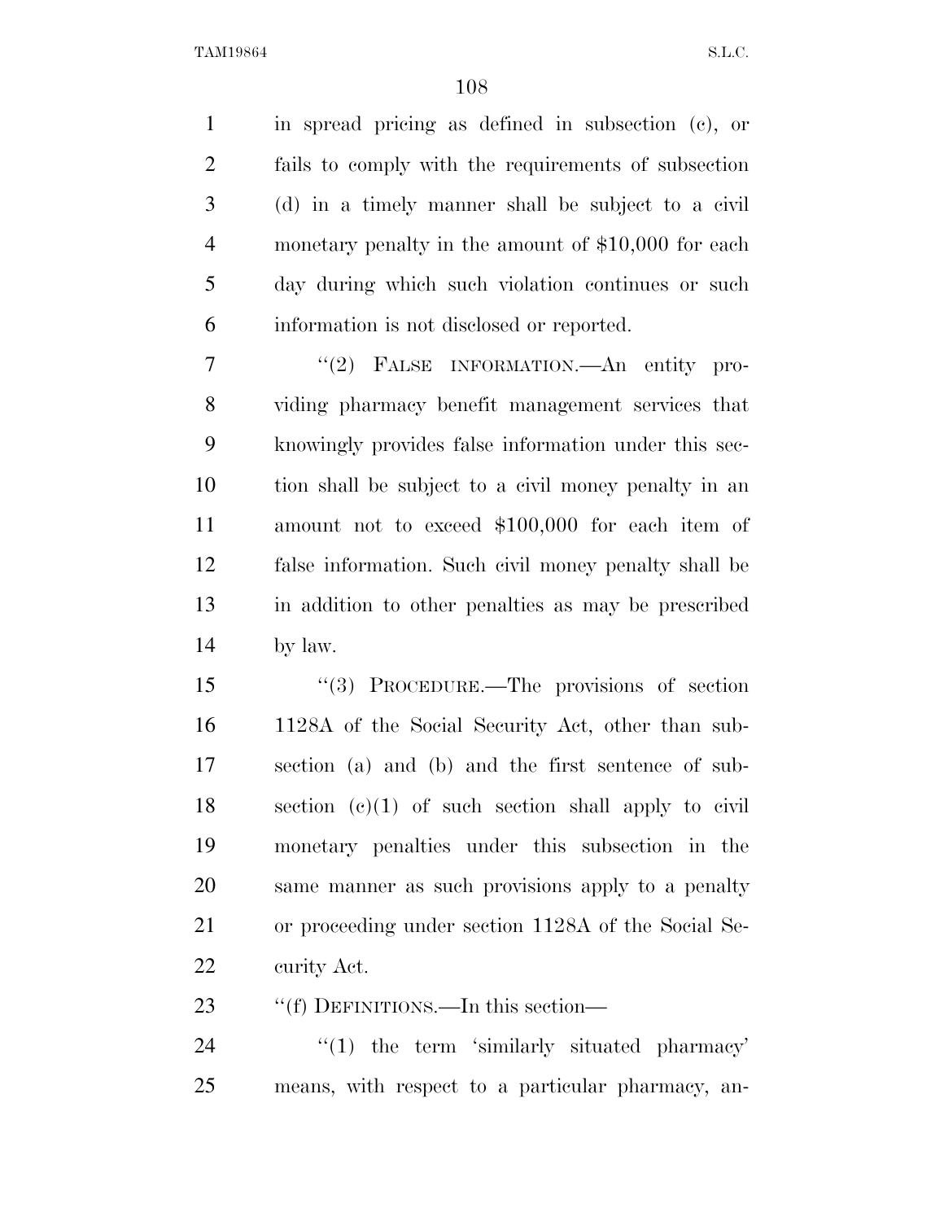in spread pricing as defined in subsection (c), or fails to comply with the requirements of subsection (d) in a timely manner shall be subject to a civil monetary penalty in the amount of $10,000 for each day during which such violation continues or such information is not disclosed or reported.

''(2) FALSE INFORMATION.—An entity providing pharmacy benefit management services that knowingly provides false information under this section shall be subject to a civil money penalty in an amount not to exceed $100,000 for each item of false information. Such civil money penalty shall be in addition to other penalties as may be prescribed by law.

''(3) PROCEDURE.—The provisions of section 1128A of the Social Security Act, other than subsection (a) and (b) and the first sentence of subsection (c)(1) of such section shall apply to civil monetary penalties under this subsection in the same manner as such provisions apply to a penalty or proceeding under section 1128A of the Social Security Act.

''(f) DEFINITIONS.—In this section—

''(1) the term 'similarly situated pharmacy' means, with respect to a particular pharmacy, an-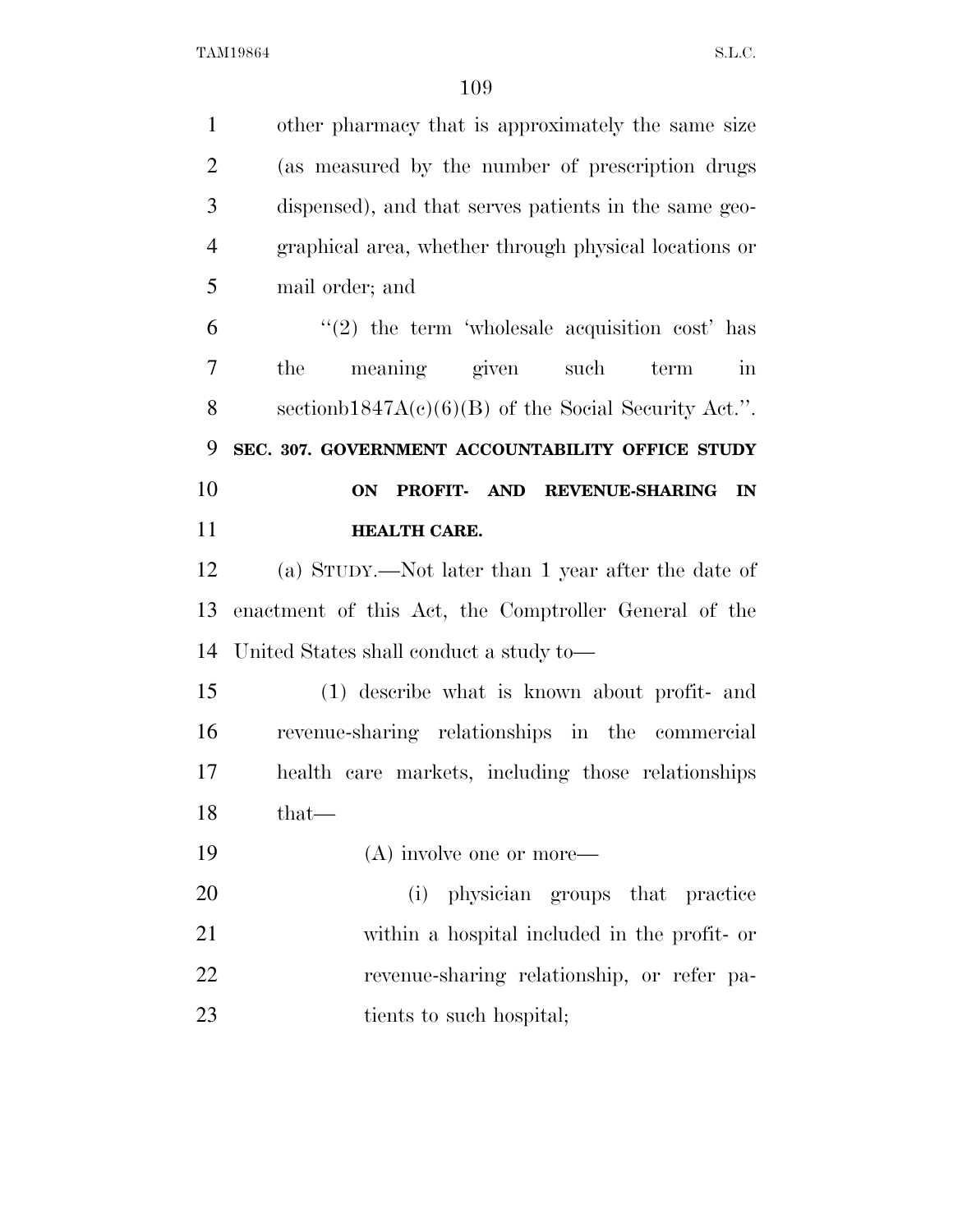other pharmacy that is approximately the same size (as measured by the number of prescription drugs dispensed), and that serves patients in the same geographical area, whether through physical locations or mail order; and

"(2) the term 'wholesale acquisition cost' has the meaning given such term in sectionb1847A(c)(6)(B) of the Social Security Act.".

**SEC. 307. GOVERNMENT ACCOUNTABILITY OFFICE STUDY ON PROFIT- AND REVENUE-SHARING IN HEALTH CARE.**

(a) STUDY.—Not later than 1 year after the date of enactment of this Act, the Comptroller General of the United States shall conduct a study to—

(1) describe what is known about profit- and revenue-sharing relationships in the commercial health care markets, including those relationships that—

(A) involve one or more—

(i) physician groups that practice within a hospital included in the profit- or revenue-sharing relationship, or refer patients to such hospital;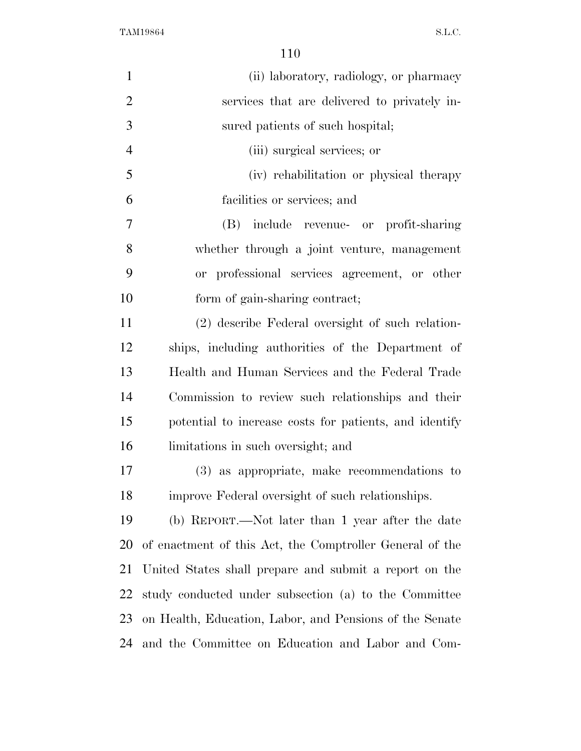(ii) laboratory, radiology, or pharmacy services that are delivered to privately insured patients of such hospital;

(iii) surgical services; or

(iv) rehabilitation or physical therapy facilities or services; and

(B) include revenue- or profit-sharing whether through a joint venture, management or professional services agreement, or other form of gain-sharing contract;

(2) describe Federal oversight of such relationships, including authorities of the Department of Health and Human Services and the Federal Trade Commission to review such relationships and their potential to increase costs for patients, and identify limitations in such oversight; and

(3) as appropriate, make recommendations to improve Federal oversight of such relationships.

(b) REPORT.—Not later than 1 year after the date of enactment of this Act, the Comptroller General of the United States shall prepare and submit a report on the study conducted under subsection (a) to the Committee on Health, Education, Labor, and Pensions of the Senate and the Committee on Education and Labor and Com-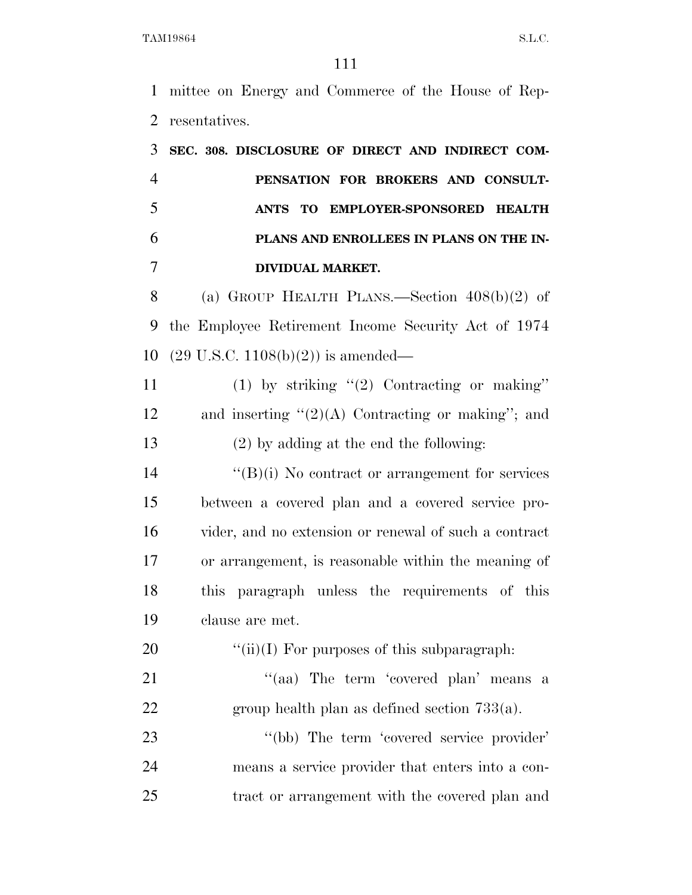mittee on Energy and Commerce of the House of Representatives.

**SEC. 308. DISCLOSURE OF DIRECT AND INDIRECT COMPENSATION FOR BROKERS AND CONSULTANTS TO EMPLOYER-SPONSORED HEALTH PLANS AND ENROLLEES IN PLANS ON THE INDIVIDUAL MARKET.**

(a) GROUP HEALTH PLANS.—Section 408(b)(2) of the Employee Retirement Income Security Act of 1974 (29 U.S.C. 1108(b)(2)) is amended—

(1) by striking "(2) Contracting or making" and inserting "(2)(A) Contracting or making"; and

(2) by adding at the end the following:

"(B)(i) No contract or arrangement for services between a covered plan and a covered service provider, and no extension or renewal of such a contract or arrangement, is reasonable within the meaning of this paragraph unless the requirements of this clause are met.

"(ii)(I) For purposes of this subparagraph:

"(aa) The term 'covered plan' means a group health plan as defined section 733(a).

"(bb) The term 'covered service provider' means a service provider that enters into a contract or arrangement with the covered plan and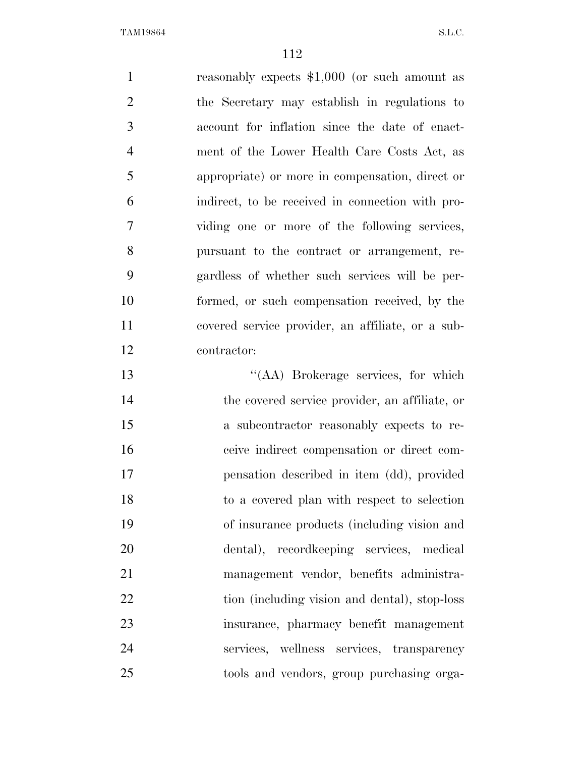reasonably expects $1,000 (or such amount as the Secretary may establish in regulations to account for inflation since the date of enactment of the Lower Health Care Costs Act, as appropriate) or more in compensation, direct or indirect, to be received in connection with providing one or more of the following services, pursuant to the contract or arrangement, regardless of whether such services will be performed, or such compensation received, by the covered service provider, an affiliate, or a subcontractor:

''(AA) Brokerage services, for which the covered service provider, an affiliate, or a subcontractor reasonably expects to receive indirect compensation or direct compensation described in item (dd), provided to a covered plan with respect to selection of insurance products (including vision and dental), recordkeeping services, medical management vendor, benefits administration (including vision and dental), stop-loss insurance, pharmacy benefit management services, wellness services, transparency tools and vendors, group purchasing orga-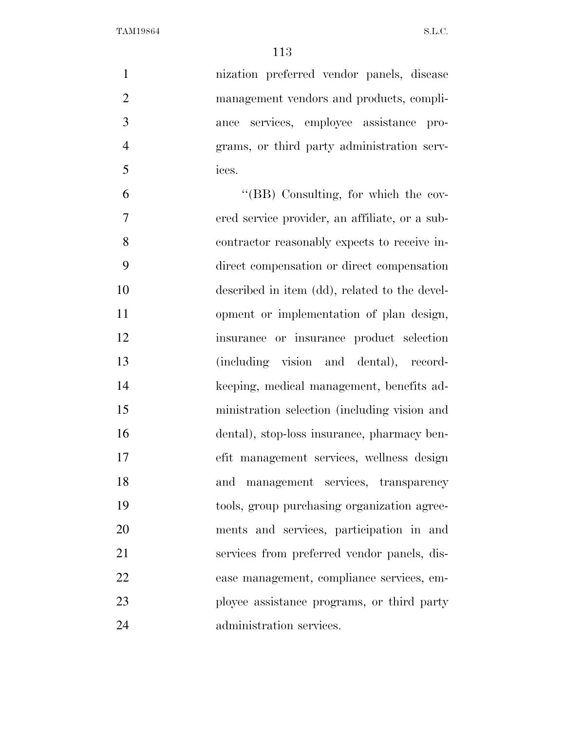nization preferred vendor panels, disease management vendors and products, compliance services, employee assistance programs, or third party administration services.

"(BB) Consulting, for which the covered service provider, an affiliate, or a subcontractor reasonably expects to receive indirect compensation or direct compensation described in item (dd), related to the development or implementation of plan design, insurance or insurance product selection (including vision and dental), recordkeeping, medical management, benefits administration selection (including vision and dental), stop-loss insurance, pharmacy benefit management services, wellness design and management services, transparency tools, group purchasing organization agreements and services, participation in and services from preferred vendor panels, disease management, compliance services, employee assistance programs, or third party administration services.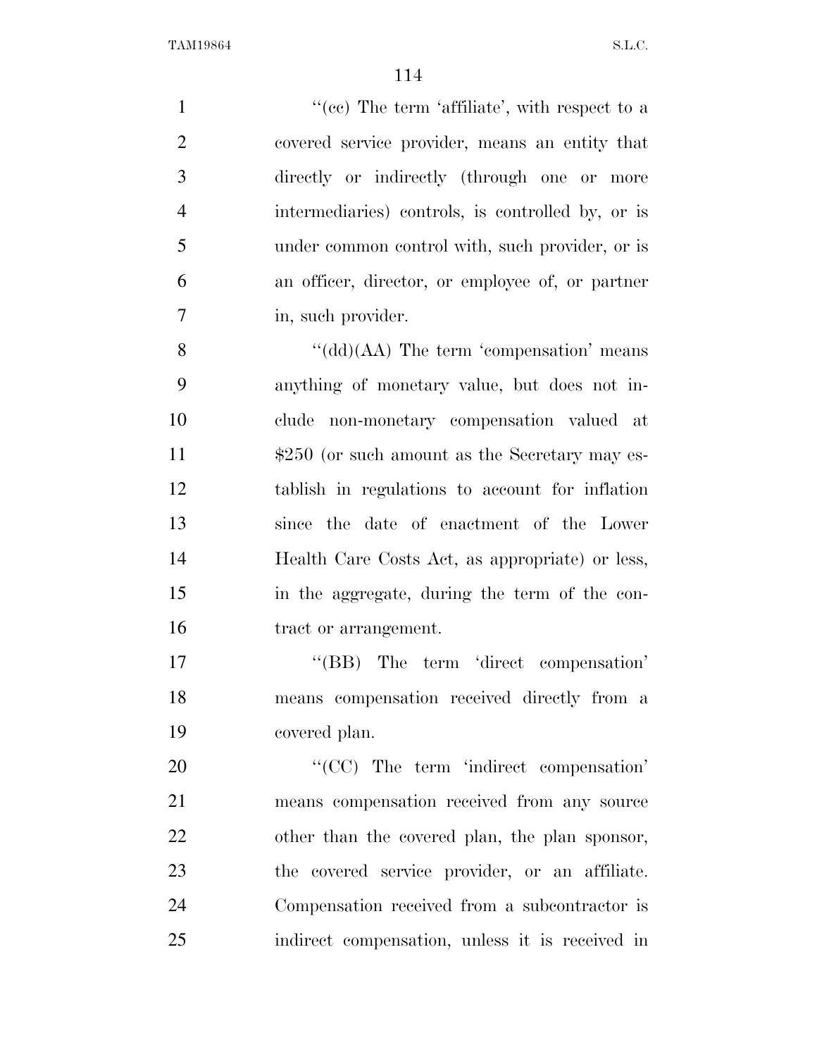''(cc) The term 'affiliate', with respect to a covered service provider, means an entity that directly or indirectly (through one or more intermediaries) controls, is controlled by, or is under common control with, such provider, or is an officer, director, or employee of, or partner in, such provider.

''(dd)(AA) The term 'compensation' means anything of monetary value, but does not include non-monetary compensation valued at $250 (or such amount as the Secretary may establish in regulations to account for inflation since the date of enactment of the Lower Health Care Costs Act, as appropriate) or less, in the aggregate, during the term of the contract or arrangement.

''(BB) The term 'direct compensation' means compensation received directly from a covered plan.

''(CC) The term 'indirect compensation' means compensation received from any source other than the covered plan, the plan sponsor, the covered service provider, or an affiliate. Compensation received from a subcontractor is indirect compensation, unless it is received in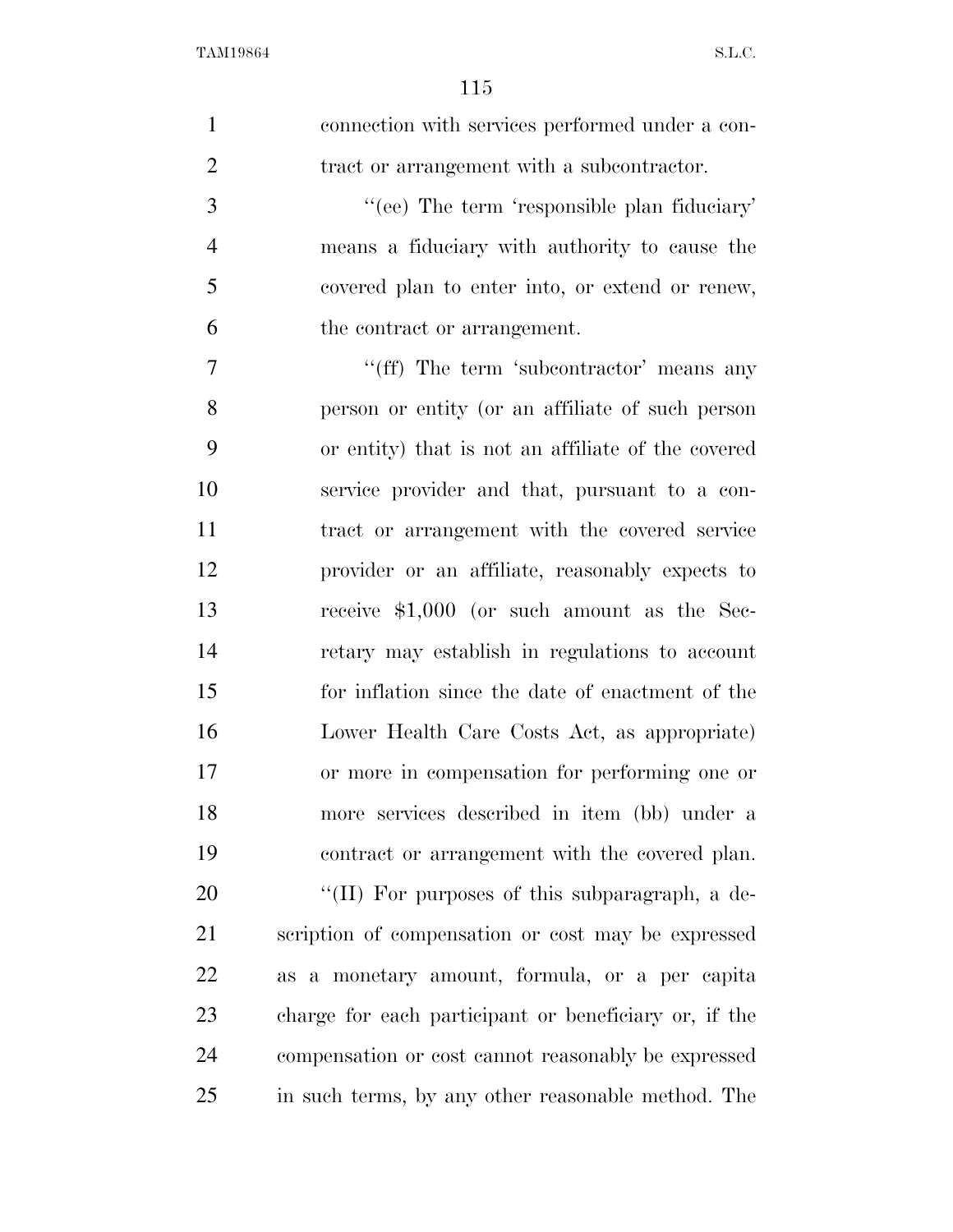connection with services performed under a contract or arrangement with a subcontractor.

''(ee) The term 'responsible plan fiduciary' means a fiduciary with authority to cause the covered plan to enter into, or extend or renew, the contract or arrangement.

''(ff) The term 'subcontractor' means any person or entity (or an affiliate of such person or entity) that is not an affiliate of the covered service provider and that, pursuant to a contract or arrangement with the covered service provider or an affiliate, reasonably expects to receive $1,000 (or such amount as the Secretary may establish in regulations to account for inflation since the date of enactment of the Lower Health Care Costs Act, as appropriate) or more in compensation for performing one or more services described in item (bb) under a contract or arrangement with the covered plan.

''(II) For purposes of this subparagraph, a description of compensation or cost may be expressed as a monetary amount, formula, or a per capita charge for each participant or beneficiary or, if the compensation or cost cannot reasonably be expressed in such terms, by any other reasonable method. The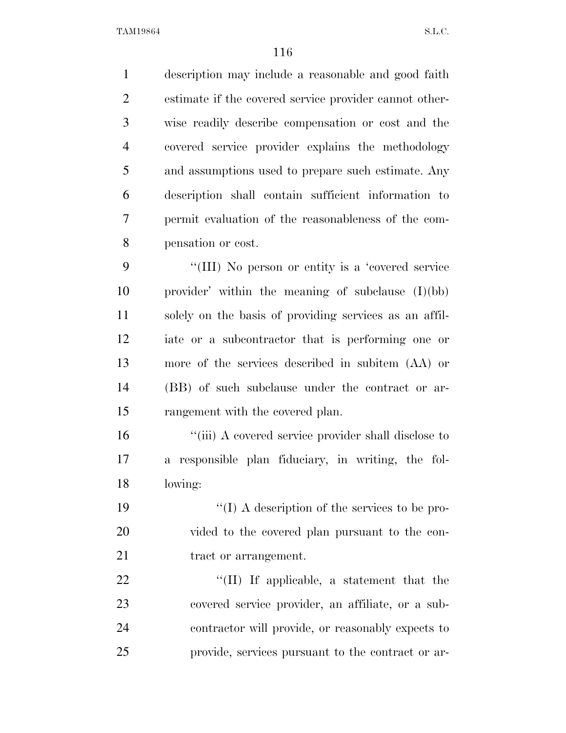description may include a reasonable and good faith estimate if the covered service provider cannot otherwise readily describe compensation or cost and the covered service provider explains the methodology and assumptions used to prepare such estimate. Any description shall contain sufficient information to permit evaluation of the reasonableness of the compensation or cost.

''(III) No person or entity is a 'covered service provider' within the meaning of subclause (I)(bb) solely on the basis of providing services as an affiliate or a subcontractor that is performing one or more of the services described in subitem (AA) or (BB) of such subclause under the contract or arrangement with the covered plan.

''(iii) A covered service provider shall disclose to a responsible plan fiduciary, in writing, the following:

''(I) A description of the services to be provided to the covered plan pursuant to the contract or arrangement.

''(II) If applicable, a statement that the covered service provider, an affiliate, or a subcontractor will provide, or reasonably expects to provide, services pursuant to the contract or ar-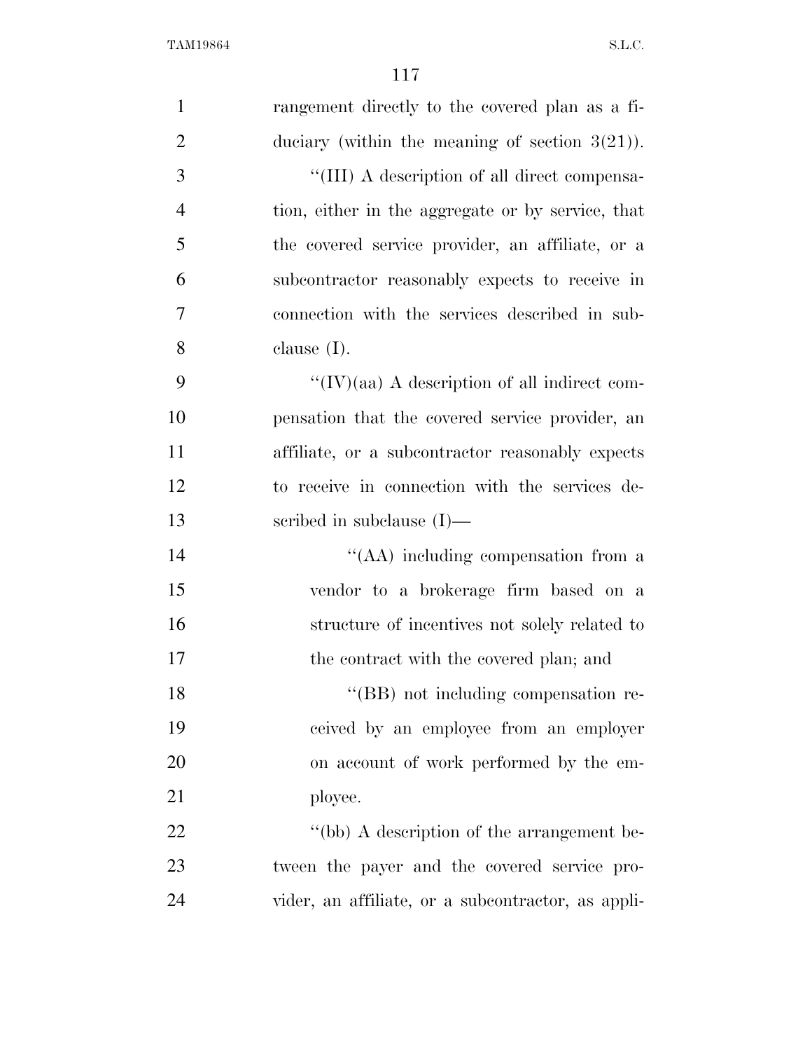rangement directly to the covered plan as a fiduciary (within the meaning of section 3(21)).

''(III) A description of all direct compensation, either in the aggregate or by service, that the covered service provider, an affiliate, or a subcontractor reasonably expects to receive in connection with the services described in subclause (I).

''(IV)(aa) A description of all indirect compensation that the covered service provider, an affiliate, or a subcontractor reasonably expects to receive in connection with the services described in subclause (I)—

''(AA) including compensation from a vendor to a brokerage firm based on a structure of incentives not solely related to the contract with the covered plan; and

''(BB) not including compensation received by an employee from an employer on account of work performed by the employee.

''(bb) A description of the arrangement between the payer and the covered service provider, an affiliate, or a subcontractor, as appli-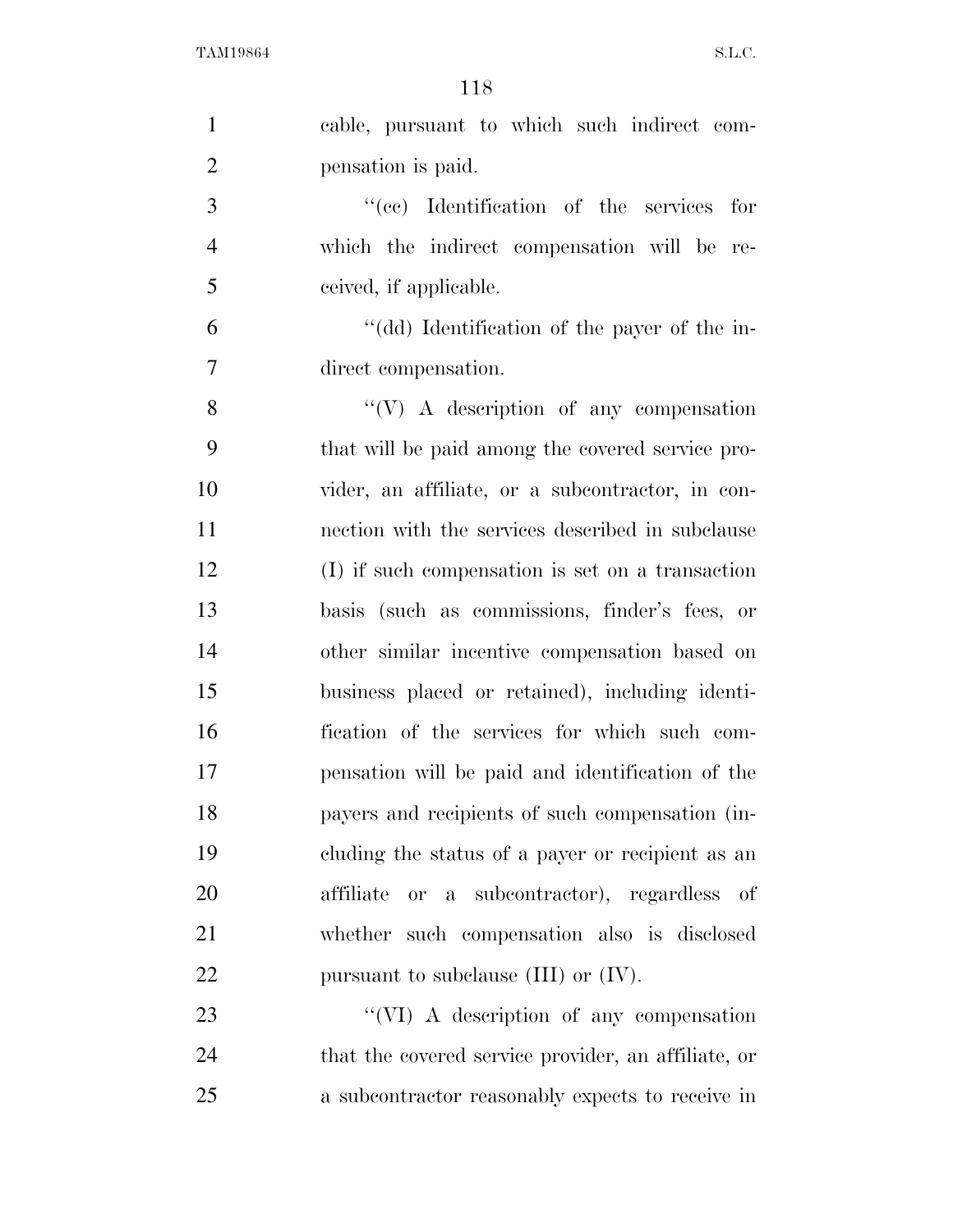cable, pursuant to which such indirect compensation is paid.

''(cc) Identification of the services for which the indirect compensation will be received, if applicable.

''(dd) Identification of the payer of the indirect compensation.

''(V) A description of any compensation that will be paid among the covered service provider, an affiliate, or a subcontractor, in connection with the services described in subclause (I) if such compensation is set on a transaction basis (such as commissions, finder's fees, or other similar incentive compensation based on business placed or retained), including identification of the services for which such compensation will be paid and identification of the payers and recipients of such compensation (including the status of a payer or recipient as an affiliate or a subcontractor), regardless of whether such compensation also is disclosed pursuant to subclause (III) or (IV).

''(VI) A description of any compensation that the covered service provider, an affiliate, or a subcontractor reasonably expects to receive in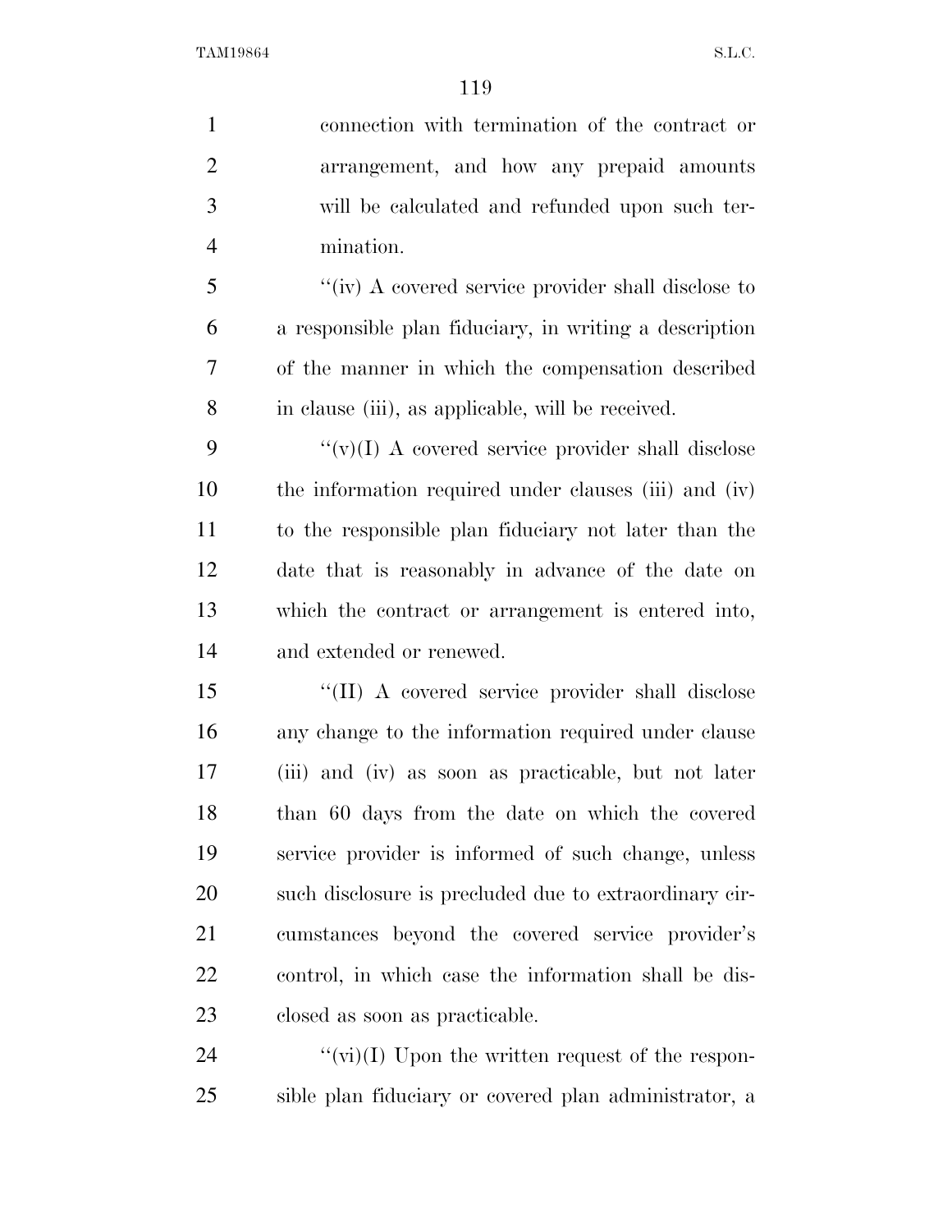connection with termination of the contract or arrangement, and how any prepaid amounts will be calculated and refunded upon such termination.

''(iv) A covered service provider shall disclose to a responsible plan fiduciary, in writing a description of the manner in which the compensation described in clause (iii), as applicable, will be received.

''(v)(I) A covered service provider shall disclose the information required under clauses (iii) and (iv) to the responsible plan fiduciary not later than the date that is reasonably in advance of the date on which the contract or arrangement is entered into, and extended or renewed.

''(II) A covered service provider shall disclose any change to the information required under clause (iii) and (iv) as soon as practicable, but not later than 60 days from the date on which the covered service provider is informed of such change, unless such disclosure is precluded due to extraordinary circumstances beyond the covered service provider's control, in which case the information shall be disclosed as soon as practicable.

''(vi)(I) Upon the written request of the responsible plan fiduciary or covered plan administrator, a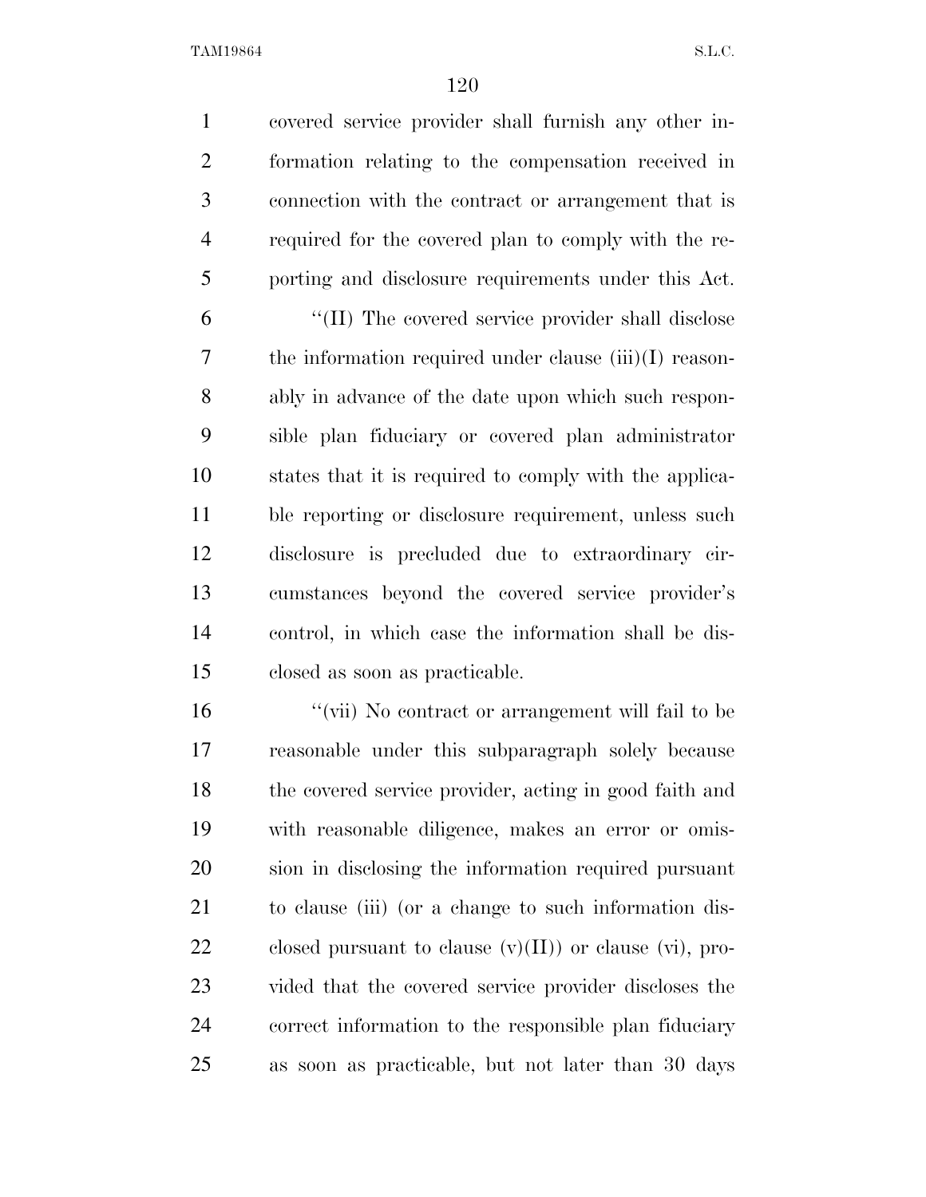covered service provider shall furnish any other information relating to the compensation received in connection with the contract or arrangement that is required for the covered plan to comply with the reporting and disclosure requirements under this Act.

''(II) The covered service provider shall disclose the information required under clause (iii)(I) reasonably in advance of the date upon which such responsible plan fiduciary or covered plan administrator states that it is required to comply with the applicable reporting or disclosure requirement, unless such disclosure is precluded due to extraordinary circumstances beyond the covered service provider's control, in which case the information shall be disclosed as soon as practicable.

''(vii) No contract or arrangement will fail to be reasonable under this subparagraph solely because the covered service provider, acting in good faith and with reasonable diligence, makes an error or omission in disclosing the information required pursuant to clause (iii) (or a change to such information disclosed pursuant to clause (v)(II)) or clause (vi), provided that the covered service provider discloses the correct information to the responsible plan fiduciary as soon as practicable, but not later than 30 days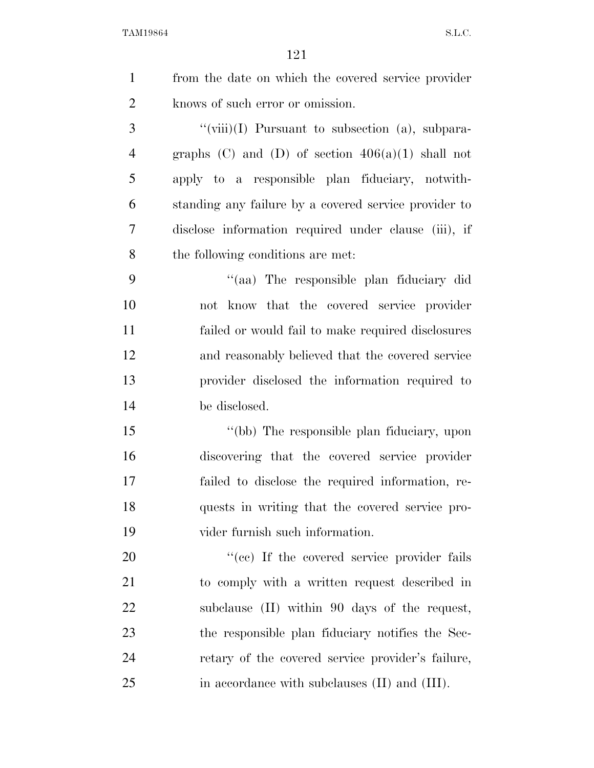from the date on which the covered service provider knows of such error or omission.

"(viii)(I) Pursuant to subsection (a), subparagraphs (C) and (D) of section 406(a)(1) shall not apply to a responsible plan fiduciary, notwithstanding any failure by a covered service provider to disclose information required under clause (iii), if the following conditions are met:

"(aa) The responsible plan fiduciary did not know that the covered service provider failed or would fail to make required disclosures and reasonably believed that the covered service provider disclosed the information required to be disclosed.

"(bb) The responsible plan fiduciary, upon discovering that the covered service provider failed to disclose the required information, requests in writing that the covered service provider furnish such information.

"(cc) If the covered service provider fails to comply with a written request described in subclause (II) within 90 days of the request, the responsible plan fiduciary notifies the Secretary of the covered service provider's failure, in accordance with subclauses (II) and (III).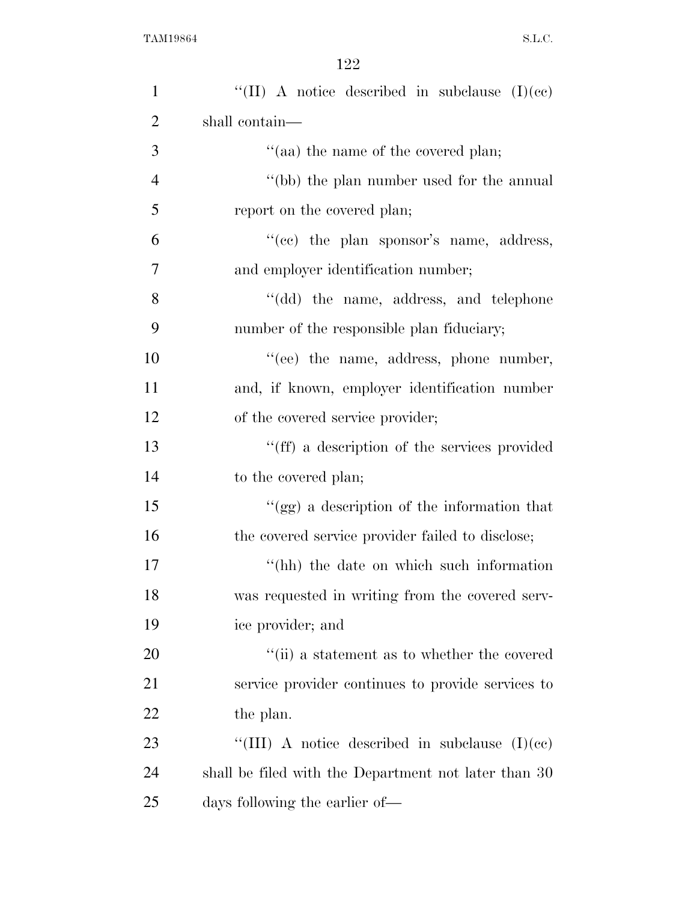''(II) A notice described in subclause (I)(cc) shall contain—

''(aa) the name of the covered plan;

''(bb) the plan number used for the annual report on the covered plan;

''(cc) the plan sponsor's name, address, and employer identification number;

''(dd) the name, address, and telephone number of the responsible plan fiduciary;

''(ee) the name, address, phone number, and, if known, employer identification number of the covered service provider;

''(ff) a description of the services provided to the covered plan;

''(gg) a description of the information that the covered service provider failed to disclose;

''(hh) the date on which such information was requested in writing from the covered service provider; and

''(ii) a statement as to whether the covered service provider continues to provide services to the plan.

''(III) A notice described in subclause (I)(cc) shall be filed with the Department not later than 30 days following the earlier of—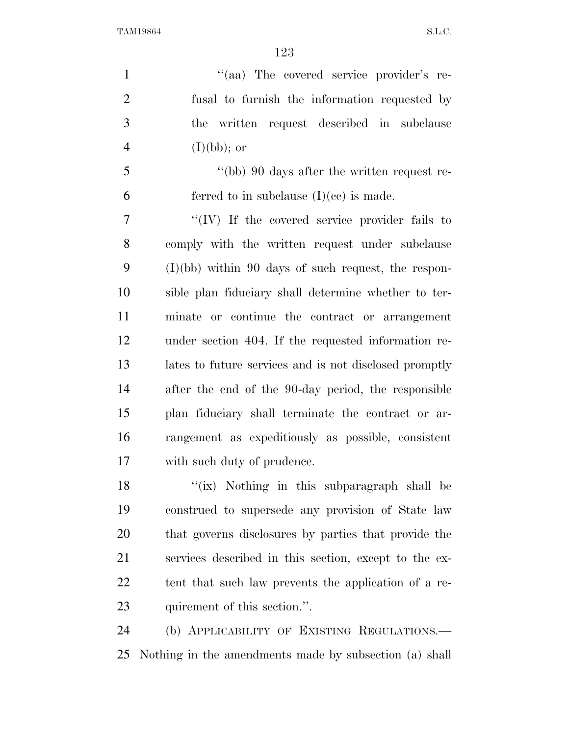''(aa) The covered service provider's refusal to furnish the information requested by the written request described in subclause (I)(bb); or

''(bb) 90 days after the written request referred to in subclause (I)(cc) is made.

''(IV) If the covered service provider fails to comply with the written request under subclause (I)(bb) within 90 days of such request, the responsible plan fiduciary shall determine whether to terminate or continue the contract or arrangement under section 404. If the requested information relates to future services and is not disclosed promptly after the end of the 90-day period, the responsible plan fiduciary shall terminate the contract or arrangement as expeditiously as possible, consistent with such duty of prudence.

''(ix) Nothing in this subparagraph shall be construed to supersede any provision of State law that governs disclosures by parties that provide the services described in this section, except to the extent that such law prevents the application of a requirement of this section.''.

(b) APPLICABILITY OF EXISTING REGULATIONS.—Nothing in the amendments made by subsection (a) shall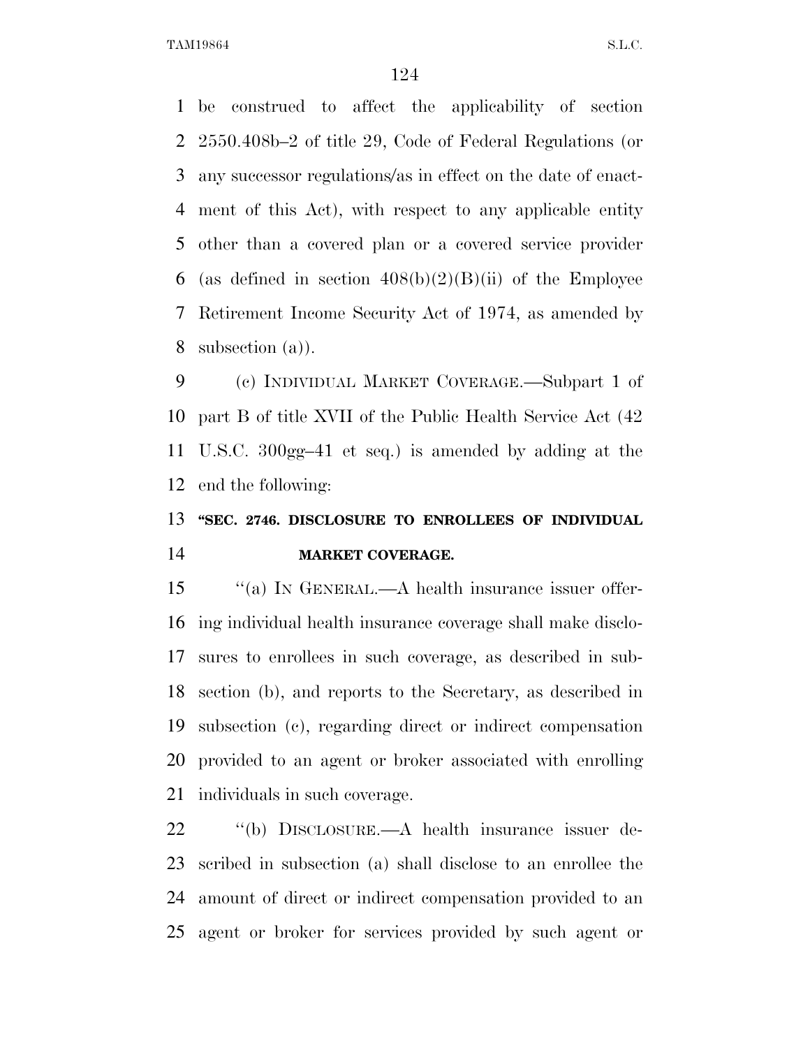be construed to affect the applicability of section 2550.408b–2 of title 29, Code of Federal Regulations (or any successor regulations/as in effect on the date of enactment of this Act), with respect to any applicable entity other than a covered plan or a covered service provider (as defined in section 408(b)(2)(B)(ii) of the Employee Retirement Income Security Act of 1974, as amended by subsection (a)).

(c) INDIVIDUAL MARKET COVERAGE.—Subpart 1 of part B of title XVII of the Public Health Service Act (42 U.S.C. 300gg–41 et seq.) is amended by adding at the end the following:

**"SEC. 2746. DISCLOSURE TO ENROLLEES OF INDIVIDUAL MARKET COVERAGE.**

"(a) IN GENERAL.—A health insurance issuer offering individual health insurance coverage shall make disclosures to enrollees in such coverage, as described in subsection (b), and reports to the Secretary, as described in subsection (c), regarding direct or indirect compensation provided to an agent or broker associated with enrolling individuals in such coverage.

"(b) DISCLOSURE.—A health insurance issuer described in subsection (a) shall disclose to an enrollee the amount of direct or indirect compensation provided to an agent or broker for services provided by such agent or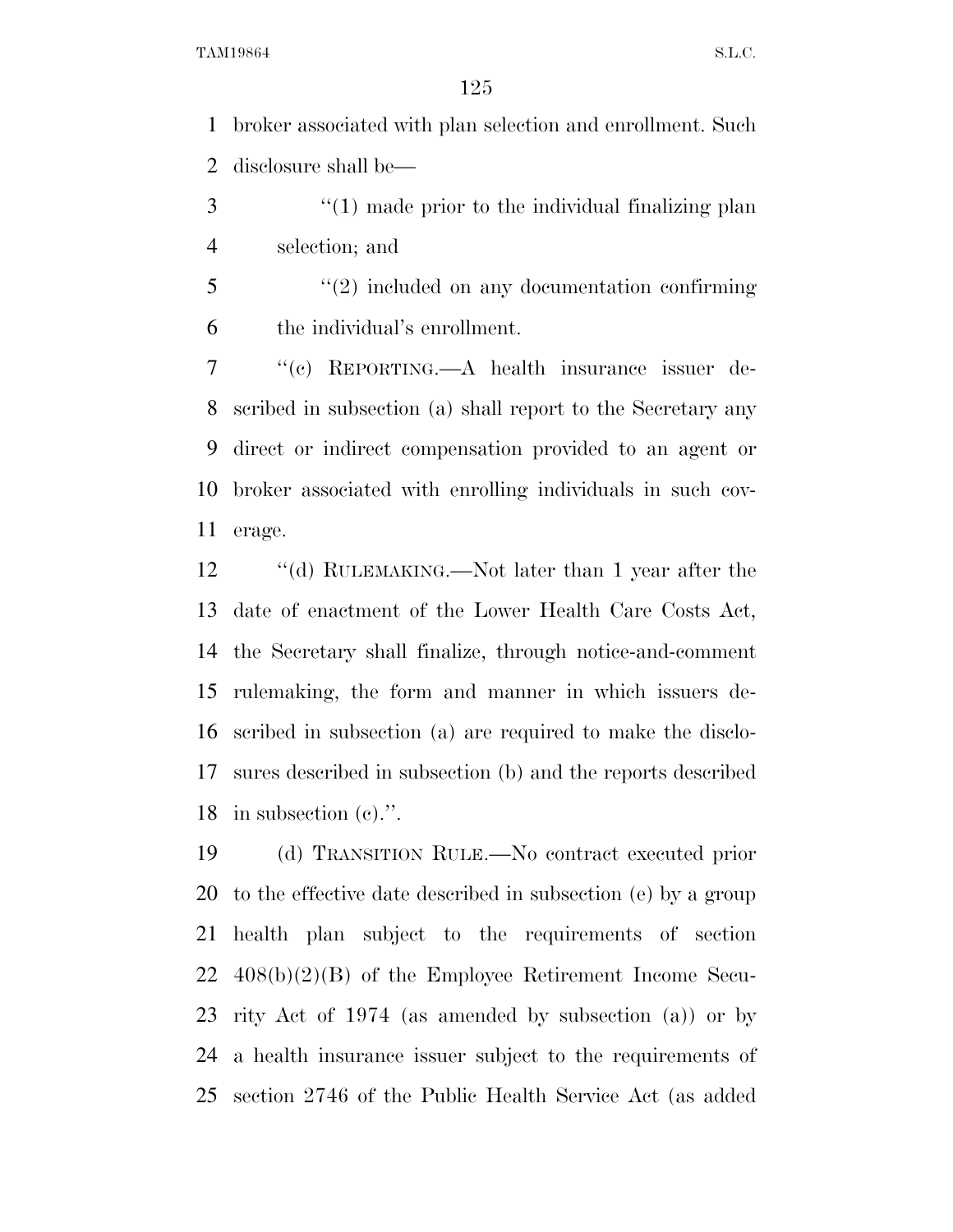broker associated with plan selection and enrollment. Such disclosure shall be—

''(1) made prior to the individual finalizing plan selection; and

''(2) included on any documentation confirming the individual's enrollment.

''(c) REPORTING.—A health insurance issuer described in subsection (a) shall report to the Secretary any direct or indirect compensation provided to an agent or broker associated with enrolling individuals in such coverage.

''(d) RULEMAKING.—Not later than 1 year after the date of enactment of the Lower Health Care Costs Act, the Secretary shall finalize, through notice-and-comment rulemaking, the form and manner in which issuers described in subsection (a) are required to make the disclosures described in subsection (b) and the reports described in subsection (c).''.

(d) TRANSITION RULE.—No contract executed prior to the effective date described in subsection (e) by a group health plan subject to the requirements of section 408(b)(2)(B) of the Employee Retirement Income Security Act of 1974 (as amended by subsection (a)) or by a health insurance issuer subject to the requirements of section 2746 of the Public Health Service Act (as added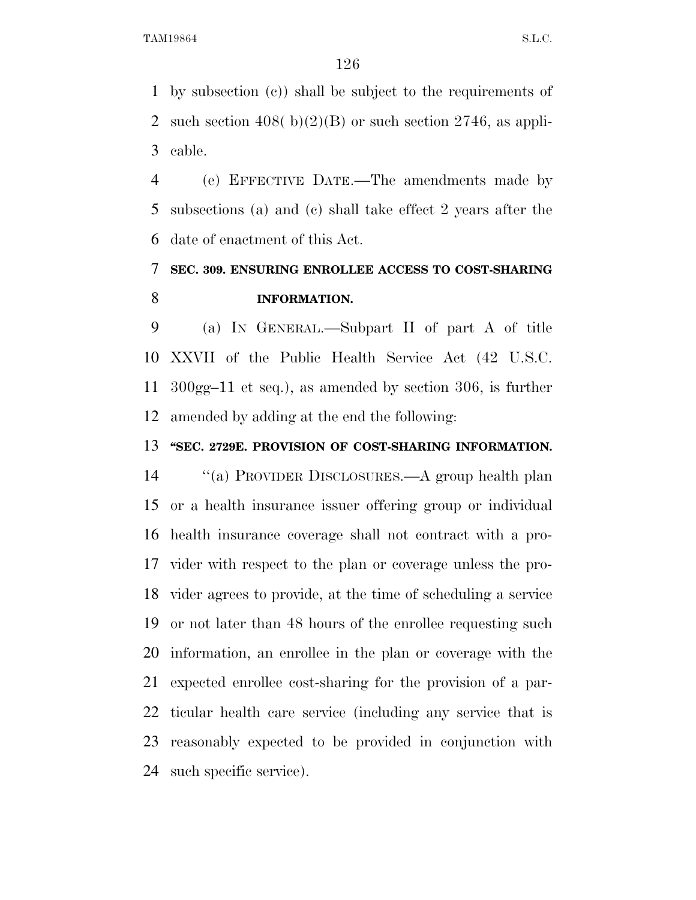by subsection (c)) shall be subject to the requirements of such section 408( b)(2)(B) or such section 2746, as applicable.

(e) EFFECTIVE DATE.—The amendments made by subsections (a) and (c) shall take effect 2 years after the date of enactment of this Act.

**SEC. 309. ENSURING ENROLLEE ACCESS TO COST-SHARING INFORMATION.**

(a) IN GENERAL.—Subpart II of part A of title XXVII of the Public Health Service Act (42 U.S.C. 300gg–11 et seq.), as amended by section 306, is further amended by adding at the end the following:

**"SEC. 2729E. PROVISION OF COST-SHARING INFORMATION.**

"(a) PROVIDER DISCLOSURES.—A group health plan or a health insurance issuer offering group or individual health insurance coverage shall not contract with a provider with respect to the plan or coverage unless the provider agrees to provide, at the time of scheduling a service or not later than 48 hours of the enrollee requesting such information, an enrollee in the plan or coverage with the expected enrollee cost-sharing for the provision of a particular health care service (including any service that is reasonably expected to be provided in conjunction with such specific service).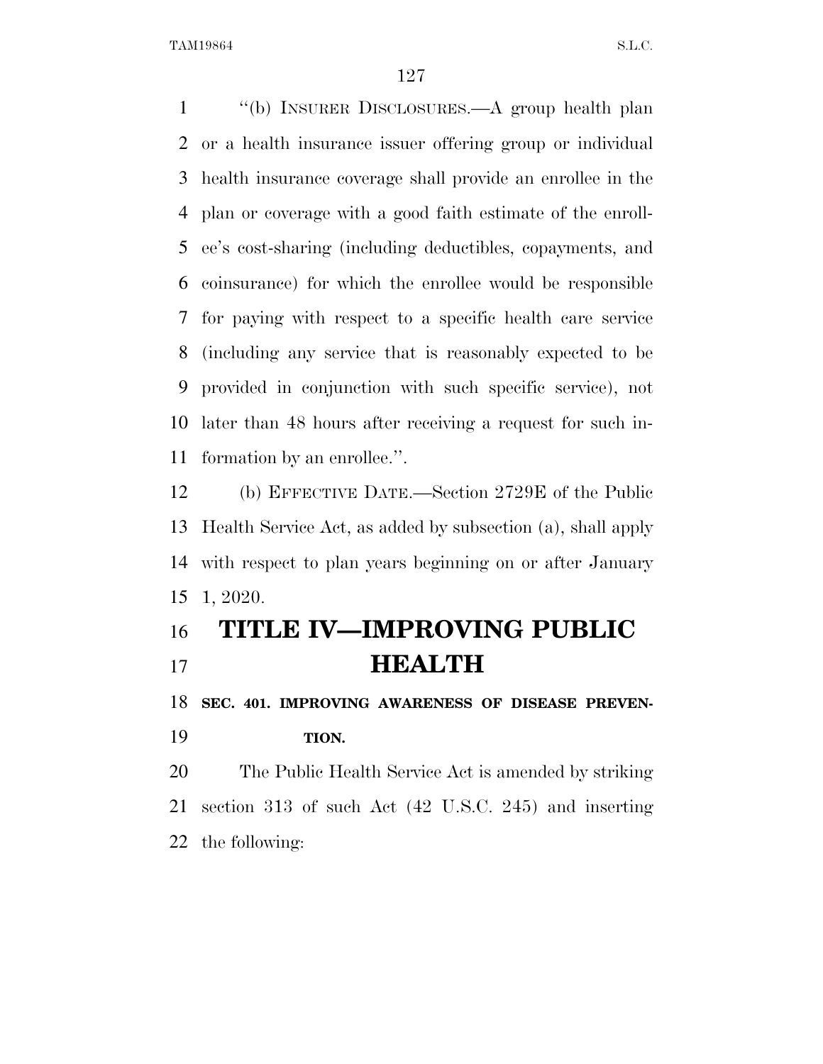"(b) INSURER DISCLOSURES.—A group health plan or a health insurance issuer offering group or individual health insurance coverage shall provide an enrollee in the plan or coverage with a good faith estimate of the enrollee's cost-sharing (including deductibles, copayments, and coinsurance) for which the enrollee would be responsible for paying with respect to a specific health care service (including any service that is reasonably expected to be provided in conjunction with such specific service), not later than 48 hours after receiving a request for such information by an enrollee.".

(b) EFFECTIVE DATE.—Section 2729E of the Public Health Service Act, as added by subsection (a), shall apply with respect to plan years beginning on or after January 1, 2020.

# TITLE IV—IMPROVING PUBLIC HEALTH

**SEC. 401. IMPROVING AWARENESS OF DISEASE PREVENTION.**

The Public Health Service Act is amended by striking section 313 of such Act (42 U.S.C. 245) and inserting the following: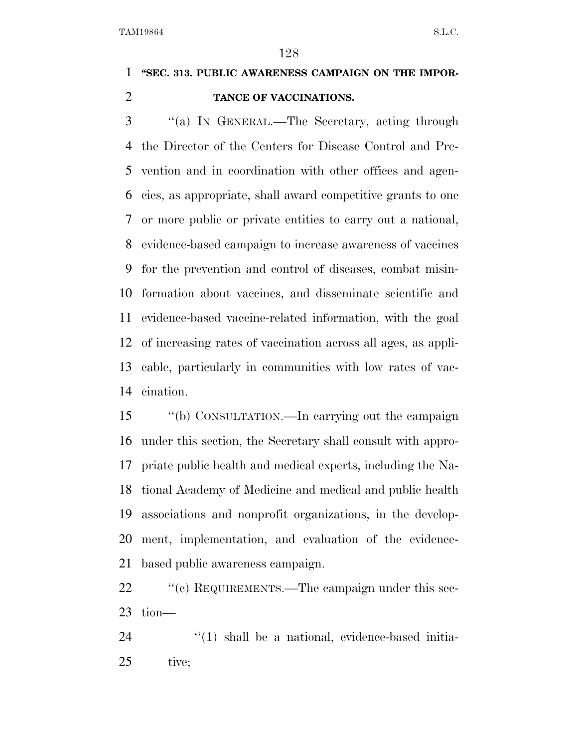**"SEC. 313. PUBLIC AWARENESS CAMPAIGN ON THE IMPORTANCE OF VACCINATIONS.**

"(a) IN GENERAL.—The Secretary, acting through the Director of the Centers for Disease Control and Prevention and in coordination with other offices and agencies, as appropriate, shall award competitive grants to one or more public or private entities to carry out a national, evidence-based campaign to increase awareness of vaccines for the prevention and control of diseases, combat misinformation about vaccines, and disseminate scientific and evidence-based vaccine-related information, with the goal of increasing rates of vaccination across all ages, as applicable, particularly in communities with low rates of vaccination.

"(b) CONSULTATION.—In carrying out the campaign under this section, the Secretary shall consult with appropriate public health and medical experts, including the National Academy of Medicine and medical and public health associations and nonprofit organizations, in the development, implementation, and evaluation of the evidence-based public awareness campaign.

"(c) REQUIREMENTS.—The campaign under this section—

"(1) shall be a national, evidence-based initiative;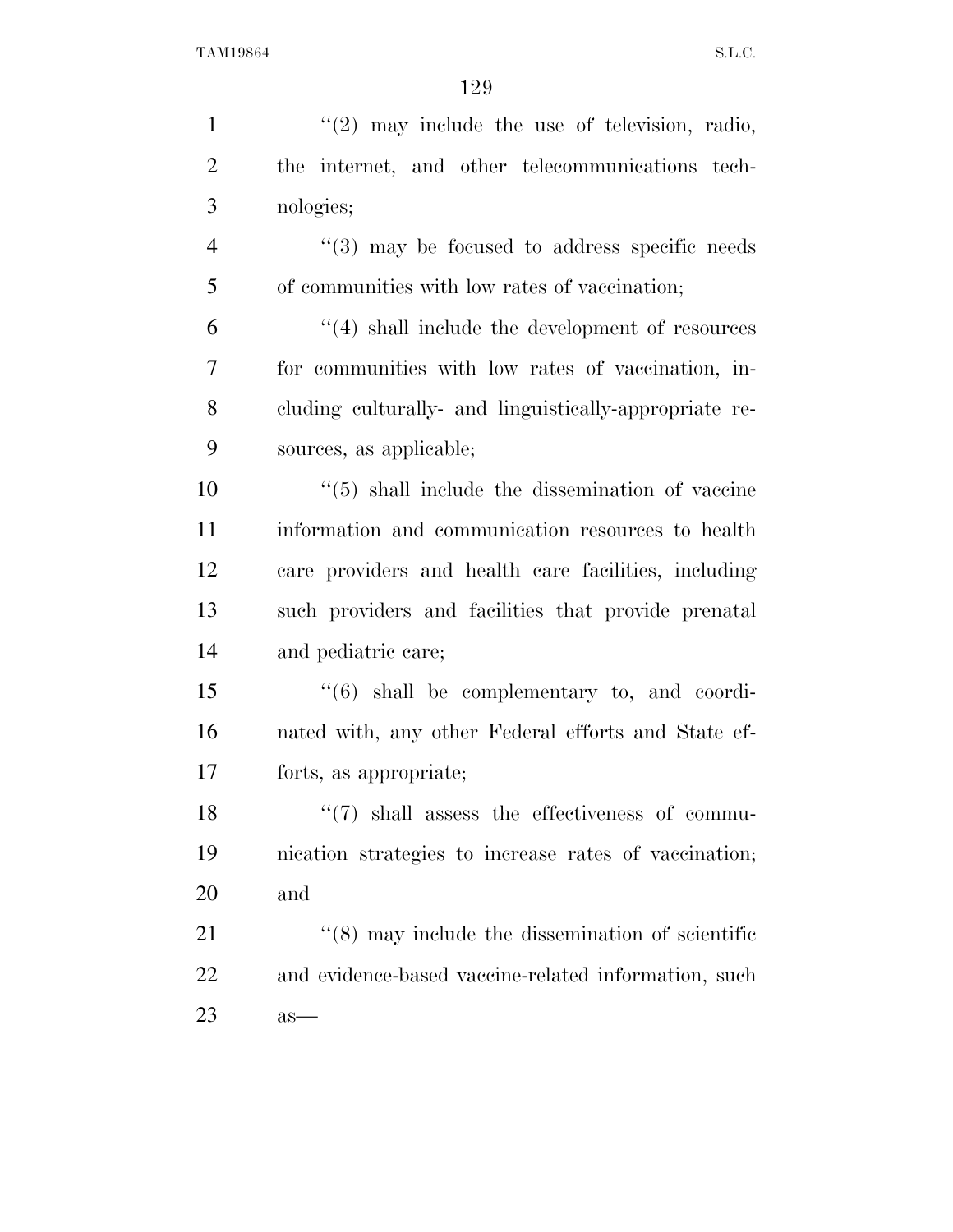"(2) may include the use of television, radio, the internet, and other telecommunications technologies;

"(3) may be focused to address specific needs of communities with low rates of vaccination;

"(4) shall include the development of resources for communities with low rates of vaccination, including culturally- and linguistically-appropriate resources, as applicable;

"(5) shall include the dissemination of vaccine information and communication resources to health care providers and health care facilities, including such providers and facilities that provide prenatal and pediatric care;

"(6) shall be complementary to, and coordinated with, any other Federal efforts and State efforts, as appropriate;

"(7) shall assess the effectiveness of communication strategies to increase rates of vaccination; and

"(8) may include the dissemination of scientific and evidence-based vaccine-related information, such as—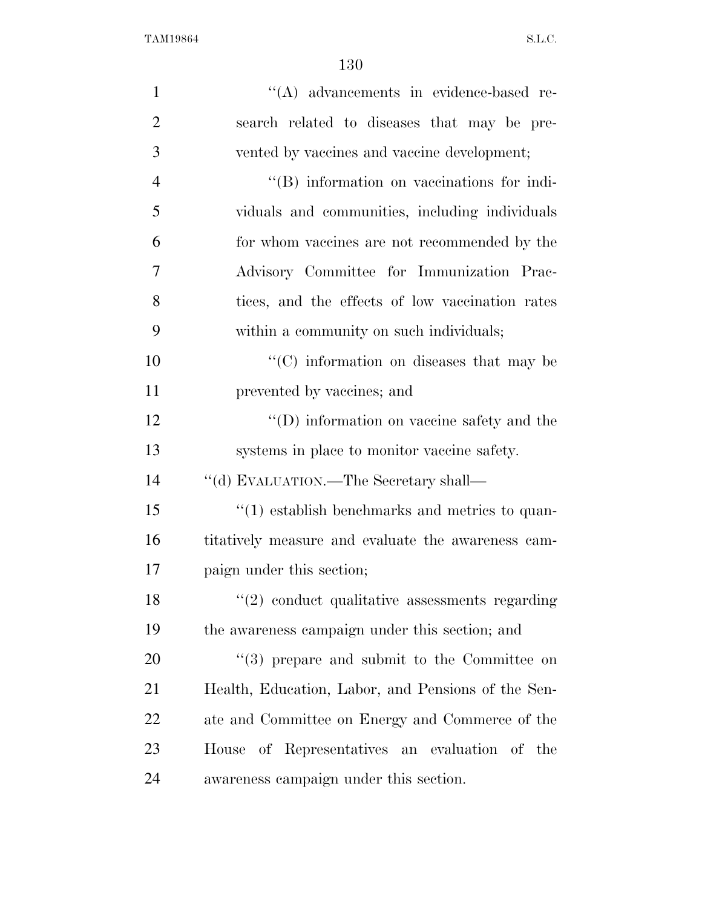''(A) advancements in evidence-based research related to diseases that may be prevented by vaccines and vaccine development;

''(B) information on vaccinations for individuals and communities, including individuals for whom vaccines are not recommended by the Advisory Committee for Immunization Practices, and the effects of low vaccination rates within a community on such individuals;

''(C) information on diseases that may be prevented by vaccines; and

''(D) information on vaccine safety and the systems in place to monitor vaccine safety.

''(d) EVALUATION.—The Secretary shall—

''(1) establish benchmarks and metrics to quantitatively measure and evaluate the awareness campaign under this section;

''(2) conduct qualitative assessments regarding the awareness campaign under this section; and

''(3) prepare and submit to the Committee on Health, Education, Labor, and Pensions of the Senate and Committee on Energy and Commerce of the House of Representatives an evaluation of the awareness campaign under this section.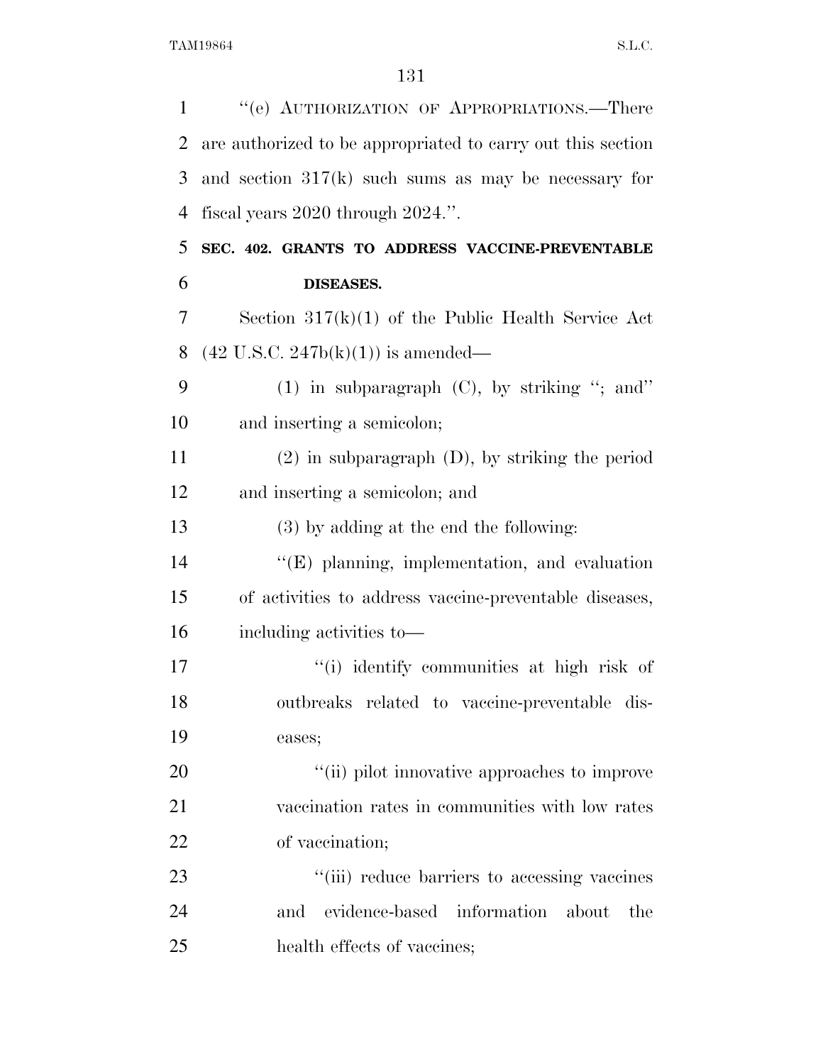"(e) AUTHORIZATION OF APPROPRIATIONS.—There are authorized to be appropriated to carry out this section and section 317(k) such sums as may be necessary for fiscal years 2020 through 2024.".

**SEC. 402. GRANTS TO ADDRESS VACCINE-PREVENTABLE DISEASES.**

Section 317(k)(1) of the Public Health Service Act (42 U.S.C. 247b(k)(1)) is amended—

(1) in subparagraph (C), by striking "; and" and inserting a semicolon;

(2) in subparagraph (D), by striking the period and inserting a semicolon; and

(3) by adding at the end the following:

"(E) planning, implementation, and evaluation of activities to address vaccine-preventable diseases, including activities to—

"(i) identify communities at high risk of outbreaks related to vaccine-preventable diseases;

"(ii) pilot innovative approaches to improve vaccination rates in communities with low rates of vaccination;

"(iii) reduce barriers to accessing vaccines and evidence-based information about the health effects of vaccines;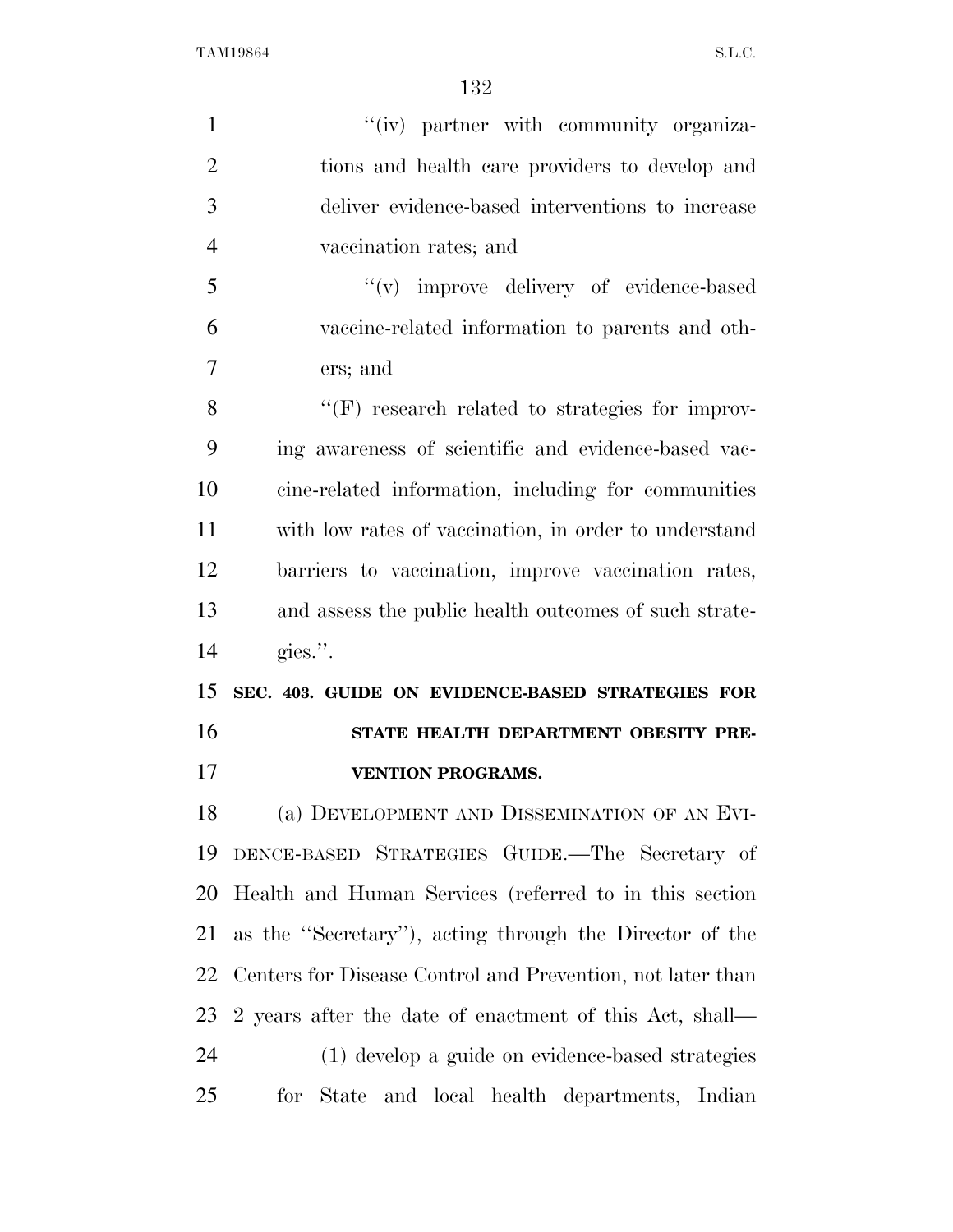''(iv) partner with community organizations and health care providers to develop and deliver evidence-based interventions to increase vaccination rates; and

''(v) improve delivery of evidence-based vaccine-related information to parents and others; and

''(F) research related to strategies for improving awareness of scientific and evidence-based vaccine-related information, including for communities with low rates of vaccination, in order to understand barriers to vaccination, improve vaccination rates, and assess the public health outcomes of such strategies.''.

**SEC. 403. GUIDE ON EVIDENCE-BASED STRATEGIES FOR STATE HEALTH DEPARTMENT OBESITY PREVENTION PROGRAMS.**

(a) DEVELOPMENT AND DISSEMINATION OF AN EVIDENCE-BASED STRATEGIES GUIDE.—The Secretary of Health and Human Services (referred to in this section as the ''Secretary''), acting through the Director of the Centers for Disease Control and Prevention, not later than 2 years after the date of enactment of this Act, shall—

(1) develop a guide on evidence-based strategies for State and local health departments, Indian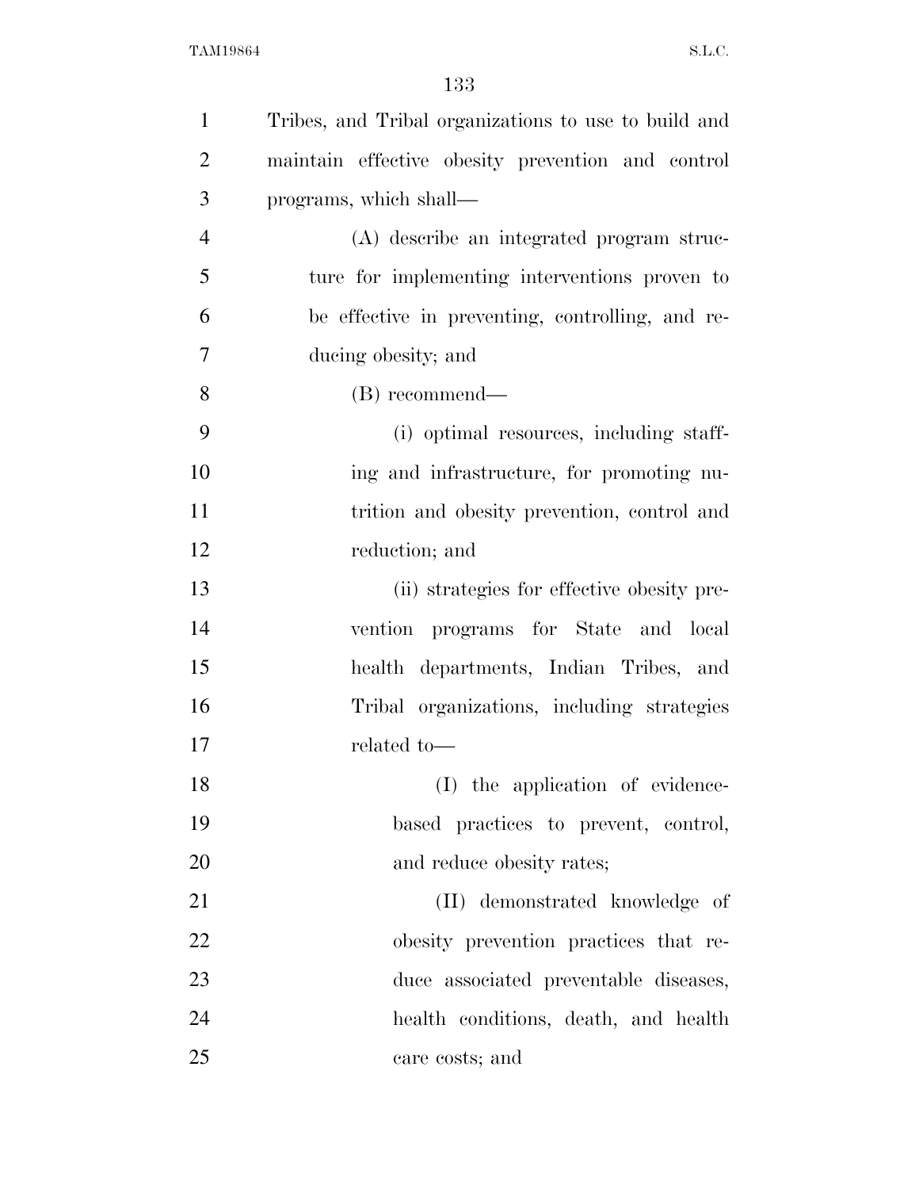Tribes, and Tribal organizations to use to build and maintain effective obesity prevention and control programs, which shall—

(A) describe an integrated program structure for implementing interventions proven to be effective in preventing, controlling, and reducing obesity; and

(B) recommend—

(i) optimal resources, including staffing and infrastructure, for promoting nutrition and obesity prevention, control and reduction; and

(ii) strategies for effective obesity prevention programs for State and local health departments, Indian Tribes, and Tribal organizations, including strategies related to—

(I) the application of evidence-based practices to prevent, control, and reduce obesity rates;

(II) demonstrated knowledge of obesity prevention practices that reduce associated preventable diseases, health conditions, death, and health care costs; and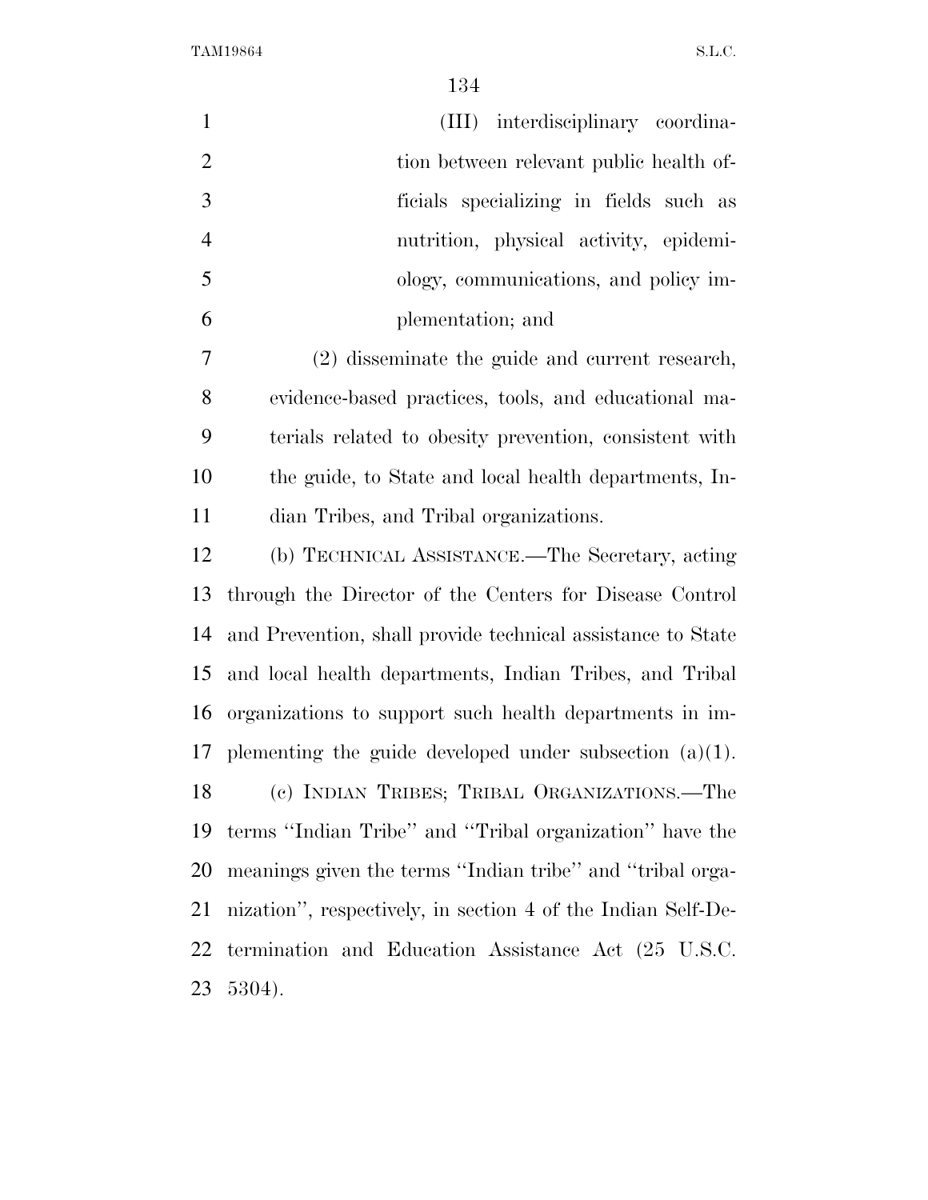(III) interdisciplinary coordination between relevant public health officials specializing in fields such as nutrition, physical activity, epidemiology, communications, and policy implementation; and

(2) disseminate the guide and current research, evidence-based practices, tools, and educational materials related to obesity prevention, consistent with the guide, to State and local health departments, Indian Tribes, and Tribal organizations.

(b) TECHNICAL ASSISTANCE.—The Secretary, acting through the Director of the Centers for Disease Control and Prevention, shall provide technical assistance to State and local health departments, Indian Tribes, and Tribal organizations to support such health departments in implementing the guide developed under subsection (a)(1).

(c) INDIAN TRIBES; TRIBAL ORGANIZATIONS.—The terms ''Indian Tribe'' and ''Tribal organization'' have the meanings given the terms ''Indian tribe'' and ''tribal organization'', respectively, in section 4 of the Indian Self-Determination and Education Assistance Act (25 U.S.C. 5304).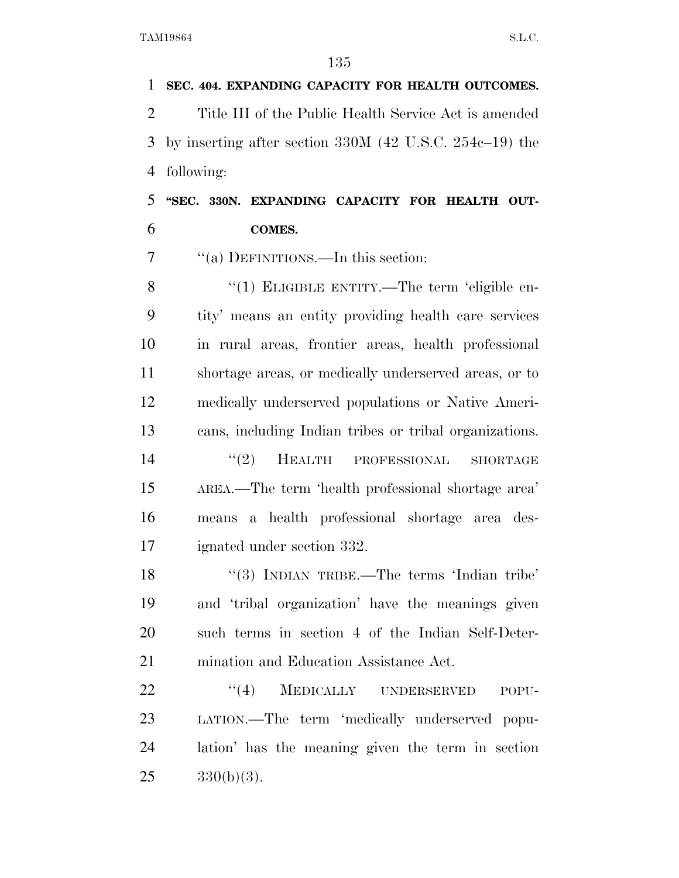**SEC. 404. EXPANDING CAPACITY FOR HEALTH OUTCOMES.**

Title III of the Public Health Service Act is amended by inserting after section 330M (42 U.S.C. 254c–19) the following:

**"SEC. 330N. EXPANDING CAPACITY FOR HEALTH OUTCOMES.**

"(a) DEFINITIONS.—In this section:

"(1) ELIGIBLE ENTITY.—The term 'eligible entity' means an entity providing health care services in rural areas, frontier areas, health professional shortage areas, or medically underserved areas, or to medically underserved populations or Native Americans, including Indian tribes or tribal organizations.

"(2) HEALTH PROFESSIONAL SHORTAGE AREA.—The term 'health professional shortage area' means a health professional shortage area designated under section 332.

"(3) INDIAN TRIBE.—The terms 'Indian tribe' and 'tribal organization' have the meanings given such terms in section 4 of the Indian Self-Determination and Education Assistance Act.

"(4) MEDICALLY UNDERSERVED POPULATION.—The term 'medically underserved population' has the meaning given the term in section 330(b)(3).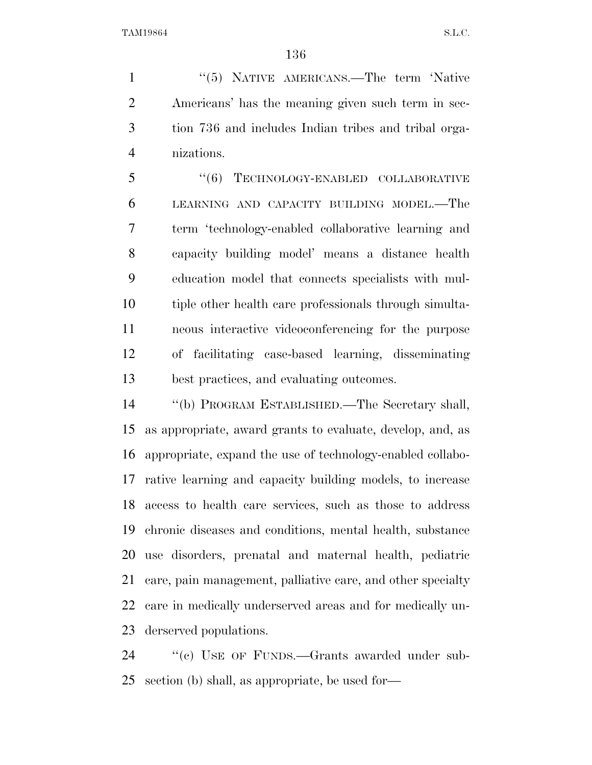"(5) NATIVE AMERICANS.—The term 'Native Americans' has the meaning given such term in section 736 and includes Indian tribes and tribal organizations.

"(6) TECHNOLOGY-ENABLED COLLABORATIVE LEARNING AND CAPACITY BUILDING MODEL.—The term 'technology-enabled collaborative learning and capacity building model' means a distance health education model that connects specialists with multiple other health care professionals through simultaneous interactive videoconferencing for the purpose of facilitating case-based learning, disseminating best practices, and evaluating outcomes.

"(b) PROGRAM ESTABLISHED.—The Secretary shall, as appropriate, award grants to evaluate, develop, and, as appropriate, expand the use of technology-enabled collaborative learning and capacity building models, to increase access to health care services, such as those to address chronic diseases and conditions, mental health, substance use disorders, prenatal and maternal health, pediatric care, pain management, palliative care, and other specialty care in medically underserved areas and for medically underserved populations.

"(c) USE OF FUNDS.—Grants awarded under subsection (b) shall, as appropriate, be used for—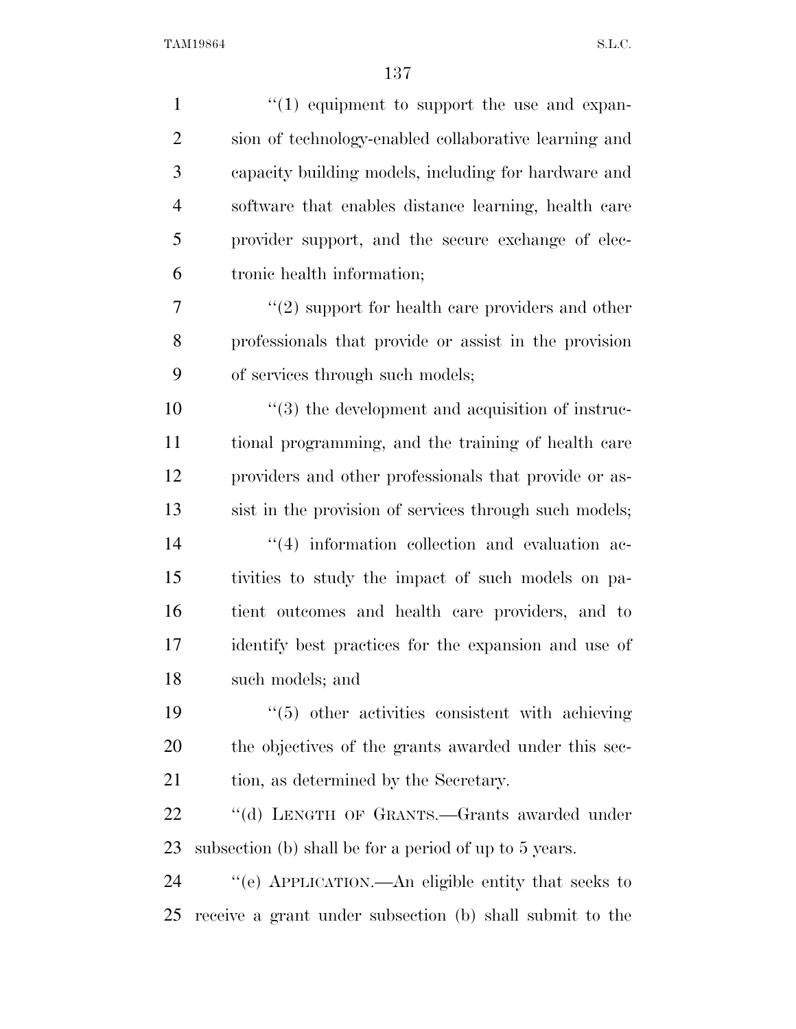"(1) equipment to support the use and expansion of technology-enabled collaborative learning and capacity building models, including for hardware and software that enables distance learning, health care provider support, and the secure exchange of electronic health information;

"(2) support for health care providers and other professionals that provide or assist in the provision of services through such models;

"(3) the development and acquisition of instructional programming, and the training of health care providers and other professionals that provide or assist in the provision of services through such models;

"(4) information collection and evaluation activities to study the impact of such models on patient outcomes and health care providers, and to identify best practices for the expansion and use of such models; and

"(5) other activities consistent with achieving the objectives of the grants awarded under this section, as determined by the Secretary.

"(d) LENGTH OF GRANTS.—Grants awarded under subsection (b) shall be for a period of up to 5 years.

"(e) APPLICATION.—An eligible entity that seeks to receive a grant under subsection (b) shall submit to the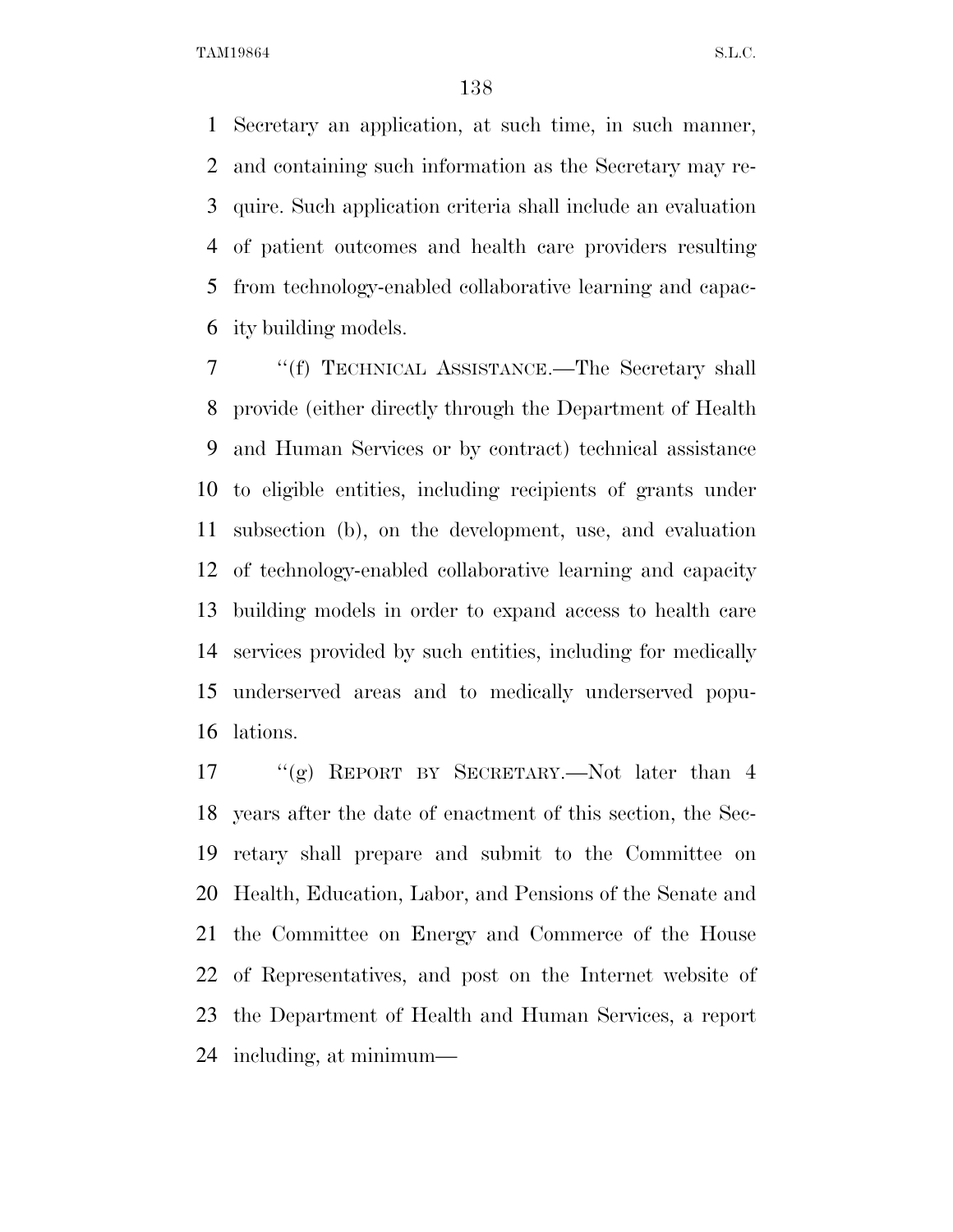Secretary an application, at such time, in such manner, and containing such information as the Secretary may require. Such application criteria shall include an evaluation of patient outcomes and health care providers resulting from technology-enabled collaborative learning and capacity building models.

"(f) TECHNICAL ASSISTANCE.—The Secretary shall provide (either directly through the Department of Health and Human Services or by contract) technical assistance to eligible entities, including recipients of grants under subsection (b), on the development, use, and evaluation of technology-enabled collaborative learning and capacity building models in order to expand access to health care services provided by such entities, including for medically underserved areas and to medically underserved populations.

"(g) REPORT BY SECRETARY.—Not later than 4 years after the date of enactment of this section, the Secretary shall prepare and submit to the Committee on Health, Education, Labor, and Pensions of the Senate and the Committee on Energy and Commerce of the House of Representatives, and post on the Internet website of the Department of Health and Human Services, a report including, at minimum—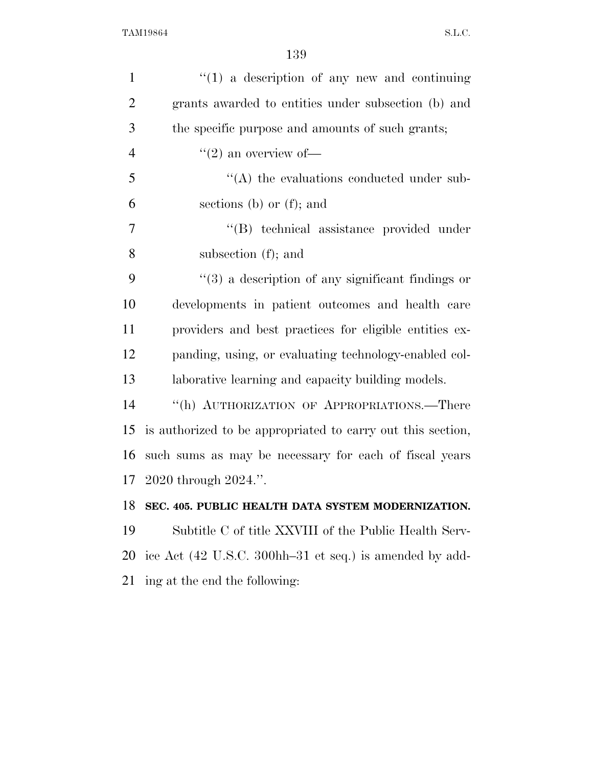''(1) a description of any new and continuing grants awarded to entities under subsection (b) and the specific purpose and amounts of such grants;

''(2) an overview of—

''(A) the evaluations conducted under subsections (b) or (f); and

''(B) technical assistance provided under subsection (f); and

''(3) a description of any significant findings or developments in patient outcomes and health care providers and best practices for eligible entities expanding, using, or evaluating technology-enabled collaborative learning and capacity building models.

''(h) AUTHORIZATION OF APPROPRIATIONS.—There is authorized to be appropriated to carry out this section, such sums as may be necessary for each of fiscal years 2020 through 2024.''.

**SEC. 405. PUBLIC HEALTH DATA SYSTEM MODERNIZATION.**

Subtitle C of title XXVIII of the Public Health Service Act (42 U.S.C. 300hh–31 et seq.) is amended by adding at the end the following: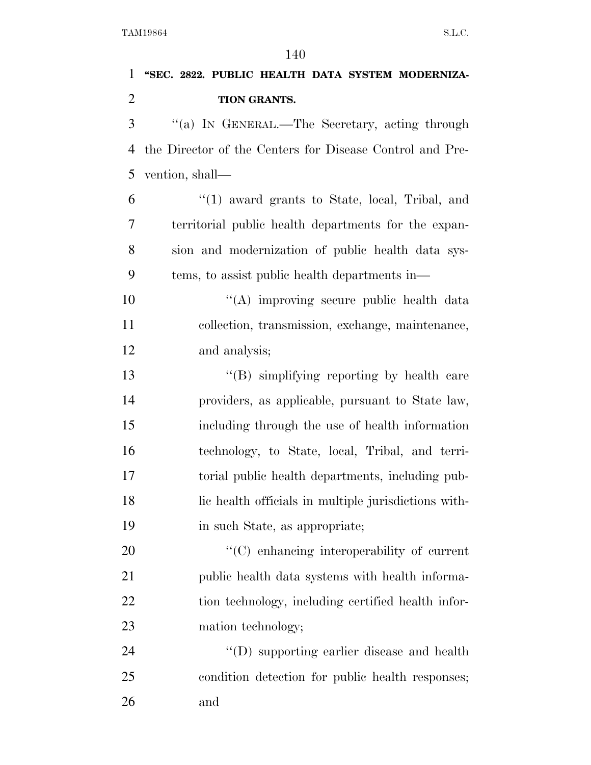**"SEC. 2822. PUBLIC HEALTH DATA SYSTEM MODERNIZATION GRANTS.**

"(a) IN GENERAL.—The Secretary, acting through the Director of the Centers for Disease Control and Prevention, shall—

"(1) award grants to State, local, Tribal, and territorial public health departments for the expansion and modernization of public health data systems, to assist public health departments in—

"(A) improving secure public health data collection, transmission, exchange, maintenance, and analysis;

"(B) simplifying reporting by health care providers, as applicable, pursuant to State law, including through the use of health information technology, to State, local, Tribal, and territorial public health departments, including public health officials in multiple jurisdictions within such State, as appropriate;

"(C) enhancing interoperability of current public health data systems with health information technology, including certified health information technology;

"(D) supporting earlier disease and health condition detection for public health responses; and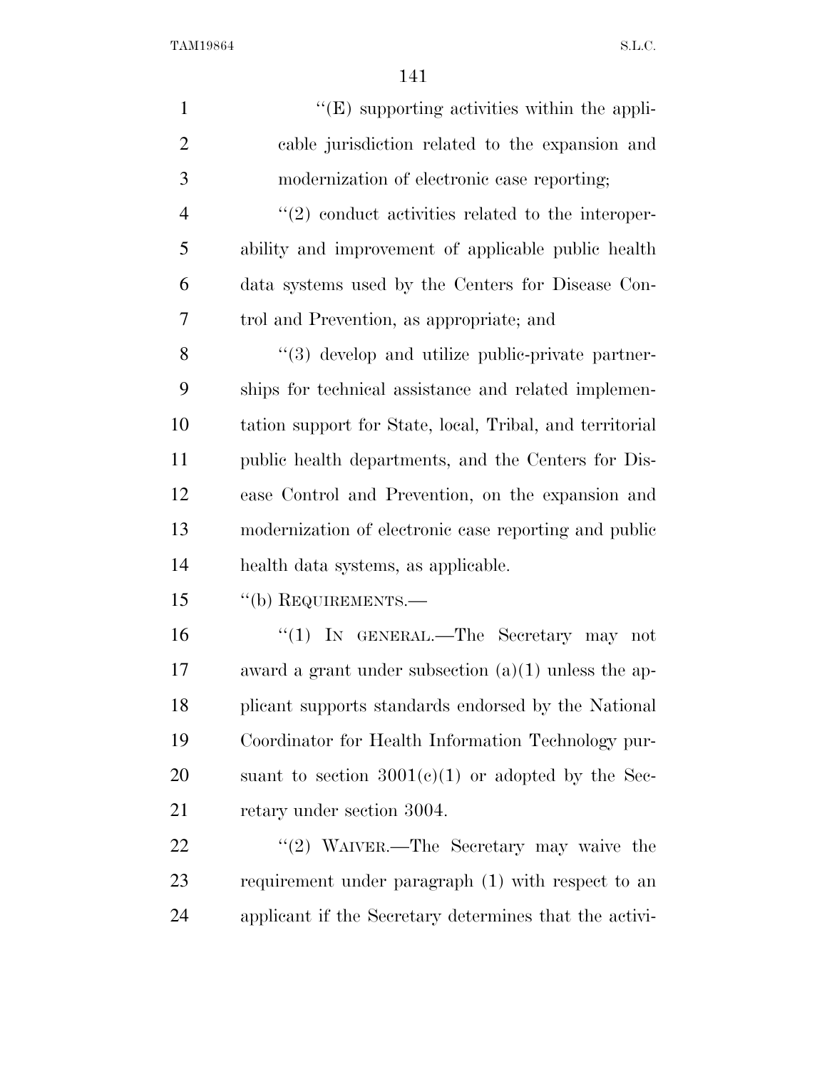"(E) supporting activities within the applicable jurisdiction related to the expansion and modernization of electronic case reporting;

"(2) conduct activities related to the interoperability and improvement of applicable public health data systems used by the Centers for Disease Control and Prevention, as appropriate; and

"(3) develop and utilize public-private partnerships for technical assistance and related implementation support for State, local, Tribal, and territorial public health departments, and the Centers for Disease Control and Prevention, on the expansion and modernization of electronic case reporting and public health data systems, as applicable.

"(b) REQUIREMENTS.—

"(1) IN GENERAL.—The Secretary may not award a grant under subsection (a)(1) unless the applicant supports standards endorsed by the National Coordinator for Health Information Technology pursuant to section 3001(c)(1) or adopted by the Secretary under section 3004.

"(2) WAIVER.—The Secretary may waive the requirement under paragraph (1) with respect to an applicant if the Secretary determines that the activi-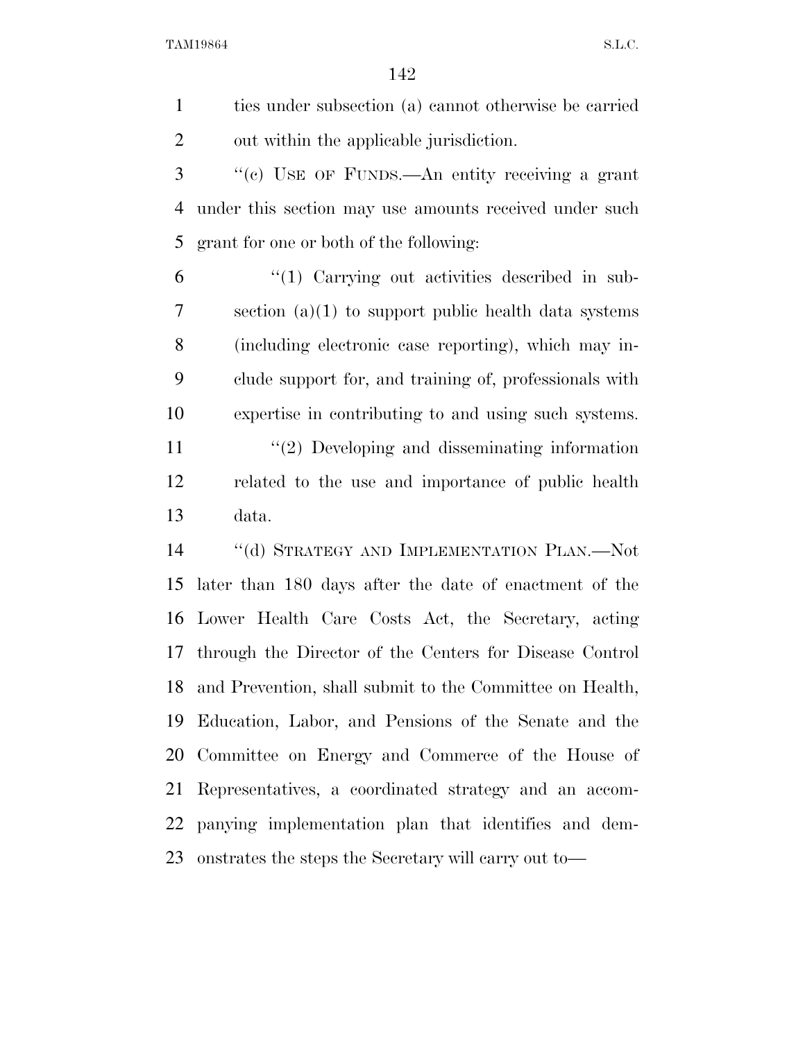ties under subsection (a) cannot otherwise be carried out within the applicable jurisdiction.

''(c) USE OF FUNDS.—An entity receiving a grant under this section may use amounts received under such grant for one or both of the following:

''(1) Carrying out activities described in subsection (a)(1) to support public health data systems (including electronic case reporting), which may include support for, and training of, professionals with expertise in contributing to and using such systems.

''(2) Developing and disseminating information related to the use and importance of public health data.

''(d) STRATEGY AND IMPLEMENTATION PLAN.—Not later than 180 days after the date of enactment of the Lower Health Care Costs Act, the Secretary, acting through the Director of the Centers for Disease Control and Prevention, shall submit to the Committee on Health, Education, Labor, and Pensions of the Senate and the Committee on Energy and Commerce of the House of Representatives, a coordinated strategy and an accompanying implementation plan that identifies and demonstrates the steps the Secretary will carry out to—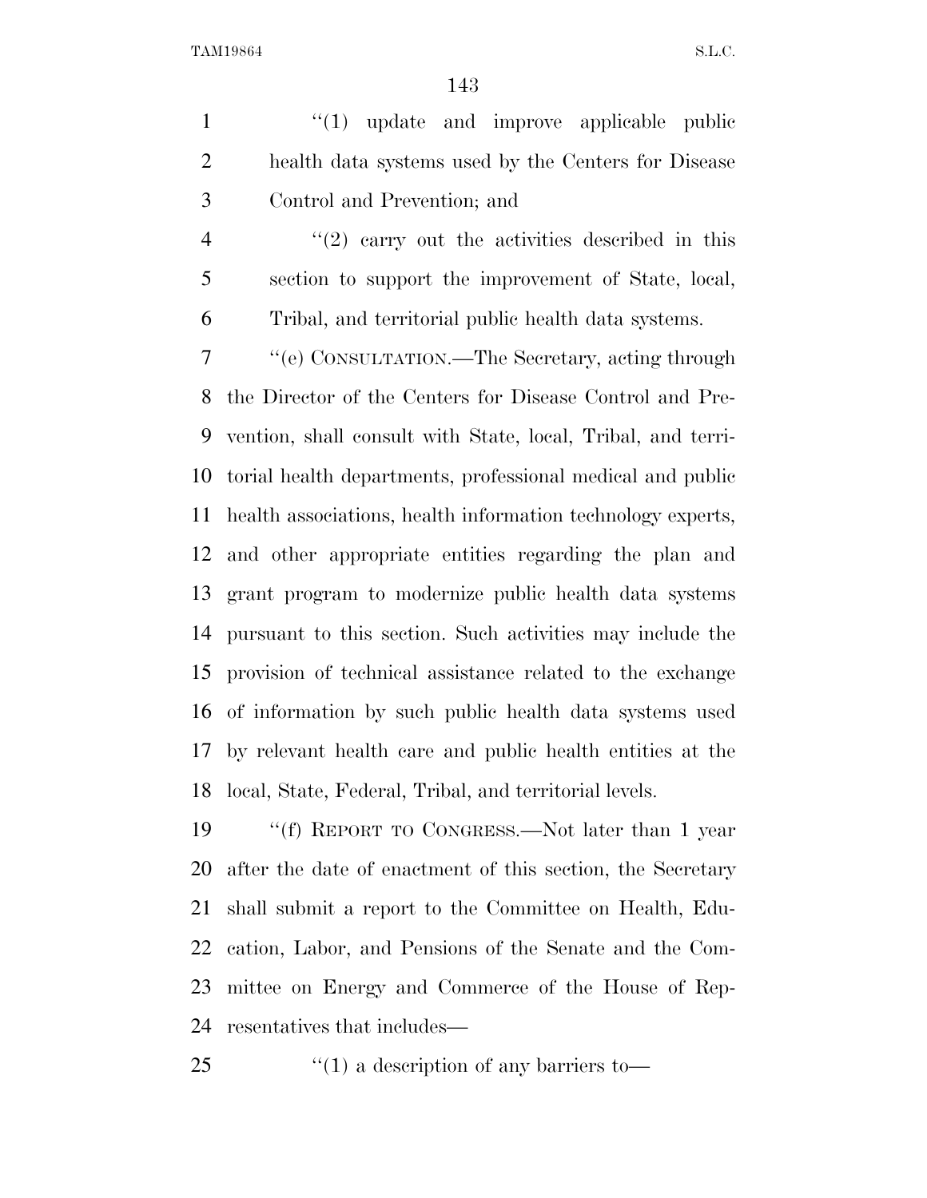"(1) update and improve applicable public health data systems used by the Centers for Disease Control and Prevention; and

"(2) carry out the activities described in this section to support the improvement of State, local, Tribal, and territorial public health data systems.

"(e) CONSULTATION.—The Secretary, acting through the Director of the Centers for Disease Control and Prevention, shall consult with State, local, Tribal, and territorial health departments, professional medical and public health associations, health information technology experts, and other appropriate entities regarding the plan and grant program to modernize public health data systems pursuant to this section. Such activities may include the provision of technical assistance related to the exchange of information by such public health data systems used by relevant health care and public health entities at the local, State, Federal, Tribal, and territorial levels.

"(f) REPORT TO CONGRESS.—Not later than 1 year after the date of enactment of this section, the Secretary shall submit a report to the Committee on Health, Education, Labor, and Pensions of the Senate and the Committee on Energy and Commerce of the House of Representatives that includes—

"(1) a description of any barriers to—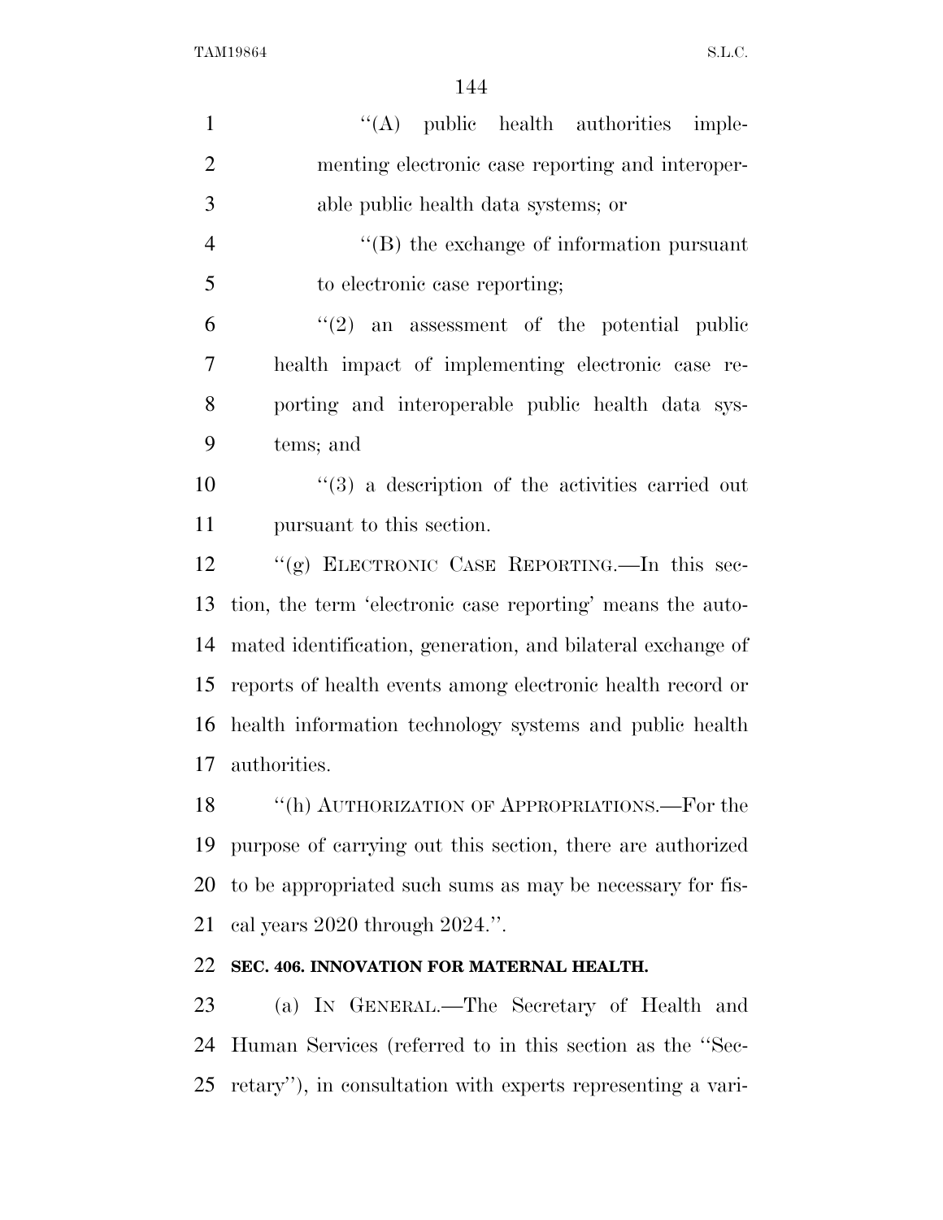''(A) public health authorities implementing electronic case reporting and interoperable public health data systems; or

''(B) the exchange of information pursuant to electronic case reporting;

''(2) an assessment of the potential public health impact of implementing electronic case reporting and interoperable public health data systems; and

''(3) a description of the activities carried out pursuant to this section.

''(g) ELECTRONIC CASE REPORTING.—In this section, the term 'electronic case reporting' means the automated identification, generation, and bilateral exchange of reports of health events among electronic health record or health information technology systems and public health authorities.

''(h) AUTHORIZATION OF APPROPRIATIONS.—For the purpose of carrying out this section, there are authorized to be appropriated such sums as may be necessary for fiscal years 2020 through 2024.''.

**SEC. 406. INNOVATION FOR MATERNAL HEALTH.**

(a) IN GENERAL.—The Secretary of Health and Human Services (referred to in this section as the ''Secretary''), in consultation with experts representing a vari-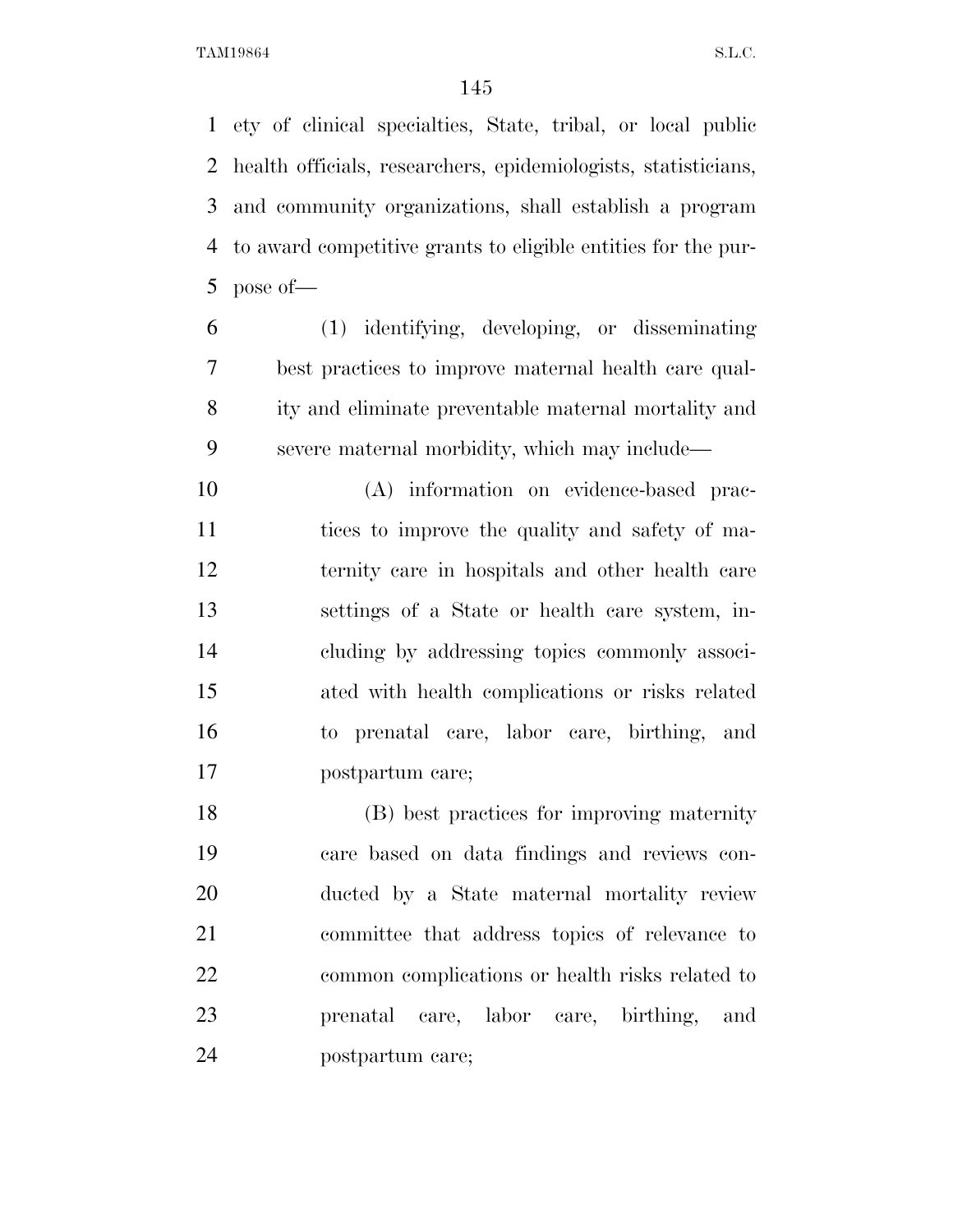ety of clinical specialties, State, tribal, or local public health officials, researchers, epidemiologists, statisticians, and community organizations, shall establish a program to award competitive grants to eligible entities for the purpose of—

(1) identifying, developing, or disseminating best practices to improve maternal health care quality and eliminate preventable maternal mortality and severe maternal morbidity, which may include—

(A) information on evidence-based practices to improve the quality and safety of maternity care in hospitals and other health care settings of a State or health care system, including by addressing topics commonly associated with health complications or risks related to prenatal care, labor care, birthing, and postpartum care;

(B) best practices for improving maternity care based on data findings and reviews conducted by a State maternal mortality review committee that address topics of relevance to common complications or health risks related to prenatal care, labor care, birthing, and postpartum care;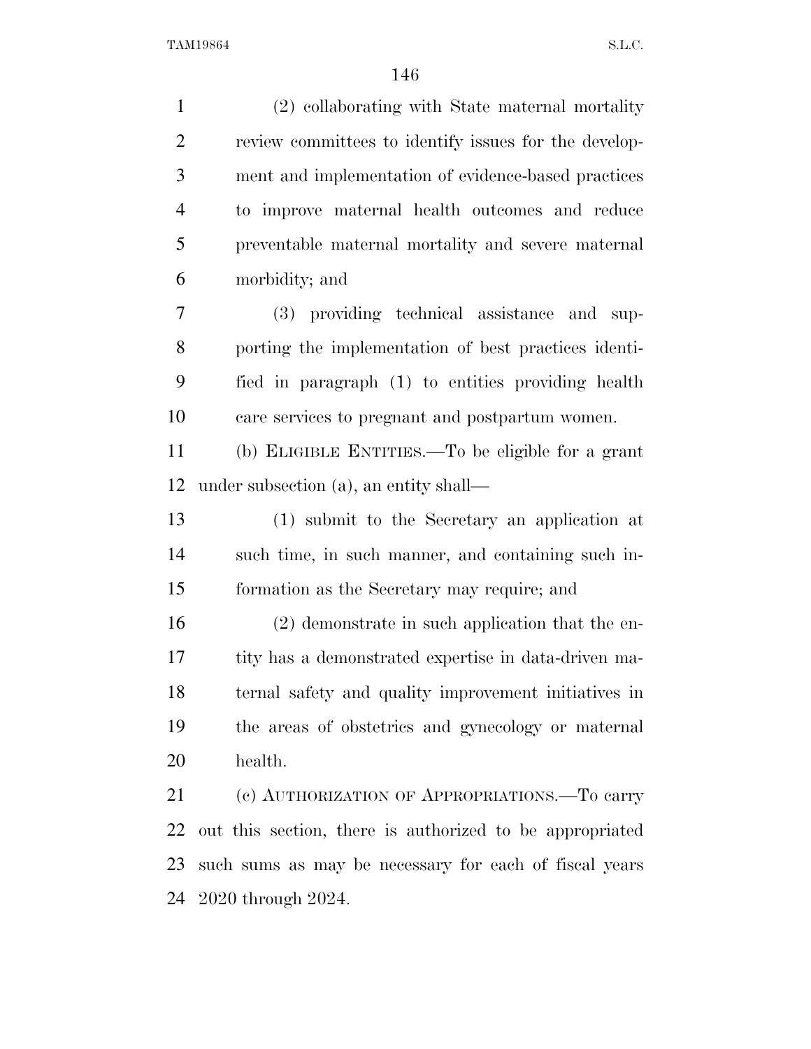(2) collaborating with State maternal mortality review committees to identify issues for the development and implementation of evidence-based practices to improve maternal health outcomes and reduce preventable maternal mortality and severe maternal morbidity; and

(3) providing technical assistance and supporting the implementation of best practices identified in paragraph (1) to entities providing health care services to pregnant and postpartum women.

(b) ELIGIBLE ENTITIES.—To be eligible for a grant under subsection (a), an entity shall—

(1) submit to the Secretary an application at such time, in such manner, and containing such information as the Secretary may require; and

(2) demonstrate in such application that the entity has a demonstrated expertise in data-driven maternal safety and quality improvement initiatives in the areas of obstetrics and gynecology or maternal health.

(c) AUTHORIZATION OF APPROPRIATIONS.—To carry out this section, there is authorized to be appropriated such sums as may be necessary for each of fiscal years 2020 through 2024.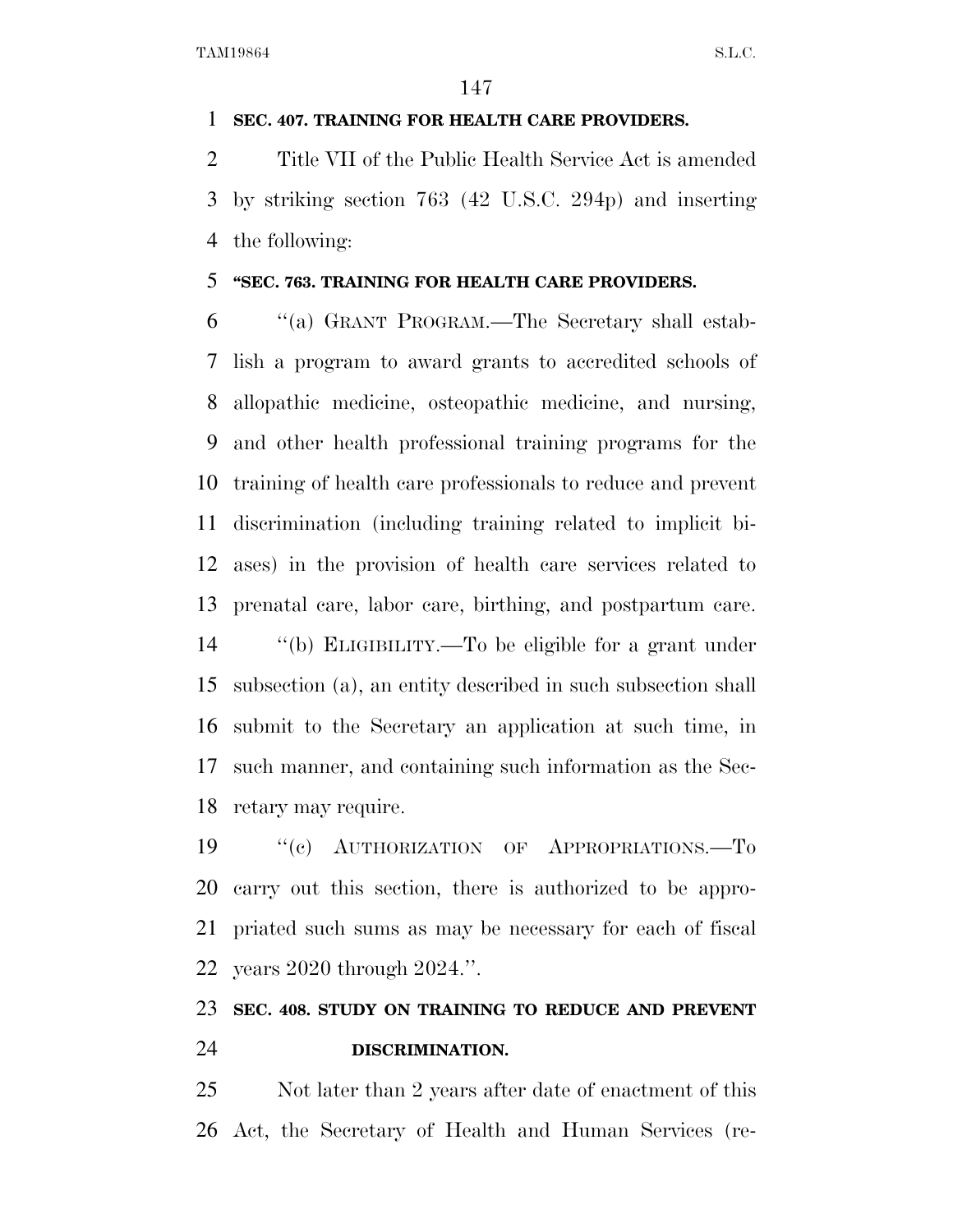**SEC. 407. TRAINING FOR HEALTH CARE PROVIDERS.**

Title VII of the Public Health Service Act is amended by striking section 763 (42 U.S.C. 294p) and inserting the following:

**"SEC. 763. TRAINING FOR HEALTH CARE PROVIDERS.**

"(a) GRANT PROGRAM.—The Secretary shall establish a program to award grants to accredited schools of allopathic medicine, osteopathic medicine, and nursing, and other health professional training programs for the training of health care professionals to reduce and prevent discrimination (including training related to implicit biases) in the provision of health care services related to prenatal care, labor care, birthing, and postpartum care.

"(b) ELIGIBILITY.—To be eligible for a grant under subsection (a), an entity described in such subsection shall submit to the Secretary an application at such time, in such manner, and containing such information as the Secretary may require.

"(c) AUTHORIZATION OF APPROPRIATIONS.—To carry out this section, there is authorized to be appropriated such sums as may be necessary for each of fiscal years 2020 through 2024.".

**SEC. 408. STUDY ON TRAINING TO REDUCE AND PREVENT DISCRIMINATION.**

Not later than 2 years after date of enactment of this Act, the Secretary of Health and Human Services (re-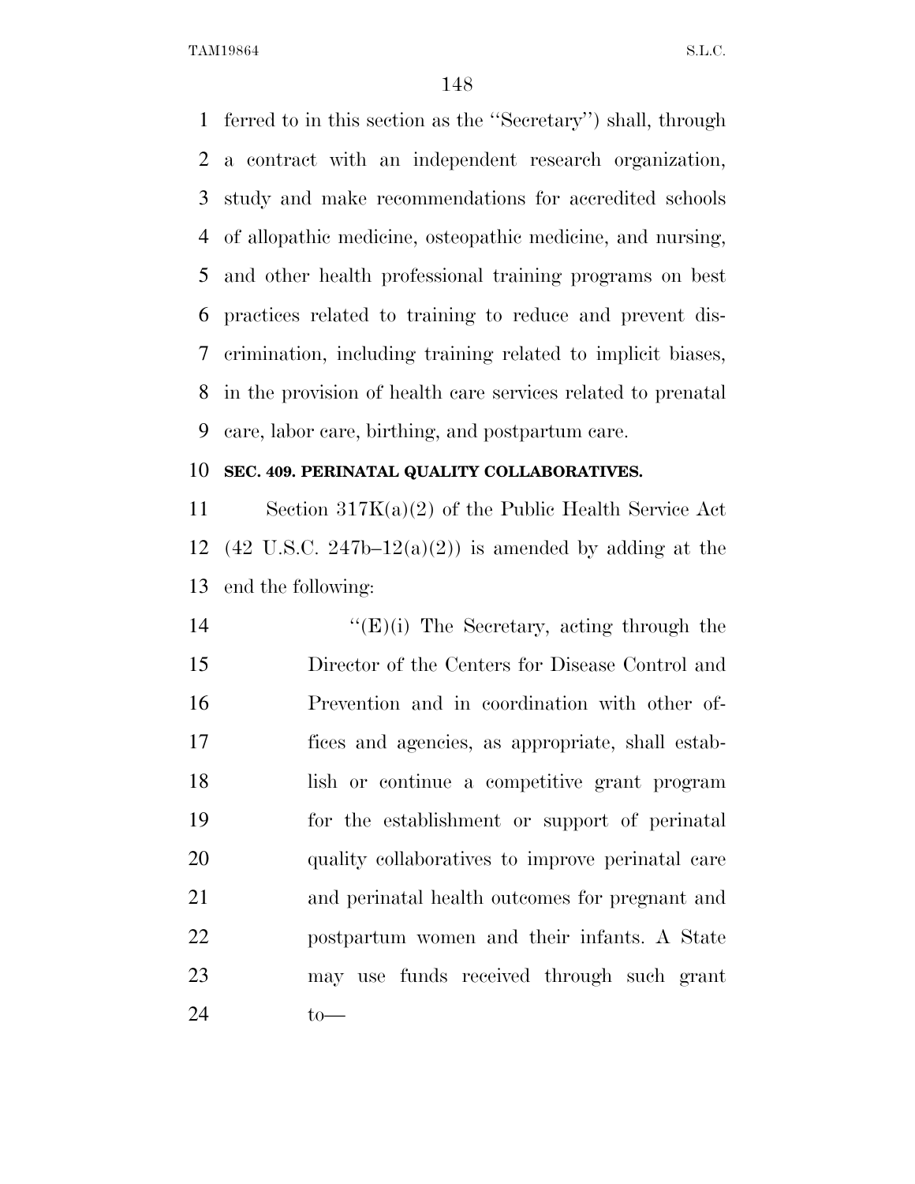ferred to in this section as the ''Secretary'') shall, through a contract with an independent research organization, study and make recommendations for accredited schools of allopathic medicine, osteopathic medicine, and nursing, and other health professional training programs on best practices related to training to reduce and prevent discrimination, including training related to implicit biases, in the provision of health care services related to prenatal care, labor care, birthing, and postpartum care.

**SEC. 409. PERINATAL QUALITY COLLABORATIVES.**

Section 317K(a)(2) of the Public Health Service Act (42 U.S.C. 247b–12(a)(2)) is amended by adding at the end the following:

''(E)(i) The Secretary, acting through the Director of the Centers for Disease Control and Prevention and in coordination with other offices and agencies, as appropriate, shall establish or continue a competitive grant program for the establishment or support of perinatal quality collaboratives to improve perinatal care and perinatal health outcomes for pregnant and postpartum women and their infants. A State may use funds received through such grant to—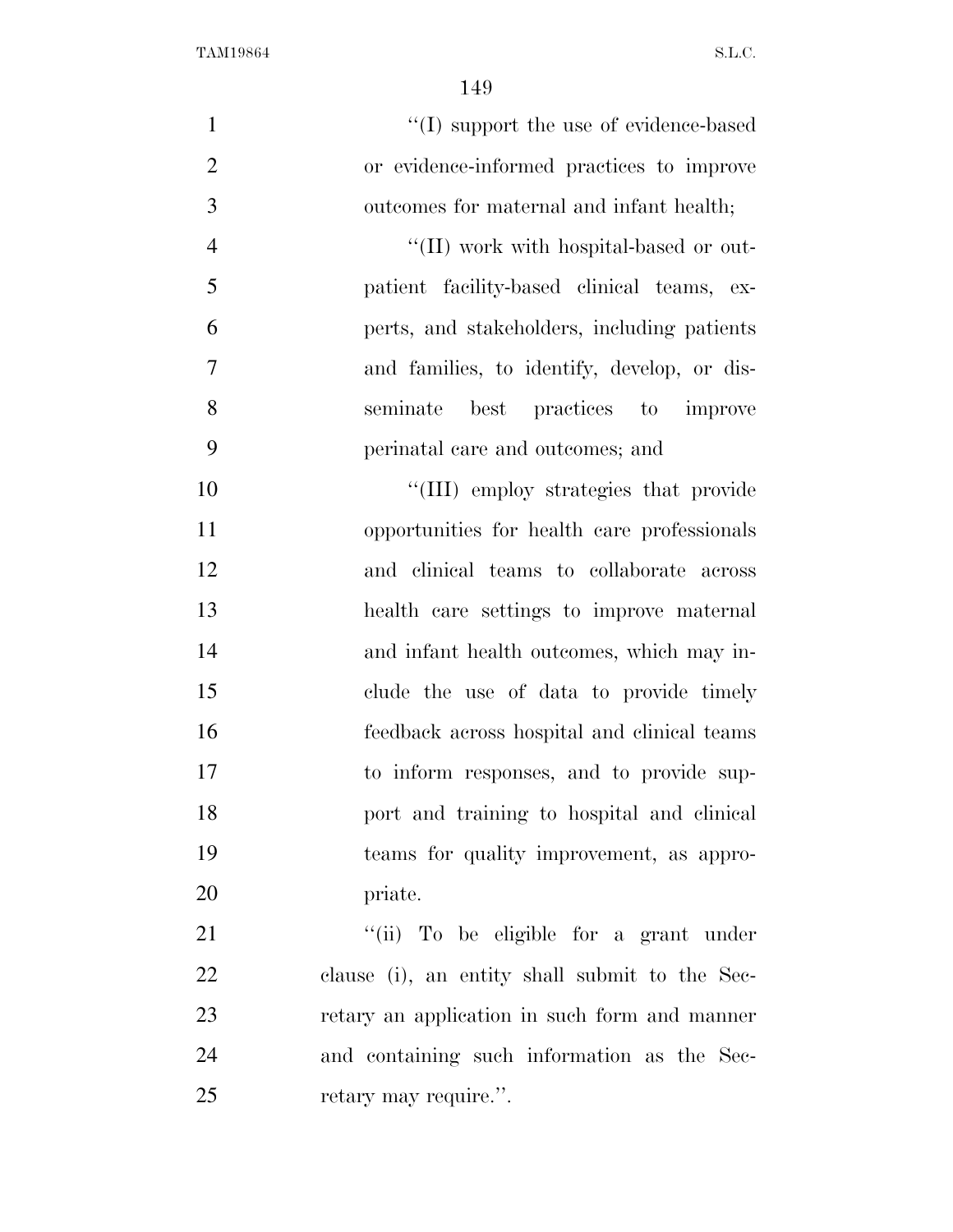''(I) support the use of evidence-based or evidence-informed practices to improve outcomes for maternal and infant health;

''(II) work with hospital-based or outpatient facility-based clinical teams, experts, and stakeholders, including patients and families, to identify, develop, or disseminate best practices to improve perinatal care and outcomes; and

''(III) employ strategies that provide opportunities for health care professionals and clinical teams to collaborate across health care settings to improve maternal and infant health outcomes, which may include the use of data to provide timely feedback across hospital and clinical teams to inform responses, and to provide support and training to hospital and clinical teams for quality improvement, as appropriate.

''(ii) To be eligible for a grant under clause (i), an entity shall submit to the Secretary an application in such form and manner and containing such information as the Secretary may require.''.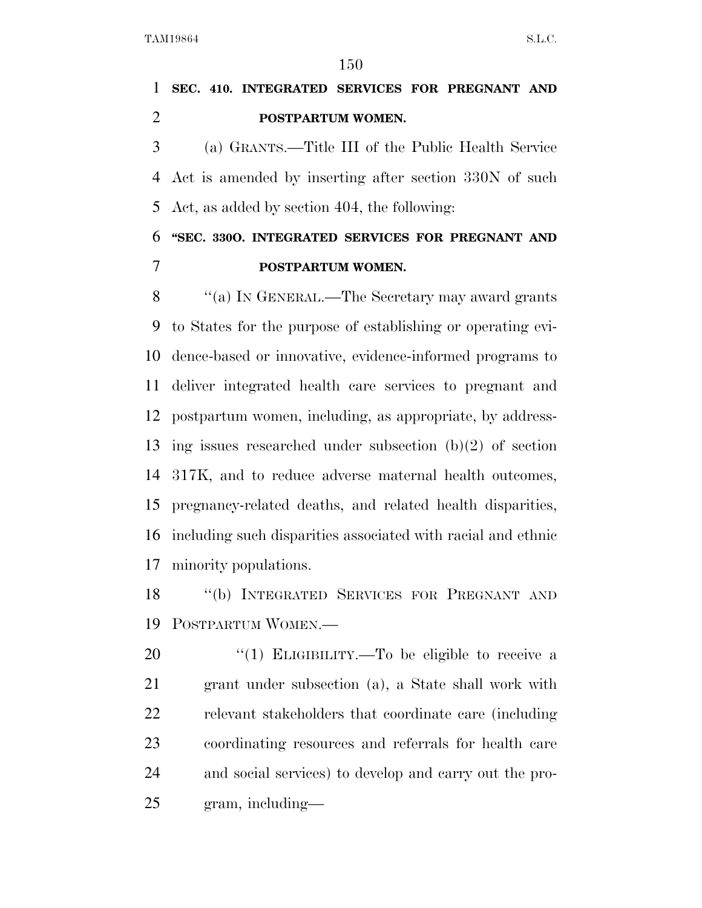**SEC. 410. INTEGRATED SERVICES FOR PREGNANT AND POSTPARTUM WOMEN.**

(a) GRANTS.—Title III of the Public Health Service Act is amended by inserting after section 330N of such Act, as added by section 404, the following:

**"SEC. 330O. INTEGRATED SERVICES FOR PREGNANT AND POSTPARTUM WOMEN.**

"(a) IN GENERAL.—The Secretary may award grants to States for the purpose of establishing or operating evidence-based or innovative, evidence-informed programs to deliver integrated health care services to pregnant and postpartum women, including, as appropriate, by addressing issues researched under subsection (b)(2) of section 317K, and to reduce adverse maternal health outcomes, pregnancy-related deaths, and related health disparities, including such disparities associated with racial and ethnic minority populations.

"(b) INTEGRATED SERVICES FOR PREGNANT AND POSTPARTUM WOMEN.—

"(1) ELIGIBILITY.—To be eligible to receive a grant under subsection (a), a State shall work with relevant stakeholders that coordinate care (including coordinating resources and referrals for health care and social services) to develop and carry out the program, including—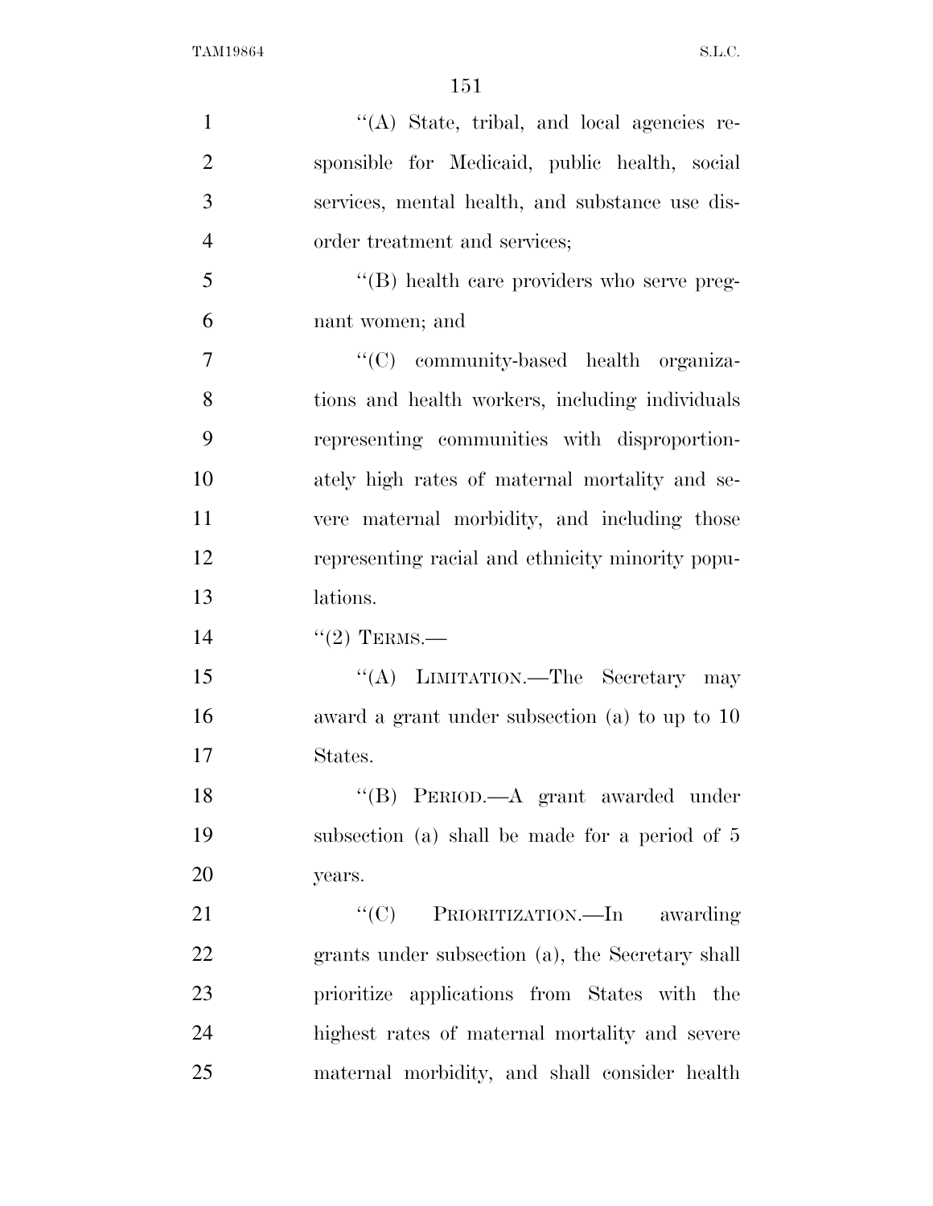"(A) State, tribal, and local agencies responsible for Medicaid, public health, social services, mental health, and substance use disorder treatment and services;

"(B) health care providers who serve pregnant women; and

"(C) community-based health organizations and health workers, including individuals representing communities with disproportionately high rates of maternal mortality and severe maternal morbidity, and including those representing racial and ethnicity minority populations.

"(2) TERMS.—

"(A) LIMITATION.—The Secretary may award a grant under subsection (a) to up to 10 States.

"(B) PERIOD.—A grant awarded under subsection (a) shall be made for a period of 5 years.

"(C) PRIORITIZATION.—In awarding grants under subsection (a), the Secretary shall prioritize applications from States with the highest rates of maternal mortality and severe maternal morbidity, and shall consider health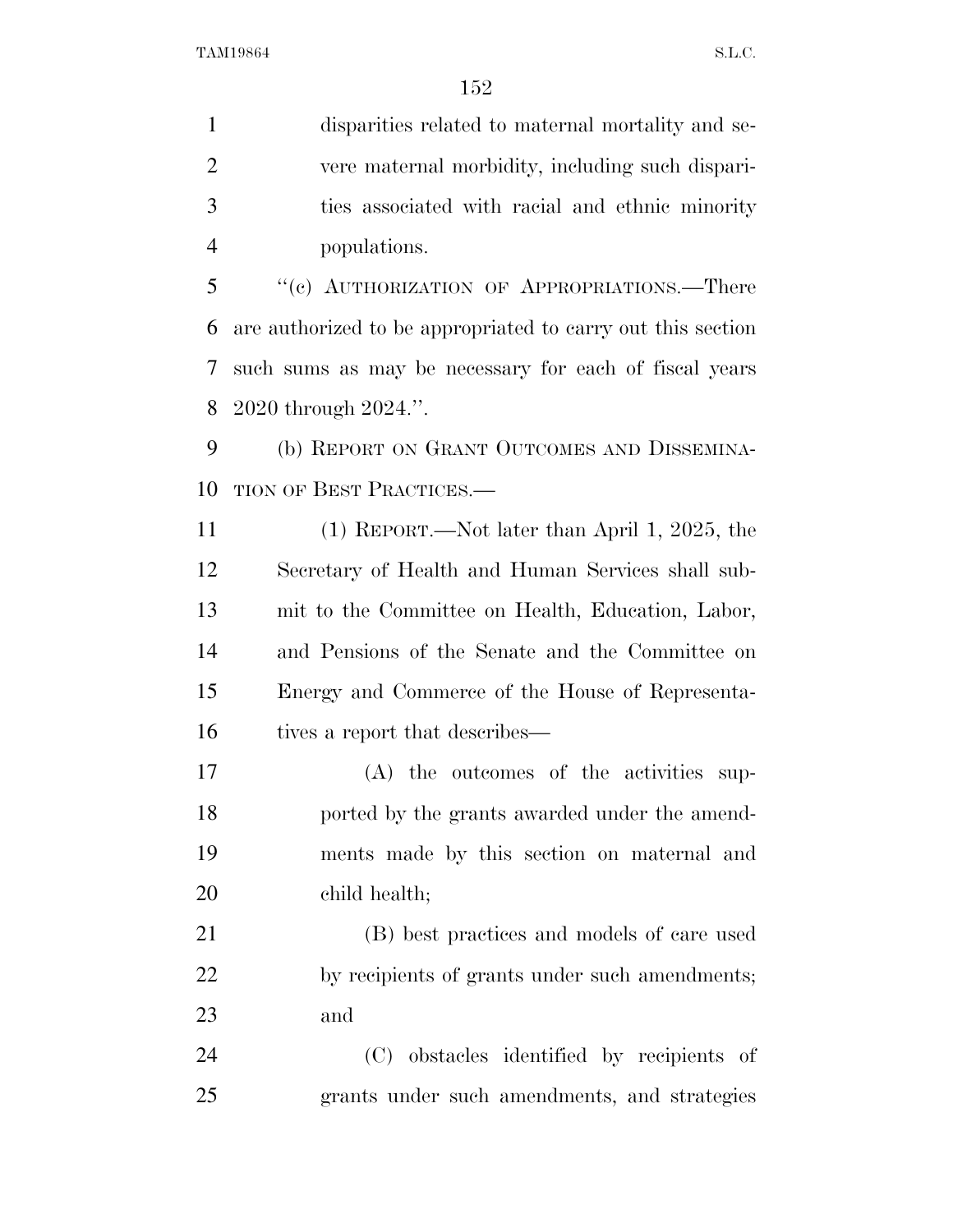disparities related to maternal mortality and severe maternal morbidity, including such disparities associated with racial and ethnic minority populations.

''(c) AUTHORIZATION OF APPROPRIATIONS.—There are authorized to be appropriated to carry out this section such sums as may be necessary for each of fiscal years 2020 through 2024.''.

(b) REPORT ON GRANT OUTCOMES AND DISSEMINATION OF BEST PRACTICES.—

(1) REPORT.—Not later than April 1, 2025, the Secretary of Health and Human Services shall submit to the Committee on Health, Education, Labor, and Pensions of the Senate and the Committee on Energy and Commerce of the House of Representatives a report that describes—

(A) the outcomes of the activities supported by the grants awarded under the amendments made by this section on maternal and child health;

(B) best practices and models of care used by recipients of grants under such amendments; and

(C) obstacles identified by recipients of grants under such amendments, and strategies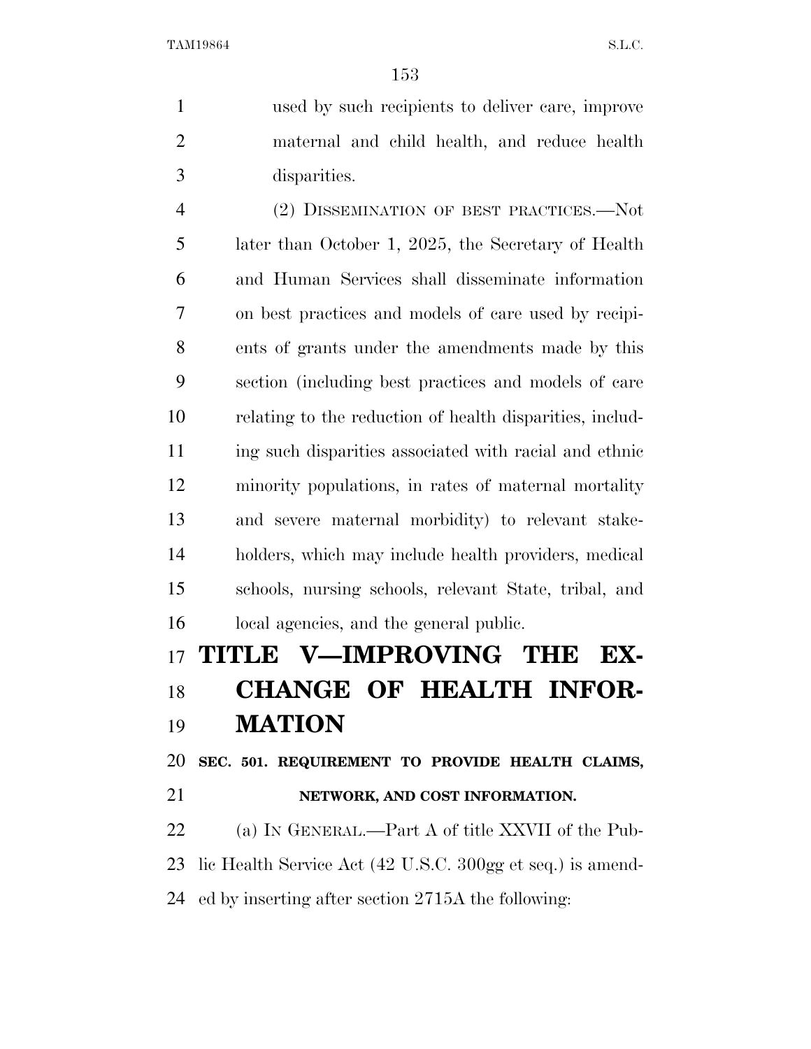used by such recipients to deliver care, improve maternal and child health, and reduce health disparities.

(2) DISSEMINATION OF BEST PRACTICES.—Not later than October 1, 2025, the Secretary of Health and Human Services shall disseminate information on best practices and models of care used by recipients of grants under the amendments made by this section (including best practices and models of care relating to the reduction of health disparities, including such disparities associated with racial and ethnic minority populations, in rates of maternal mortality and severe maternal morbidity) to relevant stakeholders, which may include health providers, medical schools, nursing schools, relevant State, tribal, and local agencies, and the general public.

# TITLE V—IMPROVING THE EXCHANGE OF HEALTH INFORMATION

## SEC. 501. REQUIREMENT TO PROVIDE HEALTH CLAIMS, NETWORK, AND COST INFORMATION.

(a) IN GENERAL.—Part A of title XXVII of the Public Health Service Act (42 U.S.C. 300gg et seq.) is amended by inserting after section 2715A the following: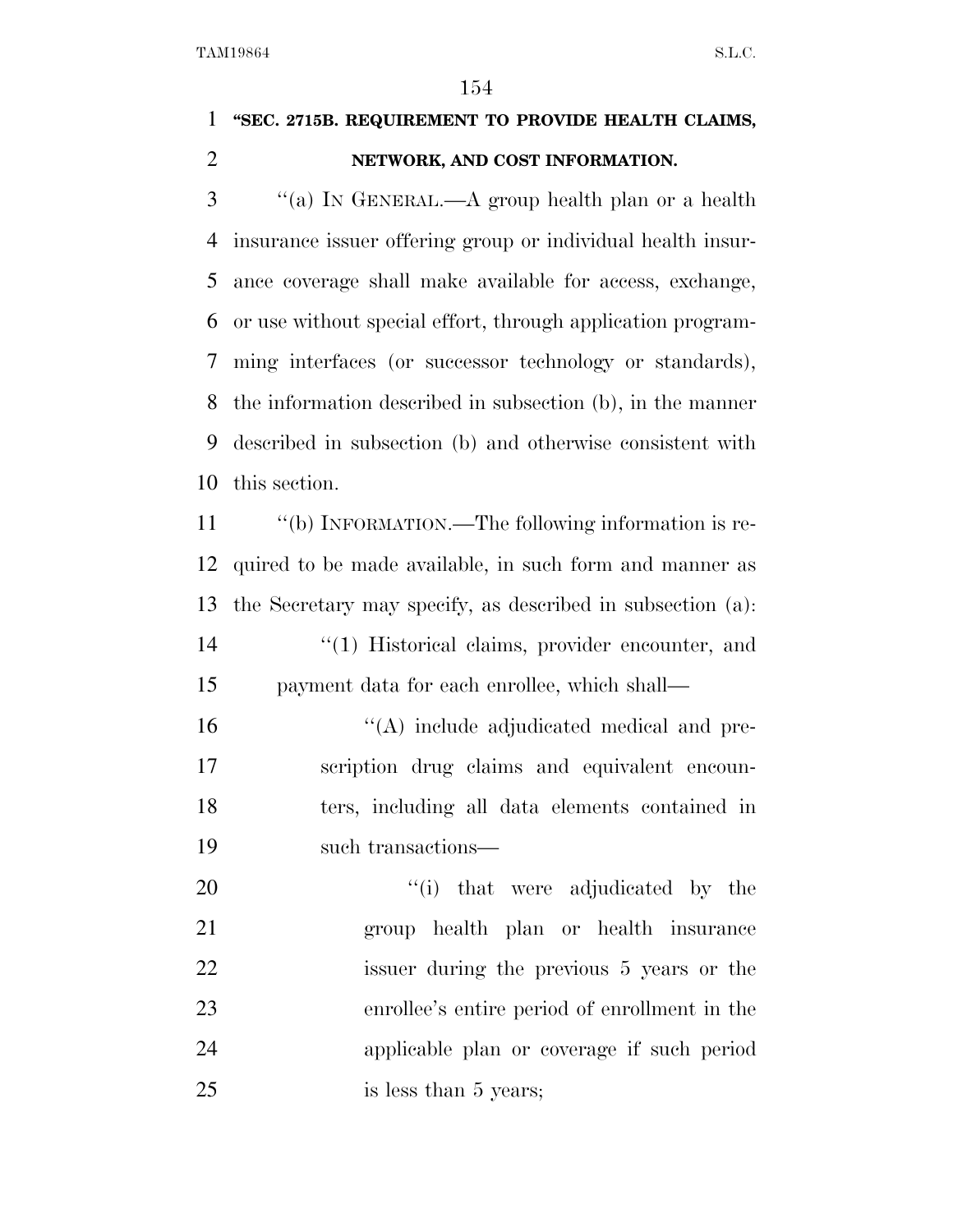**"SEC. 2715B. REQUIREMENT TO PROVIDE HEALTH CLAIMS, NETWORK, AND COST INFORMATION.**

"(a) IN GENERAL.—A group health plan or a health insurance issuer offering group or individual health insurance coverage shall make available for access, exchange, or use without special effort, through application programming interfaces (or successor technology or standards), the information described in subsection (b), in the manner described in subsection (b) and otherwise consistent with this section.

"(b) INFORMATION.—The following information is required to be made available, in such form and manner as the Secretary may specify, as described in subsection (a):

"(1) Historical claims, provider encounter, and payment data for each enrollee, which shall—

"(A) include adjudicated medical and prescription drug claims and equivalent encounters, including all data elements contained in such transactions—

"(i) that were adjudicated by the group health plan or health insurance issuer during the previous 5 years or the enrollee's entire period of enrollment in the applicable plan or coverage if such period is less than 5 years;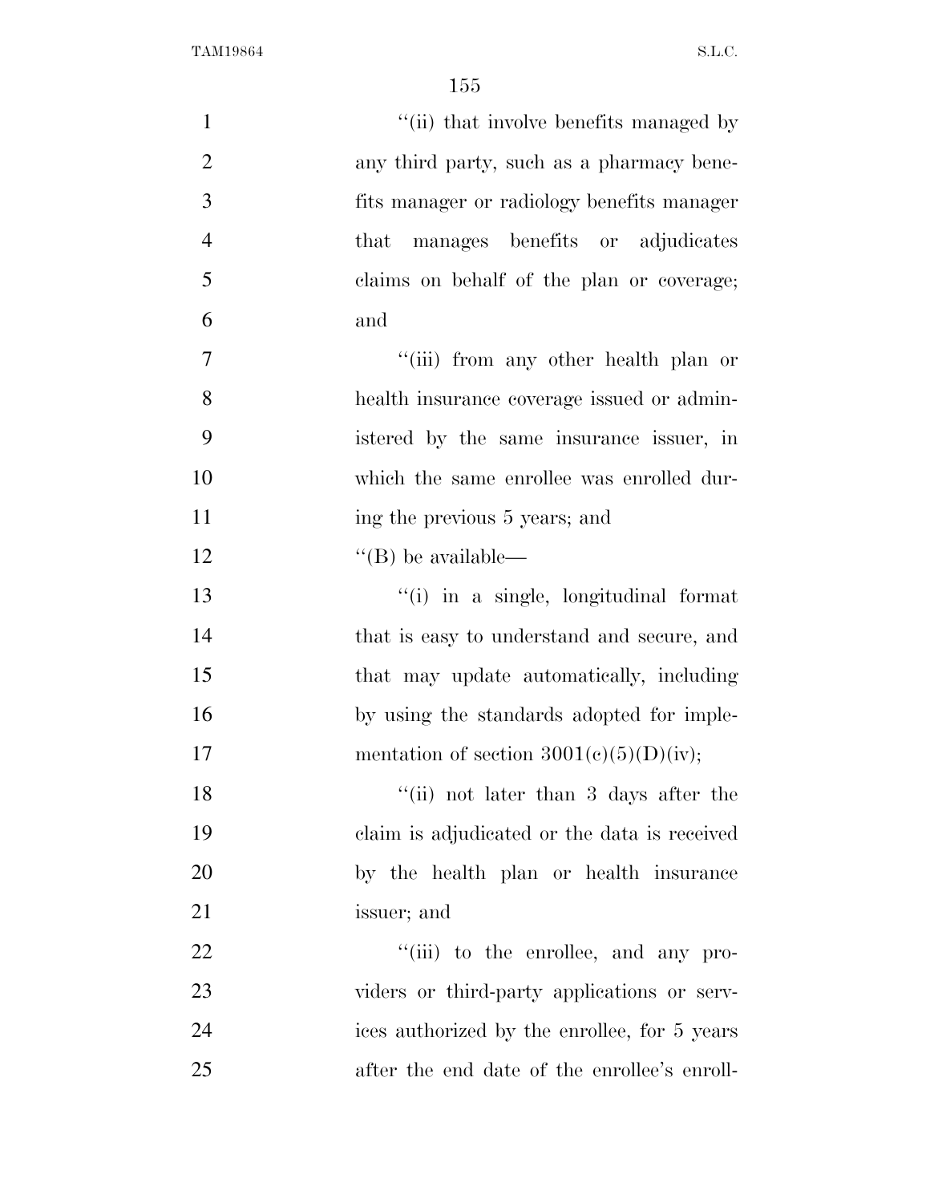"(ii) that involve benefits managed by any third party, such as a pharmacy benefits manager or radiology benefits manager that manages benefits or adjudicates claims on behalf of the plan or coverage; and

"(iii) from any other health plan or health insurance coverage issued or administered by the same insurance issuer, in which the same enrollee was enrolled during the previous 5 years; and

"(B) be available—

"(i) in a single, longitudinal format that is easy to understand and secure, and that may update automatically, including by using the standards adopted for implementation of section 3001(c)(5)(D)(iv);

"(ii) not later than 3 days after the claim is adjudicated or the data is received by the health plan or health insurance issuer; and

"(iii) to the enrollee, and any providers or third-party applications or services authorized by the enrollee, for 5 years after the end date of the enrollee's enroll-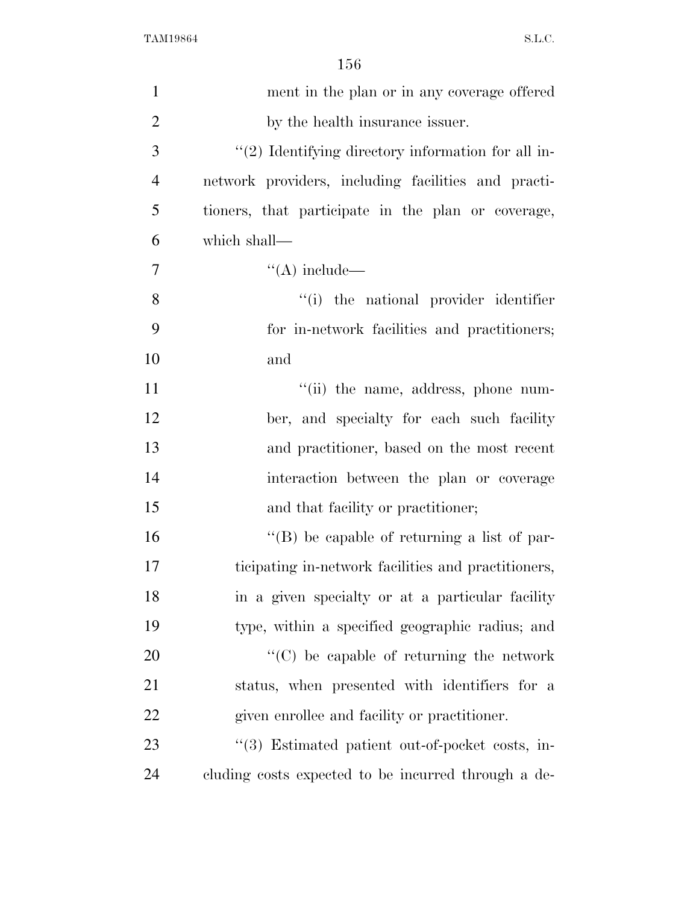ment in the plan or in any coverage offered by the health insurance issuer.

''(2) Identifying directory information for all in-network providers, including facilities and practitioners, that participate in the plan or coverage, which shall—

''(A) include—

''(i) the national provider identifier for in-network facilities and practitioners; and

''(ii) the name, address, phone number, and specialty for each such facility and practitioner, based on the most recent interaction between the plan or coverage and that facility or practitioner;

''(B) be capable of returning a list of participating in-network facilities and practitioners, in a given specialty or at a particular facility type, within a specified geographic radius; and

''(C) be capable of returning the network status, when presented with identifiers for a given enrollee and facility or practitioner.

''(3) Estimated patient out-of-pocket costs, including costs expected to be incurred through a de-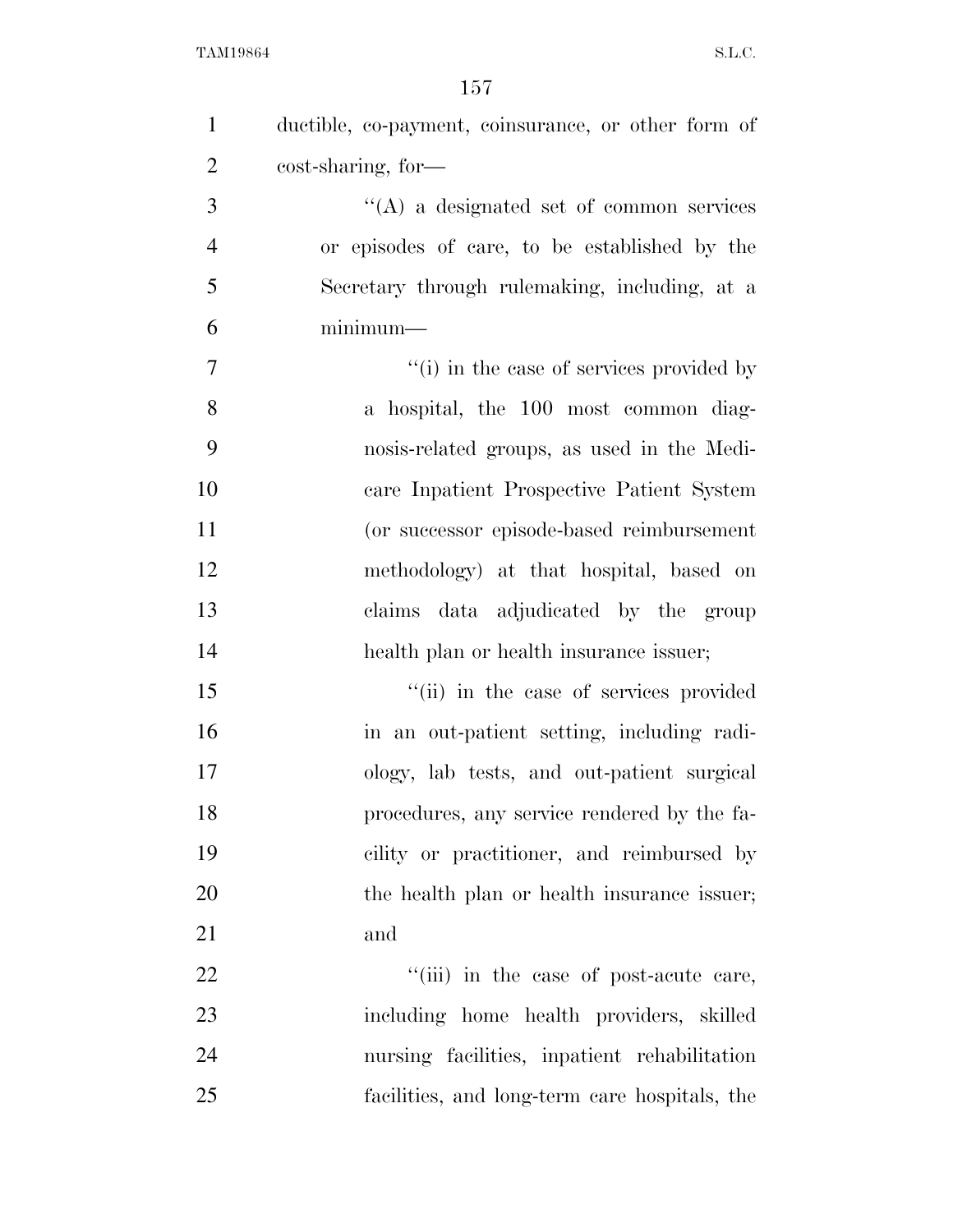ductible, co-payment, coinsurance, or other form of cost-sharing, for—

"(A) a designated set of common services or episodes of care, to be established by the Secretary through rulemaking, including, at a minimum—

"(i) in the case of services provided by a hospital, the 100 most common diagnosis-related groups, as used in the Medicare Inpatient Prospective Patient System (or successor episode-based reimbursement methodology) at that hospital, based on claims data adjudicated by the group health plan or health insurance issuer;

"(ii) in the case of services provided in an out-patient setting, including radiology, lab tests, and out-patient surgical procedures, any service rendered by the facility or practitioner, and reimbursed by the health plan or health insurance issuer; and

"(iii) in the case of post-acute care, including home health providers, skilled nursing facilities, inpatient rehabilitation facilities, and long-term care hospitals, the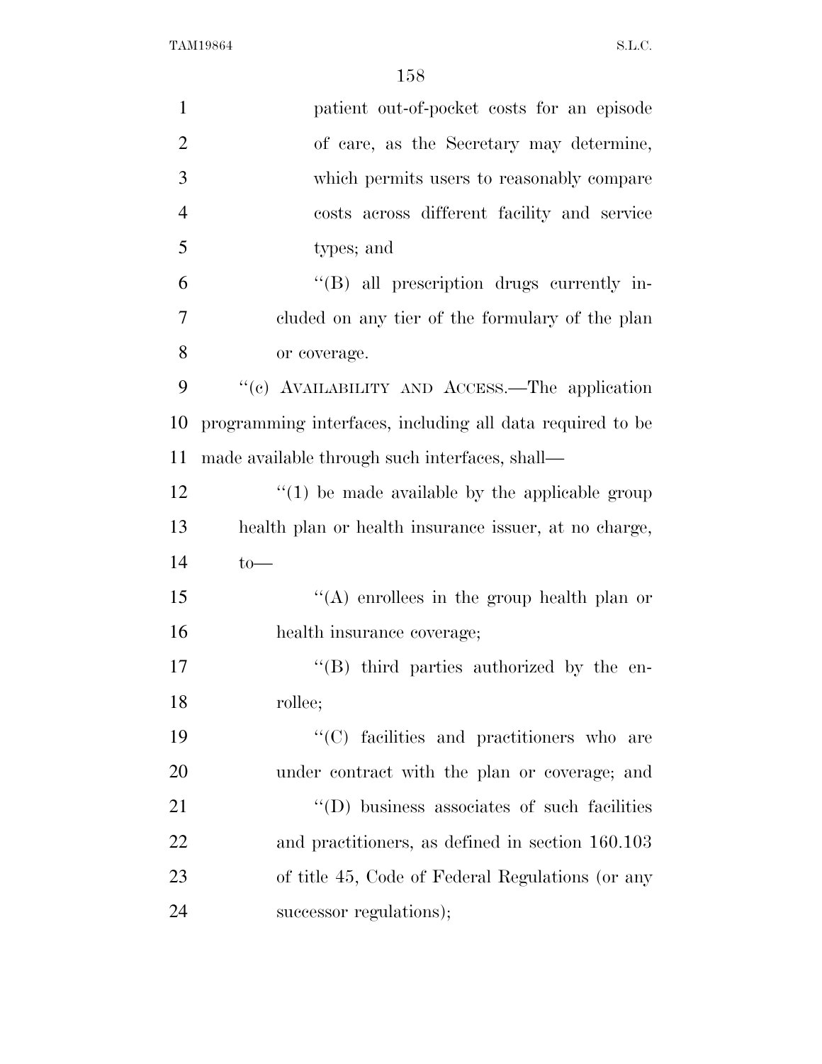patient out-of-pocket costs for an episode of care, as the Secretary may determine, which permits users to reasonably compare costs across different facility and service types; and

''(B) all prescription drugs currently included on any tier of the formulary of the plan or coverage.

''(c) AVAILABILITY AND ACCESS.—The application programming interfaces, including all data required to be made available through such interfaces, shall—

''(1) be made available by the applicable group health plan or health insurance issuer, at no charge, to—

''(A) enrollees in the group health plan or health insurance coverage;

''(B) third parties authorized by the enrollee;

''(C) facilities and practitioners who are under contract with the plan or coverage; and

''(D) business associates of such facilities and practitioners, as defined in section 160.103 of title 45, Code of Federal Regulations (or any successor regulations);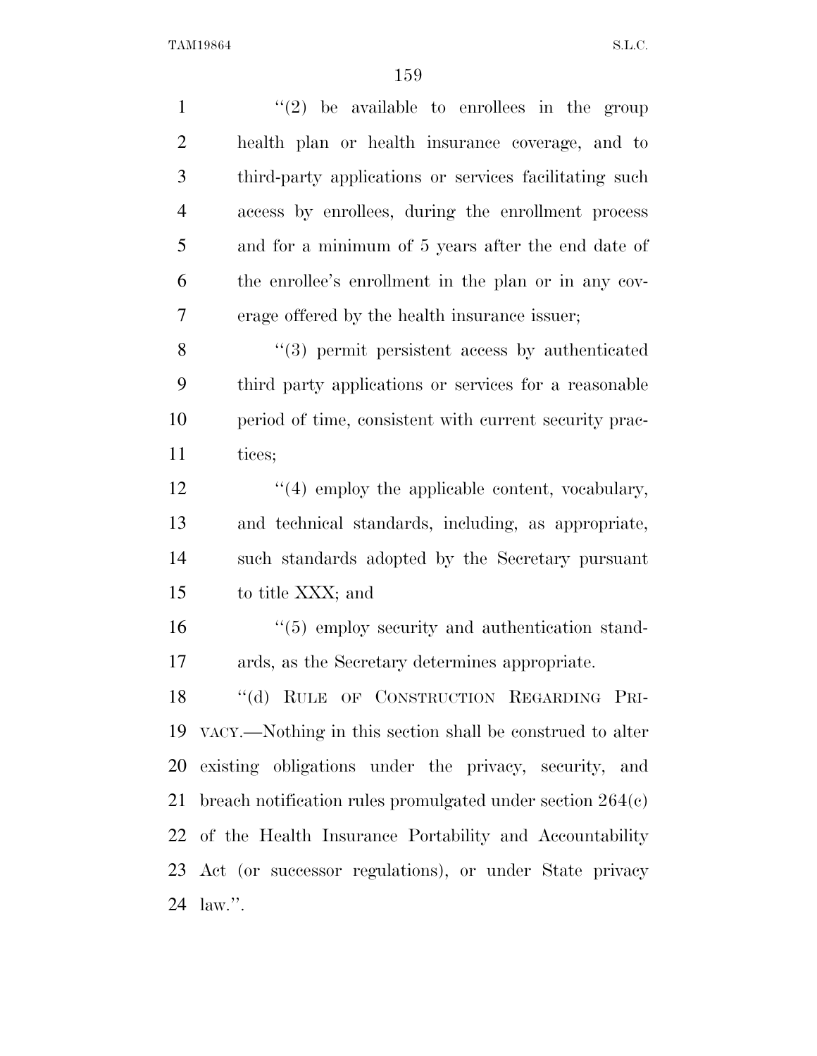"(2) be available to enrollees in the group health plan or health insurance coverage, and to third-party applications or services facilitating such access by enrollees, during the enrollment process and for a minimum of 5 years after the end date of the enrollee's enrollment in the plan or in any coverage offered by the health insurance issuer;

"(3) permit persistent access by authenticated third party applications or services for a reasonable period of time, consistent with current security practices;

"(4) employ the applicable content, vocabulary, and technical standards, including, as appropriate, such standards adopted by the Secretary pursuant to title XXX; and

"(5) employ security and authentication standards, as the Secretary determines appropriate.

"(d) RULE OF CONSTRUCTION REGARDING PRIVACY.—Nothing in this section shall be construed to alter existing obligations under the privacy, security, and breach notification rules promulgated under section 264(c) of the Health Insurance Portability and Accountability Act (or successor regulations), or under State privacy law.".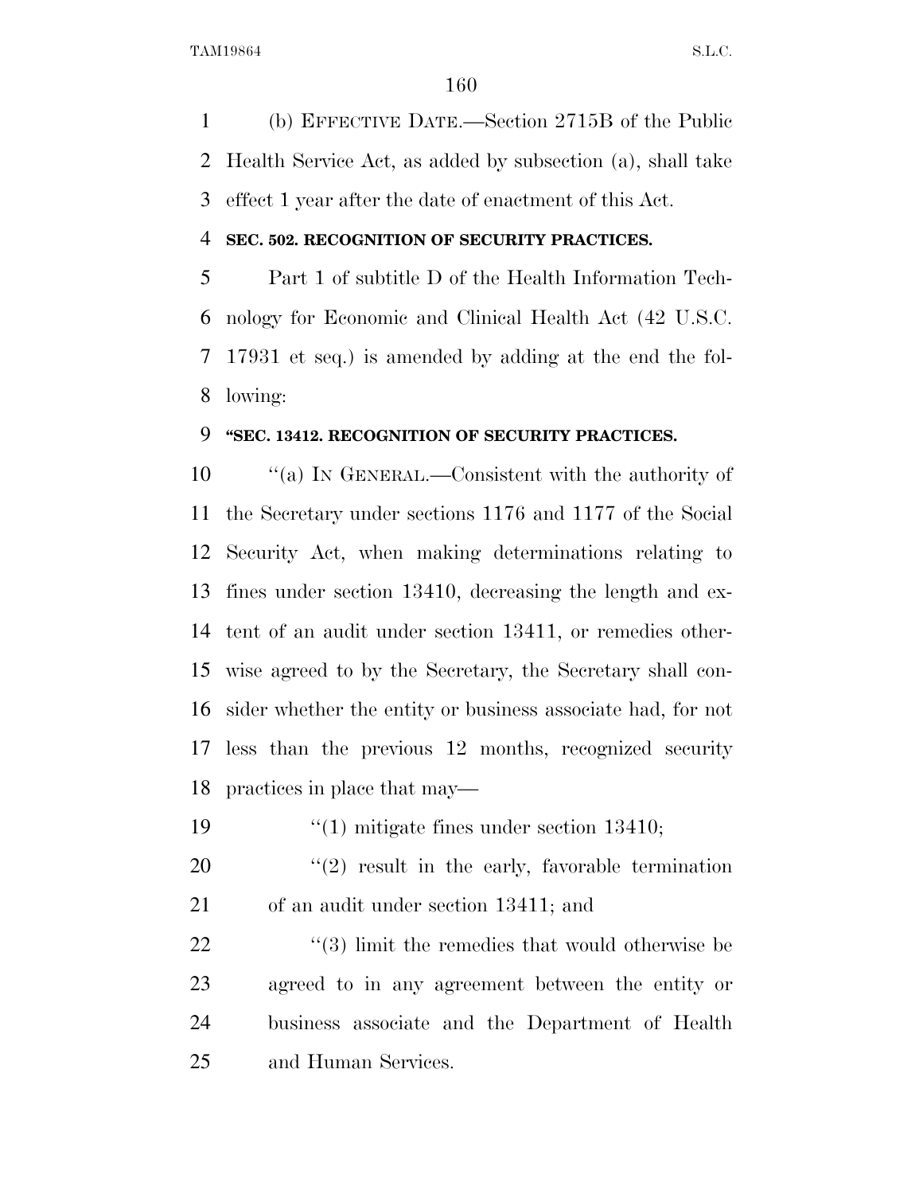(b) EFFECTIVE DATE.—Section 2715B of the Public Health Service Act, as added by subsection (a), shall take effect 1 year after the date of enactment of this Act.

**SEC. 502. RECOGNITION OF SECURITY PRACTICES.**

Part 1 of subtitle D of the Health Information Technology for Economic and Clinical Health Act (42 U.S.C. 17931 et seq.) is amended by adding at the end the following:

**"SEC. 13412. RECOGNITION OF SECURITY PRACTICES.**

"(a) IN GENERAL.—Consistent with the authority of the Secretary under sections 1176 and 1177 of the Social Security Act, when making determinations relating to fines under section 13410, decreasing the length and extent of an audit under section 13411, or remedies otherwise agreed to by the Secretary, the Secretary shall consider whether the entity or business associate had, for not less than the previous 12 months, recognized security practices in place that may—

"(1) mitigate fines under section 13410;

"(2) result in the early, favorable termination of an audit under section 13411; and

"(3) limit the remedies that would otherwise be agreed to in any agreement between the entity or business associate and the Department of Health and Human Services.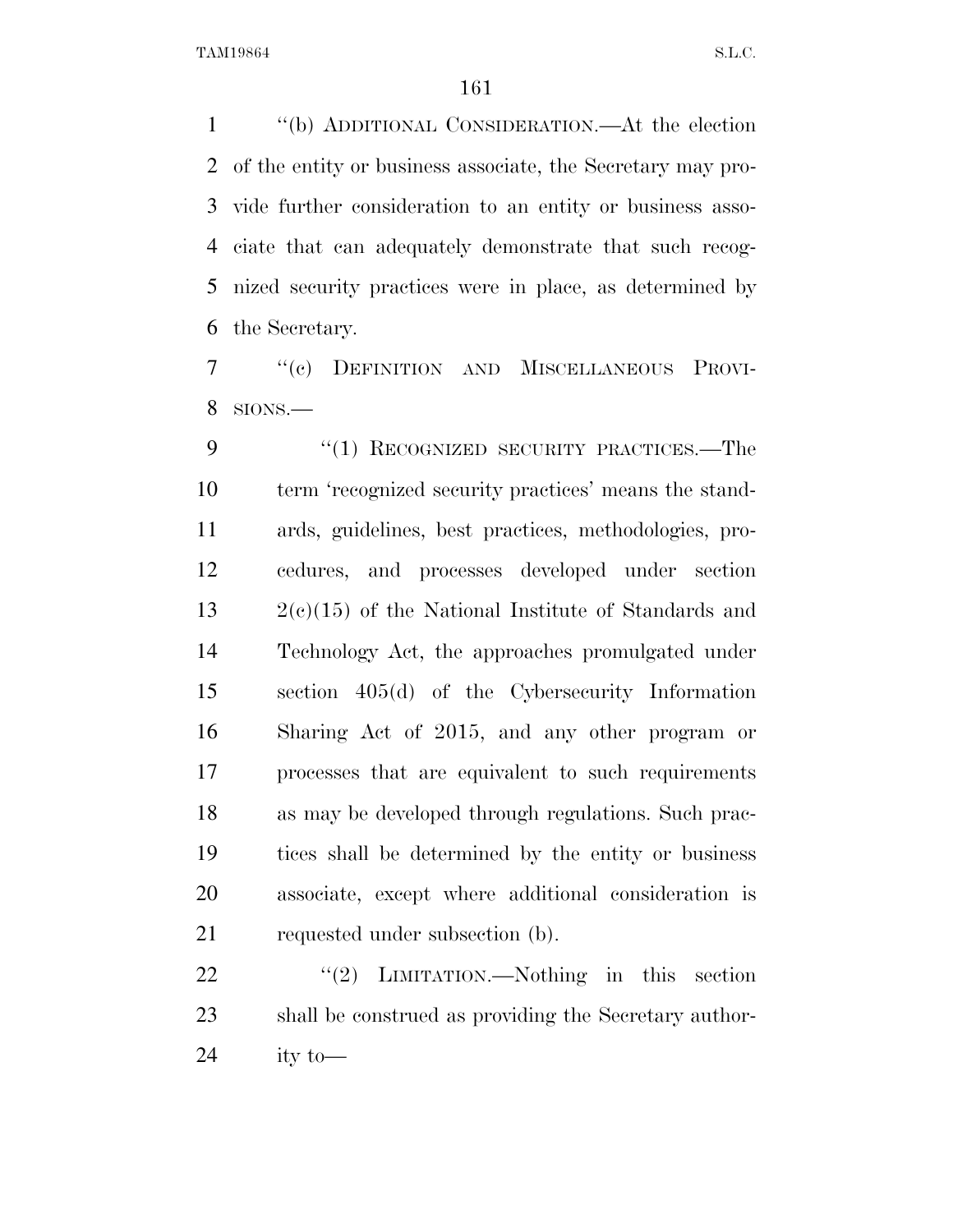''(b) ADDITIONAL CONSIDERATION.—At the election of the entity or business associate, the Secretary may provide further consideration to an entity or business associate that can adequately demonstrate that such recognized security practices were in place, as determined by the Secretary.

''(c) DEFINITION AND MISCELLANEOUS PROVISIONS.—

''(1) RECOGNIZED SECURITY PRACTICES.—The term 'recognized security practices' means the standards, guidelines, best practices, methodologies, procedures, and processes developed under section 2(c)(15) of the National Institute of Standards and Technology Act, the approaches promulgated under section 405(d) of the Cybersecurity Information Sharing Act of 2015, and any other program or processes that are equivalent to such requirements as may be developed through regulations. Such practices shall be determined by the entity or business associate, except where additional consideration is requested under subsection (b).

''(2) LIMITATION.—Nothing in this section shall be construed as providing the Secretary authority to—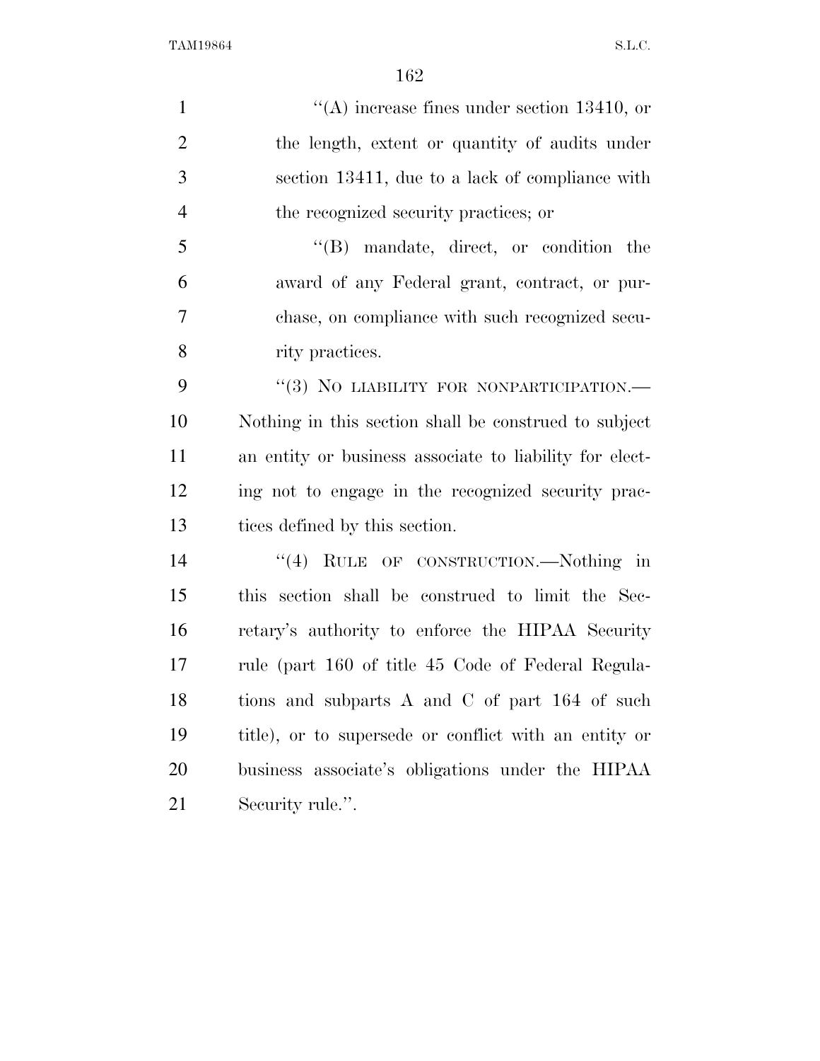"(A) increase fines under section 13410, or the length, extent or quantity of audits under section 13411, due to a lack of compliance with the recognized security practices; or

"(B) mandate, direct, or condition the award of any Federal grant, contract, or purchase, on compliance with such recognized security practices.

"(3) NO LIABILITY FOR NONPARTICIPATION.— Nothing in this section shall be construed to subject an entity or business associate to liability for electing not to engage in the recognized security practices defined by this section.

"(4) RULE OF CONSTRUCTION.—Nothing in this section shall be construed to limit the Secretary's authority to enforce the HIPAA Security rule (part 160 of title 45 Code of Federal Regulations and subparts A and C of part 164 of such title), or to supersede or conflict with an entity or business associate's obligations under the HIPAA Security rule.".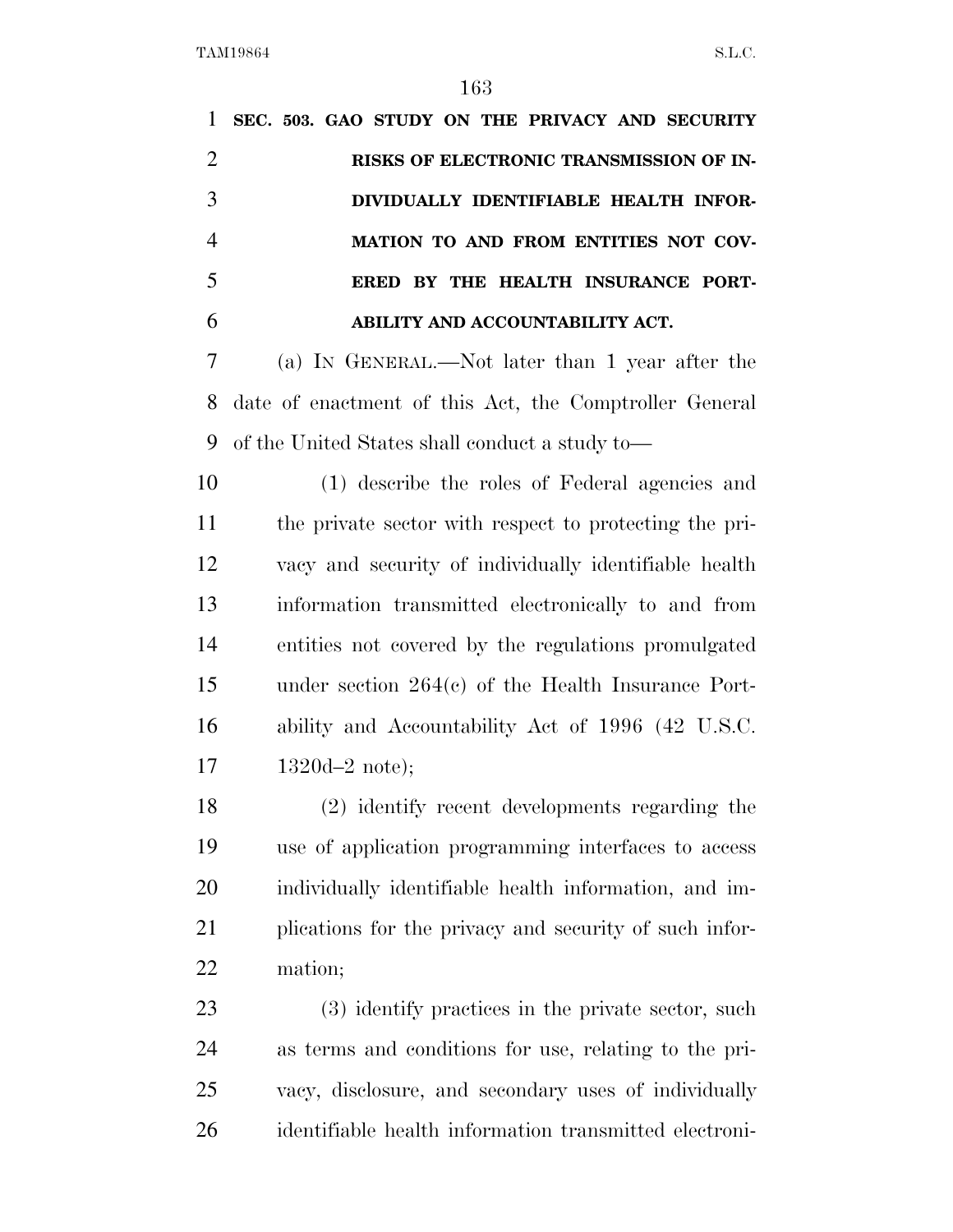**SEC. 503. GAO STUDY ON THE PRIVACY AND SECURITY RISKS OF ELECTRONIC TRANSMISSION OF INDIVIDUALLY IDENTIFIABLE HEALTH INFORMATION TO AND FROM ENTITIES NOT COVERED BY THE HEALTH INSURANCE PORTABILITY AND ACCOUNTABILITY ACT.**

(a) IN GENERAL.—Not later than 1 year after the date of enactment of this Act, the Comptroller General of the United States shall conduct a study to—

(1) describe the roles of Federal agencies and the private sector with respect to protecting the privacy and security of individually identifiable health information transmitted electronically to and from entities not covered by the regulations promulgated under section 264(c) of the Health Insurance Portability and Accountability Act of 1996 (42 U.S.C. 1320d–2 note);

(2) identify recent developments regarding the use of application programming interfaces to access individually identifiable health information, and implications for the privacy and security of such information;

(3) identify practices in the private sector, such as terms and conditions for use, relating to the privacy, disclosure, and secondary uses of individually identifiable health information transmitted electroni-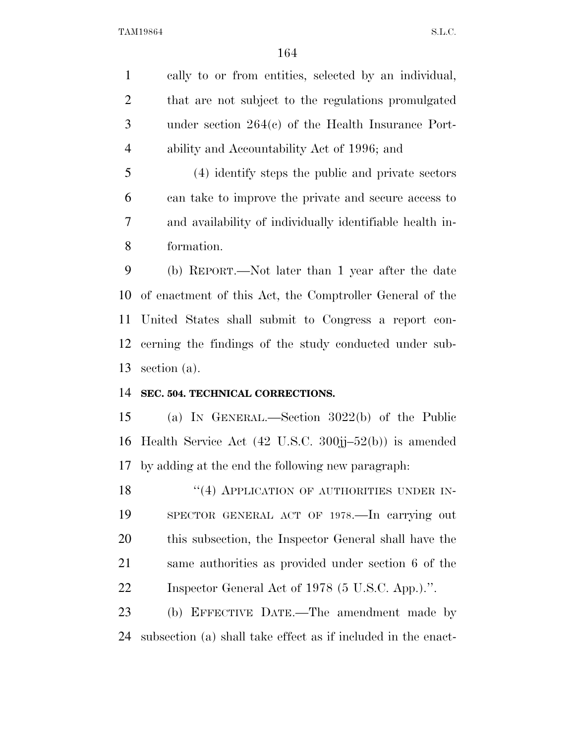cally to or from entities, selected by an individual, that are not subject to the regulations promulgated under section 264(c) of the Health Insurance Portability and Accountability Act of 1996; and

(4) identify steps the public and private sectors can take to improve the private and secure access to and availability of individually identifiable health information.

(b) REPORT.—Not later than 1 year after the date of enactment of this Act, the Comptroller General of the United States shall submit to Congress a report concerning the findings of the study conducted under subsection (a).

**SEC. 504. TECHNICAL CORRECTIONS.**

(a) IN GENERAL.—Section 3022(b) of the Public Health Service Act (42 U.S.C. 300jj–52(b)) is amended by adding at the end the following new paragraph:

"(4) APPLICATION OF AUTHORITIES UNDER INSPECTOR GENERAL ACT OF 1978.—In carrying out this subsection, the Inspector General shall have the same authorities as provided under section 6 of the Inspector General Act of 1978 (5 U.S.C. App.).".

(b) EFFECTIVE DATE.—The amendment made by subsection (a) shall take effect as if included in the enact-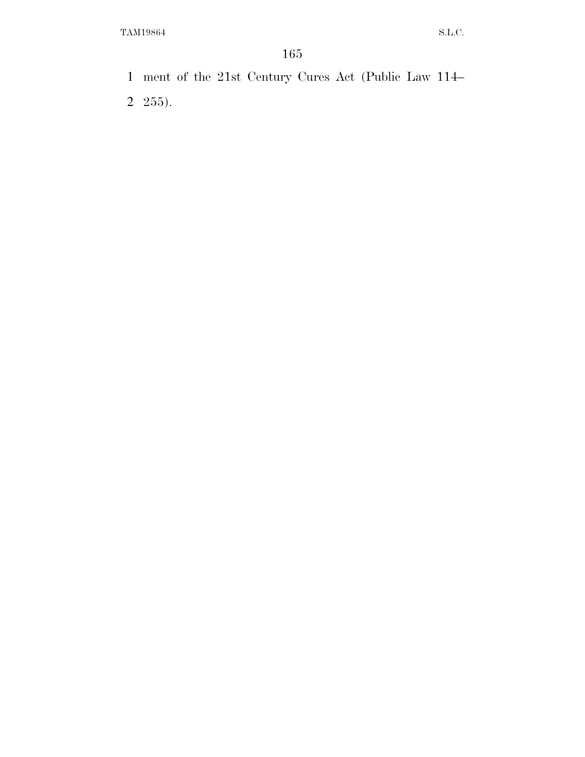ment of the 21st Century Cures Act (Public Law 114–255).